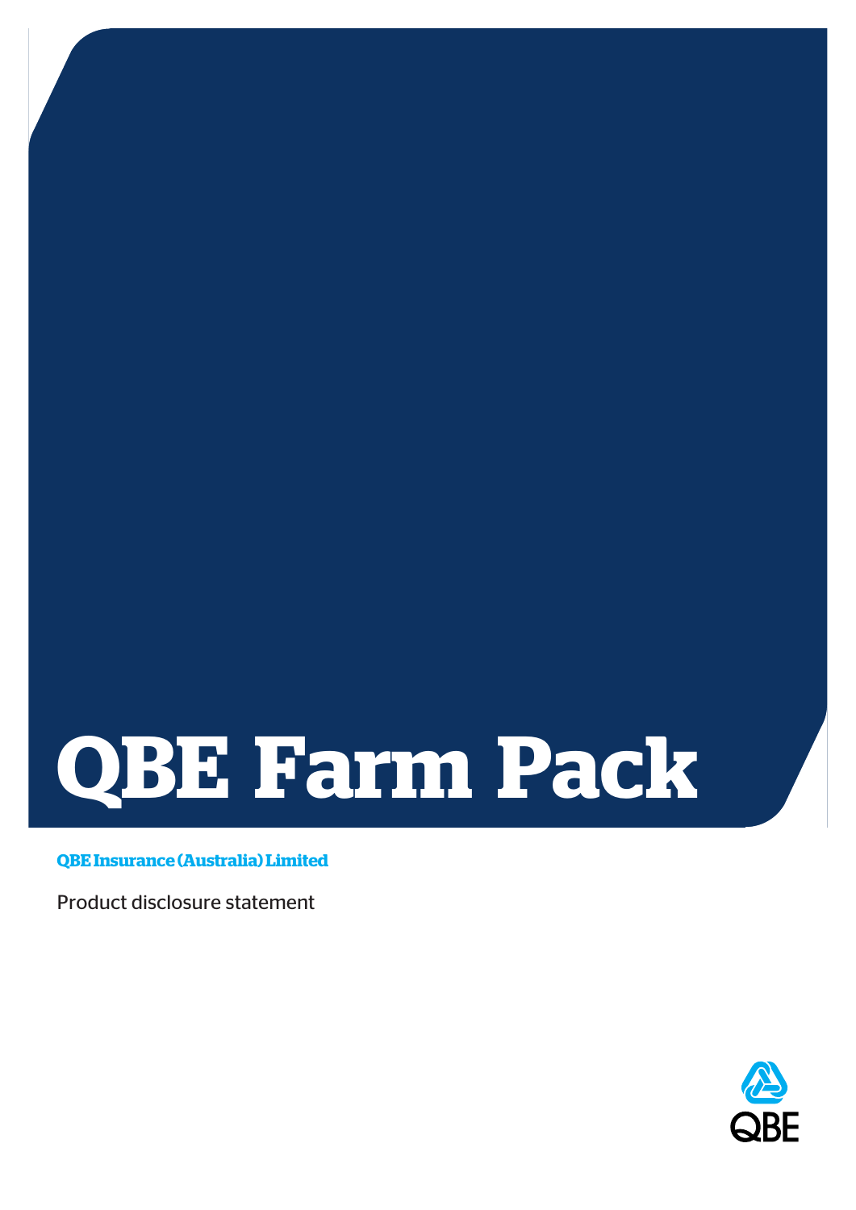# QBE Farm Pack

**QBE Insurance (Australia) Limited**

Product disclosure statement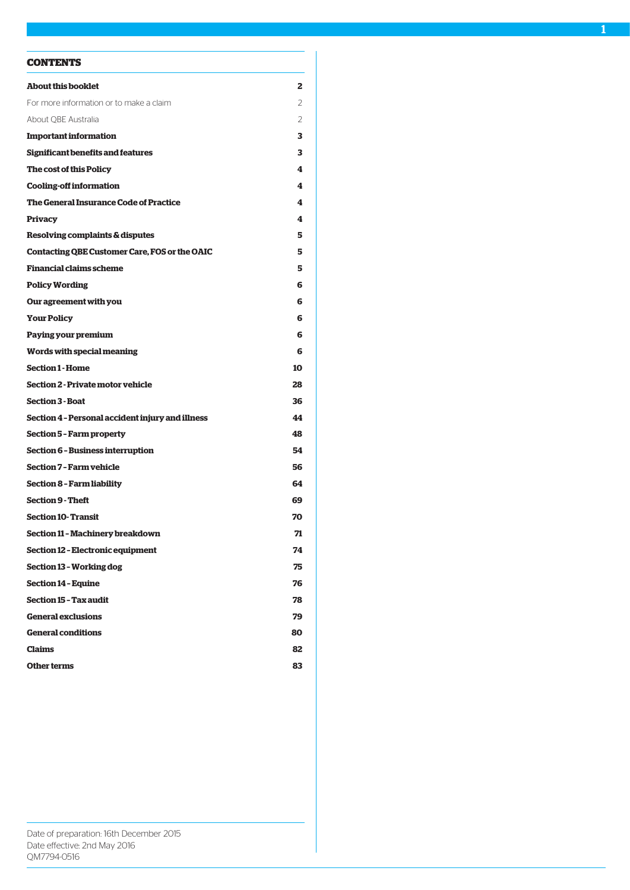## CONTENTS

| | |
|---|---|
| **About this booklet** | **2** |
| For more information or to make a claim | 2 |
| About QBE Australia | 2 |
| **Important information** | **3** |
| **Significant benefits and features** | **3** |
| **The cost of this Policy** | **4** |
| **Cooling-off information** | **4** |
| **The General Insurance Code of Practice** | **4** |
| **Privacy** | **4** |
| **Resolving complaints & disputes** | **5** |
| **Contacting QBE Customer Care, FOS or the OAIC** | **5** |
| **Financial claims scheme** | **5** |
| **Policy Wording** | **6** |
| **Our agreement with you** | **6** |
| **Your Policy** | **6** |
| **Paying your premium** | **6** |
| **Words with special meaning** | **6** |
| **Section 1 - Home** | **10** |
| **Section 2 - Private motor vehicle** | **28** |
| **Section 3 - Boat** | **36** |
| **Section 4 – Personal accident injury and illness** | **44** |
| **Section 5 – Farm property** | **48** |
| **Section 6 – Business interruption** | **54** |
| **Section 7 – Farm vehicle** | **56** |
| **Section 8 – Farm liability** | **64** |
| **Section 9 - Theft** | **69** |
| **Section 10- Transit** | **70** |
| **Section 11 – Machinery breakdown** | **71** |
| **Section 12 – Electronic equipment** | **74** |
| **Section 13 – Working dog** | **75** |
| **Section 14 – Equine** | **76** |
| **Section 15 – Tax audit** | **78** |
| **General exclusions** | **79** |
| **General conditions** | **80** |
| **Claims** | **82** |
| **Other terms** | **83** |

Date of preparation: 16th December 2015
Date effective: 2nd May 2016
QM7794-0516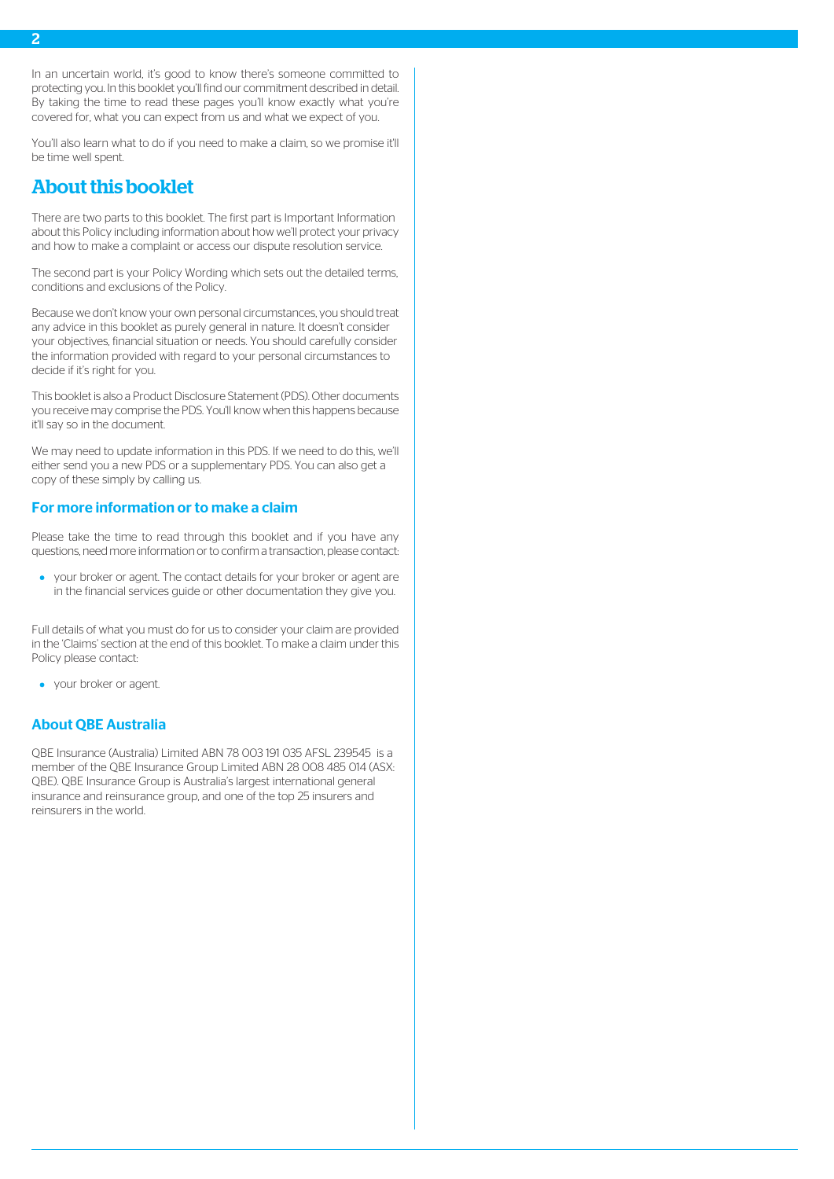In an uncertain world, it's good to know there's someone committed to protecting you. In this booklet you'll find our commitment described in detail. By taking the time to read these pages you'll know exactly what you're covered for, what you can expect from us and what we expect of you.

You'll also learn what to do if you need to make a claim, so we promise it'll be time well spent.

# About this booklet

There are two parts to this booklet. The first part is Important Information about this Policy including information about how we'll protect your privacy and how to make a complaint or access our dispute resolution service.

The second part is your Policy Wording which sets out the detailed terms, conditions and exclusions of the Policy.

Because we don't know your own personal circumstances, you should treat any advice in this booklet as purely general in nature. It doesn't consider your objectives, financial situation or needs. You should carefully consider the information provided with regard to your personal circumstances to decide if it's right for you.

This booklet is also a Product Disclosure Statement (PDS). Other documents you receive may comprise the PDS. You'll know when this happens because it'll say so in the document.

We may need to update information in this PDS. If we need to do this, we'll either send you a new PDS or a supplementary PDS. You can also get a copy of these simply by calling us.

## For more information or to make a claim

Please take the time to read through this booklet and if you have any questions, need more information or to confirm a transaction, please contact:

- your broker or agent. The contact details for your broker or agent are in the financial services guide or other documentation they give you.

Full details of what you must do for us to consider your claim are provided in the 'Claims' section at the end of this booklet. To make a claim under this Policy please contact:

- your broker or agent.

## About QBE Australia

QBE Insurance (Australia) Limited ABN 78 003 191 035 AFSL 239545 is a member of the QBE Insurance Group Limited ABN 28 008 485 014 (ASX: QBE). QBE Insurance Group is Australia's largest international general insurance and reinsurance group, and one of the top 25 insurers and reinsurers in the world.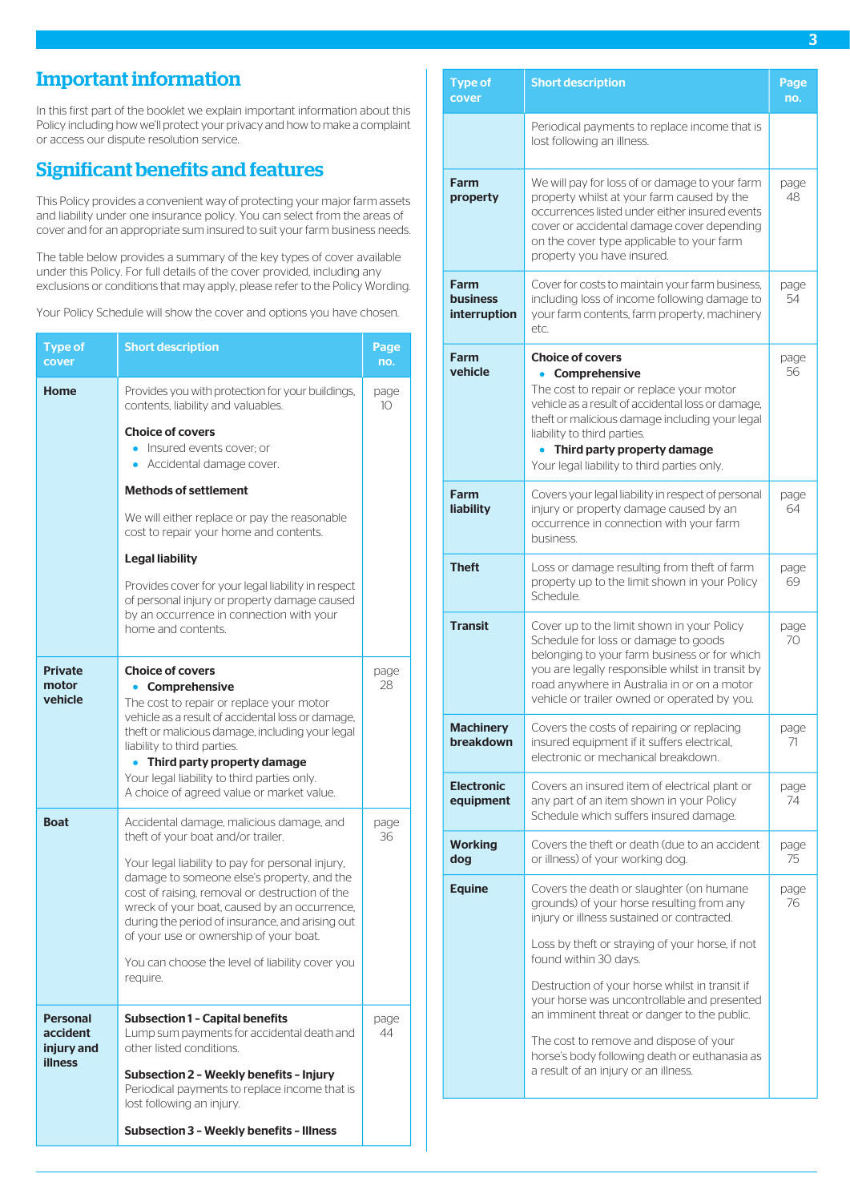# Important information

In this first part of the booklet we explain important information about this Policy including how we'll protect your privacy and how to make a complaint or access our dispute resolution service.

## Significant benefits and features

This Policy provides a convenient way of protecting your major farm assets and liability under one insurance policy. You can select from the areas of cover and for an appropriate sum insured to suit your farm business needs.

The table below provides a summary of the key types of cover available under this Policy. For full details of the cover provided, including any exclusions or conditions that may apply, please refer to the Policy Wording.

Your Policy Schedule will show the cover and options you have chosen.

| Type of cover | Short description | Page no. |
|---|---|---|
| **Home** | Provides you with protection for your buildings, contents, liability and valuables.<br><br>**Choice of covers**<br>• Insured events cover; or<br>• Accidental damage cover.<br><br>**Methods of settlement**<br><br>We will either replace or pay the reasonable cost to repair your home and contents.<br><br>**Legal liability**<br><br>Provides cover for your legal liability in respect of personal injury or property damage caused by an occurrence in connection with your home and contents. | page 10 |
| **Private motor vehicle** | **Choice of covers**<br>• **Comprehensive**<br>The cost to repair or replace your motor vehicle as a result of accidental loss or damage, theft or malicious damage, including your legal liability to third parties.<br>• **Third party property damage**<br>Your legal liability to third parties only.<br>A choice of agreed value or market value. | page 28 |
| **Boat** | Accidental damage, malicious damage, and theft of your boat and/or trailer.<br><br>Your legal liability to pay for personal injury, damage to someone else's property, and the cost of raising, removal or destruction of the wreck of your boat, caused by an occurrence, during the period of insurance, and arising out of your use or ownership of your boat.<br><br>You can choose the level of liability cover you require. | page 36 |
| **Personal accident injury and illness** | **Subsection 1 – Capital benefits**<br>Lump sum payments for accidental death and other listed conditions.<br><br>**Subsection 2 – Weekly benefits – Injury**<br>Periodical payments to replace income that is lost following an injury.<br><br>**Subsection 3 – Weekly benefits – Illness**<br>Periodical payments to replace income that is lost following an illness. | page 44 |
| **Farm property** | We will pay for loss of or damage to your farm property whilst at your farm caused by the occurrences listed under either insured events cover or accidental damage cover depending on the cover type applicable to your farm property you have insured. | page 48 |
| **Farm business interruption** | Cover for costs to maintain your farm business, including loss of income following damage to your farm contents, farm property, machinery etc. | page 54 |
| **Farm vehicle** | **Choice of covers**<br>• **Comprehensive**<br>The cost to repair or replace your motor vehicle as a result of accidental loss or damage, theft or malicious damage including your legal liability to third parties.<br>• **Third party property damage**<br>Your legal liability to third parties only. | page 56 |
| **Farm liability** | Covers your legal liability in respect of personal injury or property damage caused by an occurrence in connection with your farm business. | page 64 |
| **Theft** | Loss or damage resulting from theft of farm property up to the limit shown in your Policy Schedule. | page 69 |
| **Transit** | Cover up to the limit shown in your Policy Schedule for loss or damage to goods belonging to your farm business or for which you are legally responsible whilst in transit by road anywhere in Australia in or on a motor vehicle or trailer owned or operated by you. | page 70 |
| **Machinery breakdown** | Covers the costs of repairing or replacing insured equipment if it suffers electrical, electronic or mechanical breakdown. | page 71 |
| **Electronic equipment** | Covers an insured item of electrical plant or any part of an item shown in your Policy Schedule which suffers insured damage. | page 74 |
| **Working dog** | Covers the theft or death (due to an accident or illness) of your working dog. | page 75 |
| **Equine** | Covers the death or slaughter (on humane grounds) of your horse resulting from any injury or illness sustained or contracted.<br><br>Loss by theft or straying of your horse, if not found within 30 days.<br><br>Destruction of your horse whilst in transit if your horse was uncontrollable and presented an imminent threat or danger to the public.<br><br>The cost to remove and dispose of your horse's body following death or euthanasia as a result of an injury or an illness. | page 76 |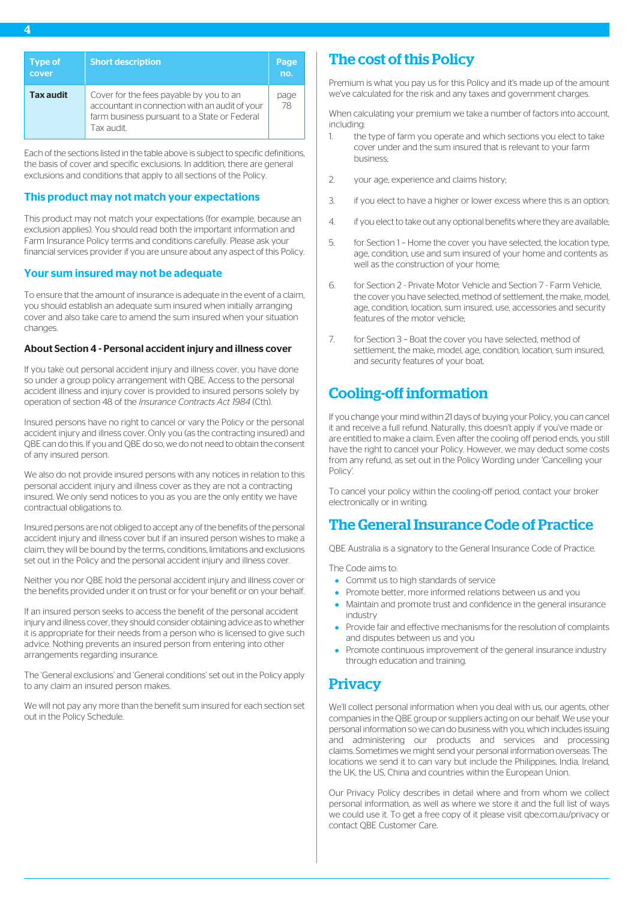| Type of cover | Short description | Page no. |
|---|---|---|
| **Tax audit** | Cover for the fees payable by you to an accountant in connection with an audit of your farm business pursuant to a State or Federal Tax audit. | page 78 |

Each of the sections listed in the table above is subject to specific definitions, the basis of cover and specific exclusions. In addition, there are general exclusions and conditions that apply to all sections of the Policy.

## This product may not match your expectations

This product may not match your expectations (for example, because an exclusion applies). You should read both the important information and Farm Insurance Policy terms and conditions carefully. Please ask your financial services provider if you are unsure about any aspect of this Policy.

## Your sum insured may not be adequate

To ensure that the amount of insurance is adequate in the event of a claim, you should establish an adequate sum insured when initially arranging cover and also take care to amend the sum insured when your situation changes.

### About Section 4 - Personal accident injury and illness cover

If you take out personal accident injury and illness cover, you have done so under a group policy arrangement with QBE. Access to the personal accident illness and injury cover is provided to insured persons solely by operation of section 48 of the *Insurance Contracts Act 1984* (Cth).

Insured persons have no right to cancel or vary the Policy or the personal accident injury and illness cover. Only you (as the contracting insured) and QBE can do this. If you and QBE do so, we do not need to obtain the consent of any insured person.

We also do not provide insured persons with any notices in relation to this personal accident injury and illness cover as they are not a contracting insured. We only send notices to you as you are the only entity we have contractual obligations to.

Insured persons are not obliged to accept any of the benefits of the personal accident injury and illness cover but if an insured person wishes to make a claim, they will be bound by the terms, conditions, limitations and exclusions set out in the Policy and the personal accident injury and illness cover.

Neither you nor QBE hold the personal accident injury and illness cover or the benefits provided under it on trust or for your benefit or on your behalf.

If an insured person seeks to access the benefit of the personal accident injury and illness cover, they should consider obtaining advice as to whether it is appropriate for their needs from a person who is licensed to give such advice. Nothing prevents an insured person from entering into other arrangements regarding insurance.

The 'General exclusions' and 'General conditions' set out in the Policy apply to any claim an insured person makes.

We will not pay any more than the benefit sum insured for each section set out in the Policy Schedule.

# The cost of this Policy

Premium is what you pay us for this Policy and it's made up of the amount we've calculated for the risk and any taxes and government charges.

When calculating your premium we take a number of factors into account, including:

1. the type of farm you operate and which sections you elect to take cover under and the sum insured that is relevant to your farm business;
2. your age, experience and claims history;
3. if you elect to have a higher or lower excess where this is an option;
4. if you elect to take out any optional benefits where they are available;
5. for Section 1 – Home the cover you have selected, the location type, age, condition, use and sum insured of your home and contents as well as the construction of your home;
6. for Section 2 - Private Motor Vehicle and Section 7 - Farm Vehicle, the cover you have selected, method of settlement, the make, model, age, condition, location, sum insured, use, accessories and security features of the motor vehicle;
7. for Section 3 – Boat the cover you have selected, method of settlement, the make, model, age, condition, location, sum insured, and security features of your boat.

# Cooling-off information

If you change your mind within 21 days of buying your Policy, you can cancel it and receive a full refund. Naturally, this doesn't apply if you've made or are entitled to make a claim. Even after the cooling off period ends, you still have the right to cancel your Policy. However, we may deduct some costs from any refund, as set out in the Policy Wording under 'Cancelling your Policy'.

To cancel your policy within the cooling-off period, contact your broker electronically or in writing.

# The General Insurance Code of Practice

QBE Australia is a signatory to the General Insurance Code of Practice.

The Code aims to:

- Commit us to high standards of service
- Promote better, more informed relations between us and you
- Maintain and promote trust and confidence in the general insurance industry
- Provide fair and effective mechanisms for the resolution of complaints and disputes between us and you
- Promote continuous improvement of the general insurance industry through education and training.

# Privacy

We'll collect personal information when you deal with us, our agents, other companies in the QBE group or suppliers acting on our behalf. We use your personal information so we can do business with you, which includes issuing and administering our products and services and processing claims. Sometimes we might send your personal information overseas. The locations we send it to can vary but include the Philippines, India, Ireland, the UK, the US, China and countries within the European Union.

Our Privacy Policy describes in detail where and from whom we collect personal information, as well as where we store it and the full list of ways we could use it. To get a free copy of it please visit qbe.com.au/privacy or contact QBE Customer Care.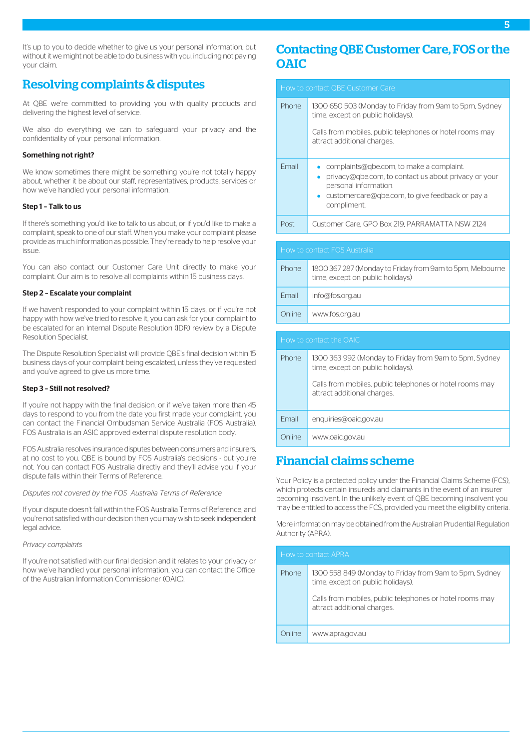It's up to you to decide whether to give us your personal information, but without it we might not be able to do business with you, including not paying your claim.

## Resolving complaints & disputes

At QBE we're committed to providing you with quality products and delivering the highest level of service.

We also do everything we can to safeguard your privacy and the confidentiality of your personal information.

**Something not right?**

We know sometimes there might be something you're not totally happy about, whether it be about our staff, representatives, products, services or how we've handled your personal information.

**Step 1 – Talk to us**

If there's something you'd like to talk to us about, or if you'd like to make a complaint, speak to one of our staff. When you make your complaint please provide as much information as possible. They're ready to help resolve your issue.

You can also contact our Customer Care Unit directly to make your complaint. Our aim is to resolve all complaints within 15 business days.

**Step 2 – Escalate your complaint**

If we haven't responded to your complaint within 15 days, or if you're not happy with how we've tried to resolve it, you can ask for your complaint to be escalated for an Internal Dispute Resolution (IDR) review by a Dispute Resolution Specialist.

The Dispute Resolution Specialist will provide QBE's final decision within 15 business days of your complaint being escalated, unless they've requested and you've agreed to give us more time.

**Step 3 – Still not resolved?**

If you're not happy with the final decision, or if we've taken more than 45 days to respond to you from the date you first made your complaint, you can contact the Financial Ombudsman Service Australia (FOS Australia). FOS Australia is an ASIC approved external dispute resolution body.

FOS Australia resolves insurance disputes between consumers and insurers, at no cost to you. QBE is bound by FOS Australia's decisions - but you're not. You can contact FOS Australia directly and they'll advise you if your dispute falls within their Terms of Reference.

*Disputes not covered by the FOS Australia Terms of Reference*

If your dispute doesn't fall within the FOS Australia Terms of Reference, and you're not satisfied with our decision then you may wish to seek independent legal advice.

*Privacy complaints*

If you're not satisfied with our final decision and it relates to your privacy or how we've handled your personal information, you can contact the Office of the Australian Information Commissioner (OAIC).

## Contacting QBE Customer Care, FOS or the OAIC

| How to contact QBE Customer Care | |
|---|---|
| Phone | 1300 650 503 (Monday to Friday from 9am to 5pm, Sydney time, except on public holidays).<br><br>Calls from mobiles, public telephones or hotel rooms may attract additional charges. |
| Email | • complaints@qbe.com, to make a complaint.<br>• privacy@qbe.com, to contact us about privacy or your personal information.<br>• customercare@qbe.com, to give feedback or pay a compliment. |
| Post | Customer Care, GPO Box 219, PARRAMATTA NSW 2124 |

| How to contact FOS Australia | |
|---|---|
| Phone | 1800 367 287 (Monday to Friday from 9am to 5pm, Melbourne time, except on public holidays) |
| Email | info@fos.org.au |
| Online | www.fos.org.au |

| How to contact the OAIC | |
|---|---|
| Phone | 1300 363 992 (Monday to Friday from 9am to 5pm, Sydney time, except on public holidays).<br><br>Calls from mobiles, public telephones or hotel rooms may attract additional charges. |
| Email | enquiries@oaic.gov.au |
| Online | www.oaic.gov.au |

## Financial claims scheme

Your Policy is a protected policy under the Financial Claims Scheme (FCS), which protects certain insureds and claimants in the event of an insurer becoming insolvent. In the unlikely event of QBE becoming insolvent you may be entitled to access the FCS, provided you meet the eligibility criteria.

More information may be obtained from the Australian Prudential Regulation Authority (APRA).

| How to contact APRA | |
|---|---|
| Phone | 1300 558 849 (Monday to Friday from 9am to 5pm, Sydney time, except on public holidays).<br><br>Calls from mobiles, public telephones or hotel rooms may attract additional charges. |
| Online | www.apra.gov.au |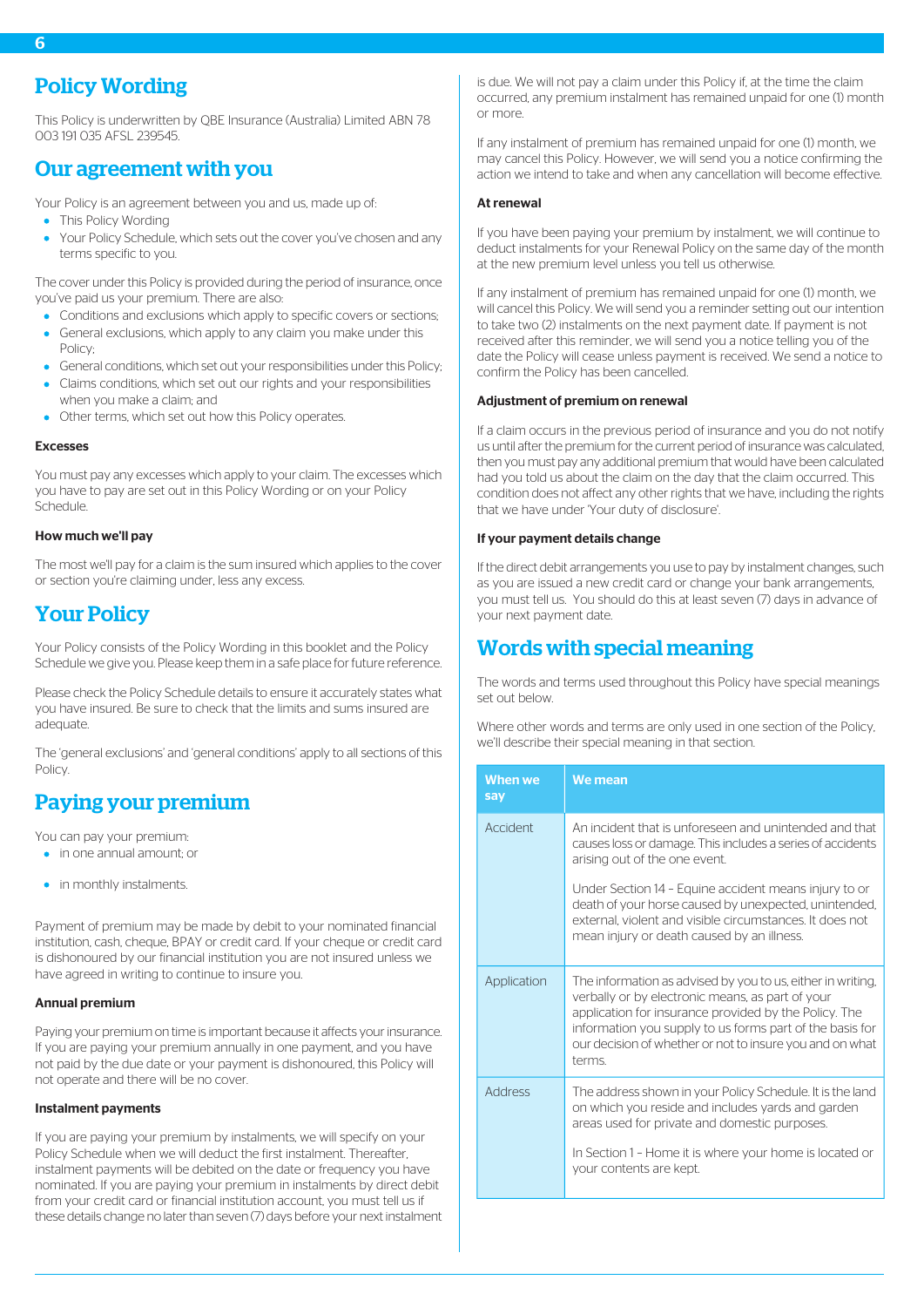# Policy Wording

This Policy is underwritten by QBE Insurance (Australia) Limited ABN 78 003 191 035 AFSL 239545.

# Our agreement with you

Your Policy is an agreement between you and us, made up of:

- This Policy Wording
- Your Policy Schedule, which sets out the cover you've chosen and any terms specific to you.

The cover under this Policy is provided during the period of insurance, once you've paid us your premium. There are also:

- Conditions and exclusions which apply to specific covers or sections;
- General exclusions, which apply to any claim you make under this Policy;
- General conditions, which set out your responsibilities under this Policy;
- Claims conditions, which set out our rights and your responsibilities when you make a claim; and
- Other terms, which set out how this Policy operates.

### Excesses

You must pay any excesses which apply to your claim. The excesses which you have to pay are set out in this Policy Wording or on your Policy Schedule.

### How much we'll pay

The most we'll pay for a claim is the sum insured which applies to the cover or section you're claiming under, less any excess.

# Your Policy

Your Policy consists of the Policy Wording in this booklet and the Policy Schedule we give you. Please keep them in a safe place for future reference.

Please check the Policy Schedule details to ensure it accurately states what you have insured. Be sure to check that the limits and sums insured are adequate.

The 'general exclusions' and 'general conditions' apply to all sections of this Policy.

# Paying your premium

You can pay your premium:

- in one annual amount; or
- in monthly instalments.

Payment of premium may be made by debit to your nominated financial institution, cash, cheque, BPAY or credit card. If your cheque or credit card is dishonoured by our financial institution you are not insured unless we have agreed in writing to continue to insure you.

### Annual premium

Paying your premium on time is important because it affects your insurance. If you are paying your premium annually in one payment, and you have not paid by the due date or your payment is dishonoured, this Policy will not operate and there will be no cover.

### Instalment payments

If you are paying your premium by instalments, we will specify on your Policy Schedule when we will deduct the first instalment. Thereafter, instalment payments will be debited on the date or frequency you have nominated. If you are paying your premium in instalments by direct debit from your credit card or financial institution account, you must tell us if these details change no later than seven (7) days before your next instalment is due. We will not pay a claim under this Policy if, at the time the claim occurred, any premium instalment has remained unpaid for one (1) month or more.

If any instalment of premium has remained unpaid for one (1) month, we may cancel this Policy. However, we will send you a notice confirming the action we intend to take and when any cancellation will become effective.

### At renewal

If you have been paying your premium by instalment, we will continue to deduct instalments for your Renewal Policy on the same day of the month at the new premium level unless you tell us otherwise.

If any instalment of premium has remained unpaid for one (1) month, we will cancel this Policy. We will send you a reminder setting out our intention to take two (2) instalments on the next payment date. If payment is not received after this reminder, we will send you a notice telling you of the date the Policy will cease unless payment is received. We send a notice to confirm the Policy has been cancelled.

### Adjustment of premium on renewal

If a claim occurs in the previous period of insurance and you do not notify us until after the premium for the current period of insurance was calculated, then you must pay any additional premium that would have been calculated had you told us about the claim on the day that the claim occurred. This condition does not affect any other rights that we have, including the rights that we have under 'Your duty of disclosure'.

### If your payment details change

If the direct debit arrangements you use to pay by instalment changes, such as you are issued a new credit card or change your bank arrangements, you must tell us. You should do this at least seven (7) days in advance of your next payment date.

# Words with special meaning

The words and terms used throughout this Policy have special meanings set out below.

Where other words and terms are only used in one section of the Policy, we'll describe their special meaning in that section.

| When we say | We mean |
|---|---|
| Accident | An incident that is unforeseen and unintended and that causes loss or damage. This includes a series of accidents arising out of the one event.<br><br>Under Section 14 – Equine accident means injury to or death of your horse caused by unexpected, unintended, external, violent and visible circumstances. It does not mean injury or death caused by an illness. |
| Application | The information as advised by you to us, either in writing, verbally or by electronic means, as part of your application for insurance provided by the Policy. The information you supply to us forms part of the basis for our decision of whether or not to insure you and on what terms. |
| Address | The address shown in your Policy Schedule. It is the land on which you reside and includes yards and garden areas used for private and domestic purposes.<br><br>In Section 1 – Home it is where your home is located or your contents are kept. |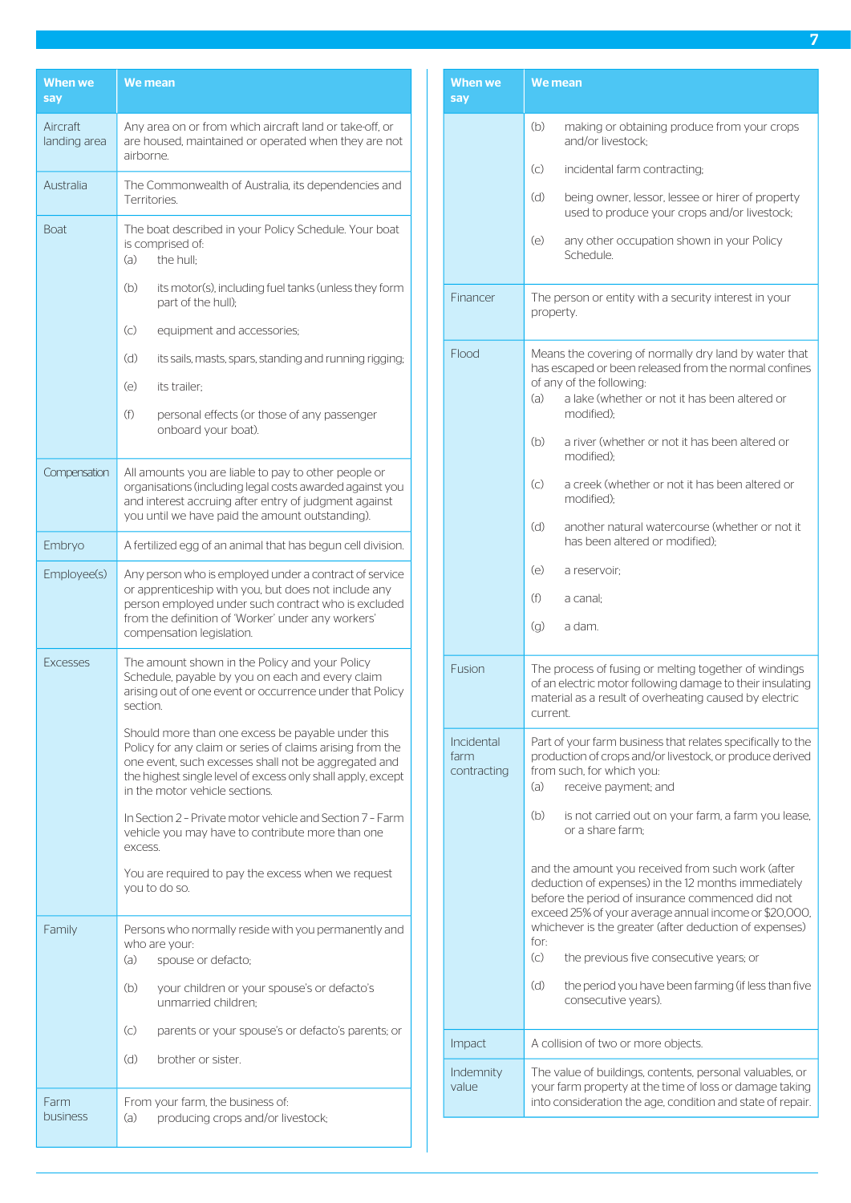| When we say | We mean |
|---|---|
| Aircraft landing area | Any area on or from which aircraft land or take-off, or are housed, maintained or operated when they are not airborne. |
| Australia | The Commonwealth of Australia, its dependencies and Territories. |
| Boat | The boat described in your Policy Schedule. Your boat is comprised of:<br>(a) the hull;<br>(b) its motor(s), including fuel tanks (unless they form part of the hull);<br>(c) equipment and accessories;<br>(d) its sails, masts, spars, standing and running rigging;<br>(e) its trailer;<br>(f) personal effects (or those of any passenger onboard your boat). |
| Compensation | All amounts you are liable to pay to other people or organisations (including legal costs awarded against you and interest accruing after entry of judgment against you until we have paid the amount outstanding). |
| Embryo | A fertilized egg of an animal that has begun cell division. |
| Employee(s) | Any person who is employed under a contract of service or apprenticeship with you, but does not include any person employed under such contract who is excluded from the definition of 'Worker' under any workers' compensation legislation. |
| Excesses | The amount shown in the Policy and your Policy Schedule, payable by you on each and every claim arising out of one event or occurrence under that Policy section.<br><br>Should more than one excess be payable under this Policy for any claim or series of claims arising from the one event, such excesses shall not be aggregated and the highest single level of excess only shall apply, except in the motor vehicle sections.<br><br>In Section 2 – Private motor vehicle and Section 7 – Farm vehicle you may have to contribute more than one excess.<br><br>You are required to pay the excess when we request you to do so. |
| Family | Persons who normally reside with you permanently and who are your:<br>(a) spouse or defacto;<br>(b) your children or your spouse's or defacto's unmarried children;<br>(c) parents or your spouse's or defacto's parents; or<br>(d) brother or sister. |
| Farm business | From your farm, the business of:<br>(a) producing crops and/or livestock;<br>(b) making or obtaining produce from your crops and/or livestock;<br>(c) incidental farm contracting;<br>(d) being owner, lessor, lessee or hirer of property used to produce your crops and/or livestock;<br>(e) any other occupation shown in your Policy Schedule. |
| Financer | The person or entity with a security interest in your property. |
| Flood | Means the covering of normally dry land by water that has escaped or been released from the normal confines of any of the following:<br>(a) a lake (whether or not it has been altered or modified);<br>(b) a river (whether or not it has been altered or modified);<br>(c) a creek (whether or not it has been altered or modified);<br>(d) another natural watercourse (whether or not it has been altered or modified);<br>(e) a reservoir;<br>(f) a canal;<br>(g) a dam. |
| Fusion | The process of fusing or melting together of windings of an electric motor following damage to their insulating material as a result of overheating caused by electric current. |
| Incidental farm contracting | Part of your farm business that relates specifically to the production of crops and/or livestock, or produce derived from such, for which you:<br>(a) receive payment; and<br>(b) is not carried out on your farm, a farm you lease, or a share farm;<br><br>and the amount you received from such work (after deduction of expenses) in the 12 months immediately before the period of insurance commenced did not exceed 25% of your average annual income or $20,000, whichever is the greater (after deduction of expenses) for:<br>(c) the previous five consecutive years; or<br>(d) the period you have been farming (if less than five consecutive years). |
| Impact | A collision of two or more objects. |
| Indemnity value | The value of buildings, contents, personal valuables, or your farm property at the time of loss or damage taking into consideration the age, condition and state of repair. |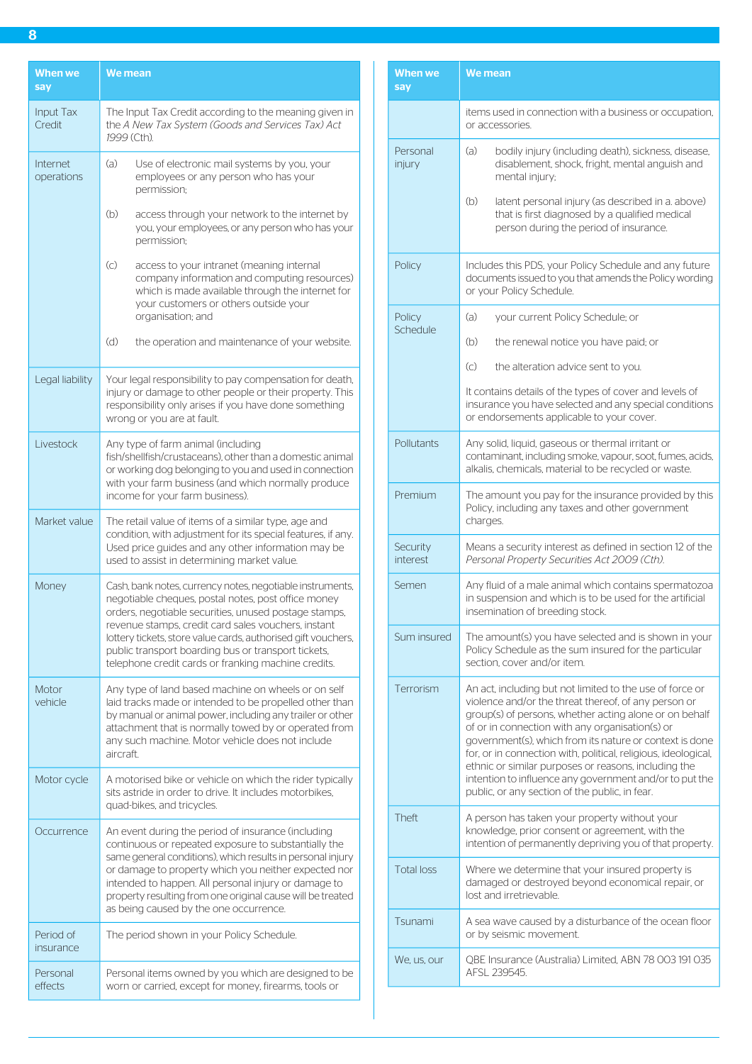| When we say | We mean |
|---|---|
| Input Tax Credit | The Input Tax Credit according to the meaning given in the *A New Tax System (Goods and Services Tax) Act 1999* (Cth). |
| Internet operations | (a) Use of electronic mail systems by you, your employees or any person who has your permission;<br><br>(b) access through your network to the internet by you, your employees, or any person who has your permission;<br><br>(c) access to your intranet (meaning internal company information and computing resources) which is made available through the internet for your customers or others outside your organisation; and<br><br>(d) the operation and maintenance of your website. |
| Legal liability | Your legal responsibility to pay compensation for death, injury or damage to other people or their property. This responsibility only arises if you have done something wrong or you are at fault. |
| Livestock | Any type of farm animal (including fish/shellfish/crustaceans), other than a domestic animal or working dog belonging to you and used in connection with your farm business (and which normally produce income for your farm business). |
| Market value | The retail value of items of a similar type, age and condition, with adjustment for its special features, if any. Used price guides and any other information may be used to assist in determining market value. |
| Money | Cash, bank notes, currency notes, negotiable instruments, negotiable cheques, postal notes, post office money orders, negotiable securities, unused postage stamps, revenue stamps, credit card sales vouchers, instant lottery tickets, store value cards, authorised gift vouchers, public transport boarding bus or transport tickets, telephone credit cards or franking machine credits. |
| Motor vehicle | Any type of land based machine on wheels or on self laid tracks made or intended to be propelled other than by manual or animal power, including any trailer or other attachment that is normally towed by or operated from any such machine. Motor vehicle does not include aircraft. |
| Motor cycle | A motorised bike or vehicle on which the rider typically sits astride in order to drive. It includes motorbikes, quad-bikes, and tricycles. |
| Occurrence | An event during the period of insurance (including continuous or repeated exposure to substantially the same general conditions), which results in personal injury or damage to property which you neither expected nor intended to happen. All personal injury or damage to property resulting from one original cause will be treated as being caused by the one occurrence. |
| Period of insurance | The period shown in your Policy Schedule. |
| Personal effects | Personal items owned by you which are designed to be worn or carried, except for money, firearms, tools or items used in connection with a business or occupation, or accessories. |
| Personal injury | (a) bodily injury (including death), sickness, disease, disablement, shock, fright, mental anguish and mental injury;<br><br>(b) latent personal injury (as described in a. above) that is first diagnosed by a qualified medical person during the period of insurance. |
| Policy | Includes this PDS, your Policy Schedule and any future documents issued to you that amends the Policy wording or your Policy Schedule. |
| Policy Schedule | (a) your current Policy Schedule; or<br><br>(b) the renewal notice you have paid; or<br><br>(c) the alteration advice sent to you.<br><br>It contains details of the types of cover and levels of insurance you have selected and any special conditions or endorsements applicable to your cover. |
| Pollutants | Any solid, liquid, gaseous or thermal irritant or contaminant, including smoke, vapour, soot, fumes, acids, alkalis, chemicals, material to be recycled or waste. |
| Premium | The amount you pay for the insurance provided by this Policy, including any taxes and other government charges. |
| Security interest | Means a security interest as defined in section 12 of the *Personal Property Securities Act 2009 (Cth).* |
| Semen | Any fluid of a male animal which contains spermatozoa in suspension and which is to be used for the artificial insemination of breeding stock. |
| Sum insured | The amount(s) you have selected and is shown in your Policy Schedule as the sum insured for the particular section, cover and/or item. |
| Terrorism | An act, including but not limited to the use of force or violence and/or the threat thereof, of any person or group(s) of persons, whether acting alone or on behalf of or in connection with any organisation(s) or government(s), which from its nature or context is done for, or in connection with, political, religious, ideological, ethnic or similar purposes or reasons, including the intention to influence any government and/or to put the public, or any section of the public, in fear. |
| Theft | A person has taken your property without your knowledge, prior consent or agreement, with the intention of permanently depriving you of that property. |
| Total loss | Where we determine that your insured property is damaged or destroyed beyond economical repair, or lost and irretrievable. |
| Tsunami | A sea wave caused by a disturbance of the ocean floor or by seismic movement. |
| We, us, our | QBE Insurance (Australia) Limited, ABN 78 003 191 035 AFSL 239545. |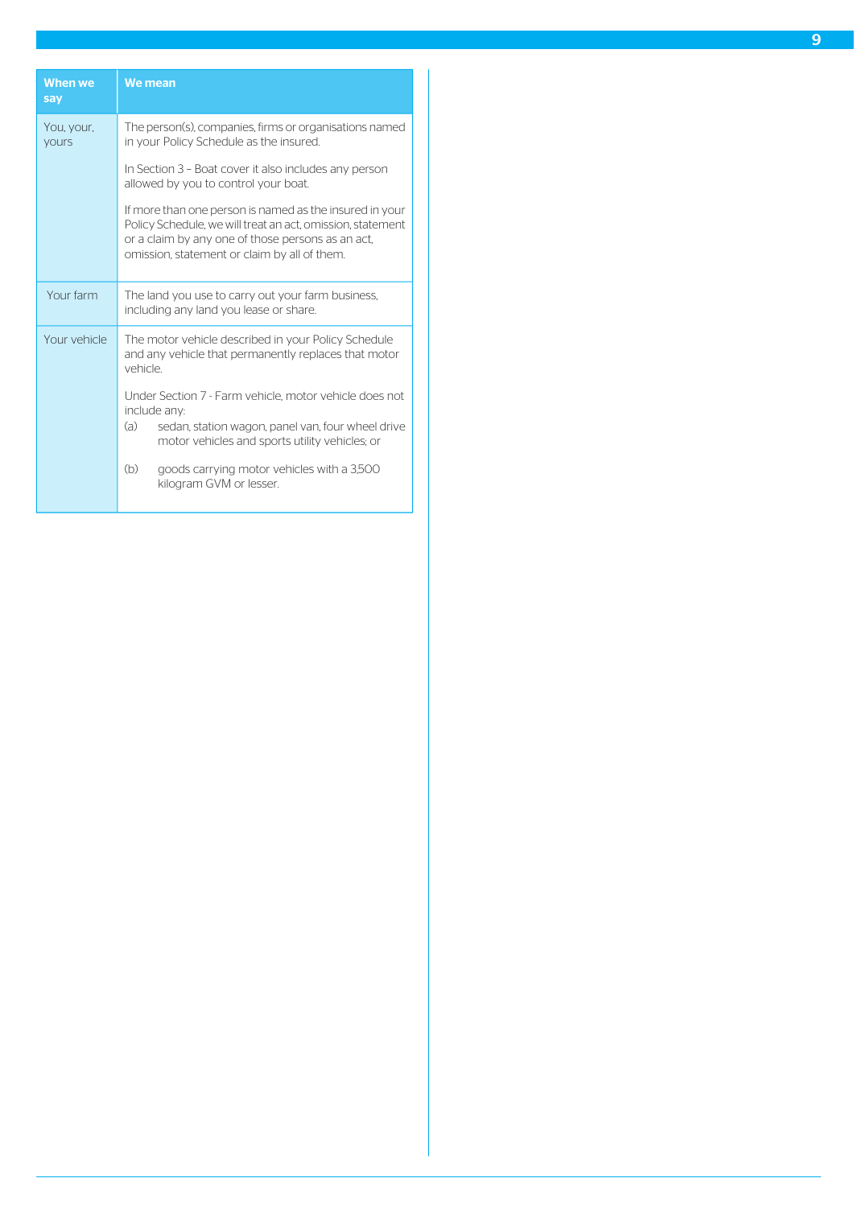| When we say | We mean |
|---|---|
| You, your, yours | The person(s), companies, firms or organisations named in your Policy Schedule as the insured.<br><br>In Section 3 – Boat cover it also includes any person allowed by you to control your boat.<br><br>If more than one person is named as the insured in your Policy Schedule, we will treat an act, omission, statement or a claim by any one of those persons as an act, omission, statement or claim by all of them. |
| Your farm | The land you use to carry out your farm business, including any land you lease or share. |
| Your vehicle | The motor vehicle described in your Policy Schedule and any vehicle that permanently replaces that motor vehicle.<br><br>Under Section 7 - Farm vehicle, motor vehicle does not include any:<br>(a) sedan, station wagon, panel van, four wheel drive motor vehicles and sports utility vehicles; or<br><br>(b) goods carrying motor vehicles with a 3,500 kilogram GVM or lesser. |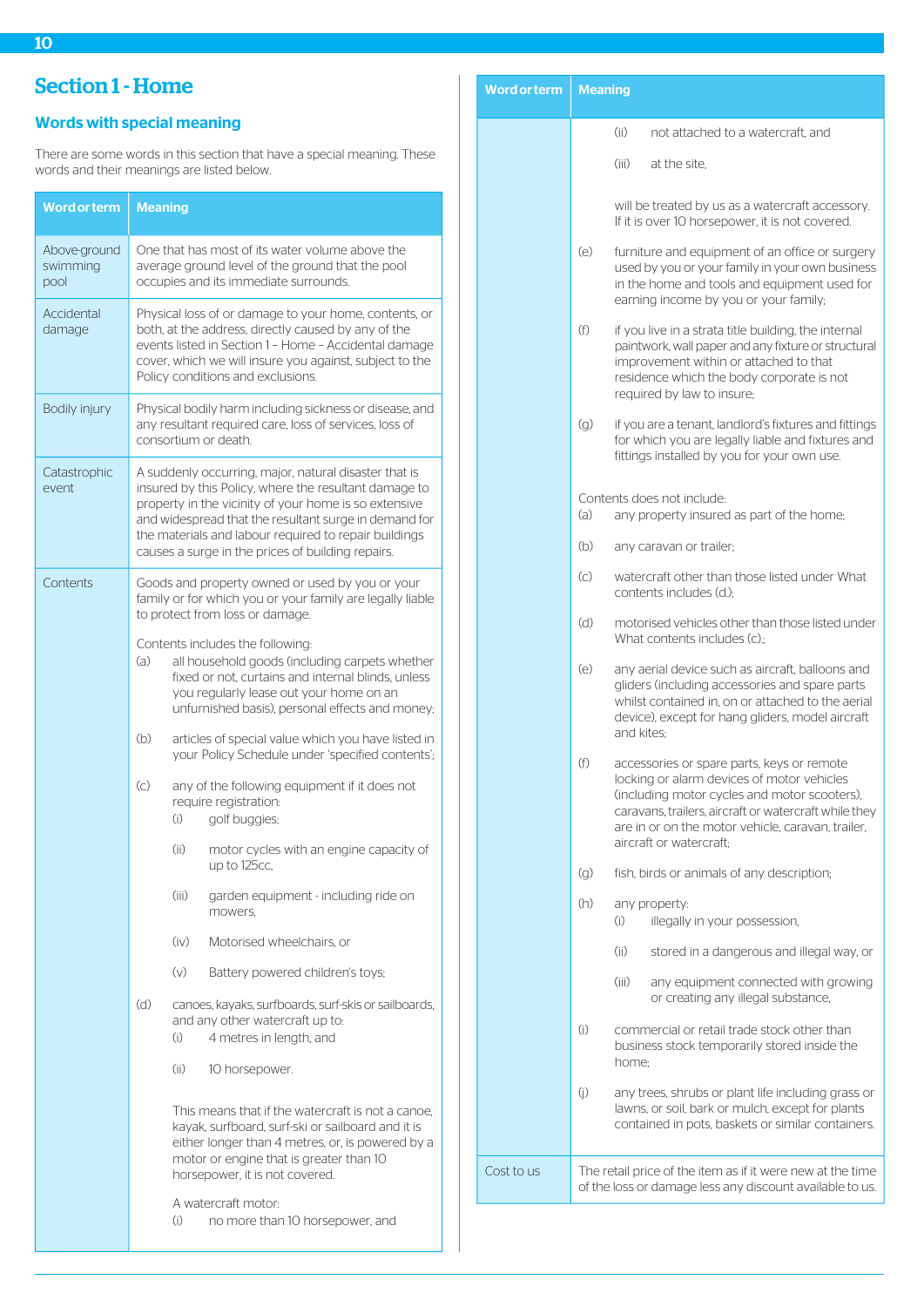# Section 1 - Home

## Words with special meaning

There are some words in this section that have a special meaning. These words and their meanings are listed below.

| Word or term | Meaning |
|---|---|
| Above-ground swimming pool | One that has most of its water volume above the average ground level of the ground that the pool occupies and its immediate surrounds. |
| Accidental damage | Physical loss of or damage to your home, contents, or both, at the address, directly caused by any of the events listed in Section 1 – Home – Accidental damage cover, which we will insure you against, subject to the Policy conditions and exclusions. |
| Bodily injury | Physical bodily harm including sickness or disease, and any resultant required care, loss of services, loss of consortium or death. |
| Catastrophic event | A suddenly occurring, major, natural disaster that is insured by this Policy, where the resultant damage to property in the vicinity of your home is so extensive and widespread that the resultant surge in demand for the materials and labour required to repair buildings causes a surge in the prices of building repairs. |
| Contents | Goods and property owned or used by you or your family or for which you or your family are legally liable to protect from loss or damage.<br><br>Contents includes the following:<br>(a) all household goods (including carpets whether fixed or not, curtains and internal blinds, unless you regularly lease out your home on an unfurnished basis), personal effects and money;<br>(b) articles of special value which you have listed in your Policy Schedule under 'specified contents';<br>(c) any of the following equipment if it does not require registration:<br>(i) golf buggies;<br>(ii) motor cycles with an engine capacity of up to 125cc,<br>(iii) garden equipment - including ride on mowers,<br>(iv) Motorised wheelchairs, or<br>(v) Battery powered children's toys;<br>(d) canoes, kayaks, surfboards, surf-skis or sailboards, and any other watercraft up to:<br>(i) 4 metres in length, and<br>(ii) 10 horsepower.<br><br>This means that if the watercraft is not a canoe, kayak, surfboard, surf-ski or sailboard and it is either longer than 4 metres, or, is powered by a motor or engine that is greater than 10 horsepower, it is not covered.<br><br>A watercraft motor:<br>(i) no more than 10 horsepower, and<br>(ii) not attached to a watercraft, and<br>(iii) at the site,<br><br>will be treated by us as a watercraft accessory. If it is over 10 horsepower, it is not covered.<br>(e) furniture and equipment of an office or surgery used by you or your family in your own business in the home and tools and equipment used for earning income by you or your family;<br>(f) if you live in a strata title building, the internal paintwork, wall paper and any fixture or structural improvement within or attached to that residence which the body corporate is not required by law to insure;<br>(g) if you are a tenant, landlord's fixtures and fittings for which you are legally liable and fixtures and fittings installed by you for your own use.<br><br>Contents does not include:<br>(a) any property insured as part of the home;<br>(b) any caravan or trailer;<br>(c) watercraft other than those listed under What contents includes (d.);<br>(d) motorised vehicles other than those listed under What contents includes (c.);<br>(e) any aerial device such as aircraft, balloons and gliders (including accessories and spare parts whilst contained in, on or attached to the aerial device), except for hang gliders, model aircraft and kites;<br>(f) accessories or spare parts, keys or remote locking or alarm devices of motor vehicles (including motor cycles and motor scooters), caravans, trailers, aircraft or watercraft while they are in or on the motor vehicle, caravan, trailer, aircraft or watercraft;<br>(g) fish, birds or animals of any description;<br>(h) any property:<br>(i) illegally in your possession,<br>(ii) stored in a dangerous and illegal way, or<br>(iii) any equipment connected with growing or creating any illegal substance,<br>(i) commercial or retail trade stock other than business stock temporarily stored inside the home;<br>(j) any trees, shrubs or plant life including grass or lawns, or soil, bark or mulch, except for plants contained in pots, baskets or similar containers. |
| Cost to us | The retail price of the item as if it were new at the time of the loss or damage less any discount available to us. |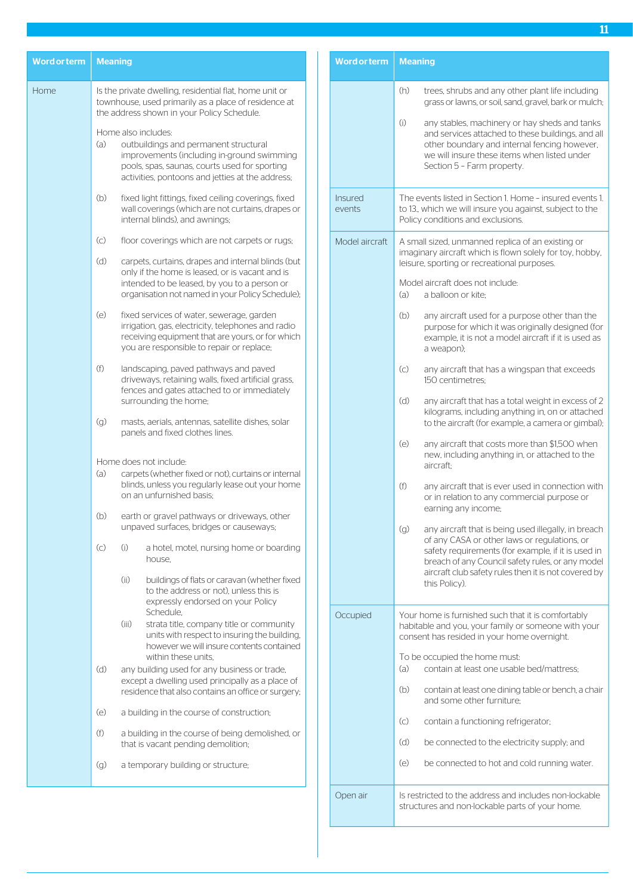| Word or term | Meaning |
|---|---|
| Home | Is the private dwelling, residential flat, home unit or townhouse, used primarily as a place of residence at the address shown in your Policy Schedule.<br><br>Home also includes:<br>(a) outbuildings and permanent structural improvements (including in-ground swimming pools, spas, saunas, courts used for sporting activities, pontoons and jetties at the address;<br>(b) fixed light fittings, fixed ceiling coverings, fixed wall coverings (which are not curtains, drapes or internal blinds), and awnings;<br>(c) floor coverings which are not carpets or rugs;<br>(d) carpets, curtains, drapes and internal blinds (but only if the home is leased, or is vacant and is intended to be leased, by you to a person or organisation not named in your Policy Schedule);<br>(e) fixed services of water, sewerage, garden irrigation, gas, electricity, telephones and radio receiving equipment that are yours, or for which you are responsible to repair or replace;<br>(f) landscaping, paved pathways and paved driveways, retaining walls, fixed artificial grass, fences and gates attached to or immediately surrounding the home;<br>(g) masts, aerials, antennas, satellite dishes, solar panels and fixed clothes lines.<br>(h) trees, shrubs and any other plant life including grass or lawns, or soil, sand, gravel, bark or mulch;<br>(i) any stables, machinery or hay sheds and tanks and services attached to these buildings, and all other boundary and internal fencing however, we will insure these items when listed under Section 5 – Farm property.<br><br>Home does not include:<br>(a) carpets (whether fixed or not), curtains or internal blinds, unless you regularly lease out your home on an unfurnished basis;<br>(b) earth or gravel pathways or driveways, other unpaved surfaces, bridges or causeways;<br>(c) (i) a hotel, motel, nursing home or boarding house,<br>(ii) buildings of flats or caravan (whether fixed to the address or not), unless this is expressly endorsed on your Policy Schedule,<br>(iii) strata title, company title or community units with respect to insuring the building, however we will insure contents contained within these units,<br>(d) any building used for any business or trade, except a dwelling used principally as a place of residence that also contains an office or surgery;<br>(e) a building in the course of construction;<br>(f) a building in the course of being demolished, or that is vacant pending demolition;<br>(g) a temporary building or structure; |
| Insured events | The events listed in Section 1. Home – insured events 1. to 13., which we will insure you against, subject to the Policy conditions and exclusions. |
| Model aircraft | A small sized, unmanned replica of an existing or imaginary aircraft which is flown solely for toy, hobby, leisure, sporting or recreational purposes.<br><br>Model aircraft does not include:<br>(a) a balloon or kite;<br>(b) any aircraft used for a purpose other than the purpose for which it was originally designed (for example, it is not a model aircraft if it is used as a weapon);<br>(c) any aircraft that has a wingspan that exceeds 150 centimetres;<br>(d) any aircraft that has a total weight in excess of 2 kilograms, including anything in, on or attached to the aircraft (for example, a camera or gimbal);<br>(e) any aircraft that costs more than $1,500 when new, including anything in, or attached to the aircraft;<br>(f) any aircraft that is ever used in connection with or in relation to any commercial purpose or earning any income;<br>(g) any aircraft that is being used illegally, in breach of any CASA or other laws or regulations, or safety requirements (for example, if it is used in breach of any Council safety rules, or any model aircraft club safety rules then it is not covered by this Policy). |
| Occupied | Your home is furnished such that it is comfortably habitable and you, your family or someone with your consent has resided in your home overnight.<br><br>To be occupied the home must:<br>(a) contain at least one usable bed/mattress;<br>(b) contain at least one dining table or bench, a chair and some other furniture;<br>(c) contain a functioning refrigerator;<br>(d) be connected to the electricity supply; and<br>(e) be connected to hot and cold running water. |
| Open air | Is restricted to the address and includes non-lockable structures and non-lockable parts of your home. |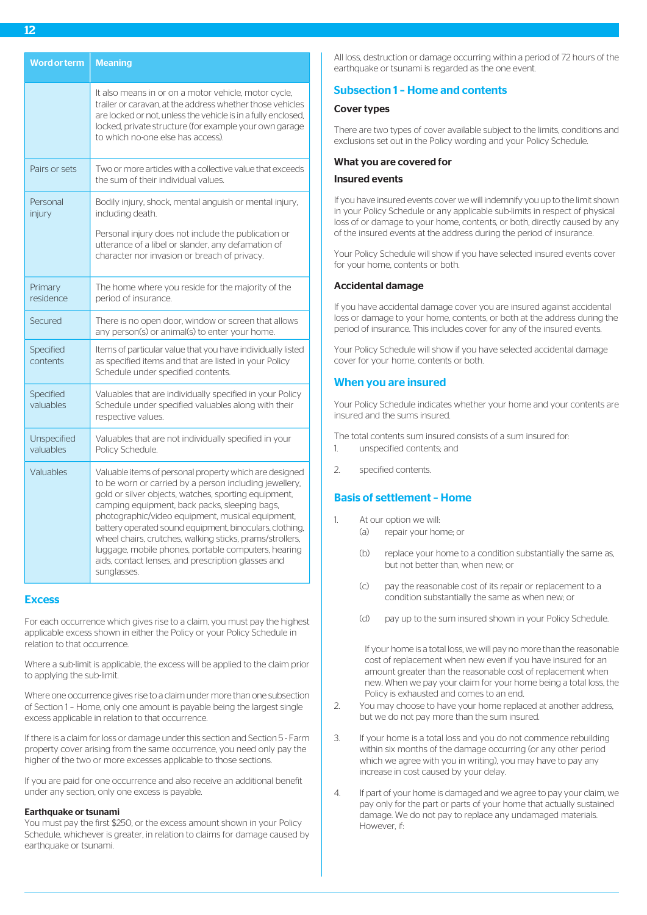| Word or term | Meaning |
| --- | --- |
| | It also means in or on a motor vehicle, motor cycle, trailer or caravan, at the address whether those vehicles are locked or not, unless the vehicle is in a fully enclosed, locked, private structure (for example your own garage to which no-one else has access). |
| Pairs or sets | Two or more articles with a collective value that exceeds the sum of their individual values. |
| Personal injury | Bodily injury, shock, mental anguish or mental injury, including death.<br><br>Personal injury does not include the publication or utterance of a libel or slander, any defamation of character nor invasion or breach of privacy. |
| Primary residence | The home where you reside for the majority of the period of insurance. |
| Secured | There is no open door, window or screen that allows any person(s) or animal(s) to enter your home. |
| Specified contents | Items of particular value that you have individually listed as specified items and that are listed in your Policy Schedule under specified contents. |
| Specified valuables | Valuables that are individually specified in your Policy Schedule under specified valuables along with their respective values. |
| Unspecified valuables | Valuables that are not individually specified in your Policy Schedule. |
| Valuables | Valuable items of personal property which are designed to be worn or carried by a person including jewellery, gold or silver objects, watches, sporting equipment, camping equipment, back packs, sleeping bags, photographic/video equipment, musical equipment, battery operated sound equipment, binoculars, clothing, wheel chairs, crutches, walking sticks, prams/strollers, luggage, mobile phones, portable computers, hearing aids, contact lenses, and prescription glasses and sunglasses. |

## Excess

For each occurrence which gives rise to a claim, you must pay the highest applicable excess shown in either the Policy or your Policy Schedule in relation to that occurrence.

Where a sub-limit is applicable, the excess will be applied to the claim prior to applying the sub-limit.

Where one occurrence gives rise to a claim under more than one subsection of Section 1 – Home, only one amount is payable being the largest single excess applicable in relation to that occurrence.

If there is a claim for loss or damage under this section and Section 5 - Farm property cover arising from the same occurrence, you need only pay the higher of the two or more excesses applicable to those sections.

If you are paid for one occurrence and also receive an additional benefit under any section, only one excess is payable.

**Earthquake or tsunami**
You must pay the first $250, or the excess amount shown in your Policy Schedule, whichever is greater, in relation to claims for damage caused by earthquake or tsunami.

All loss, destruction or damage occurring within a period of 72 hours of the earthquake or tsunami is regarded as the one event.

## Subsection 1 – Home and contents

### Cover types

There are two types of cover available subject to the limits, conditions and exclusions set out in the Policy wording and your Policy Schedule.

### What you are covered for

### Insured events

If you have insured events cover we will indemnify you up to the limit shown in your Policy Schedule or any applicable sub-limits in respect of physical loss of or damage to your home, contents, or both, directly caused by any of the insured events at the address during the period of insurance.

Your Policy Schedule will show if you have selected insured events cover for your home, contents or both.

### Accidental damage

If you have accidental damage cover you are insured against accidental loss or damage to your home, contents, or both at the address during the period of insurance. This includes cover for any of the insured events.

Your Policy Schedule will show if you have selected accidental damage cover for your home, contents or both.

## When you are insured

Your Policy Schedule indicates whether your home and your contents are insured and the sums insured.

The total contents sum insured consists of a sum insured for:

1. unspecified contents; and
2. specified contents.

## Basis of settlement – Home

1. At our option we will:
   (a) repair your home; or

   (b) replace your home to a condition substantially the same as, but not better than, when new; or

   (c) pay the reasonable cost of its repair or replacement to a condition substantially the same as when new; or

   (d) pay up to the sum insured shown in your Policy Schedule.

   If your home is a total loss, we will pay no more than the reasonable cost of replacement when new even if you have insured for an amount greater than the reasonable cost of replacement when new. When we pay your claim for your home being a total loss, the Policy is exhausted and comes to an end.
2. You may choose to have your home replaced at another address, but we do not pay more than the sum insured.
3. If your home is a total loss and you do not commence rebuilding within six months of the damage occurring (or any other period which we agree with you in writing), you may have to pay any increase in cost caused by your delay.
4. If part of your home is damaged and we agree to pay your claim, we pay only for the part or parts of your home that actually sustained damage. We do not pay to replace any undamaged materials. However, if: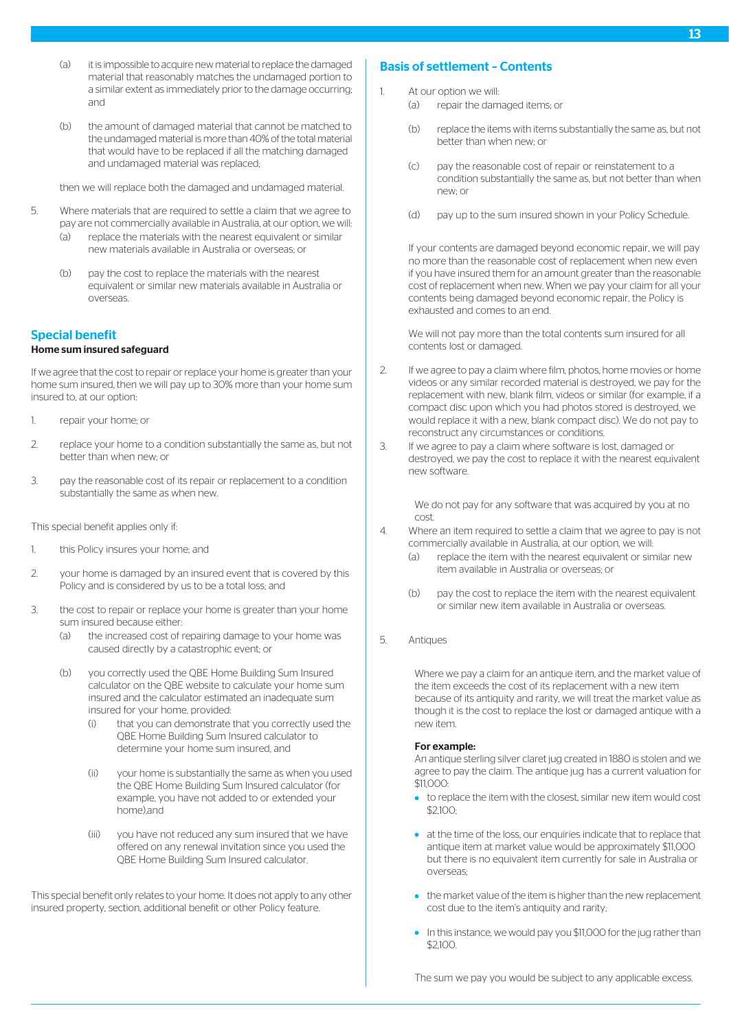(a) it is impossible to acquire new material to replace the damaged material that reasonably matches the undamaged portion to a similar extent as immediately prior to the damage occurring; and

(b) the amount of damaged material that cannot be matched to the undamaged material is more than 40% of the total material that would have to be replaced if all the matching damaged and undamaged material was replaced;

then we will replace both the damaged and undamaged material.

5. Where materials that are required to settle a claim that we agree to pay are not commercially available in Australia, at our option, we will:
   (a) replace the materials with the nearest equivalent or similar new materials available in Australia or overseas; or
   (b) pay the cost to replace the materials with the nearest equivalent or similar new materials available in Australia or overseas.

## Special benefit

**Home sum insured safeguard**

If we agree that the cost to repair or replace your home is greater than your home sum insured, then we will pay up to 30% more than your home sum insured to, at our option:

1. repair your home; or
2. replace your home to a condition substantially the same as, but not better than when new; or
3. pay the reasonable cost of its repair or replacement to a condition substantially the same as when new.

This special benefit applies only if:

1. this Policy insures your home; and
2. your home is damaged by an insured event that is covered by this Policy and is considered by us to be a total loss; and
3. the cost to repair or replace your home is greater than your home sum insured because either:
   (a) the increased cost of repairing damage to your home was caused directly by a catastrophic event; or
   (b) you correctly used the QBE Home Building Sum Insured calculator on the QBE website to calculate your home sum insured and the calculator estimated an inadequate sum insured for your home, provided:
      (i) that you can demonstrate that you correctly used the QBE Home Building Sum Insured calculator to determine your home sum insured, and
      (ii) your home is substantially the same as when you used the QBE Home Building Sum Insured calculator (for example, you have not added to or extended your home),and
      (iii) you have not reduced any sum insured that we have offered on any renewal invitation since you used the QBE Home Building Sum Insured calculator.

This special benefit only relates to your home. It does not apply to any other insured property, section, additional benefit or other Policy feature.

## Basis of settlement – Contents

1. At our option we will:
   (a) repair the damaged items; or
   (b) replace the items with items substantially the same as, but not better than when new; or
   (c) pay the reasonable cost of repair or reinstatement to a condition substantially the same as, but not better than when new; or
   (d) pay up to the sum insured shown in your Policy Schedule.

   If your contents are damaged beyond economic repair, we will pay no more than the reasonable cost of replacement when new even if you have insured them for an amount greater than the reasonable cost of replacement when new. When we pay your claim for all your contents being damaged beyond economic repair, the Policy is exhausted and comes to an end.

   We will not pay more than the total contents sum insured for all contents lost or damaged.

2. If we agree to pay a claim where film, photos, home movies or home videos or any similar recorded material is destroyed, we pay for the replacement with new, blank film, videos or similar (for example, if a compact disc upon which you had photos stored is destroyed, we would replace it with a new, blank compact disc). We do not pay to reconstruct any circumstances or conditions.
3. If we agree to pay a claim where software is lost, damaged or destroyed, we pay the cost to replace it with the nearest equivalent new software.

   We do not pay for any software that was acquired by you at no cost.
4. Where an item required to settle a claim that we agree to pay is not commercially available in Australia, at our option, we will:
   (a) replace the item with the nearest equivalent or similar new item available in Australia or overseas; or
   (b) pay the cost to replace the item with the nearest equivalent or similar new item available in Australia or overseas.
5. Antiques

   Where we pay a claim for an antique item, and the market value of the item exceeds the cost of its replacement with a new item because of its antiquity and rarity, we will treat the market value as though it is the cost to replace the lost or damaged antique with a new item.

   **For example:**
   An antique sterling silver claret jug created in 1880 is stolen and we agree to pay the claim. The antique jug has a current valuation for $11,000:
   - to replace the item with the closest, similar new item would cost $2,100;
   - at the time of the loss, our enquiries indicate that to replace that antique item at market value would be approximately $11,000 but there is no equivalent item currently for sale in Australia or overseas;
   - the market value of the item is higher than the new replacement cost due to the item's antiquity and rarity;
   - In this instance, we would pay you $11,000 for the jug rather than $2,100.

   The sum we pay you would be subject to any applicable excess.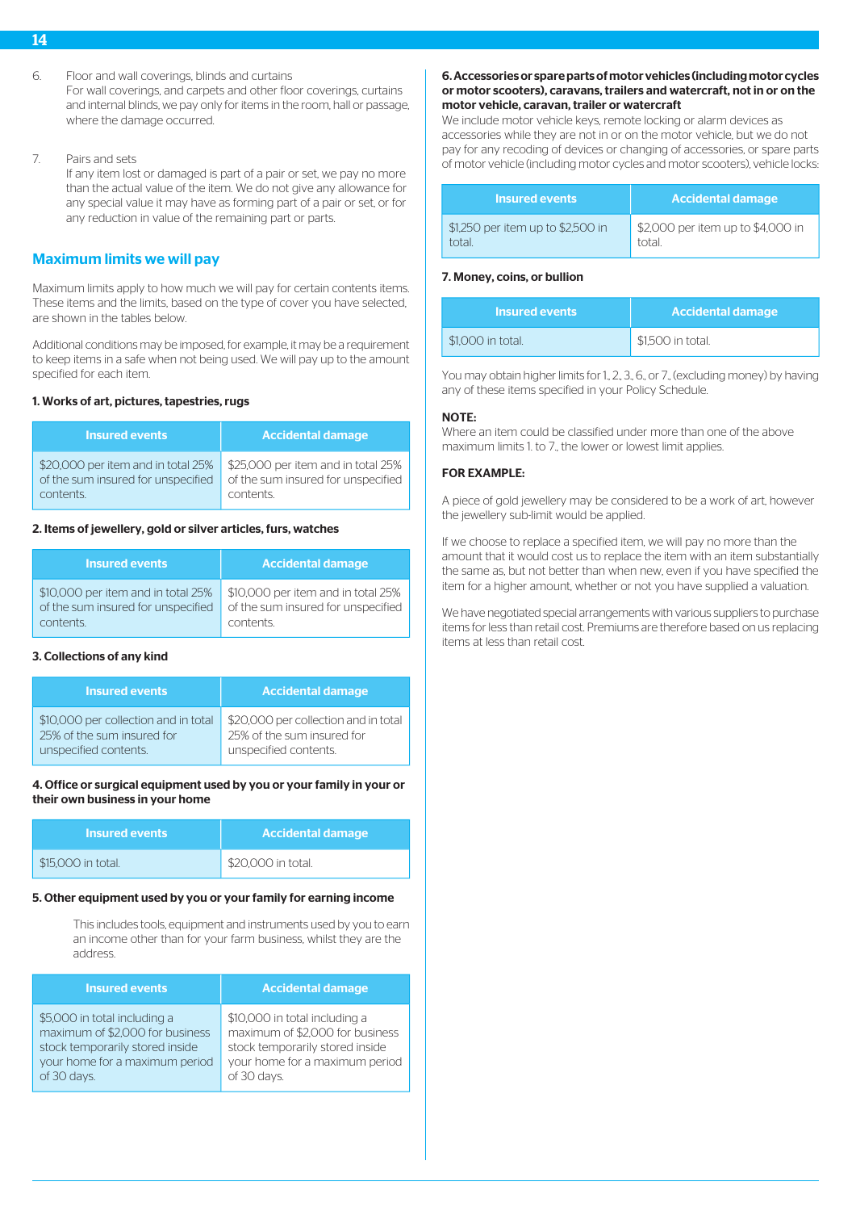6. Floor and wall coverings, blinds and curtains
For wall coverings, and carpets and other floor coverings, curtains and internal blinds, we pay only for items in the room, hall or passage, where the damage occurred.

7. Pairs and sets
If any item lost or damaged is part of a pair or set, we pay no more than the actual value of the item. We do not give any allowance for any special value it may have as forming part of a pair or set, or for any reduction in value of the remaining part or parts.

## Maximum limits we will pay

Maximum limits apply to how much we will pay for certain contents items. These items and the limits, based on the type of cover you have selected, are shown in the tables below.

Additional conditions may be imposed, for example, it may be a requirement to keep items in a safe when not being used. We will pay up to the amount specified for each item.

**1. Works of art, pictures, tapestries, rugs**

| Insured events | Accidental damage |
|---|---|
| $20,000 per item and in total 25% of the sum insured for unspecified contents. | $25,000 per item and in total 25% of the sum insured for unspecified contents. |

**2. Items of jewellery, gold or silver articles, furs, watches**

| Insured events | Accidental damage |
|---|---|
| $10,000 per item and in total 25% of the sum insured for unspecified contents. | $10,000 per item and in total 25% of the sum insured for unspecified contents. |

**3. Collections of any kind**

| Insured events | Accidental damage |
|---|---|
| $10,000 per collection and in total 25% of the sum insured for unspecified contents. | $20,000 per collection and in total 25% of the sum insured for unspecified contents. |

**4. Office or surgical equipment used by you or your family in your or their own business in your home**

| Insured events | Accidental damage |
|---|---|
| $15,000 in total. | $20,000 in total. |

**5. Other equipment used by you or your family for earning income**

This includes tools, equipment and instruments used by you to earn an income other than for your farm business, whilst they are the address.

| Insured events | Accidental damage |
|---|---|
| $5,000 in total including a maximum of $2,000 for business stock temporarily stored inside your home for a maximum period of 30 days. | $10,000 in total including a maximum of $2,000 for business stock temporarily stored inside your home for a maximum period of 30 days. |

**6. Accessories or spare parts of motor vehicles (including motor cycles or motor scooters), caravans, trailers and watercraft, not in or on the motor vehicle, caravan, trailer or watercraft**

We include motor vehicle keys, remote locking or alarm devices as accessories while they are not in or on the motor vehicle, but we do not pay for any recoding of devices or changing of accessories, or spare parts of motor vehicle (including motor cycles and motor scooters), vehicle locks:

| Insured events | Accidental damage |
|---|---|
| $1,250 per item up to $2,500 in total. | $2,000 per item up to $4,000 in total. |

**7. Money, coins, or bullion**

| Insured events | Accidental damage |
|---|---|
| $1,000 in total. | $1,500 in total. |

You may obtain higher limits for 1., 2., 3., 6., or 7., (excluding money) by having any of these items specified in your Policy Schedule.

**NOTE:**
Where an item could be classified under more than one of the above maximum limits 1. to 7., the lower or lowest limit applies.

**FOR EXAMPLE:**

A piece of gold jewellery may be considered to be a work of art, however the jewellery sub-limit would be applied.

If we choose to replace a specified item, we will pay no more than the amount that it would cost us to replace the item with an item substantially the same as, but not better than when new, even if you have specified the item for a higher amount, whether or not you have supplied a valuation.

We have negotiated special arrangements with various suppliers to purchase items for less than retail cost. Premiums are therefore based on us replacing items at less than retail cost.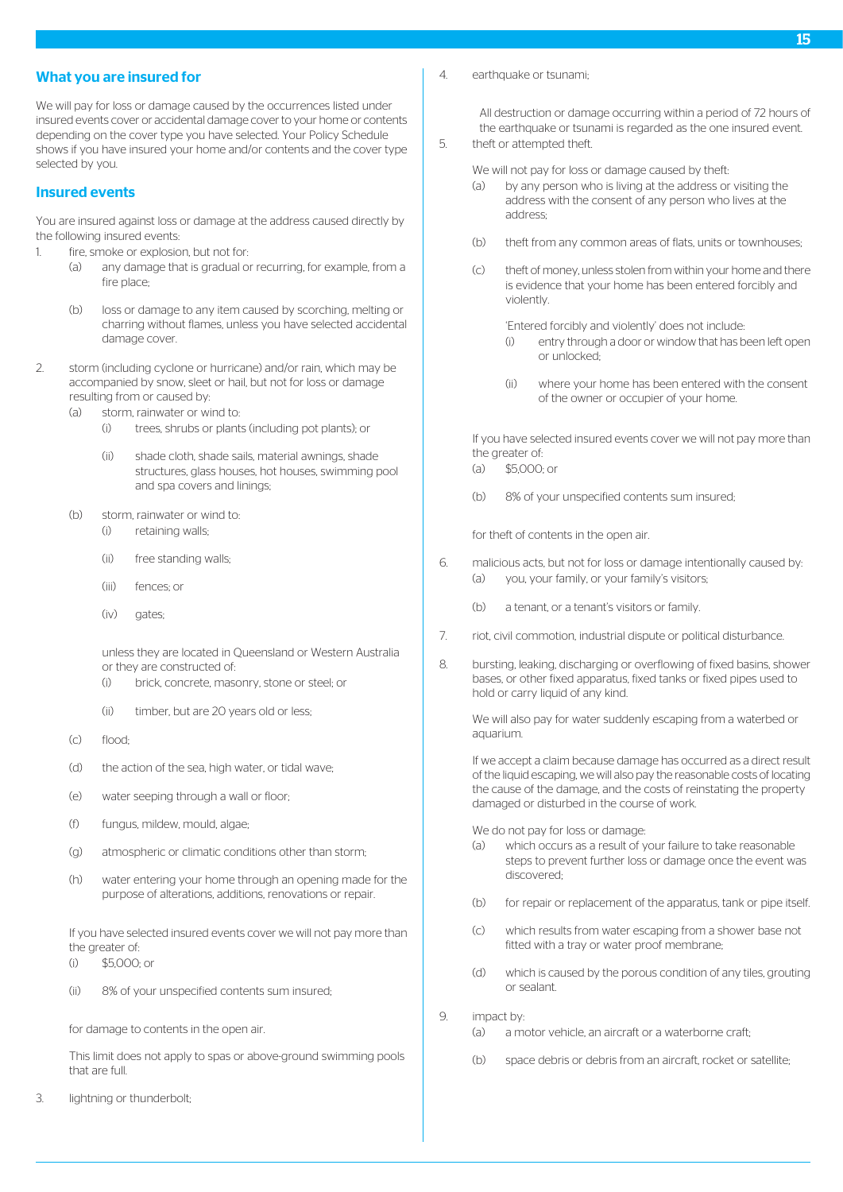## What you are insured for

We will pay for loss or damage caused by the occurrences listed under insured events cover or accidental damage cover to your home or contents depending on the cover type you have selected. Your Policy Schedule shows if you have insured your home and/or contents and the cover type selected by you.

## Insured events

You are insured against loss or damage at the address caused directly by the following insured events:

1. fire, smoke or explosion, but not for:
   - (a) any damage that is gradual or recurring, for example, from a fire place;
   - (b) loss or damage to any item caused by scorching, melting or charring without flames, unless you have selected accidental damage cover.
2. storm (including cyclone or hurricane) and/or rain, which may be accompanied by snow, sleet or hail, but not for loss or damage resulting from or caused by:
   - (a) storm, rainwater or wind to:
     - (i) trees, shrubs or plants (including pot plants); or
     - (ii) shade cloth, shade sails, material awnings, shade structures, glass houses, hot houses, swimming pool and spa covers and linings;
   - (b) storm, rainwater or wind to:
     - (i) retaining walls;
     - (ii) free standing walls;
     - (iii) fences; or
     - (iv) gates;

     unless they are located in Queensland or Western Australia or they are constructed of:
     - (i) brick, concrete, masonry, stone or steel; or
     - (ii) timber, but are 20 years old or less;
   - (c) flood;
   - (d) the action of the sea, high water, or tidal wave;
   - (e) water seeping through a wall or floor;
   - (f) fungus, mildew, mould, algae;
   - (g) atmospheric or climatic conditions other than storm;
   - (h) water entering your home through an opening made for the purpose of alterations, additions, renovations or repair.

   If you have selected insured events cover we will not pay more than the greater of:
   - (i) $5,000; or
   - (ii) 8% of your unspecified contents sum insured;

   for damage to contents in the open air.

   This limit does not apply to spas or above-ground swimming pools that are full.
3. lightning or thunderbolt;
4. earthquake or tsunami;

   All destruction or damage occurring within a period of 72 hours of the earthquake or tsunami is regarded as the one insured event.
5. theft or attempted theft.

   We will not pay for loss or damage caused by theft:
   - (a) by any person who is living at the address or visiting the address with the consent of any person who lives at the address;
   - (b) theft from any common areas of flats, units or townhouses;
   - (c) theft of money, unless stolen from within your home and there is evidence that your home has been entered forcibly and violently.

     'Entered forcibly and violently' does not include:
     - (i) entry through a door or window that has been left open or unlocked;
     - (ii) where your home has been entered with the consent of the owner or occupier of your home.

   If you have selected insured events cover we will not pay more than the greater of:
   - (a) $5,000; or
   - (b) 8% of your unspecified contents sum insured;

   for theft of contents in the open air.
6. malicious acts, but not for loss or damage intentionally caused by:
   - (a) you, your family, or your family's visitors;
   - (b) a tenant, or a tenant's visitors or family.
7. riot, civil commotion, industrial dispute or political disturbance.
8. bursting, leaking, discharging or overflowing of fixed basins, shower bases, or other fixed apparatus, fixed tanks or fixed pipes used to hold or carry liquid of any kind.

   We will also pay for water suddenly escaping from a waterbed or aquarium.

   If we accept a claim because damage has occurred as a direct result of the liquid escaping, we will also pay the reasonable costs of locating the cause of the damage, and the costs of reinstating the property damaged or disturbed in the course of work.

   We do not pay for loss or damage:
   - (a) which occurs as a result of your failure to take reasonable steps to prevent further loss or damage once the event was discovered;
   - (b) for repair or replacement of the apparatus, tank or pipe itself.
   - (c) which results from water escaping from a shower base not fitted with a tray or water proof membrane;
   - (d) which is caused by the porous condition of any tiles, grouting or sealant.
9. impact by:
   - (a) a motor vehicle, an aircraft or a waterborne craft;
   - (b) space debris or debris from an aircraft, rocket or satellite;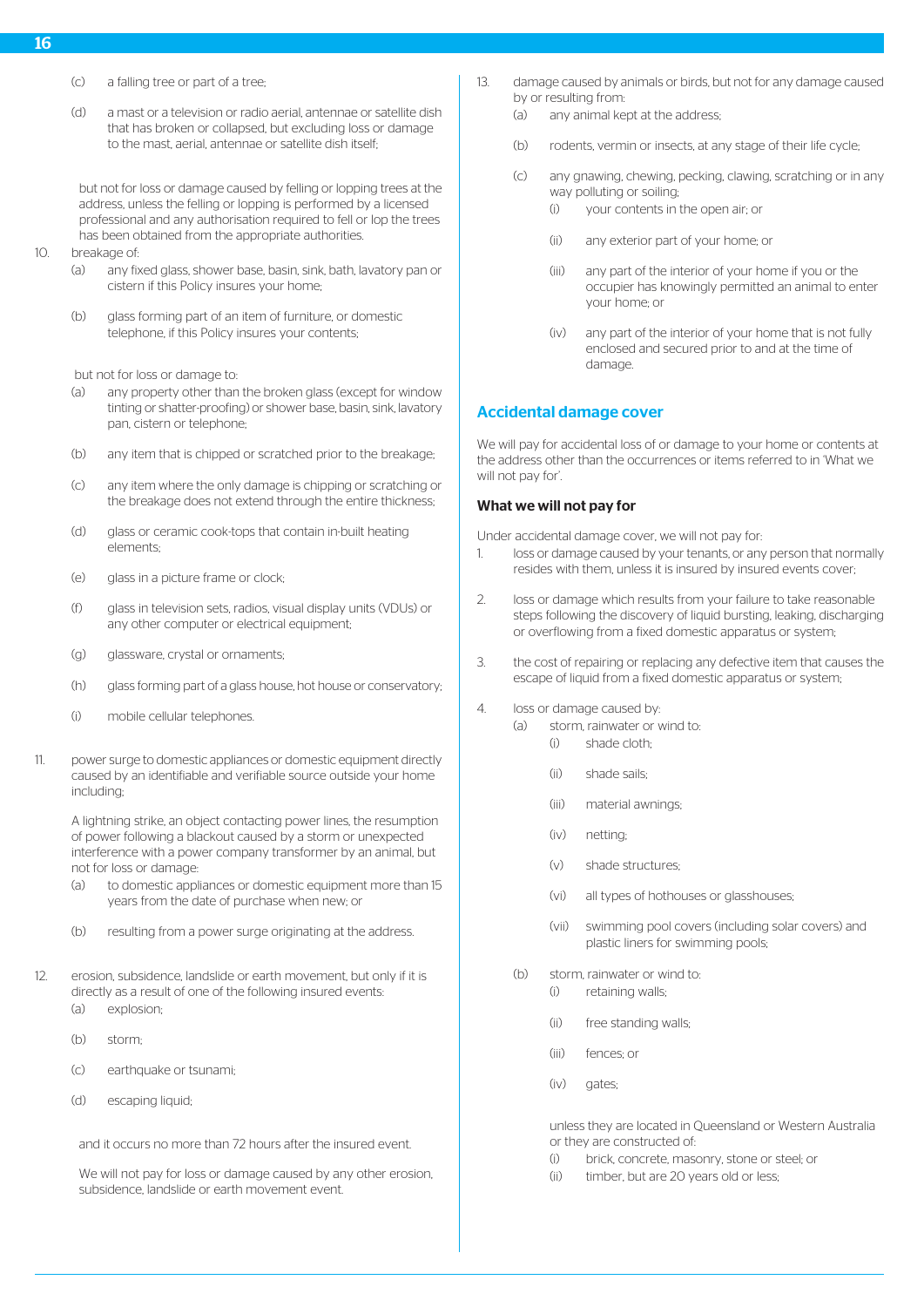(c) a falling tree or part of a tree;

(d) a mast or a television or radio aerial, antennae or satellite dish that has broken or collapsed, but excluding loss or damage to the mast, aerial, antennae or satellite dish itself;

but not for loss or damage caused by felling or lopping trees at the address, unless the felling or lopping is performed by a licensed professional and any authorisation required to fell or lop the trees has been obtained from the appropriate authorities.

10. breakage of:
    (a) any fixed glass, shower base, basin, sink, bath, lavatory pan or cistern if this Policy insures your home;

    (b) glass forming part of an item of furniture, or domestic telephone, if this Policy insures your contents;

    but not for loss or damage to:
    (a) any property other than the broken glass (except for window tinting or shatter-proofing) or shower base, basin, sink, lavatory pan, cistern or telephone;

    (b) any item that is chipped or scratched prior to the breakage;

    (c) any item where the only damage is chipping or scratching or the breakage does not extend through the entire thickness;

    (d) glass or ceramic cook-tops that contain in-built heating elements;

    (e) glass in a picture frame or clock;

    (f) glass in television sets, radios, visual display units (VDUs) or any other computer or electrical equipment;

    (g) glassware, crystal or ornaments;

    (h) glass forming part of a glass house, hot house or conservatory;

    (i) mobile cellular telephones.

11. power surge to domestic appliances or domestic equipment directly caused by an identifiable and verifiable source outside your home including;

    A lightning strike, an object contacting power lines, the resumption of power following a blackout caused by a storm or unexpected interference with a power company transformer by an animal, but not for loss or damage:
    (a) to domestic appliances or domestic equipment more than 15 years from the date of purchase when new; or

    (b) resulting from a power surge originating at the address.

12. erosion, subsidence, landslide or earth movement, but only if it is directly as a result of one of the following insured events:
    (a) explosion;

    (b) storm;

    (c) earthquake or tsunami;

    (d) escaping liquid;

    and it occurs no more than 72 hours after the insured event.

    We will not pay for loss or damage caused by any other erosion, subsidence, landslide or earth movement event.

13. damage caused by animals or birds, but not for any damage caused by or resulting from:
    (a) any animal kept at the address;

    (b) rodents, vermin or insects, at any stage of their life cycle;

    (c) any gnawing, chewing, pecking, clawing, scratching or in any way polluting or soiling;
        (i) your contents in the open air; or

        (ii) any exterior part of your home; or

        (iii) any part of the interior of your home if you or the occupier has knowingly permitted an animal to enter your home; or

        (iv) any part of the interior of your home that is not fully enclosed and secured prior to and at the time of damage.

## Accidental damage cover

We will pay for accidental loss of or damage to your home or contents at the address other than the occurrences or items referred to in 'What we will not pay for'.

### What we will not pay for

Under accidental damage cover, we will not pay for:

1. loss or damage caused by your tenants, or any person that normally resides with them, unless it is insured by insured events cover;

2. loss or damage which results from your failure to take reasonable steps following the discovery of liquid bursting, leaking, discharging or overflowing from a fixed domestic apparatus or system;

3. the cost of repairing or replacing any defective item that causes the escape of liquid from a fixed domestic apparatus or system;

4. loss or damage caused by:
    (a) storm, rainwater or wind to:
        (i) shade cloth;

        (ii) shade sails;

        (iii) material awnings;

        (iv) netting;

        (v) shade structures;

        (vi) all types of hothouses or glasshouses;

        (vii) swimming pool covers (including solar covers) and plastic liners for swimming pools;

    (b) storm, rainwater or wind to:
        (i) retaining walls;

        (ii) free standing walls;

        (iii) fences; or

        (iv) gates;

        unless they are located in Queensland or Western Australia or they are constructed of:
        (i) brick, concrete, masonry, stone or steel; or
        (ii) timber, but are 20 years old or less;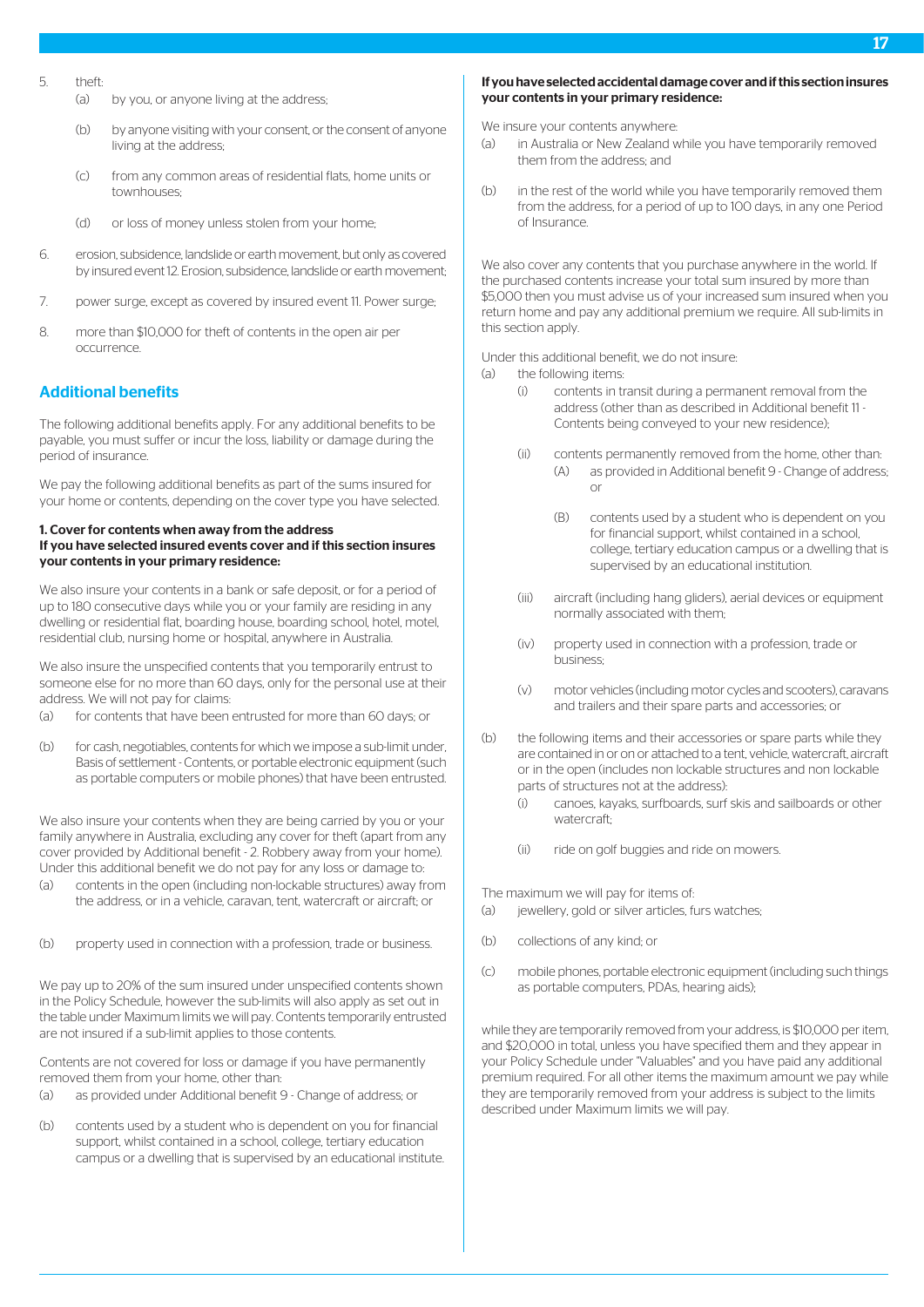5. theft:
   (a) by you, or anyone living at the address;
   (b) by anyone visiting with your consent, or the consent of anyone living at the address;
   (c) from any common areas of residential flats, home units or townhouses;
   (d) or loss of money unless stolen from your home;
6. erosion, subsidence, landslide or earth movement, but only as covered by insured event 12. Erosion, subsidence, landslide or earth movement;
7. power surge, except as covered by insured event 11. Power surge;
8. more than $10,000 for theft of contents in the open air per occurrence.

## Additional benefits

The following additional benefits apply. For any additional benefits to be payable, you must suffer or incur the loss, liability or damage during the period of insurance.

We pay the following additional benefits as part of the sums insured for your home or contents, depending on the cover type you have selected.

### 1. Cover for contents when away from the address

**If you have selected insured events cover and if this section insures your contents in your primary residence:**

We also insure your contents in a bank or safe deposit, or for a period of up to 180 consecutive days while you or your family are residing in any dwelling or residential flat, boarding house, boarding school, hotel, motel, residential club, nursing home or hospital, anywhere in Australia.

We also insure the unspecified contents that you temporarily entrust to someone else for no more than 60 days, only for the personal use at their address. We will not pay for claims:

(a) for contents that have been entrusted for more than 60 days; or

(b) for cash, negotiables, contents for which we impose a sub-limit under, Basis of settlement - Contents, or portable electronic equipment (such as portable computers or mobile phones) that have been entrusted.

We also insure your contents when they are being carried by you or your family anywhere in Australia, excluding any cover for theft (apart from any cover provided by Additional benefit - 2. Robbery away from your home). Under this additional benefit we do not pay for any loss or damage to:

(a) contents in the open (including non-lockable structures) away from the address, or in a vehicle, caravan, tent, watercraft or aircraft; or

(b) property used in connection with a profession, trade or business.

We pay up to 20% of the sum insured under unspecified contents shown in the Policy Schedule, however the sub-limits will also apply as set out in the table under Maximum limits we will pay. Contents temporarily entrusted are not insured if a sub-limit applies to those contents.

Contents are not covered for loss or damage if you have permanently removed them from your home, other than:

(a) as provided under Additional benefit 9 - Change of address; or

(b) contents used by a student who is dependent on you for financial support, whilst contained in a school, college, tertiary education campus or a dwelling that is supervised by an educational institute.

**If you have selected accidental damage cover and if this section insures your contents in your primary residence:**

We insure your contents anywhere:

(a) in Australia or New Zealand while you have temporarily removed them from the address; and

(b) in the rest of the world while you have temporarily removed them from the address, for a period of up to 100 days, in any one Period of Insurance.

We also cover any contents that you purchase anywhere in the world. If the purchased contents increase your total sum insured by more than $5,000 then you must advise us of your increased sum insured when you return home and pay any additional premium we require. All sub-limits in this section apply.

Under this additional benefit, we do not insure:

(a) the following items:
   (i) contents in transit during a permanent removal from the address (other than as described in Additional benefit 11 - Contents being conveyed to your new residence);
   (ii) contents permanently removed from the home, other than:
      (A) as provided in Additional benefit 9 - Change of address; or
      (B) contents used by a student who is dependent on you for financial support, whilst contained in a school, college, tertiary education campus or a dwelling that is supervised by an educational institution.
   (iii) aircraft (including hang gliders), aerial devices or equipment normally associated with them;
   (iv) property used in connection with a profession, trade or business;
   (v) motor vehicles (including motor cycles and scooters), caravans and trailers and their spare parts and accessories; or

(b) the following items and their accessories or spare parts while they are contained in or on or attached to a tent, vehicle, watercraft, aircraft or in the open (includes non lockable structures and non lockable parts of structures not at the address):
   (i) canoes, kayaks, surfboards, surf skis and sailboards or other watercraft;
   (ii) ride on golf buggies and ride on mowers.

The maximum we will pay for items of:

(a) jewellery, gold or silver articles, furs watches;

(b) collections of any kind; or

(c) mobile phones, portable electronic equipment (including such things as portable computers, PDAs, hearing aids);

while they are temporarily removed from your address, is $10,000 per item, and $20,000 in total, unless you have specified them and they appear in your Policy Schedule under "Valuables" and you have paid any additional premium required. For all other items the maximum amount we pay while they are temporarily removed from your address is subject to the limits described under Maximum limits we will pay.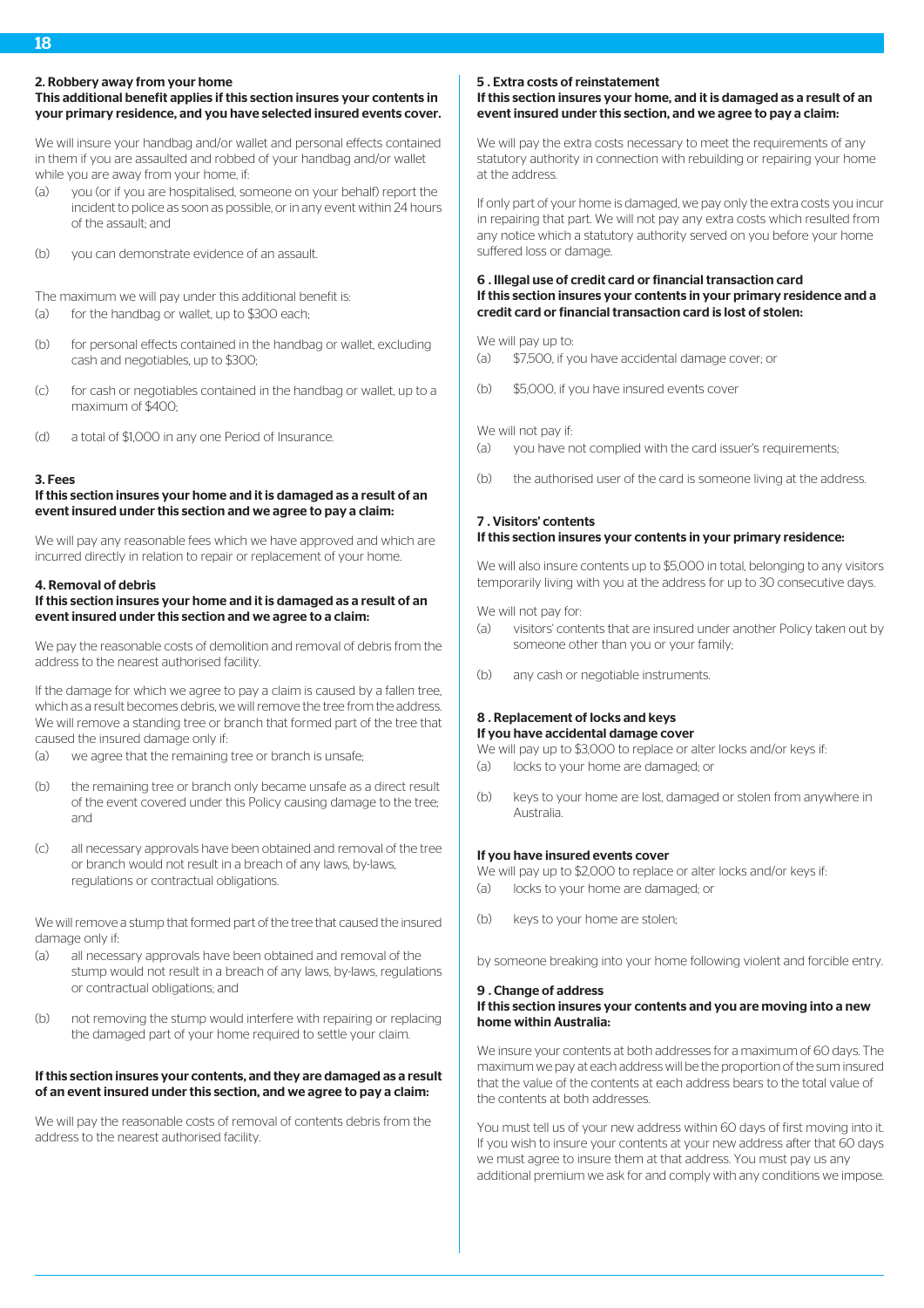**2. Robbery away from your home**
**This additional benefit applies if this section insures your contents in your primary residence, and you have selected insured events cover.**

We will insure your handbag and/or wallet and personal effects contained in them if you are assaulted and robbed of your handbag and/or wallet while you are away from your home, if:

(a) you (or if you are hospitalised, someone on your behalf) report the incident to police as soon as possible, or in any event within 24 hours of the assault; and

(b) you can demonstrate evidence of an assault.

The maximum we will pay under this additional benefit is:

(a) for the handbag or wallet, up to $300 each;

(b) for personal effects contained in the handbag or wallet, excluding cash and negotiables, up to $300;

(c) for cash or negotiables contained in the handbag or wallet, up to a maximum of $400;

(d) a total of $1,000 in any one Period of Insurance.

**3. Fees**
**If this section insures your home and it is damaged as a result of an event insured under this section and we agree to pay a claim:**

We will pay any reasonable fees which we have approved and which are incurred directly in relation to repair or replacement of your home.

**4. Removal of debris**
**If this section insures your home and it is damaged as a result of an event insured under this section and we agree to a claim:**

We pay the reasonable costs of demolition and removal of debris from the address to the nearest authorised facility.

If the damage for which we agree to pay a claim is caused by a fallen tree, which as a result becomes debris, we will remove the tree from the address. We will remove a standing tree or branch that formed part of the tree that caused the insured damage only if:

(a) we agree that the remaining tree or branch is unsafe;

(b) the remaining tree or branch only became unsafe as a direct result of the event covered under this Policy causing damage to the tree; and

(c) all necessary approvals have been obtained and removal of the tree or branch would not result in a breach of any laws, by-laws, regulations or contractual obligations.

We will remove a stump that formed part of the tree that caused the insured damage only if:

(a) all necessary approvals have been obtained and removal of the stump would not result in a breach of any laws, by-laws, regulations or contractual obligations; and

(b) not removing the stump would interfere with repairing or replacing the damaged part of your home required to settle your claim.

**If this section insures your contents, and they are damaged as a result of an event insured under this section, and we agree to pay a claim:**

We will pay the reasonable costs of removal of contents debris from the address to the nearest authorised facility.

**5 . Extra costs of reinstatement**
**If this section insures your home, and it is damaged as a result of an event insured under this section, and we agree to pay a claim:**

We will pay the extra costs necessary to meet the requirements of any statutory authority in connection with rebuilding or repairing your home at the address.

If only part of your home is damaged, we pay only the extra costs you incur in repairing that part. We will not pay any extra costs which resulted from any notice which a statutory authority served on you before your home suffered loss or damage.

**6 . Illegal use of credit card or financial transaction card**
**If this section insures your contents in your primary residence and a credit card or financial transaction card is lost of stolen:**

We will pay up to:

(a) $7,500, if you have accidental damage cover; or

(b) $5,000, if you have insured events cover

We will not pay if:

(a) you have not complied with the card issuer's requirements;

(b) the authorised user of the card is someone living at the address.

**7 . Visitors' contents**
**If this section insures your contents in your primary residence:**

We will also insure contents up to $5,000 in total, belonging to any visitors temporarily living with you at the address for up to 30 consecutive days.

We will not pay for:

(a) visitors' contents that are insured under another Policy taken out by someone other than you or your family;

(b) any cash or negotiable instruments.

**8 . Replacement of locks and keys**
**If you have accidental damage cover**
We will pay up to $3,000 to replace or alter locks and/or keys if:

(a) locks to your home are damaged; or

(b) keys to your home are lost, damaged or stolen from anywhere in Australia.

**If you have insured events cover**
We will pay up to $2,000 to replace or alter locks and/or keys if:

(a) locks to your home are damaged; or

(b) keys to your home are stolen;

by someone breaking into your home following violent and forcible entry.

**9 . Change of address**
**If this section insures your contents and you are moving into a new home within Australia:**

We insure your contents at both addresses for a maximum of 60 days. The maximum we pay at each address will be the proportion of the sum insured that the value of the contents at each address bears to the total value of the contents at both addresses.

You must tell us of your new address within 60 days of first moving into it. If you wish to insure your contents at your new address after that 60 days we must agree to insure them at that address. You must pay us any additional premium we ask for and comply with any conditions we impose.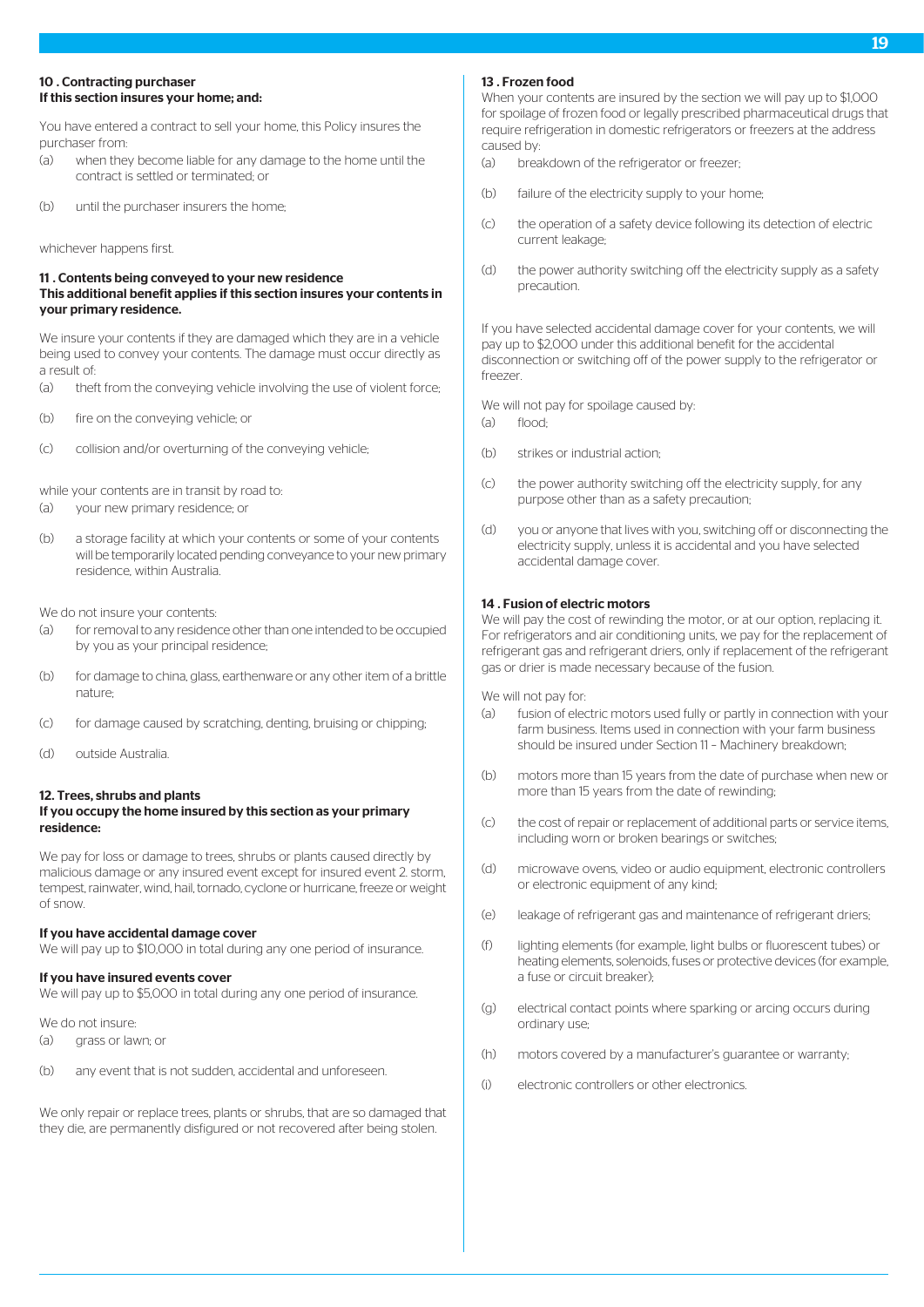### 10 . Contracting purchaser

**If this section insures your home; and:**

You have entered a contract to sell your home, this Policy insures the purchaser from:

(a) when they become liable for any damage to the home until the contract is settled or terminated; or

(b) until the purchaser insurers the home;

whichever happens first.

### 11 . Contents being conveyed to your new residence

**This additional benefit applies if this section insures your contents in your primary residence.**

We insure your contents if they are damaged which they are in a vehicle being used to convey your contents. The damage must occur directly as a result of:

(a) theft from the conveying vehicle involving the use of violent force;

(b) fire on the conveying vehicle; or

(c) collision and/or overturning of the conveying vehicle;

while your contents are in transit by road to:

(a) your new primary residence; or

(b) a storage facility at which your contents or some of your contents will be temporarily located pending conveyance to your new primary residence, within Australia.

We do not insure your contents:

(a) for removal to any residence other than one intended to be occupied by you as your principal residence;

(b) for damage to china, glass, earthenware or any other item of a brittle nature;

(c) for damage caused by scratching, denting, bruising or chipping;

(d) outside Australia.

### 12. Trees, shrubs and plants

**If you occupy the home insured by this section as your primary residence:**

We pay for loss or damage to trees, shrubs or plants caused directly by malicious damage or any insured event except for insured event 2. storm, tempest, rainwater, wind, hail, tornado, cyclone or hurricane, freeze or weight of snow.

**If you have accidental damage cover**

We will pay up to $10,000 in total during any one period of insurance.

**If you have insured events cover**

We will pay up to $5,000 in total during any one period of insurance.

We do not insure:

(a) grass or lawn; or

(b) any event that is not sudden, accidental and unforeseen.

We only repair or replace trees, plants or shrubs, that are so damaged that they die, are permanently disfigured or not recovered after being stolen.

### 13 . Frozen food

When your contents are insured by the section we will pay up to $1,000 for spoilage of frozen food or legally prescribed pharmaceutical drugs that require refrigeration in domestic refrigerators or freezers at the address caused by:

(a) breakdown of the refrigerator or freezer;

(b) failure of the electricity supply to your home;

(c) the operation of a safety device following its detection of electric current leakage;

(d) the power authority switching off the electricity supply as a safety precaution.

If you have selected accidental damage cover for your contents, we will pay up to $2,000 under this additional benefit for the accidental disconnection or switching off of the power supply to the refrigerator or freezer.

We will not pay for spoilage caused by:

(a) flood;

(b) strikes or industrial action;

(c) the power authority switching off the electricity supply, for any purpose other than as a safety precaution;

(d) you or anyone that lives with you, switching off or disconnecting the electricity supply, unless it is accidental and you have selected accidental damage cover.

### 14 . Fusion of electric motors

We will pay the cost of rewinding the motor, or at our option, replacing it. For refrigerators and air conditioning units, we pay for the replacement of refrigerant gas and refrigerant driers, only if replacement of the refrigerant gas or drier is made necessary because of the fusion.

We will not pay for:

(a) fusion of electric motors used fully or partly in connection with your farm business. Items used in connection with your farm business should be insured under Section 11 – Machinery breakdown;

(b) motors more than 15 years from the date of purchase when new or more than 15 years from the date of rewinding;

(c) the cost of repair or replacement of additional parts or service items, including worn or broken bearings or switches;

(d) microwave ovens, video or audio equipment, electronic controllers or electronic equipment of any kind;

(e) leakage of refrigerant gas and maintenance of refrigerant driers;

(f) lighting elements (for example, light bulbs or fluorescent tubes) or heating elements, solenoids, fuses or protective devices (for example, a fuse or circuit breaker);

(g) electrical contact points where sparking or arcing occurs during ordinary use;

(h) motors covered by a manufacturer's guarantee or warranty;

(i) electronic controllers or other electronics.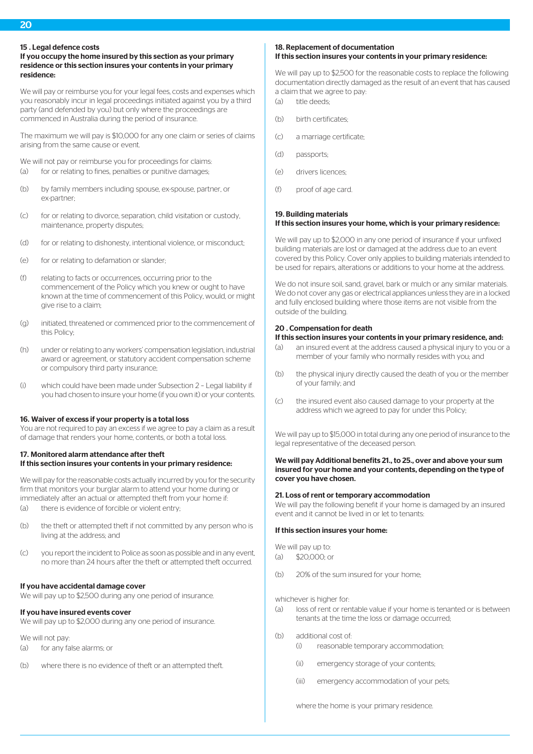### 15 . Legal defence costs

**If you occupy the home insured by this section as your primary residence or this section insures your contents in your primary residence:**

We will pay or reimburse you for your legal fees, costs and expenses which you reasonably incur in legal proceedings initiated against you by a third party (and defended by you) but only where the proceedings are commenced in Australia during the period of insurance.

The maximum we will pay is $10,000 for any one claim or series of claims arising from the same cause or event.

We will not pay or reimburse you for proceedings for claims:

(a) for or relating to fines, penalties or punitive damages;

(b) by family members including spouse, ex-spouse, partner, or ex-partner;

(c) for or relating to divorce, separation, child visitation or custody, maintenance, property disputes;

(d) for or relating to dishonesty, intentional violence, or misconduct;

(e) for or relating to defamation or slander;

(f) relating to facts or occurrences, occurring prior to the commencement of the Policy which you knew or ought to have known at the time of commencement of this Policy, would, or might give rise to a claim;

(g) initiated, threatened or commenced prior to the commencement of this Policy;

(h) under or relating to any workers' compensation legislation, industrial award or agreement, or statutory accident compensation scheme or compulsory third party insurance;

(i) which could have been made under Subsection 2 – Legal liability if you had chosen to insure your home (if you own it) or your contents.

### 16. Waiver of excess if your property is a total loss

You are not required to pay an excess if we agree to pay a claim as a result of damage that renders your home, contents, or both a total loss.

### 17. Monitored alarm attendance after theft

**If this section insures your contents in your primary residence:**

We will pay for the reasonable costs actually incurred by you for the security firm that monitors your burglar alarm to attend your home during or immediately after an actual or attempted theft from your home if:

(a) there is evidence of forcible or violent entry;

(b) the theft or attempted theft if not committed by any person who is living at the address; and

(c) you report the incident to Police as soon as possible and in any event, no more than 24 hours after the theft or attempted theft occurred.

**If you have accidental damage cover**

We will pay up to $2,500 during any one period of insurance.

**If you have insured events cover**

We will pay up to $2,000 during any one period of insurance.

We will not pay:

(a) for any false alarms; or

(b) where there is no evidence of theft or an attempted theft.

### 18. Replacement of documentation

**If this section insures your contents in your primary residence:**

We will pay up to $2,500 for the reasonable costs to replace the following documentation directly damaged as the result of an event that has caused a claim that we agree to pay:

(a) title deeds;

(b) birth certificates;

(c) a marriage certificate;

(d) passports;

(e) drivers licences;

(f) proof of age card.

### 19. Building materials

**If this section insures your home, which is your primary residence:**

We will pay up to $2,000 in any one period of insurance if your unfixed building materials are lost or damaged at the address due to an event covered by this Policy. Cover only applies to building materials intended to be used for repairs, alterations or additions to your home at the address.

We do not insure soil, sand, gravel, bark or mulch or any similar materials. We do not cover any gas or electrical appliances unless they are in a locked and fully enclosed building where those items are not visible from the outside of the building.

### 20 . Compensation for death

**If this section insures your contents in your primary residence, and:**

(a) an insured event at the address caused a physical injury to you or a member of your family who normally resides with you; and

(b) the physical injury directly caused the death of you or the member of your family; and

(c) the insured event also caused damage to your property at the address which we agreed to pay for under this Policy;

We will pay up to $15,000 in total during any one period of insurance to the legal representative of the deceased person.

**We will pay Additional benefits 21., to 25., over and above your sum insured for your home and your contents, depending on the type of cover you have chosen.**

### 21. Loss of rent or temporary accommodation

We will pay the following benefit if your home is damaged by an insured event and it cannot be lived in or let to tenants:

**If this section insures your home:**

We will pay up to:

(a) $20,000; or

(b) 20% of the sum insured for your home;

whichever is higher for:

(a) loss of rent or rentable value if your home is tenanted or is between tenants at the time the loss or damage occurred;

(b) additional cost of:

  (i) reasonable temporary accommodation;

  (ii) emergency storage of your contents;

  (iii) emergency accommodation of your pets;

where the home is your primary residence.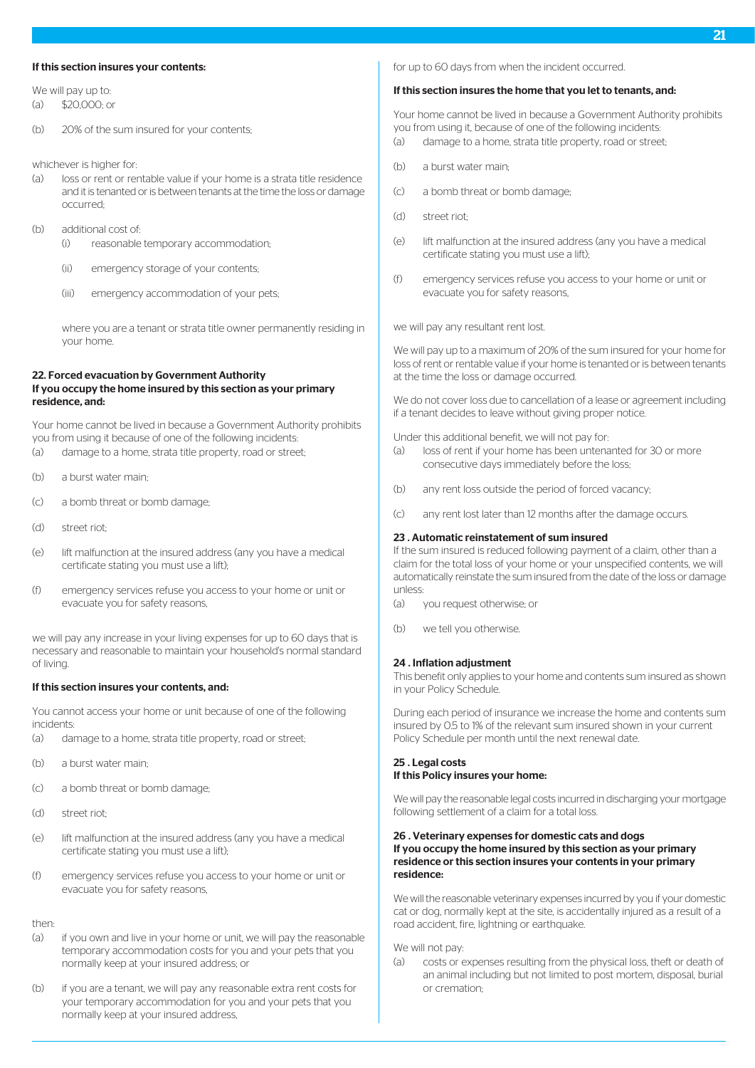**If this section insures your contents:**

We will pay up to:

(a) $20,000; or

(b) 20% of the sum insured for your contents;

whichever is higher for:

(a) loss or rent or rentable value if your home is a strata title residence and it is tenanted or is between tenants at the time the loss or damage occurred;

(b) additional cost of:

  (i) reasonable temporary accommodation;

  (ii) emergency storage of your contents;

  (iii) emergency accommodation of your pets;

  where you are a tenant or strata title owner permanently residing in your home.

**22. Forced evacuation by Government Authority**
**If you occupy the home insured by this section as your primary residence, and:**

Your home cannot be lived in because a Government Authority prohibits you from using it because of one of the following incidents:

(a) damage to a home, strata title property, road or street;

(b) a burst water main;

(c) a bomb threat or bomb damage;

(d) street riot;

(e) lift malfunction at the insured address (any you have a medical certificate stating you must use a lift);

(f) emergency services refuse you access to your home or unit or evacuate you for safety reasons,

we will pay any increase in your living expenses for up to 60 days that is necessary and reasonable to maintain your household's normal standard of living.

**If this section insures your contents, and:**

You cannot access your home or unit because of one of the following incidents:

(a) damage to a home, strata title property, road or street;

(b) a burst water main;

(c) a bomb threat or bomb damage;

(d) street riot;

(e) lift malfunction at the insured address (any you have a medical certificate stating you must use a lift);

(f) emergency services refuse you access to your home or unit or evacuate you for safety reasons,

then:

(a) if you own and live in your home or unit, we will pay the reasonable temporary accommodation costs for you and your pets that you normally keep at your insured address; or

(b) if you are a tenant, we will pay any reasonable extra rent costs for your temporary accommodation for you and your pets that you normally keep at your insured address,

for up to 60 days from when the incident occurred.

**If this section insures the home that you let to tenants, and:**

Your home cannot be lived in because a Government Authority prohibits you from using it, because of one of the following incidents:

(a) damage to a home, strata title property, road or street;

(b) a burst water main;

(c) a bomb threat or bomb damage;

(d) street riot;

(e) lift malfunction at the insured address (any you have a medical certificate stating you must use a lift);

(f) emergency services refuse you access to your home or unit or evacuate you for safety reasons,

we will pay any resultant rent lost.

We will pay up to a maximum of 20% of the sum insured for your home for loss of rent or rentable value if your home is tenanted or is between tenants at the time the loss or damage occurred.

We do not cover loss due to cancellation of a lease or agreement including if a tenant decides to leave without giving proper notice.

Under this additional benefit, we will not pay for:

(a) loss of rent if your home has been untenanted for 30 or more consecutive days immediately before the loss;

(b) any rent loss outside the period of forced vacancy;

(c) any rent lost later than 12 months after the damage occurs.

**23 . Automatic reinstatement of sum insured**

If the sum insured is reduced following payment of a claim, other than a claim for the total loss of your home or your unspecified contents, we will automatically reinstate the sum insured from the date of the loss or damage unless:

(a) you request otherwise; or

(b) we tell you otherwise.

**24 . Inflation adjustment**

This benefit only applies to your home and contents sum insured as shown in your Policy Schedule.

During each period of insurance we increase the home and contents sum insured by 0.5 to 1% of the relevant sum insured shown in your current Policy Schedule per month until the next renewal date.

**25 . Legal costs**
**If this Policy insures your home:**

We will pay the reasonable legal costs incurred in discharging your mortgage following settlement of a claim for a total loss.

**26 . Veterinary expenses for domestic cats and dogs**
**If you occupy the home insured by this section as your primary residence or this section insures your contents in your primary residence:**

We will the reasonable veterinary expenses incurred by you if your domestic cat or dog, normally kept at the site, is accidentally injured as a result of a road accident, fire, lightning or earthquake.

We will not pay:

(a) costs or expenses resulting from the physical loss, theft or death of an animal including but not limited to post mortem, disposal, burial or cremation;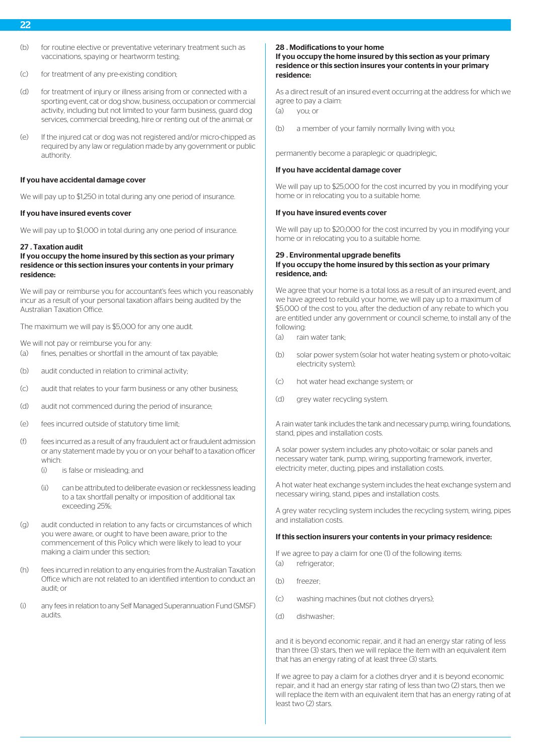(b) for routine elective or preventative veterinary treatment such as vaccinations, spaying or heartworm testing;

(c) for treatment of any pre-existing condition;

(d) for treatment of injury or illness arising from or connected with a sporting event, cat or dog show, business, occupation or commercial activity, including but not limited to your farm business, guard dog services, commercial breeding, hire or renting out of the animal; or

(e) If the injured cat or dog was not registered and/or micro-chipped as required by any law or regulation made by any government or public authority.

**If you have accidental damage cover**

We will pay up to $1,250 in total during any one period of insurance.

**If you have insured events cover**

We will pay up to $1,000 in total during any one period of insurance.

**27 . Taxation audit**

**If you occupy the home insured by this section as your primary residence or this section insures your contents in your primary residence:**

We will pay or reimburse you for accountant's fees which you reasonably incur as a result of your personal taxation affairs being audited by the Australian Taxation Office.

The maximum we will pay is $5,000 for any one audit.

We will not pay or reimburse you for any:

(a) fines, penalties or shortfall in the amount of tax payable;

(b) audit conducted in relation to criminal activity;

(c) audit that relates to your farm business or any other business;

(d) audit not commenced during the period of insurance;

(e) fees incurred outside of statutory time limit;

(f) fees incurred as a result of any fraudulent act or fraudulent admission or any statement made by you or on your behalf to a taxation officer which:

  (i) is false or misleading; and

  (ii) can be attributed to deliberate evasion or recklessness leading to a tax shortfall penalty or imposition of additional tax exceeding 25%;

(g) audit conducted in relation to any facts or circumstances of which you were aware, or ought to have been aware, prior to the commencement of this Policy which were likely to lead to your making a claim under this section;

(h) fees incurred in relation to any enquiries from the Australian Taxation Office which are not related to an identified intention to conduct an audit; or

(i) any fees in relation to any Self Managed Superannuation Fund (SMSF) audits.

**28 . Modifications to your home**

**If you occupy the home insured by this section as your primary residence or this section insures your contents in your primary residence:**

As a direct result of an insured event occurring at the address for which we agree to pay a claim:

(a) you; or

(b) a member of your family normally living with you;

permanently become a paraplegic or quadriplegic,

**If you have accidental damage cover**

We will pay up to $25,000 for the cost incurred by you in modifying your home or in relocating you to a suitable home.

**If you have insured events cover**

We will pay up to $20,000 for the cost incurred by you in modifying your home or in relocating you to a suitable home.

**29 . Environmental upgrade benefits**

**If you occupy the home insured by this section as your primary residence, and:**

We agree that your home is a total loss as a result of an insured event, and we have agreed to rebuild your home, we will pay up to a maximum of $5,000 of the cost to you, after the deduction of any rebate to which you are entitled under any government or council scheme, to install any of the following:

(a) rain water tank;

(b) solar power system (solar hot water heating system or photo-voltaic electricity system);

(c) hot water head exchange system; or

(d) grey water recycling system.

A rain water tank includes the tank and necessary pump, wiring, foundations, stand, pipes and installation costs.

A solar power system includes any photo-voltaic or solar panels and necessary water tank, pump, wiring, supporting framework, inverter, electricity meter, ducting, pipes and installation costs.

A hot water heat exchange system includes the heat exchange system and necessary wiring, stand, pipes and installation costs.

A grey water recycling system includes the recycling system, wiring, pipes and installation costs.

**If this section insurers your contents in your primacy residence:**

If we agree to pay a claim for one (1) of the following items:

(a) refrigerator;

(b) freezer;

(c) washing machines (but not clothes dryers);

(d) dishwasher;

and it is beyond economic repair, and it had an energy star rating of less than three (3) stars, then we will replace the item with an equivalent item that has an energy rating of at least three (3) starts.

If we agree to pay a claim for a clothes dryer and it is beyond economic repair, and it had an energy star rating of less than two (2) stars, then we will replace the item with an equivalent item that has an energy rating of at least two (2) stars.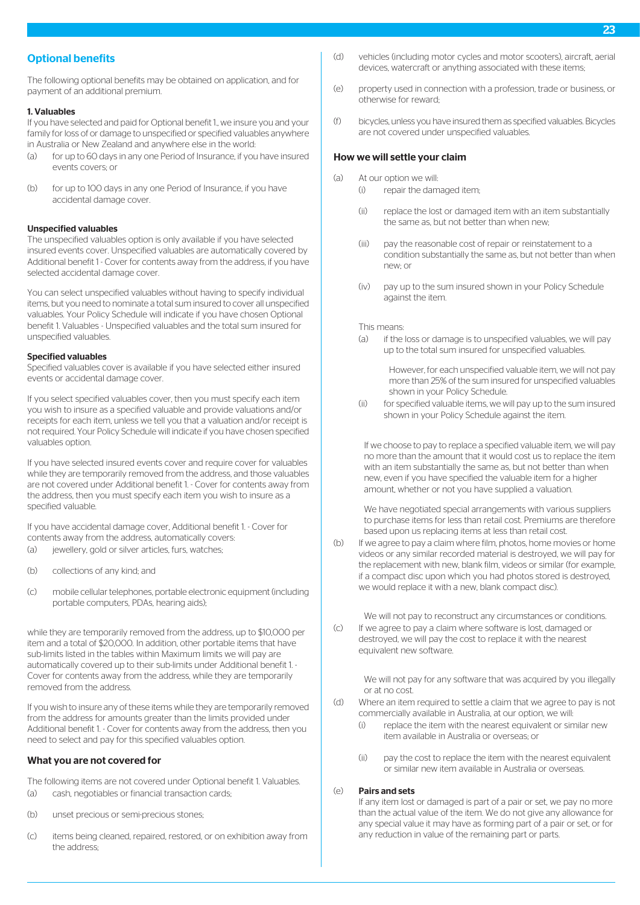## Optional benefits

The following optional benefits may be obtained on application, and for payment of an additional premium.

**1. Valuables**

If you have selected and paid for Optional benefit 1., we insure you and your family for loss of or damage to unspecified or specified valuables anywhere in Australia or New Zealand and anywhere else in the world:

(a) for up to 60 days in any one Period of Insurance, if you have insured events covers; or

(b) for up to 100 days in any one Period of Insurance, if you have accidental damage cover.

**Unspecified valuables**

The unspecified valuables option is only available if you have selected insured events cover. Unspecified valuables are automatically covered by Additional benefit 1 - Cover for contents away from the address, if you have selected accidental damage cover.

You can select unspecified valuables without having to specify individual items, but you need to nominate a total sum insured to cover all unspecified valuables. Your Policy Schedule will indicate if you have chosen Optional benefit 1. Valuables - Unspecified valuables and the total sum insured for unspecified valuables.

**Specified valuables**

Specified valuables cover is available if you have selected either insured events or accidental damage cover.

If you select specified valuables cover, then you must specify each item you wish to insure as a specified valuable and provide valuations and/or receipts for each item, unless we tell you that a valuation and/or receipt is not required. Your Policy Schedule will indicate if you have chosen specified valuables option.

If you have selected insured events cover and require cover for valuables while they are temporarily removed from the address, and those valuables are not covered under Additional benefit 1. - Cover for contents away from the address, then you must specify each item you wish to insure as a specified valuable.

If you have accidental damage cover, Additional benefit 1. - Cover for contents away from the address, automatically covers:

(a) jewellery, gold or silver articles, furs, watches;

(b) collections of any kind; and

(c) mobile cellular telephones, portable electronic equipment (including portable computers, PDAs, hearing aids);

while they are temporarily removed from the address, up to $10,000 per item and a total of $20,000. In addition, other portable items that have sub-limits listed in the tables within Maximum limits we will pay are automatically covered up to their sub-limits under Additional benefit 1. - Cover for contents away from the address, while they are temporarily removed from the address.

If you wish to insure any of these items while they are temporarily removed from the address for amounts greater than the limits provided under Additional benefit 1. - Cover for contents away from the address, then you need to select and pay for this specified valuables option.

### What you are not covered for

The following items are not covered under Optional benefit 1. Valuables.

(a) cash, negotiables or financial transaction cards;

(b) unset precious or semi-precious stones;

(c) items being cleaned, repaired, restored, or on exhibition away from the address;

(d) vehicles (including motor cycles and motor scooters), aircraft, aerial devices, watercraft or anything associated with these items;

(e) property used in connection with a profession, trade or business, or otherwise for reward;

(f) bicycles, unless you have insured them as specified valuables. Bicycles are not covered under unspecified valuables.

### How we will settle your claim

(a) At our option we will:

(i) repair the damaged item;

(ii) replace the lost or damaged item with an item substantially the same as, but not better than when new;

(iii) pay the reasonable cost of repair or reinstatement to a condition substantially the same as, but not better than when new; or

(iv) pay up to the sum insured shown in your Policy Schedule against the item.

This means:

(a) if the loss or damage is to unspecified valuables, we will pay up to the total sum insured for unspecified valuables.

However, for each unspecified valuable item, we will not pay more than 25% of the sum insured for unspecified valuables shown in your Policy Schedule.

(ii) for specified valuable items, we will pay up to the sum insured shown in your Policy Schedule against the item.

If we choose to pay to replace a specified valuable item, we will pay no more than the amount that it would cost us to replace the item with an item substantially the same as, but not better than when new, even if you have specified the valuable item for a higher amount, whether or not you have supplied a valuation.

We have negotiated special arrangements with various suppliers to purchase items for less than retail cost. Premiums are therefore based upon us replacing items at less than retail cost.

(b) If we agree to pay a claim where film, photos, home movies or home videos or any similar recorded material is destroyed, we will pay for the replacement with new, blank film, videos or similar (for example, if a compact disc upon which you had photos stored is destroyed, we would replace it with a new, blank compact disc).

We will not pay to reconstruct any circumstances or conditions.

(c) If we agree to pay a claim where software is lost, damaged or destroyed, we will pay the cost to replace it with the nearest equivalent new software.

We will not pay for any software that was acquired by you illegally or at no cost.

(d) Where an item required to settle a claim that we agree to pay is not commercially available in Australia, at our option, we will:

(i) replace the item with the nearest equivalent or similar new item available in Australia or overseas; or

(ii) pay the cost to replace the item with the nearest equivalent or similar new item available in Australia or overseas.

(e) **Pairs and sets**

If any item lost or damaged is part of a pair or set, we pay no more than the actual value of the item. We do not give any allowance for any special value it may have as forming part of a pair or set, or for any reduction in value of the remaining part or parts.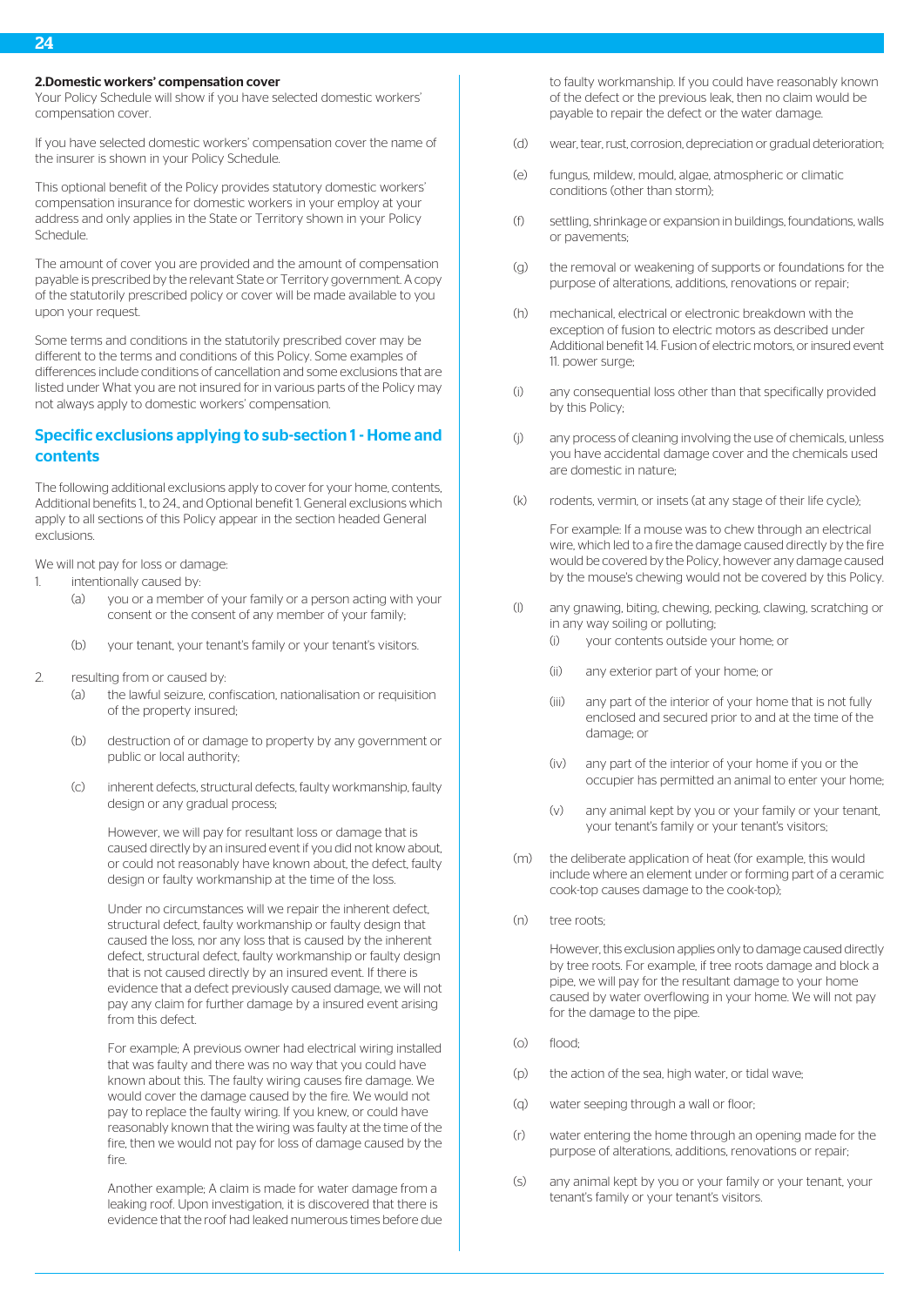### 2. Domestic workers' compensation cover

Your Policy Schedule will show if you have selected domestic workers' compensation cover.

If you have selected domestic workers' compensation cover the name of the insurer is shown in your Policy Schedule.

This optional benefit of the Policy provides statutory domestic workers' compensation insurance for domestic workers in your employ at your address and only applies in the State or Territory shown in your Policy Schedule.

The amount of cover you are provided and the amount of compensation payable is prescribed by the relevant State or Territory government. A copy of the statutorily prescribed policy or cover will be made available to you upon your request.

Some terms and conditions in the statutorily prescribed cover may be different to the terms and conditions of this Policy. Some examples of differences include conditions of cancellation and some exclusions that are listed under What you are not insured for in various parts of the Policy may not always apply to domestic workers' compensation.

## Specific exclusions applying to sub-section 1 - Home and contents

The following additional exclusions apply to cover for your home, contents, Additional benefits 1., to 24., and Optional benefit 1. General exclusions which apply to all sections of this Policy appear in the section headed General exclusions.

We will not pay for loss or damage:

1. intentionally caused by:
   - (a) you or a member of your family or a person acting with your consent or the consent of any member of your family;
   - (b) your tenant, your tenant's family or your tenant's visitors.
2. resulting from or caused by:
   - (a) the lawful seizure, confiscation, nationalisation or requisition of the property insured;
   - (b) destruction of or damage to property by any government or public or local authority;
   - (c) inherent defects, structural defects, faulty workmanship, faulty design or any gradual process;

     However, we will pay for resultant loss or damage that is caused directly by an insured event if you did not know about, or could not reasonably have known about, the defect, faulty design or faulty workmanship at the time of the loss.

     Under no circumstances will we repair the inherent defect, structural defect, faulty workmanship or faulty design that caused the loss, nor any loss that is caused by the inherent defect, structural defect, faulty workmanship or faulty design that is not caused directly by an insured event. If there is evidence that a defect previously caused damage, we will not pay any claim for further damage by a insured event arising from this defect.

     For example; A previous owner had electrical wiring installed that was faulty and there was no way that you could have known about this. The faulty wiring causes fire damage. We would cover the damage caused by the fire. We would not pay to replace the faulty wiring. If you knew, or could have reasonably known that the wiring was faulty at the time of the fire, then we would not pay for loss of damage caused by the fire.

     Another example; A claim is made for water damage from a leaking roof. Upon investigation, it is discovered that there is evidence that the roof had leaked numerous times before due to faulty workmanship. If you could have reasonably known of the defect or the previous leak, then no claim would be payable to repair the defect or the water damage.
   - (d) wear, tear, rust, corrosion, depreciation or gradual deterioration;
   - (e) fungus, mildew, mould, algae, atmospheric or climatic conditions (other than storm);
   - (f) settling, shrinkage or expansion in buildings, foundations, walls or pavements;
   - (g) the removal or weakening of supports or foundations for the purpose of alterations, additions, renovations or repair;
   - (h) mechanical, electrical or electronic breakdown with the exception of fusion to electric motors as described under Additional benefit 14. Fusion of electric motors, or insured event 11. power surge;
   - (i) any consequential loss other than that specifically provided by this Policy;
   - (j) any process of cleaning involving the use of chemicals, unless you have accidental damage cover and the chemicals used are domestic in nature;
   - (k) rodents, vermin, or insets (at any stage of their life cycle);

     For example: If a mouse was to chew through an electrical wire, which led to a fire the damage caused directly by the fire would be covered by the Policy, however any damage caused by the mouse's chewing would not be covered by this Policy.
   - (l) any gnawing, biting, chewing, pecking, clawing, scratching or in any way soiling or polluting:
     - (i) your contents outside your home; or
     - (ii) any exterior part of your home; or
     - (iii) any part of the interior of your home that is not fully enclosed and secured prior to and at the time of the damage; or
     - (iv) any part of the interior of your home if you or the occupier has permitted an animal to enter your home;
     - (v) any animal kept by you or your family or your tenant, your tenant's family or your tenant's visitors;
   - (m) the deliberate application of heat (for example, this would include where an element under or forming part of a ceramic cook-top causes damage to the cook-top);
   - (n) tree roots;

     However, this exclusion applies only to damage caused directly by tree roots. For example, if tree roots damage and block a pipe, we will pay for the resultant damage to your home caused by water overflowing in your home. We will not pay for the damage to the pipe.
   - (o) flood;
   - (p) the action of the sea, high water, or tidal wave;
   - (q) water seeping through a wall or floor;
   - (r) water entering the home through an opening made for the purpose of alterations, additions, renovations or repair;
   - (s) any animal kept by you or your family or your tenant, your tenant's family or your tenant's visitors.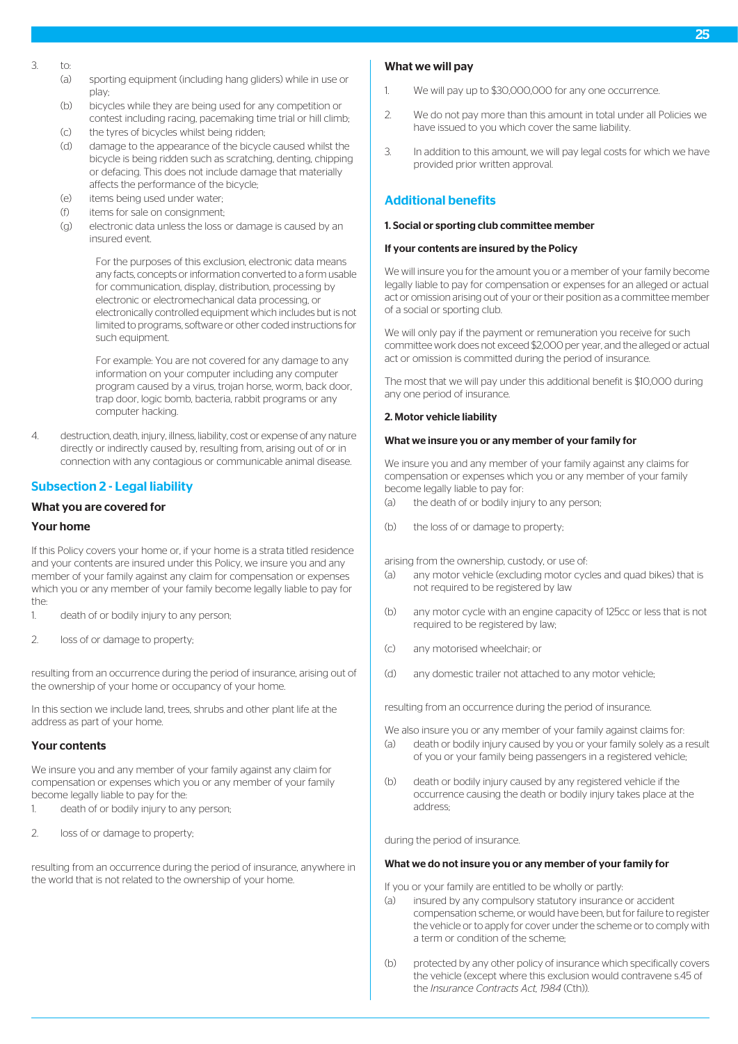3. to:
   (a) sporting equipment (including hang gliders) while in use or play;
   (b) bicycles while they are being used for any competition or contest including racing, pacemaking time trial or hill climb;
   (c) the tyres of bicycles whilst being ridden;
   (d) damage to the appearance of the bicycle caused whilst the bicycle is being ridden such as scratching, denting, chipping or defacing. This does not include damage that materially affects the performance of the bicycle;
   (e) items being used under water;
   (f) items for sale on consignment;
   (g) electronic data unless the loss or damage is caused by an insured event.

      For the purposes of this exclusion, electronic data means any facts, concepts or information converted to a form usable for communication, display, distribution, processing by electronic or electromechanical data processing, or electronically controlled equipment which includes but is not limited to programs, software or other coded instructions for such equipment.

      For example: You are not covered for any damage to any information on your computer including any computer program caused by a virus, trojan horse, worm, back door, trap door, logic bomb, bacteria, rabbit programs or any computer hacking.

4. destruction, death, injury, illness, liability, cost or expense of any nature directly or indirectly caused by, resulting from, arising out of or in connection with any contagious or communicable animal disease.

## Subsection 2 - Legal liability

### What you are covered for

### Your home

If this Policy covers your home or, if your home is a strata titled residence and your contents are insured under this Policy, we insure you and any member of your family against any claim for compensation or expenses which you or any member of your family become legally liable to pay for the:

1. death of or bodily injury to any person;
2. loss of or damage to property;

resulting from an occurrence during the period of insurance, arising out of the ownership of your home or occupancy of your home.

In this section we include land, trees, shrubs and other plant life at the address as part of your home.

### Your contents

We insure you and any member of your family against any claim for compensation or expenses which you or any member of your family become legally liable to pay for the:

1. death of or bodily injury to any person;
2. loss of or damage to property;

resulting from an occurrence during the period of insurance, anywhere in the world that is not related to the ownership of your home.

### What we will pay

1. We will pay up to $30,000,000 for any one occurrence.
2. We do not pay more than this amount in total under all Policies we have issued to you which cover the same liability.
3. In addition to this amount, we will pay legal costs for which we have provided prior written approval.

## Additional benefits

#### 1. Social or sporting club committee member

#### If your contents are insured by the Policy

We will insure you for the amount you or a member of your family become legally liable to pay for compensation or expenses for an alleged or actual act or omission arising out of your or their position as a committee member of a social or sporting club.

We will only pay if the payment or remuneration you receive for such committee work does not exceed $2,000 per year, and the alleged or actual act or omission is committed during the period of insurance.

The most that we will pay under this additional benefit is $10,000 during any one period of insurance.

#### 2. Motor vehicle liability

#### What we insure you or any member of your family for

We insure you and any member of your family against any claims for compensation or expenses which you or any member of your family become legally liable to pay for:

(a) the death of or bodily injury to any person;

(b) the loss of or damage to property;

arising from the ownership, custody, or use of:

(a) any motor vehicle (excluding motor cycles and quad bikes) that is not required to be registered by law

(b) any motor cycle with an engine capacity of 125cc or less that is not required to be registered by law;

(c) any motorised wheelchair; or

(d) any domestic trailer not attached to any motor vehicle;

resulting from an occurrence during the period of insurance.

We also insure you or any member of your family against claims for:

(a) death or bodily injury caused by you or your family solely as a result of you or your family being passengers in a registered vehicle;

(b) death or bodily injury caused by any registered vehicle if the occurrence causing the death or bodily injury takes place at the address;

during the period of insurance.

#### What we do not insure you or any member of your family for

If you or your family are entitled to be wholly or partly:

(a) insured by any compulsory statutory insurance or accident compensation scheme, or would have been, but for failure to register the vehicle or to apply for cover under the scheme or to comply with a term or condition of the scheme;

(b) protected by any other policy of insurance which specifically covers the vehicle (except where this exclusion would contravene s.45 of the *Insurance Contracts Act, 1984* (Cth)).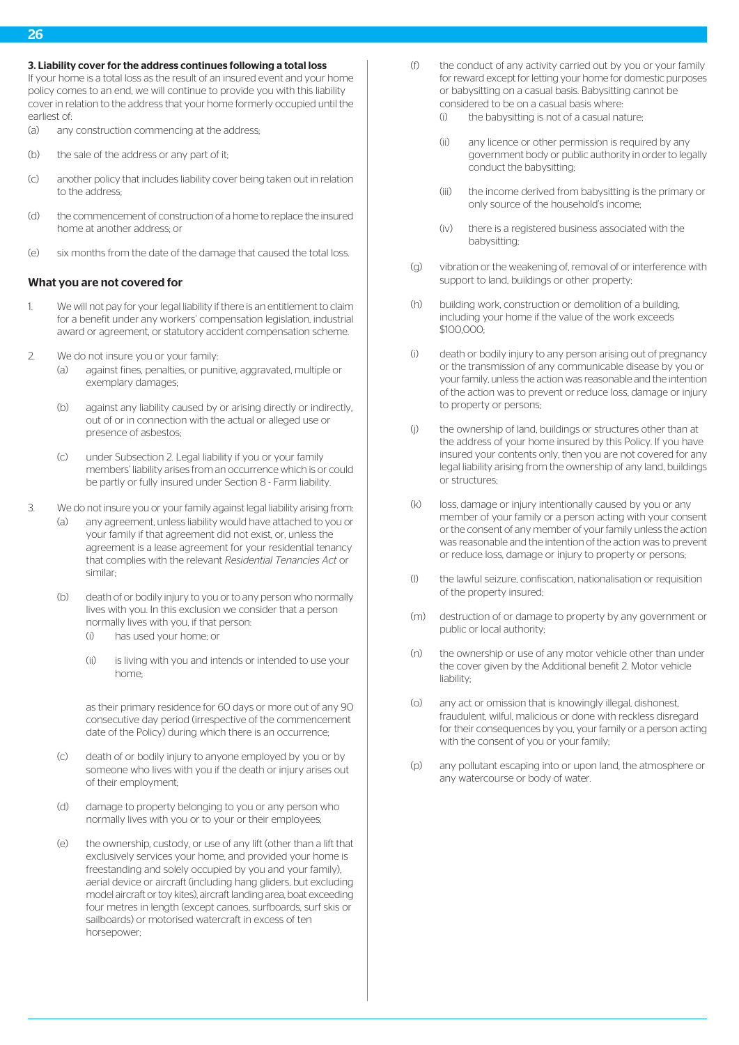**3. Liability cover for the address continues following a total loss**

If your home is a total loss as the result of an insured event and your home policy comes to an end, we will continue to provide you with this liability cover in relation to the address that your home formerly occupied until the earliest of:

(a) any construction commencing at the address;

(b) the sale of the address or any part of it;

(c) another policy that includes liability cover being taken out in relation to the address;

(d) the commencement of construction of a home to replace the insured home at another address; or

(e) six months from the date of the damage that caused the total loss.

### What you are not covered for

1. We will not pay for your legal liability if there is an entitlement to claim for a benefit under any workers' compensation legislation, industrial award or agreement, or statutory accident compensation scheme.

2. We do not insure you or your family:

   (a) against fines, penalties, or punitive, aggravated, multiple or exemplary damages;

   (b) against any liability caused by or arising directly or indirectly, out of or in connection with the actual or alleged use or presence of asbestos;

   (c) under Subsection 2. Legal liability if you or your family members' liability arises from an occurrence which is or could be partly or fully insured under Section 8 - Farm liability.

3. We do not insure you or your family against legal liability arising from:

   (a) any agreement, unless liability would have attached to you or your family if that agreement did not exist, or, unless the agreement is a lease agreement for your residential tenancy that complies with the relevant *Residential Tenancies Act* or similar;

   (b) death of or bodily injury to you or to any person who normally lives with you. In this exclusion we consider that a person normally lives with you, if that person:

      (i) has used your home; or

      (ii) is living with you and intends or intended to use your home;

      as their primary residence for 60 days or more out of any 90 consecutive day period (irrespective of the commencement date of the Policy) during which there is an occurrence;

   (c) death of or bodily injury to anyone employed by you or by someone who lives with you if the death or injury arises out of their employment;

   (d) damage to property belonging to you or any person who normally lives with you or to your or their employees;

   (e) the ownership, custody, or use of any lift (other than a lift that exclusively services your home, and provided your home is freestanding and solely occupied by you and your family), aerial device or aircraft (including hang gliders, but excluding model aircraft or toy kites), aircraft landing area, boat exceeding four metres in length (except canoes, surfboards, surf skis or sailboards) or motorised watercraft in excess of ten horsepower;

   (f) the conduct of any activity carried out by you or your family for reward except for letting your home for domestic purposes or babysitting on a casual basis. Babysitting cannot be considered to be on a casual basis where:

      (i) the babysitting is not of a casual nature;

      (ii) any licence or other permission is required by any government body or public authority in order to legally conduct the babysitting;

      (iii) the income derived from babysitting is the primary or only source of the household's income;

      (iv) there is a registered business associated with the babysitting;

   (g) vibration or the weakening of, removal of or interference with support to land, buildings or other property;

   (h) building work, construction or demolition of a building, including your home if the value of the work exceeds $100,000;

   (i) death or bodily injury to any person arising out of pregnancy or the transmission of any communicable disease by you or your family, unless the action was reasonable and the intention of the action was to prevent or reduce loss, damage or injury to property or persons;

   (j) the ownership of land, buildings or structures other than at the address of your home insured by this Policy. If you have insured your contents only, then you are not covered for any legal liability arising from the ownership of any land, buildings or structures;

   (k) loss, damage or injury intentionally caused by you or any member of your family or a person acting with your consent or the consent of any member of your family unless the action was reasonable and the intention of the action was to prevent or reduce loss, damage or injury to property or persons;

   (l) the lawful seizure, confiscation, nationalisation or requisition of the property insured;

   (m) destruction of or damage to property by any government or public or local authority;

   (n) the ownership or use of any motor vehicle other than under the cover given by the Additional benefit 2. Motor vehicle liability;

   (o) any act or omission that is knowingly illegal, dishonest, fraudulent, wilful, malicious or done with reckless disregard for their consequences by you, your family or a person acting with the consent of you or your family;

   (p) any pollutant escaping into or upon land, the atmosphere or any watercourse or body of water.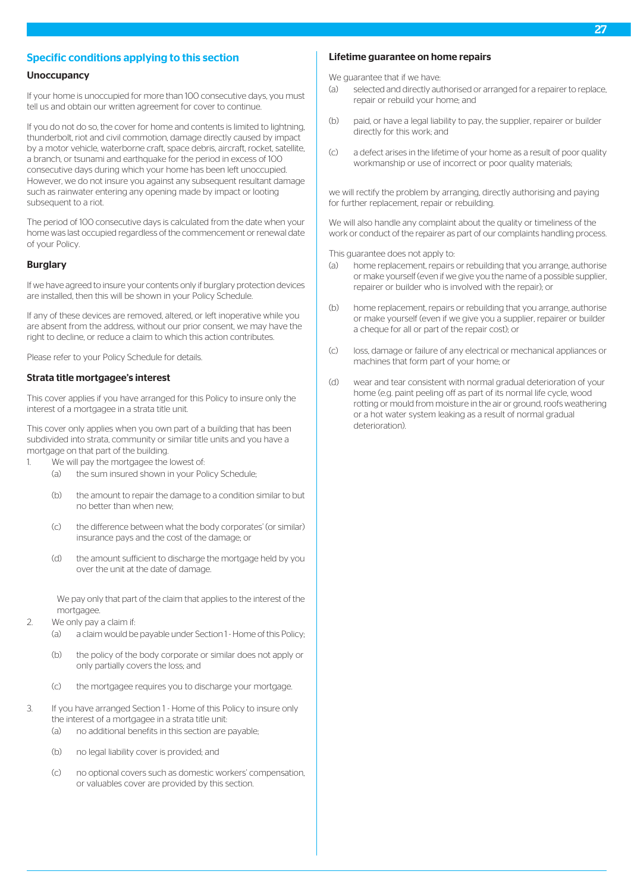## Specific conditions applying to this section

### Unoccupancy

If your home is unoccupied for more than 100 consecutive days, you must tell us and obtain our written agreement for cover to continue.

If you do not do so, the cover for home and contents is limited to lightning, thunderbolt, riot and civil commotion, damage directly caused by impact by a motor vehicle, waterborne craft, space debris, aircraft, rocket, satellite, a branch, or tsunami and earthquake for the period in excess of 100 consecutive days during which your home has been left unoccupied. However, we do not insure you against any subsequent resultant damage such as rainwater entering any opening made by impact or looting subsequent to a riot.

The period of 100 consecutive days is calculated from the date when your home was last occupied regardless of the commencement or renewal date of your Policy.

### Burglary

If we have agreed to insure your contents only if burglary protection devices are installed, then this will be shown in your Policy Schedule.

If any of these devices are removed, altered, or left inoperative while you are absent from the address, without our prior consent, we may have the right to decline, or reduce a claim to which this action contributes.

Please refer to your Policy Schedule for details.

### Strata title mortgagee's interest

This cover applies if you have arranged for this Policy to insure only the interest of a mortgagee in a strata title unit.

This cover only applies when you own part of a building that has been subdivided into strata, community or similar title units and you have a mortgage on that part of the building.

1. We will pay the mortgagee the lowest of:
   (a) the sum insured shown in your Policy Schedule;

   (b) the amount to repair the damage to a condition similar to but no better than when new;

   (c) the difference between what the body corporates' (or similar) insurance pays and the cost of the damage; or

   (d) the amount sufficient to discharge the mortgage held by you over the unit at the date of damage.

   We pay only that part of the claim that applies to the interest of the mortgagee.
2. We only pay a claim if:
   (a) a claim would be payable under Section 1 - Home of this Policy;

   (b) the policy of the body corporate or similar does not apply or only partially covers the loss; and

   (c) the mortgagee requires you to discharge your mortgage.
3. If you have arranged Section 1 - Home of this Policy to insure only the interest of a mortgagee in a strata title unit:
   (a) no additional benefits in this section are payable;

   (b) no legal liability cover is provided; and

   (c) no optional covers such as domestic workers' compensation, or valuables cover are provided by this section.

### Lifetime guarantee on home repairs

We guarantee that if we have:

(a) selected and directly authorised or arranged for a repairer to replace, repair or rebuild your home; and

(b) paid, or have a legal liability to pay, the supplier, repairer or builder directly for this work; and

(c) a defect arises in the lifetime of your home as a result of poor quality workmanship or use of incorrect or poor quality materials;

we will rectify the problem by arranging, directly authorising and paying for further replacement, repair or rebuilding.

We will also handle any complaint about the quality or timeliness of the work or conduct of the repairer as part of our complaints handling process.

This guarantee does not apply to:

(a) home replacement, repairs or rebuilding that you arrange, authorise or make yourself (even if we give you the name of a possible supplier, repairer or builder who is involved with the repair); or

(b) home replacement, repairs or rebuilding that you arrange, authorise or make yourself (even if we give you a supplier, repairer or builder a cheque for all or part of the repair cost); or

(c) loss, damage or failure of any electrical or mechanical appliances or machines that form part of your home; or

(d) wear and tear consistent with normal gradual deterioration of your home (e.g. paint peeling off as part of its normal life cycle, wood rotting or mould from moisture in the air or ground, roofs weathering or a hot water system leaking as a result of normal gradual deterioration).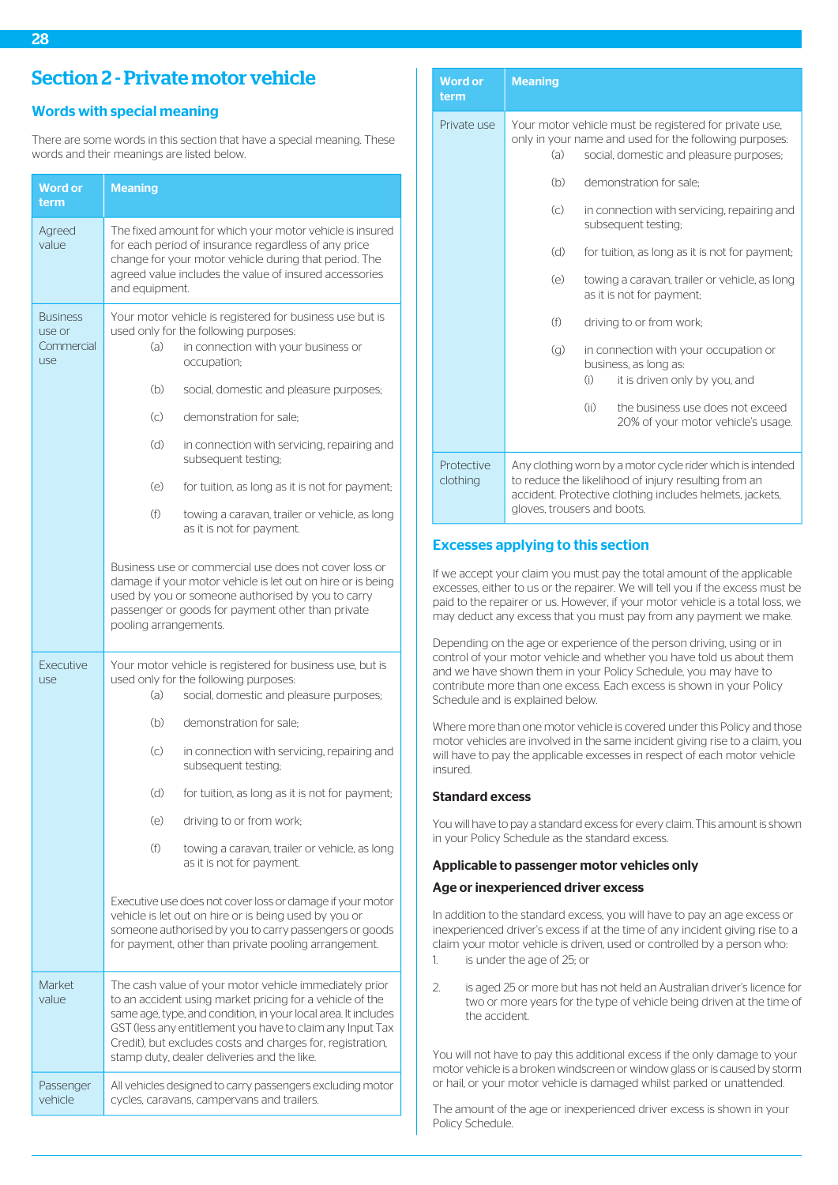# Section 2 - Private motor vehicle

## Words with special meaning

There are some words in this section that have a special meaning. These words and their meanings are listed below.

| Word or term | Meaning |
|---|---|
| Agreed value | The fixed amount for which your motor vehicle is insured for each period of insurance regardless of any price change for your motor vehicle during that period. The agreed value includes the value of insured accessories and equipment. |
| Business use or Commercial use | Your motor vehicle is registered for business use but is used only for the following purposes: (a) in connection with your business or occupation; (b) social, domestic and pleasure purposes; (c) demonstration for sale; (d) in connection with servicing, repairing and subsequent testing; (e) for tuition, as long as it is not for payment; (f) towing a caravan, trailer or vehicle, as long as it is not for payment. Business use or commercial use does not cover loss or damage if your motor vehicle is let out on hire or is being used by you or someone authorised by you to carry passenger or goods for payment other than private pooling arrangements. |
| Executive use | Your motor vehicle is registered for business use, but is used only for the following purposes: (a) social, domestic and pleasure purposes; (b) demonstration for sale; (c) in connection with servicing, repairing and subsequent testing; (d) for tuition, as long as it is not for payment; (e) driving to or from work; (f) towing a caravan, trailer or vehicle, as long as it is not for payment. Executive use does not cover loss or damage if your motor vehicle is let out on hire or is being used by you or someone authorised by you to carry passengers or goods for payment, other than private pooling arrangement. |
| Market value | The cash value of your motor vehicle immediately prior to an accident using market pricing for a vehicle of the same age, type, and condition, in your local area. It includes GST (less any entitlement you have to claim any Input Tax Credit), but excludes costs and charges for, registration, stamp duty, dealer deliveries and the like. |
| Passenger vehicle | All vehicles designed to carry passengers excluding motor cycles, caravans, campervans and trailers. |
| Private use | Your motor vehicle must be registered for private use, only in your name and used for the following purposes: (a) social, domestic and pleasure purposes; (b) demonstration for sale; (c) in connection with servicing, repairing and subsequent testing; (d) for tuition, as long as it is not for payment; (e) towing a caravan, trailer or vehicle, as long as it is not for payment; (f) driving to or from work; (g) in connection with your occupation or business, as long as: (i) it is driven only by you, and (ii) the business use does not exceed 20% of your motor vehicle's usage. |
| Protective clothing | Any clothing worn by a motor cycle rider which is intended to reduce the likelihood of injury resulting from an accident. Protective clothing includes helmets, jackets, gloves, trousers and boots. |

## Excesses applying to this section

If we accept your claim you must pay the total amount of the applicable excesses, either to us or the repairer. We will tell you if the excess must be paid to the repairer or us. However, if your motor vehicle is a total loss, we may deduct any excess that you must pay from any payment we make.

Depending on the age or experience of the person driving, using or in control of your motor vehicle and whether you have told us about them and we have shown them in your Policy Schedule, you may have to contribute more than one excess. Each excess is shown in your Policy Schedule and is explained below.

Where more than one motor vehicle is covered under this Policy and those motor vehicles are involved in the same incident giving rise to a claim, you will have to pay the applicable excesses in respect of each motor vehicle insured.

### Standard excess

You will have to pay a standard excess for every claim. This amount is shown in your Policy Schedule as the standard excess.

### Applicable to passenger motor vehicles only

### Age or inexperienced driver excess

In addition to the standard excess, you will have to pay an age excess or inexperienced driver's excess if at the time of any incident giving rise to a claim your motor vehicle is driven, used or controlled by a person who:

1. is under the age of 25; or
2. is aged 25 or more but has not held an Australian driver's licence for two or more years for the type of vehicle being driven at the time of the accident.

You will not have to pay this additional excess if the only damage to your motor vehicle is a broken windscreen or window glass or is caused by storm or hail, or your motor vehicle is damaged whilst parked or unattended.

The amount of the age or inexperienced driver excess is shown in your Policy Schedule.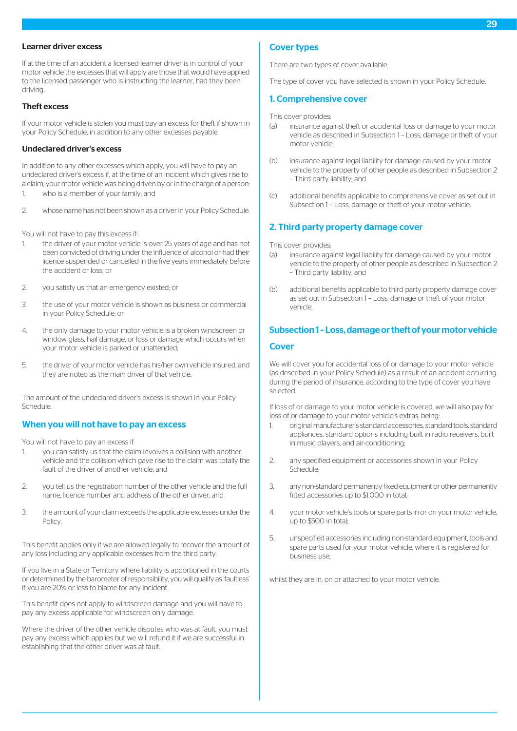### Learner driver excess

If at the time of an accident a licensed learner driver is in control of your motor vehicle the excesses that will apply are those that would have applied to the licensed passenger who is instructing the learner, had they been driving.

### Theft excess

If your motor vehicle is stolen you must pay an excess for theft if shown in your Policy Schedule, in addition to any other excesses payable.

### Undeclared driver's excess

In addition to any other excesses which apply, you will have to pay an undeclared driver's excess if, at the time of an incident which gives rise to a claim, your motor vehicle was being driven by or in the charge of a person:

1. who is a member of your family; and
2. whose name has not been shown as a driver in your Policy Schedule.

You will not have to pay this excess if:

1. the driver of your motor vehicle is over 25 years of age and has not been convicted of driving under the influence of alcohol or had their licence suspended or cancelled in the five years immediately before the accident or loss; or
2. you satisfy us that an emergency existed; or
3. the use of your motor vehicle is shown as business or commercial in your Policy Schedule; or
4. the only damage to your motor vehicle is a broken windscreen or window glass, hail damage, or loss or damage which occurs when your motor vehicle is parked or unattended;
5. the driver of your motor vehicle has his/her own vehicle insured, and they are noted as the main driver of that vehicle.

The amount of the undeclared driver's excess is shown in your Policy Schedule.

## When you will not have to pay an excess

You will not have to pay an excess if:

1. you can satisfy us that the claim involves a collision with another vehicle and the collision which gave rise to the claim was totally the fault of the driver of another vehicle; and
2. you tell us the registration number of the other vehicle and the full name, licence number and address of the other driver; and
3. the amount of your claim exceeds the applicable excesses under the Policy.

This benefit applies only if we are allowed legally to recover the amount of any loss including any applicable excesses from the third party.

If you live in a State or Territory where liability is apportioned in the courts or determined by the barometer of responsibility, you will qualify as 'faultless' if you are 20% or less to blame for any incident.

This benefit does not apply to windscreen damage and you will have to pay any excess applicable for windscreen only damage.

Where the driver of the other vehicle disputes who was at fault, you must pay any excess which applies but we will refund it if we are successful in establishing that the other driver was at fault.

## Cover types

There are two types of cover available.

The type of cover you have selected is shown in your Policy Schedule.

### 1. Comprehensive cover

This cover provides:

(a) insurance against theft or accidental loss or damage to your motor vehicle as described in Subsection 1 – Loss, damage or theft of your motor vehicle;

(b) insurance against legal liability for damage caused by your motor vehicle to the property of other people as described in Subsection 2 – Third party liability; and

(c) additional benefits applicable to comprehensive cover as set out in Subsection 1 – Loss, damage or theft of your motor vehicle.

### 2. Third party property damage cover

This cover provides:

(a) insurance against legal liability for damage caused by your motor vehicle to the property of other people as described in Subsection 2 – Third party liability; and

(b) additional benefits applicable to third party property damage cover as set out in Subsection 1 – Loss, damage or theft of your motor vehicle.

## Subsection 1 – Loss, damage or theft of your motor vehicle

### Cover

We will cover you for accidental loss of or damage to your motor vehicle (as described in your Policy Schedule) as a result of an accident occurring during the period of insurance, according to the type of cover you have selected.

If loss of or damage to your motor vehicle is covered, we will also pay for loss of or damage to your motor vehicle's extras, being:

1. original manufacturer's standard accessories, standard tools, standard appliances, standard options including built in radio receivers, built in music players, and air-conditioning;
2. any specified equipment or accessories shown in your Policy Schedule;
3. any non-standard permanently fixed equipment or other permanently fitted accessories up to $1,000 in total;
4. your motor vehicle's tools or spare parts in or on your motor vehicle, up to $500 in total;
5. unspecified accessories including non-standard equipment, tools and spare parts used for your motor vehicle, where it is registered for business use;

whilst they are in, on or attached to your motor vehicle.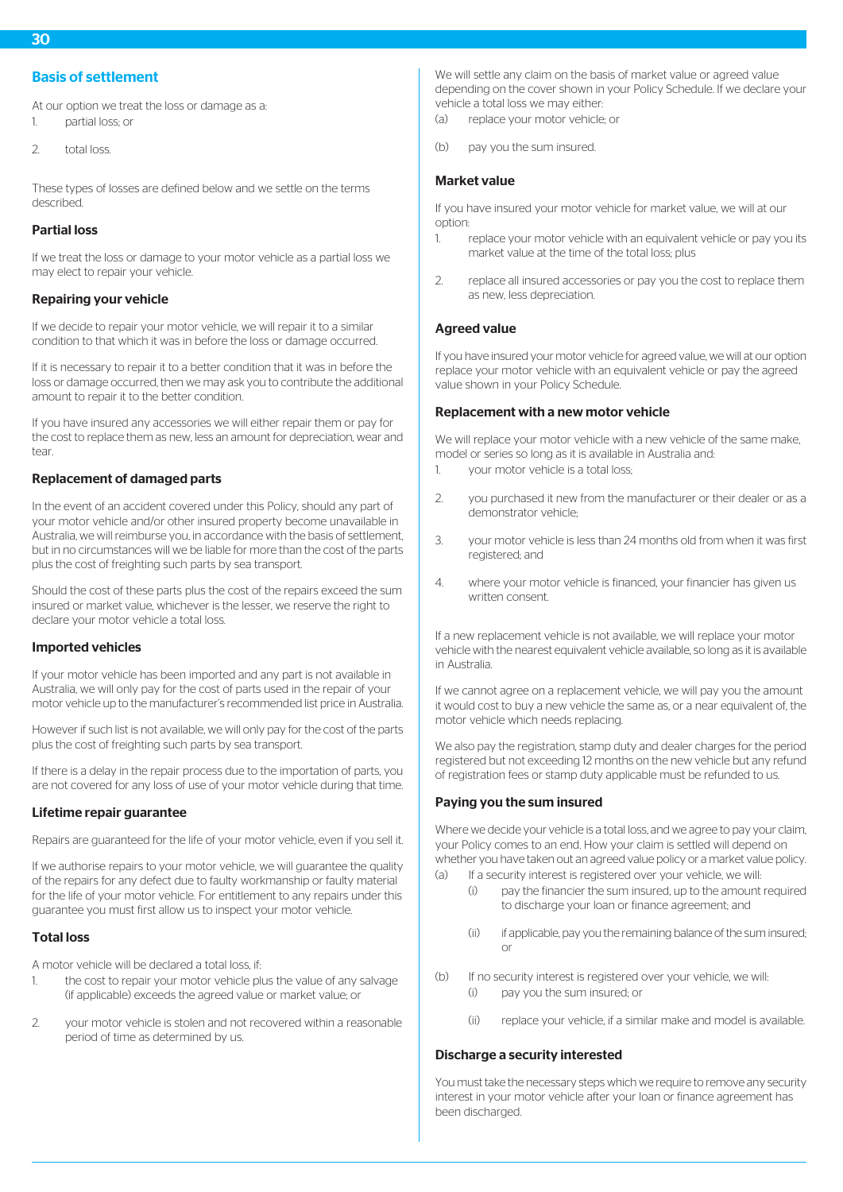## Basis of settlement

At our option we treat the loss or damage as a:

1. partial loss; or
2. total loss.

These types of losses are defined below and we settle on the terms described.

### Partial loss

If we treat the loss or damage to your motor vehicle as a partial loss we may elect to repair your vehicle.

### Repairing your vehicle

If we decide to repair your motor vehicle, we will repair it to a similar condition to that which it was in before the loss or damage occurred.

If it is necessary to repair it to a better condition that it was in before the loss or damage occurred, then we may ask you to contribute the additional amount to repair it to the better condition.

If you have insured any accessories we will either repair them or pay for the cost to replace them as new, less an amount for depreciation, wear and tear.

### Replacement of damaged parts

In the event of an accident covered under this Policy, should any part of your motor vehicle and/or other insured property become unavailable in Australia, we will reimburse you, in accordance with the basis of settlement, but in no circumstances will we be liable for more than the cost of the parts plus the cost of freighting such parts by sea transport.

Should the cost of these parts plus the cost of the repairs exceed the sum insured or market value, whichever is the lesser, we reserve the right to declare your motor vehicle a total loss.

### Imported vehicles

If your motor vehicle has been imported and any part is not available in Australia, we will only pay for the cost of parts used in the repair of your motor vehicle up to the manufacturer's recommended list price in Australia.

However if such list is not available, we will only pay for the cost of the parts plus the cost of freighting such parts by sea transport.

If there is a delay in the repair process due to the importation of parts, you are not covered for any loss of use of your motor vehicle during that time.

### Lifetime repair guarantee

Repairs are guaranteed for the life of your motor vehicle, even if you sell it.

If we authorise repairs to your motor vehicle, we will guarantee the quality of the repairs for any defect due to faulty workmanship or faulty material for the life of your motor vehicle. For entitlement to any repairs under this guarantee you must first allow us to inspect your motor vehicle.

### Total loss

A motor vehicle will be declared a total loss, if:

1. the cost to repair your motor vehicle plus the value of any salvage (if applicable) exceeds the agreed value or market value; or
2. your motor vehicle is stolen and not recovered within a reasonable period of time as determined by us.

We will settle any claim on the basis of market value or agreed value depending on the cover shown in your Policy Schedule. If we declare your vehicle a total loss we may either:

(a) replace your motor vehicle; or

(b) pay you the sum insured.

### Market value

If you have insured your motor vehicle for market value, we will at our option:

1. replace your motor vehicle with an equivalent vehicle or pay you its market value at the time of the total loss; plus
2. replace all insured accessories or pay you the cost to replace them as new, less depreciation.

### Agreed value

If you have insured your motor vehicle for agreed value, we will at our option replace your motor vehicle with an equivalent vehicle or pay the agreed value shown in your Policy Schedule.

### Replacement with a new motor vehicle

We will replace your motor vehicle with a new vehicle of the same make, model or series so long as it is available in Australia and:

1. your motor vehicle is a total loss;
2. you purchased it new from the manufacturer or their dealer or as a demonstrator vehicle;
3. your motor vehicle is less than 24 months old from when it was first registered; and
4. where your motor vehicle is financed, your financier has given us written consent.

If a new replacement vehicle is not available, we will replace your motor vehicle with the nearest equivalent vehicle available, so long as it is available in Australia.

If we cannot agree on a replacement vehicle, we will pay you the amount it would cost to buy a new vehicle the same as, or a near equivalent of, the motor vehicle which needs replacing.

We also pay the registration, stamp duty and dealer charges for the period registered but not exceeding 12 months on the new vehicle but any refund of registration fees or stamp duty applicable must be refunded to us.

### Paying you the sum insured

Where we decide your vehicle is a total loss, and we agree to pay your claim, your Policy comes to an end. How your claim is settled will depend on whether you have taken out an agreed value policy or a market value policy.

(a) If a security interest is registered over your vehicle, we will:
   - (i) pay the financier the sum insured, up to the amount required to discharge your loan or finance agreement; and
   - (ii) if applicable, pay you the remaining balance of the sum insured; or

(b) If no security interest is registered over your vehicle, we will:
   - (i) pay you the sum insured; or
   - (ii) replace your vehicle, if a similar make and model is available.

### Discharge a security interested

You must take the necessary steps which we require to remove any security interest in your motor vehicle after your loan or finance agreement has been discharged.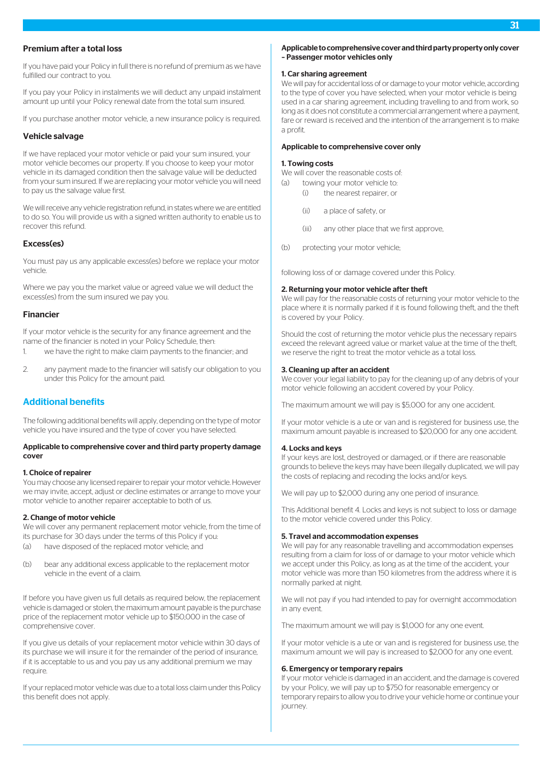## Premium after a total loss

If you have paid your Policy in full there is no refund of premium as we have fulfilled our contract to you.

If you pay your Policy in instalments we will deduct any unpaid instalment amount up until your Policy renewal date from the total sum insured.

If you purchase another motor vehicle, a new insurance policy is required.

## Vehicle salvage

If we have replaced your motor vehicle or paid your sum insured, your motor vehicle becomes our property. If you choose to keep your motor vehicle in its damaged condition then the salvage value will be deducted from your sum insured. If we are replacing your motor vehicle you will need to pay us the salvage value first.

We will receive any vehicle registration refund, in states where we are entitled to do so. You will provide us with a signed written authority to enable us to recover this refund.

## Excess(es)

You must pay us any applicable excess(es) before we replace your motor vehicle.

Where we pay you the market value or agreed value we will deduct the excess(es) from the sum insured we pay you.

## Financier

If your motor vehicle is the security for any finance agreement and the name of the financier is noted in your Policy Schedule, then:

1. we have the right to make claim payments to the financier; and
2. any payment made to the financier will satisfy our obligation to you under this Policy for the amount paid.

# Additional benefits

The following additional benefits will apply, depending on the type of motor vehicle you have insured and the type of cover you have selected.

**Applicable to comprehensive cover and third party property damage cover**

**1. Choice of repairer**
You may choose any licensed repairer to repair your motor vehicle. However we may invite, accept, adjust or decline estimates or arrange to move your motor vehicle to another repairer acceptable to both of us.

**2. Change of motor vehicle**
We will cover any permanent replacement motor vehicle, from the time of its purchase for 30 days under the terms of this Policy if you:

(a) have disposed of the replaced motor vehicle; and

(b) bear any additional excess applicable to the replacement motor vehicle in the event of a claim.

If before you have given us full details as required below, the replacement vehicle is damaged or stolen, the maximum amount payable is the purchase price of the replacement motor vehicle up to $150,000 in the case of comprehensive cover.

If you give us details of your replacement motor vehicle within 30 days of its purchase we will insure it for the remainder of the period of insurance, if it is acceptable to us and you pay us any additional premium we may require.

If your replaced motor vehicle was due to a total loss claim under this Policy this benefit does not apply.

**Applicable to comprehensive cover and third party property only cover – Passenger motor vehicles only**

**1. Car sharing agreement**
We will pay for accidental loss of or damage to your motor vehicle, according to the type of cover you have selected, when your motor vehicle is being used in a car sharing agreement, including travelling to and from work, so long as it does not constitute a commercial arrangement where a payment, fare or reward is received and the intention of the arrangement is to make a profit.

**Applicable to comprehensive cover only**

**1. Towing costs**
We will cover the reasonable costs of:

(a) towing your motor vehicle to:
  (i) the nearest repairer, or
  (ii) a place of safety, or
  (iii) any other place that we first approve,

(b) protecting your motor vehicle;

following loss of or damage covered under this Policy.

**2. Returning your motor vehicle after theft**
We will pay for the reasonable costs of returning your motor vehicle to the place where it is normally parked if it is found following theft, and the theft is covered by your Policy.

Should the cost of returning the motor vehicle plus the necessary repairs exceed the relevant agreed value or market value at the time of the theft, we reserve the right to treat the motor vehicle as a total loss.

**3. Cleaning up after an accident**
We cover your legal liability to pay for the cleaning up of any debris of your motor vehicle following an accident covered by your Policy.

The maximum amount we will pay is $5,000 for any one accident.

If your motor vehicle is a ute or van and is registered for business use, the maximum amount payable is increased to $20,000 for any one accident.

**4. Locks and keys**
If your keys are lost, destroyed or damaged, or if there are reasonable grounds to believe the keys may have been illegally duplicated, we will pay the costs of replacing and recoding the locks and/or keys.

We will pay up to $2,000 during any one period of insurance.

This Additional benefit 4. Locks and keys is not subject to loss or damage to the motor vehicle covered under this Policy.

**5. Travel and accommodation expenses**
We will pay for any reasonable travelling and accommodation expenses resulting from a claim for loss of or damage to your motor vehicle which we accept under this Policy, as long as at the time of the accident, your motor vehicle was more than 150 kilometres from the address where it is normally parked at night.

We will not pay if you had intended to pay for overnight accommodation in any event.

The maximum amount we will pay is $1,000 for any one event.

If your motor vehicle is a ute or van and is registered for business use, the maximum amount we will pay is increased to $2,000 for any one event.

**6. Emergency or temporary repairs**
If your motor vehicle is damaged in an accident, and the damage is covered by your Policy, we will pay up to $750 for reasonable emergency or temporary repairs to allow you to drive your vehicle home or continue your journey.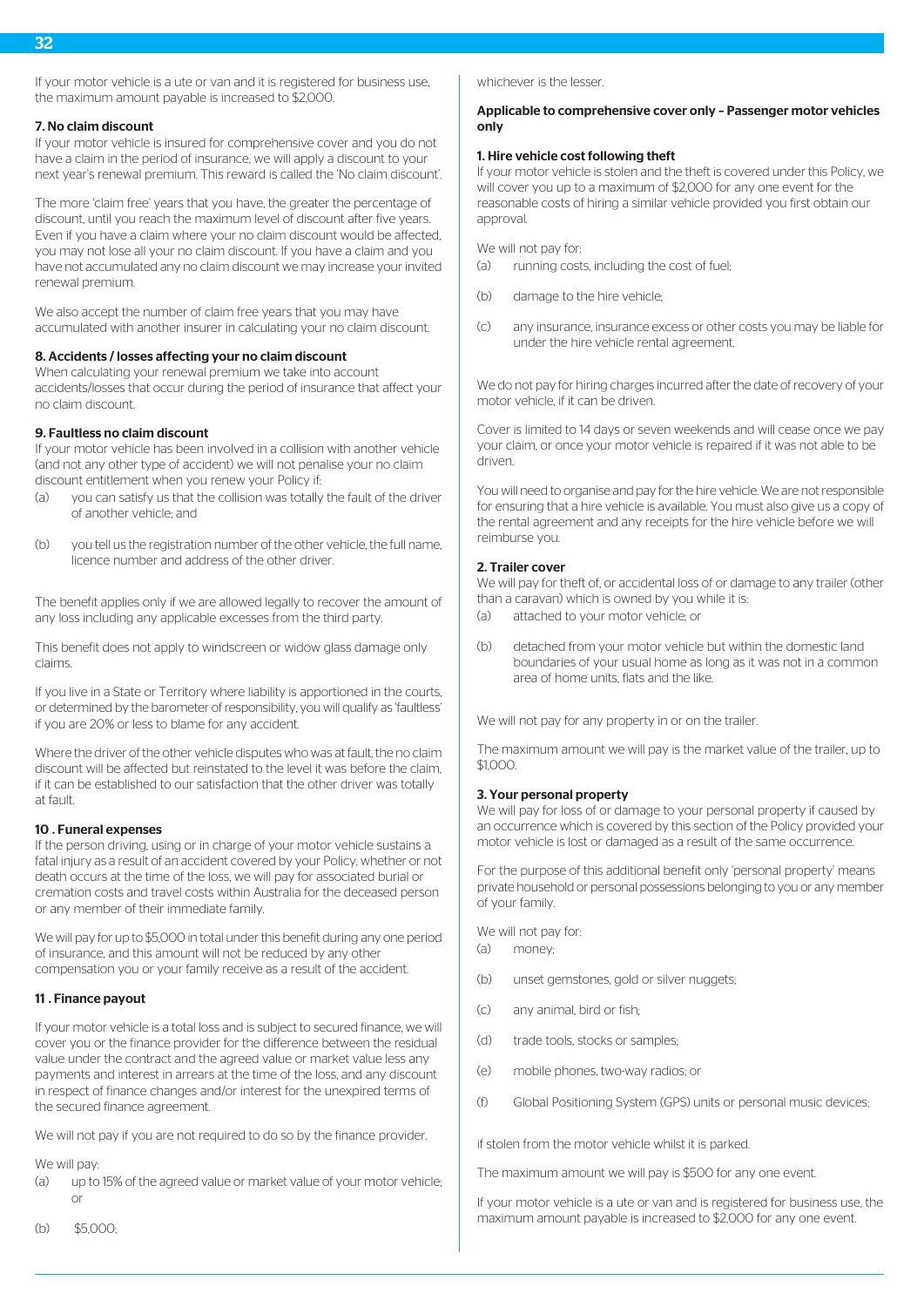If your motor vehicle is a ute or van and it is registered for business use, the maximum amount payable is increased to $2,000.

#### 7. No claim discount

If your motor vehicle is insured for comprehensive cover and you do not have a claim in the period of insurance, we will apply a discount to your next year's renewal premium. This reward is called the 'No claim discount'.

The more 'claim free' years that you have, the greater the percentage of discount, until you reach the maximum level of discount after five years. Even if you have a claim where your no claim discount would be affected, you may not lose all your no claim discount. If you have a claim and you have not accumulated any no claim discount we may increase your invited renewal premium.

We also accept the number of claim free years that you may have accumulated with another insurer in calculating your no claim discount.

#### 8. Accidents / losses affecting your no claim discount

When calculating your renewal premium we take into account accidents/losses that occur during the period of insurance that affect your no claim discount.

#### 9. Faultless no claim discount

If your motor vehicle has been involved in a collision with another vehicle (and not any other type of accident) we will not penalise your no claim discount entitlement when you renew your Policy if:

(a) you can satisfy us that the collision was totally the fault of the driver of another vehicle; and

(b) you tell us the registration number of the other vehicle, the full name, licence number and address of the other driver.

The benefit applies only if we are allowed legally to recover the amount of any loss including any applicable excesses from the third party.

This benefit does not apply to windscreen or widow glass damage only claims.

If you live in a State or Territory where liability is apportioned in the courts, or determined by the barometer of responsibility, you will qualify as 'faultless' if you are 20% or less to blame for any accident.

Where the driver of the other vehicle disputes who was at fault, the no claim discount will be affected but reinstated to the level it was before the claim, if it can be established to our satisfaction that the other driver was totally at fault.

#### 10 . Funeral expenses

If the person driving, using or in charge of your motor vehicle sustains a fatal injury as a result of an accident covered by your Policy, whether or not death occurs at the time of the loss, we will pay for associated burial or cremation costs and travel costs within Australia for the deceased person or any member of their immediate family.

We will pay for up to $5,000 in total under this benefit during any one period of insurance, and this amount will not be reduced by any other compensation you or your family receive as a result of the accident.

#### 11 . Finance payout

If your motor vehicle is a total loss and is subject to secured finance, we will cover you or the finance provider for the difference between the residual value under the contract and the agreed value or market value less any payments and interest in arrears at the time of the loss, and any discount in respect of finance changes and/or interest for the unexpired terms of the secured finance agreement.

We will not pay if you are not required to do so by the finance provider.

We will pay:

(a) up to 15% of the agreed value or market value of your motor vehicle; or

(b) $5,000;

whichever is the lesser.

### Applicable to comprehensive cover only – Passenger motor vehicles only

#### 1. Hire vehicle cost following theft

If your motor vehicle is stolen and the theft is covered under this Policy, we will cover you up to a maximum of $2,000 for any one event for the reasonable costs of hiring a similar vehicle provided you first obtain our approval.

We will not pay for:

(a) running costs, including the cost of fuel;

(b) damage to the hire vehicle;

(c) any insurance, insurance excess or other costs you may be liable for under the hire vehicle rental agreement.

We do not pay for hiring charges incurred after the date of recovery of your motor vehicle, if it can be driven.

Cover is limited to 14 days or seven weekends and will cease once we pay your claim, or once your motor vehicle is repaired if it was not able to be driven.

You will need to organise and pay for the hire vehicle. We are not responsible for ensuring that a hire vehicle is available. You must also give us a copy of the rental agreement and any receipts for the hire vehicle before we will reimburse you.

#### 2. Trailer cover

We will pay for theft of, or accidental loss of or damage to any trailer (other than a caravan) which is owned by you while it is:

(a) attached to your motor vehicle; or

(b) detached from your motor vehicle but within the domestic land boundaries of your usual home as long as it was not in a common area of home units, flats and the like.

We will not pay for any property in or on the trailer.

The maximum amount we will pay is the market value of the trailer, up to $1,000.

#### 3. Your personal property

We will pay for loss of or damage to your personal property if caused by an occurrence which is covered by this section of the Policy provided your motor vehicle is lost or damaged as a result of the same occurrence.

For the purpose of this additional benefit only 'personal property' means private household or personal possessions belonging to you or any member of your family.

We will not pay for:

(a) money;

(b) unset gemstones, gold or silver nuggets;

(c) any animal, bird or fish;

(d) trade tools, stocks or samples;

(e) mobile phones, two-way radios; or

(f) Global Positioning System (GPS) units or personal music devices;

if stolen from the motor vehicle whilst it is parked.

The maximum amount we will pay is $500 for any one event.

If your motor vehicle is a ute or van and is registered for business use, the maximum amount payable is increased to $2,000 for any one event.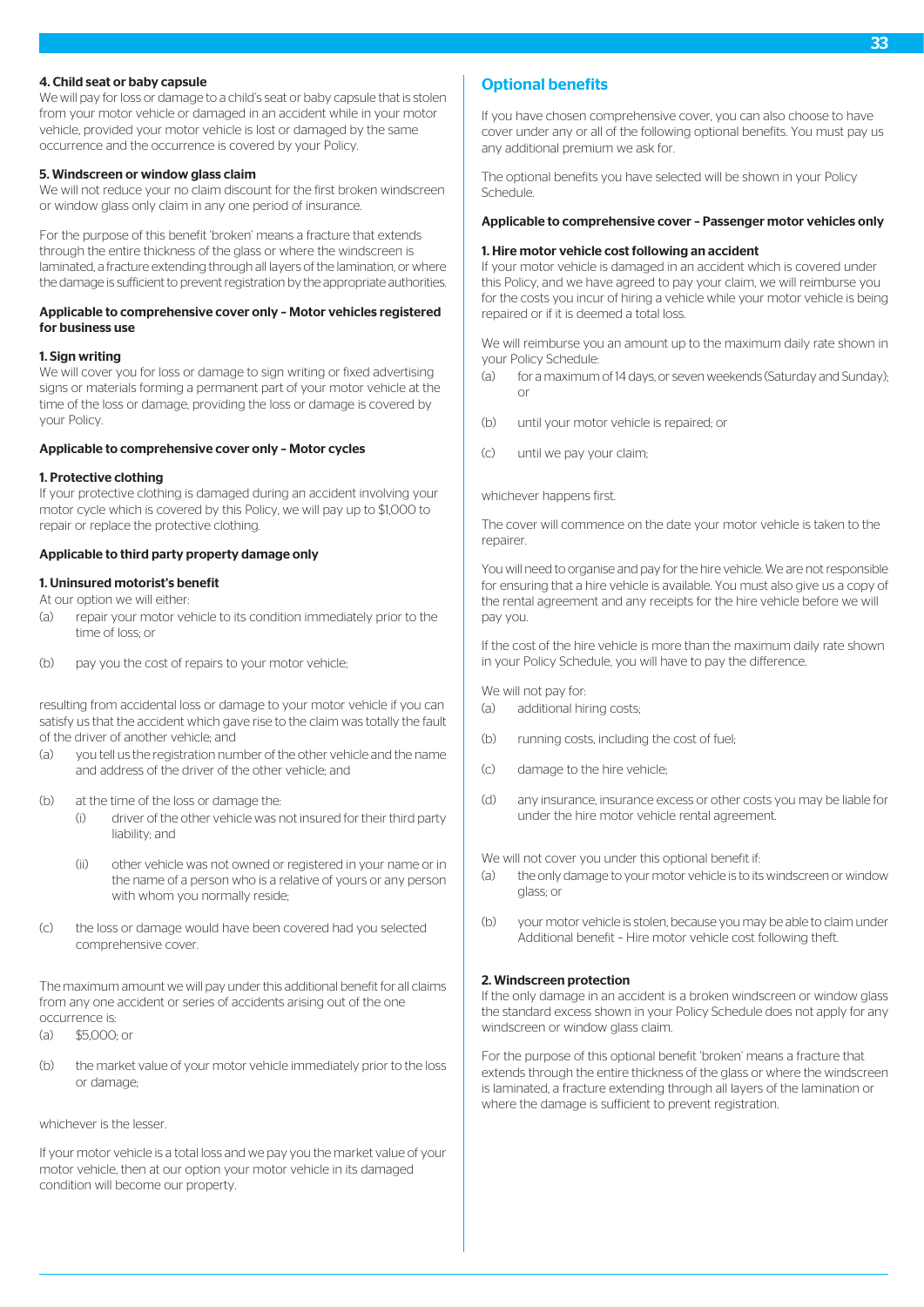#### 4. Child seat or baby capsule

We will pay for loss or damage to a child's seat or baby capsule that is stolen from your motor vehicle or damaged in an accident while in your motor vehicle, provided your motor vehicle is lost or damaged by the same occurrence and the occurrence is covered by your Policy.

#### 5. Windscreen or window glass claim

We will not reduce your no claim discount for the first broken windscreen or window glass only claim in any one period of insurance.

For the purpose of this benefit 'broken' means a fracture that extends through the entire thickness of the glass or where the windscreen is laminated, a fracture extending through all layers of the lamination, or where the damage is sufficient to prevent registration by the appropriate authorities.

### Applicable to comprehensive cover only – Motor vehicles registered for business use

#### 1. Sign writing

We will cover you for loss or damage to sign writing or fixed advertising signs or materials forming a permanent part of your motor vehicle at the time of the loss or damage, providing the loss or damage is covered by your Policy.

### Applicable to comprehensive cover only – Motor cycles

#### 1. Protective clothing

If your protective clothing is damaged during an accident involving your motor cycle which is covered by this Policy, we will pay up to $1,000 to repair or replace the protective clothing.

### Applicable to third party property damage only

#### 1. Uninsured motorist's benefit

At our option we will either:

(a) repair your motor vehicle to its condition immediately prior to the time of loss; or

(b) pay you the cost of repairs to your motor vehicle;

resulting from accidental loss or damage to your motor vehicle if you can satisfy us that the accident which gave rise to the claim was totally the fault of the driver of another vehicle; and

(a) you tell us the registration number of the other vehicle and the name and address of the driver of the other vehicle; and

(b) at the time of the loss or damage the:
   - (i) driver of the other vehicle was not insured for their third party liability; and
   - (ii) other vehicle was not owned or registered in your name or in the name of a person who is a relative of yours or any person with whom you normally reside;

(c) the loss or damage would have been covered had you selected comprehensive cover.

The maximum amount we will pay under this additional benefit for all claims from any one accident or series of accidents arising out of the one occurrence is:

(a) $5,000; or

(b) the market value of your motor vehicle immediately prior to the loss or damage;

whichever is the lesser.

If your motor vehicle is a total loss and we pay you the market value of your motor vehicle, then at our option your motor vehicle in its damaged condition will become our property.

## Optional benefits

If you have chosen comprehensive cover, you can also choose to have cover under any or all of the following optional benefits. You must pay us any additional premium we ask for.

The optional benefits you have selected will be shown in your Policy Schedule.

### Applicable to comprehensive cover – Passenger motor vehicles only

#### 1. Hire motor vehicle cost following an accident

If your motor vehicle is damaged in an accident which is covered under this Policy, and we have agreed to pay your claim, we will reimburse you for the costs you incur of hiring a vehicle while your motor vehicle is being repaired or if it is deemed a total loss.

We will reimburse you an amount up to the maximum daily rate shown in your Policy Schedule:

(a) for a maximum of 14 days, or seven weekends (Saturday and Sunday); or

(b) until your motor vehicle is repaired; or

(c) until we pay your claim;

whichever happens first.

The cover will commence on the date your motor vehicle is taken to the repairer.

You will need to organise and pay for the hire vehicle. We are not responsible for ensuring that a hire vehicle is available. You must also give us a copy of the rental agreement and any receipts for the hire vehicle before we will pay you.

If the cost of the hire vehicle is more than the maximum daily rate shown in your Policy Schedule, you will have to pay the difference.

We will not pay for:

(a) additional hiring costs;

(b) running costs, including the cost of fuel;

(c) damage to the hire vehicle;

(d) any insurance, insurance excess or other costs you may be liable for under the hire motor vehicle rental agreement.

We will not cover you under this optional benefit if:

(a) the only damage to your motor vehicle is to its windscreen or window glass; or

(b) your motor vehicle is stolen, because you may be able to claim under Additional benefit – Hire motor vehicle cost following theft.

#### 2. Windscreen protection

If the only damage in an accident is a broken windscreen or window glass the standard excess shown in your Policy Schedule does not apply for any windscreen or window glass claim.

For the purpose of this optional benefit 'broken' means a fracture that extends through the entire thickness of the glass or where the windscreen is laminated, a fracture extending through all layers of the lamination or where the damage is sufficient to prevent registration.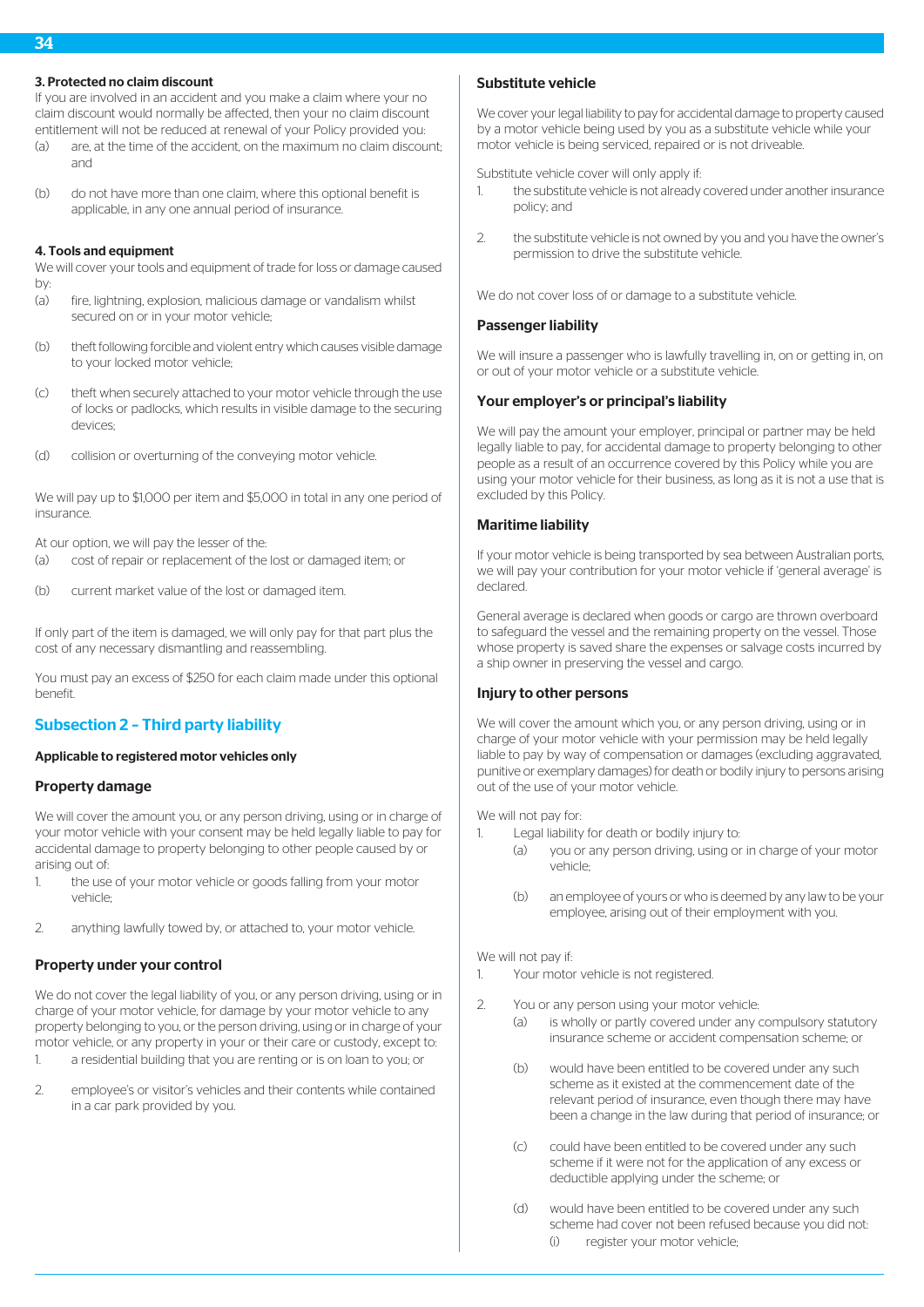### 3. Protected no claim discount

If you are involved in an accident and you make a claim where your no claim discount would normally be affected, then your no claim discount entitlement will not be reduced at renewal of your Policy provided you:

(a) are, at the time of the accident, on the maximum no claim discount; and

(b) do not have more than one claim, where this optional benefit is applicable, in any one annual period of insurance.

### 4. Tools and equipment

We will cover your tools and equipment of trade for loss or damage caused by:

(a) fire, lightning, explosion, malicious damage or vandalism whilst secured on or in your motor vehicle;

(b) theft following forcible and violent entry which causes visible damage to your locked motor vehicle;

(c) theft when securely attached to your motor vehicle through the use of locks or padlocks, which results in visible damage to the securing devices;

(d) collision or overturning of the conveying motor vehicle.

We will pay up to $1,000 per item and $5,000 in total in any one period of insurance.

At our option, we will pay the lesser of the:

(a) cost of repair or replacement of the lost or damaged item; or

(b) current market value of the lost or damaged item.

If only part of the item is damaged, we will only pay for that part plus the cost of any necessary dismantling and reassembling.

You must pay an excess of $250 for each claim made under this optional benefit.

## Subsection 2 – Third party liability

**Applicable to registered motor vehicles only**

### Property damage

We will cover the amount you, or any person driving, using or in charge of your motor vehicle with your consent may be held legally liable to pay for accidental damage to property belonging to other people caused by or arising out of:

1. the use of your motor vehicle or goods falling from your motor vehicle;

2. anything lawfully towed by, or attached to, your motor vehicle.

### Property under your control

We do not cover the legal liability of you, or any person driving, using or in charge of your motor vehicle, for damage by your motor vehicle to any property belonging to you, or the person driving, using or in charge of your motor vehicle, or any property in your or their care or custody, except to:

1. a residential building that you are renting or is on loan to you; or

2. employee's or visitor's vehicles and their contents while contained in a car park provided by you.

### Substitute vehicle

We cover your legal liability to pay for accidental damage to property caused by a motor vehicle being used by you as a substitute vehicle while your motor vehicle is being serviced, repaired or is not driveable.

Substitute vehicle cover will only apply if:

1. the substitute vehicle is not already covered under another insurance policy; and

2. the substitute vehicle is not owned by you and you have the owner's permission to drive the substitute vehicle.

We do not cover loss of or damage to a substitute vehicle.

### Passenger liability

We will insure a passenger who is lawfully travelling in, on or getting in, on or out of your motor vehicle or a substitute vehicle.

### Your employer's or principal's liability

We will pay the amount your employer, principal or partner may be held legally liable to pay, for accidental damage to property belonging to other people as a result of an occurrence covered by this Policy while you are using your motor vehicle for their business, as long as it is not a use that is excluded by this Policy.

### Maritime liability

If your motor vehicle is being transported by sea between Australian ports, we will pay your contribution for your motor vehicle if 'general average' is declared.

General average is declared when goods or cargo are thrown overboard to safeguard the vessel and the remaining property on the vessel. Those whose property is saved share the expenses or salvage costs incurred by a ship owner in preserving the vessel and cargo.

### Injury to other persons

We will cover the amount which you, or any person driving, using or in charge of your motor vehicle with your permission may be held legally liable to pay by way of compensation or damages (excluding aggravated, punitive or exemplary damages) for death or bodily injury to persons arising out of the use of your motor vehicle.

We will not pay for:

1. Legal liability for death or bodily injury to:
   (a) you or any person driving, using or in charge of your motor vehicle;
   (b) an employee of yours or who is deemed by any law to be your employee, arising out of their employment with you.

We will not pay if:

1. Your motor vehicle is not registered.

2. You or any person using your motor vehicle:
   (a) is wholly or partly covered under any compulsory statutory insurance scheme or accident compensation scheme; or
   (b) would have been entitled to be covered under any such scheme as it existed at the commencement date of the relevant period of insurance, even though there may have been a change in the law during that period of insurance; or
   (c) could have been entitled to be covered under any such scheme if it were not for the application of any excess or deductible applying under the scheme; or
   (d) would have been entitled to be covered under any such scheme had cover not been refused because you did not:
      (i) register your motor vehicle;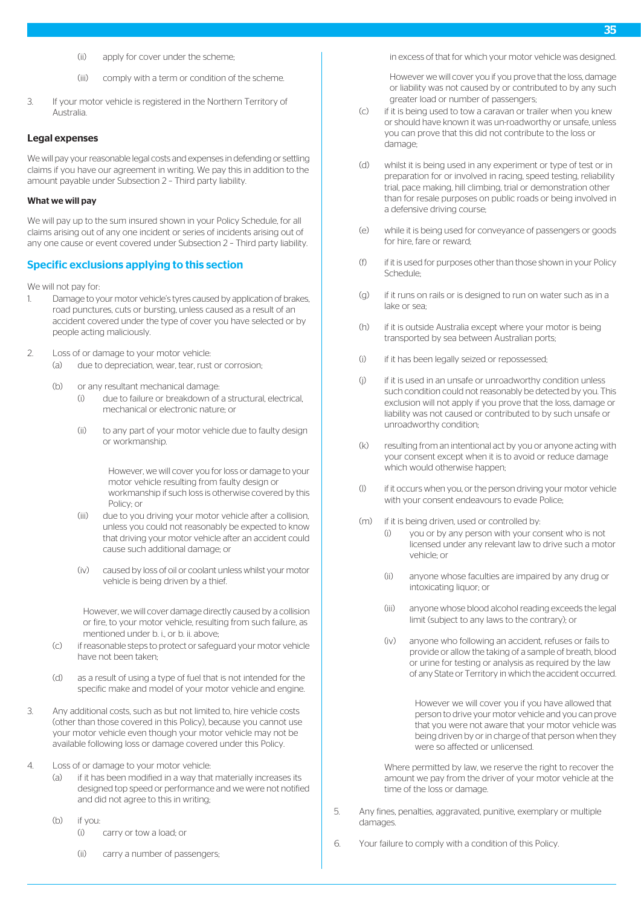(ii) apply for cover under the scheme;

(iii) comply with a term or condition of the scheme.

3. If your motor vehicle is registered in the Northern Territory of Australia.

### Legal expenses

We will pay your reasonable legal costs and expenses in defending or settling claims if you have our agreement in writing. We pay this in addition to the amount payable under Subsection 2 – Third party liability.

#### What we will pay

We will pay up to the sum insured shown in your Policy Schedule, for all claims arising out of any one incident or series of incidents arising out of any one cause or event covered under Subsection 2 – Third party liability.

## Specific exclusions applying to this section

We will not pay for:

1. Damage to your motor vehicle's tyres caused by application of brakes, road punctures, cuts or bursting, unless caused as a result of an accident covered under the type of cover you have selected or by people acting maliciously.

2. Loss of or damage to your motor vehicle:
   (a) due to depreciation, wear, tear, rust or corrosion;

   (b) or any resultant mechanical damage:
      (i) due to failure or breakdown of a structural, electrical, mechanical or electronic nature; or

      (ii) to any part of your motor vehicle due to faulty design or workmanship.

      However, we will cover you for loss or damage to your motor vehicle resulting from faulty design or workmanship if such loss is otherwise covered by this Policy; or

      (iii) due to you driving your motor vehicle after a collision, unless you could not reasonably be expected to know that driving your motor vehicle after an accident could cause such additional damage; or

      (iv) caused by loss of oil or coolant unless whilst your motor vehicle is being driven by a thief.

   However, we will cover damage directly caused by a collision or fire, to your motor vehicle, resulting from such failure, as mentioned under b. i., or b. ii. above;

   (c) if reasonable steps to protect or safeguard your motor vehicle have not been taken;

   (d) as a result of using a type of fuel that is not intended for the specific make and model of your motor vehicle and engine.

3. Any additional costs, such as but not limited to, hire vehicle costs (other than those covered in this Policy), because you cannot use your motor vehicle even though your motor vehicle may not be available following loss or damage covered under this Policy.

4. Loss of or damage to your motor vehicle:
   (a) if it has been modified in a way that materially increases its designed top speed or performance and we were not notified and did not agree to this in writing;

   (b) if you:
      (i) carry or tow a load; or

      (ii) carry a number of passengers;

      in excess of that for which your motor vehicle was designed.

      However we will cover you if you prove that the loss, damage or liability was not caused by or contributed to by any such greater load or number of passengers;

   (c) if it is being used to tow a caravan or trailer when you knew or should have known it was un-roadworthy or unsafe, unless you can prove that this did not contribute to the loss or damage;

   (d) whilst it is being used in any experiment or type of test or in preparation for or involved in racing, speed testing, reliability trial, pace making, hill climbing, trial or demonstration other than for resale purposes on public roads or being involved in a defensive driving course;

   (e) while it is being used for conveyance of passengers or goods for hire, fare or reward;

   (f) if it is used for purposes other than those shown in your Policy Schedule;

   (g) if it runs on rails or is designed to run on water such as in a lake or sea;

   (h) if it is outside Australia except where your motor is being transported by sea between Australian ports;

   (i) if it has been legally seized or repossessed;

   (j) if it is used in an unsafe or unroadworthy condition unless such condition could not reasonably be detected by you. This exclusion will not apply if you prove that the loss, damage or liability was not caused or contributed to by such unsafe or unroadworthy condition;

   (k) resulting from an intentional act by you or anyone acting with your consent except when it is to avoid or reduce damage which would otherwise happen;

   (l) if it occurs when you, or the person driving your motor vehicle with your consent endeavours to evade Police;

   (m) if it is being driven, used or controlled by:
      (i) you or by any person with your consent who is not licensed under any relevant law to drive such a motor vehicle; or

      (ii) anyone whose faculties are impaired by any drug or intoxicating liquor; or

      (iii) anyone whose blood alcohol reading exceeds the legal limit (subject to any laws to the contrary); or

      (iv) anyone who following an accident, refuses or fails to provide or allow the taking of a sample of breath, blood or urine for testing or analysis as required by the law of any State or Territory in which the accident occurred.

      However we will cover you if you have allowed that person to drive your motor vehicle and you can prove that you were not aware that your motor vehicle was being driven by or in charge of that person when they were so affected or unlicensed.

   Where permitted by law, we reserve the right to recover the amount we pay from the driver of your motor vehicle at the time of the loss or damage.

5. Any fines, penalties, aggravated, punitive, exemplary or multiple damages.

6. Your failure to comply with a condition of this Policy.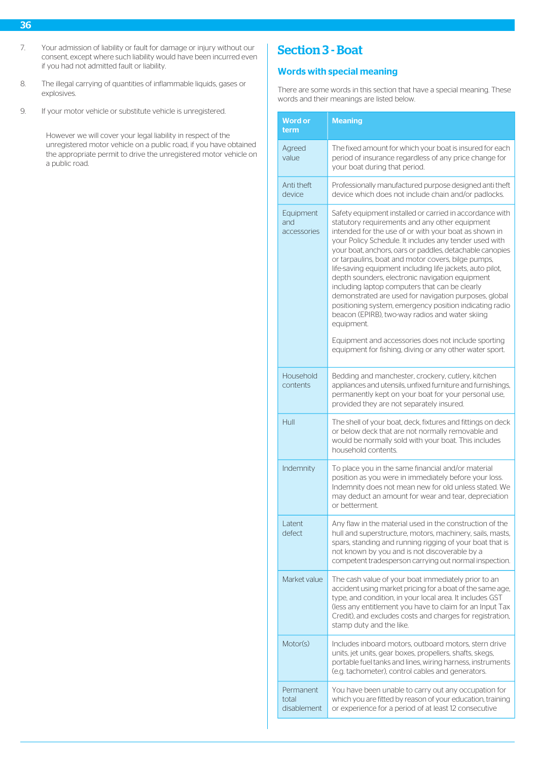7. Your admission of liability or fault for damage or injury without our consent, except where such liability would have been incurred even if you had not admitted fault or liability.

8. The illegal carrying of quantities of inflammable liquids, gases or explosives.

9. If your motor vehicle or substitute vehicle is unregistered.

   However we will cover your legal liability in respect of the unregistered motor vehicle on a public road, if you have obtained the appropriate permit to drive the unregistered motor vehicle on a public road.

# Section 3 - Boat

## Words with special meaning

There are some words in this section that have a special meaning. These words and their meanings are listed below.

| Word or term | Meaning |
|---|---|
| Agreed value | The fixed amount for which your boat is insured for each period of insurance regardless of any price change for your boat during that period. |
| Anti theft device | Professionally manufactured purpose designed anti theft device which does not include chain and/or padlocks. |
| Equipment and accessories | Safety equipment installed or carried in accordance with statutory requirements and any other equipment intended for the use of or with your boat as shown in your Policy Schedule. It includes any tender used with your boat, anchors, oars or paddles, detachable canopies or tarpaulins, boat and motor covers, bilge pumps, life-saving equipment including life jackets, auto pilot, depth sounders, electronic navigation equipment including laptop computers that can be clearly demonstrated are used for navigation purposes, global positioning system, emergency position indicating radio beacon (EPIRB), two-way radios and water skiing equipment.<br><br>Equipment and accessories does not include sporting equipment for fishing, diving or any other water sport. |
| Household contents | Bedding and manchester, crockery, cutlery, kitchen appliances and utensils, unfixed furniture and furnishings, permanently kept on your boat for your personal use, provided they are not separately insured. |
| Hull | The shell of your boat, deck, fixtures and fittings on deck or below deck that are not normally removable and would be normally sold with your boat. This includes household contents. |
| Indemnity | To place you in the same financial and/or material position as you were in immediately before your loss. Indemnity does not mean new for old unless stated. We may deduct an amount for wear and tear, depreciation or betterment. |
| Latent defect | Any flaw in the material used in the construction of the hull and superstructure, motors, machinery, sails, masts, spars, standing and running rigging of your boat that is not known by you and is not discoverable by a competent tradesperson carrying out normal inspection. |
| Market value | The cash value of your boat immediately prior to an accident using market pricing for a boat of the same age, type, and condition, in your local area. It includes GST (less any entitlement you have to claim for an Input Tax Credit), and excludes costs and charges for registration, stamp duty and the like. |
| Motor(s) | Includes inboard motors, outboard motors, stern drive units, jet units, gear boxes, propellers, shafts, skegs, portable fuel tanks and lines, wiring harness, instruments (e.g. tachometer), control cables and generators. |
| Permanent total disablement | You have been unable to carry out any occupation for which you are fitted by reason of your education, training or experience for a period of at least 12 consecutive |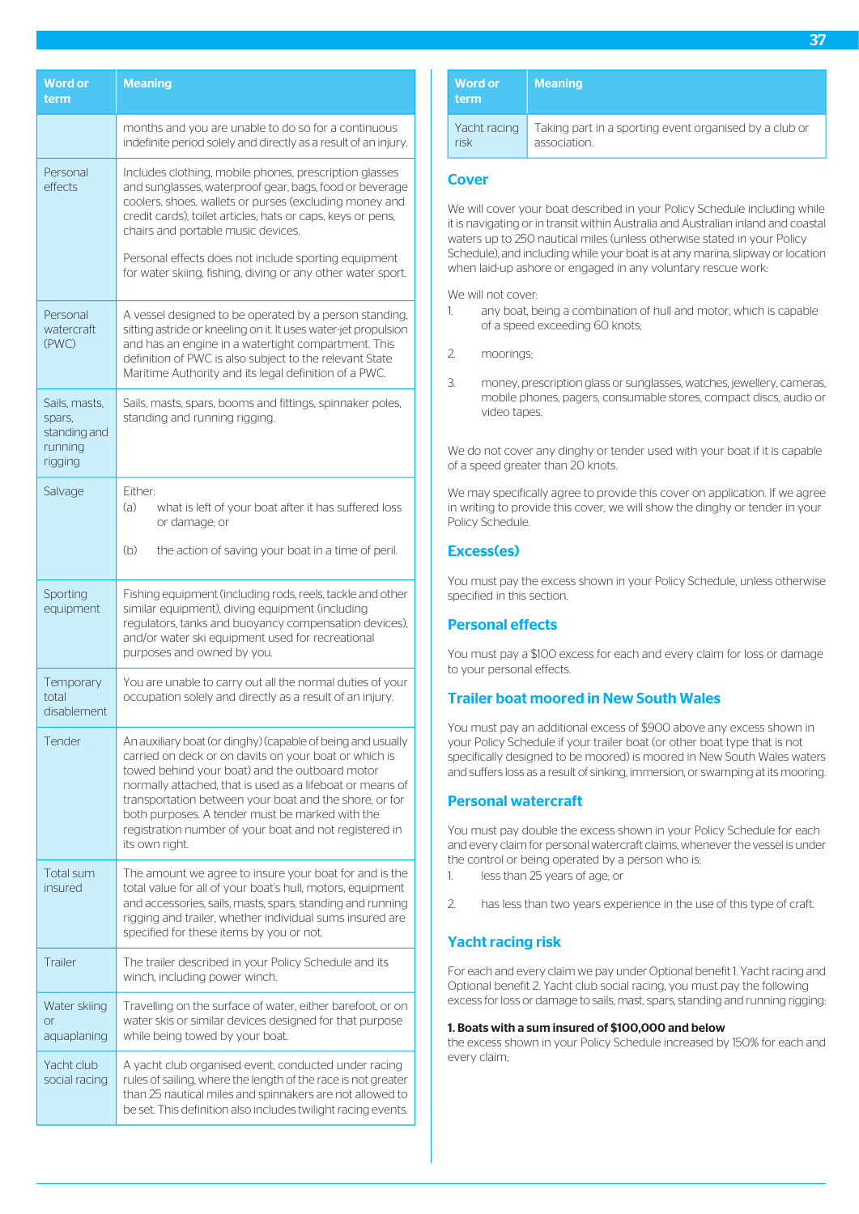| Word or term | Meaning |
|---|---|
| | months and you are unable to do so for a continuous indefinite period solely and directly as a result of an injury. |
| Personal effects | Includes clothing, mobile phones, prescription glasses and sunglasses, waterproof gear, bags, food or beverage coolers, shoes, wallets or purses (excluding money and credit cards), toilet articles, hats or caps, keys or pens, chairs and portable music devices. Personal effects does not include sporting equipment for water skiing, fishing, diving or any other water sport. |
| Personal watercraft (PWC) | A vessel designed to be operated by a person standing, sitting astride or kneeling on it. It uses water-jet propulsion and has an engine in a watertight compartment. This definition of PWC is also subject to the relevant State Maritime Authority and its legal definition of a PWC. |
| Sails, masts, spars, standing and running rigging | Sails, masts, spars, booms and fittings, spinnaker poles, standing and running rigging. |
| Salvage | Either: (a) what is left of your boat after it has suffered loss or damage; or (b) the action of saving your boat in a time of peril. |
| Sporting equipment | Fishing equipment (including rods, reels, tackle and other similar equipment), diving equipment (including regulators, tanks and buoyancy compensation devices), and/or water ski equipment used for recreational purposes and owned by you. |
| Temporary total disablement | You are unable to carry out all the normal duties of your occupation solely and directly as a result of an injury. |
| Tender | An auxiliary boat (or dinghy) (capable of being and usually carried on deck or on davits on your boat or which is towed behind your boat) and the outboard motor normally attached, that is used as a lifeboat or means of transportation between your boat and the shore, or for both purposes. A tender must be marked with the registration number of your boat and not registered in its own right. |
| Total sum insured | The amount we agree to insure your boat for and is the total value for all of your boat's hull, motors, equipment and accessories, sails, masts, spars, standing and running rigging and trailer, whether individual sums insured are specified for these items by you or not. |
| Trailer | The trailer described in your Policy Schedule and its winch, including power winch. |
| Water skiing or aquaplaning | Travelling on the surface of water, either barefoot, or on water skis or similar devices designed for that purpose while being towed by your boat. |
| Yacht club social racing | A yacht club organised event, conducted under racing rules of sailing, where the length of the race is not greater than 25 nautical miles and spinnakers are not allowed to be set. This definition also includes twilight racing events. |
| Yacht racing risk | Taking part in a sporting event organised by a club or association. |

## Cover

We will cover your boat described in your Policy Schedule including while it is navigating or in transit within Australia and Australian inland and coastal waters up to 250 nautical miles (unless otherwise stated in your Policy Schedule), and including while your boat is at any marina, slipway or location when laid-up ashore or engaged in any voluntary rescue work:

We will not cover:

1. any boat, being a combination of hull and motor, which is capable of a speed exceeding 60 knots;
2. moorings;
3. money, prescription glass or sunglasses, watches, jewellery, cameras, mobile phones, pagers, consumable stores, compact discs, audio or video tapes.

We do not cover any dinghy or tender used with your boat if it is capable of a speed greater than 20 knots.

We may specifically agree to provide this cover on application. If we agree in writing to provide this cover, we will show the dinghy or tender in your Policy Schedule.

## Excess(es)

You must pay the excess shown in your Policy Schedule, unless otherwise specified in this section.

## Personal effects

You must pay a $100 excess for each and every claim for loss or damage to your personal effects.

## Trailer boat moored in New South Wales

You must pay an additional excess of $900 above any excess shown in your Policy Schedule if your trailer boat (or other boat type that is not specifically designed to be moored) is moored in New South Wales waters and suffers loss as a result of sinking, immersion, or swamping at its mooring.

## Personal watercraft

You must pay double the excess shown in your Policy Schedule for each and every claim for personal watercraft claims, whenever the vessel is under the control or being operated by a person who is:

1. less than 25 years of age; or
2. has less than two years experience in the use of this type of craft.

## Yacht racing risk

For each and every claim we pay under Optional benefit 1. Yacht racing and Optional benefit 2. Yacht club social racing, you must pay the following excess for loss or damage to sails, mast, spars, standing and running rigging:

**1. Boats with a sum insured of $100,000 and below**
the excess shown in your Policy Schedule increased by 150% for each and every claim;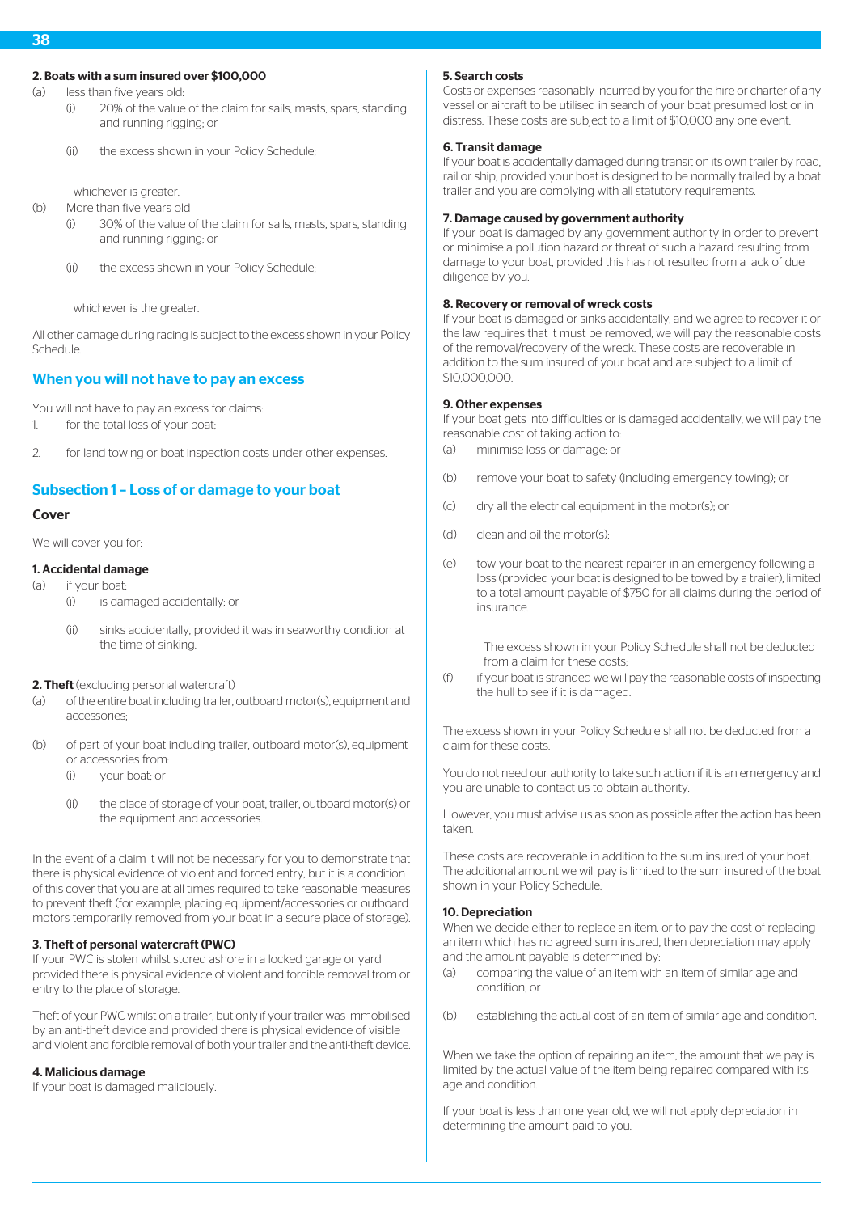**2. Boats with a sum insured over $100,000**

(a) less than five years old:

  (i) 20% of the value of the claim for sails, masts, spars, standing and running rigging; or

  (ii) the excess shown in your Policy Schedule;

  whichever is greater.

(b) More than five years old

  (i) 30% of the value of the claim for sails, masts, spars, standing and running rigging; or

  (ii) the excess shown in your Policy Schedule;

  whichever is the greater.

All other damage during racing is subject to the excess shown in your Policy Schedule.

## When you will not have to pay an excess

You will not have to pay an excess for claims:

1. for the total loss of your boat;

2. for land towing or boat inspection costs under other expenses.

## Subsection 1 – Loss of or damage to your boat

### Cover

We will cover you for:

**1. Accidental damage**

(a) if your boat:

  (i) is damaged accidentally; or

  (ii) sinks accidentally, provided it was in seaworthy condition at the time of sinking.

**2. Theft** (excluding personal watercraft)

(a) of the entire boat including trailer, outboard motor(s), equipment and accessories;

(b) of part of your boat including trailer, outboard motor(s), equipment or accessories from:

  (i) your boat; or

  (ii) the place of storage of your boat, trailer, outboard motor(s) or the equipment and accessories.

In the event of a claim it will not be necessary for you to demonstrate that there is physical evidence of violent and forced entry, but it is a condition of this cover that you are at all times required to take reasonable measures to prevent theft (for example, placing equipment/accessories or outboard motors temporarily removed from your boat in a secure place of storage).

**3. Theft of personal watercraft (PWC)**

If your PWC is stolen whilst stored ashore in a locked garage or yard provided there is physical evidence of violent and forcible removal from or entry to the place of storage.

Theft of your PWC whilst on a trailer, but only if your trailer was immobilised by an anti-theft device and provided there is physical evidence of visible and violent and forcible removal of both your trailer and the anti-theft device.

**4. Malicious damage**

If your boat is damaged maliciously.

**5. Search costs**

Costs or expenses reasonably incurred by you for the hire or charter of any vessel or aircraft to be utilised in search of your boat presumed lost or in distress. These costs are subject to a limit of $10,000 any one event.

**6. Transit damage**

If your boat is accidentally damaged during transit on its own trailer by road, rail or ship, provided your boat is designed to be normally trailed by a boat trailer and you are complying with all statutory requirements.

**7. Damage caused by government authority**

If your boat is damaged by any government authority in order to prevent or minimise a pollution hazard or threat of such a hazard resulting from damage to your boat, provided this has not resulted from a lack of due diligence by you.

**8. Recovery or removal of wreck costs**

If your boat is damaged or sinks accidentally, and we agree to recover it or the law requires that it must be removed, we will pay the reasonable costs of the removal/recovery of the wreck. These costs are recoverable in addition to the sum insured of your boat and are subject to a limit of $10,000,000.

**9. Other expenses**

If your boat gets into difficulties or is damaged accidentally, we will pay the reasonable cost of taking action to:

(a) minimise loss or damage; or

(b) remove your boat to safety (including emergency towing); or

(c) dry all the electrical equipment in the motor(s); or

(d) clean and oil the motor(s);

(e) tow your boat to the nearest repairer in an emergency following a loss (provided your boat is designed to be towed by a trailer), limited to a total amount payable of $750 for all claims during the period of insurance.

  The excess shown in your Policy Schedule shall not be deducted from a claim for these costs;

(f) if your boat is stranded we will pay the reasonable costs of inspecting the hull to see if it is damaged.

The excess shown in your Policy Schedule shall not be deducted from a claim for these costs.

You do not need our authority to take such action if it is an emergency and you are unable to contact us to obtain authority.

However, you must advise us as soon as possible after the action has been taken.

These costs are recoverable in addition to the sum insured of your boat. The additional amount we will pay is limited to the sum insured of the boat shown in your Policy Schedule.

**10. Depreciation**

When we decide either to replace an item, or to pay the cost of replacing an item which has no agreed sum insured, then depreciation may apply and the amount payable is determined by:

(a) comparing the value of an item with an item of similar age and condition; or

(b) establishing the actual cost of an item of similar age and condition.

When we take the option of repairing an item, the amount that we pay is limited by the actual value of the item being repaired compared with its age and condition.

If your boat is less than one year old, we will not apply depreciation in determining the amount paid to you.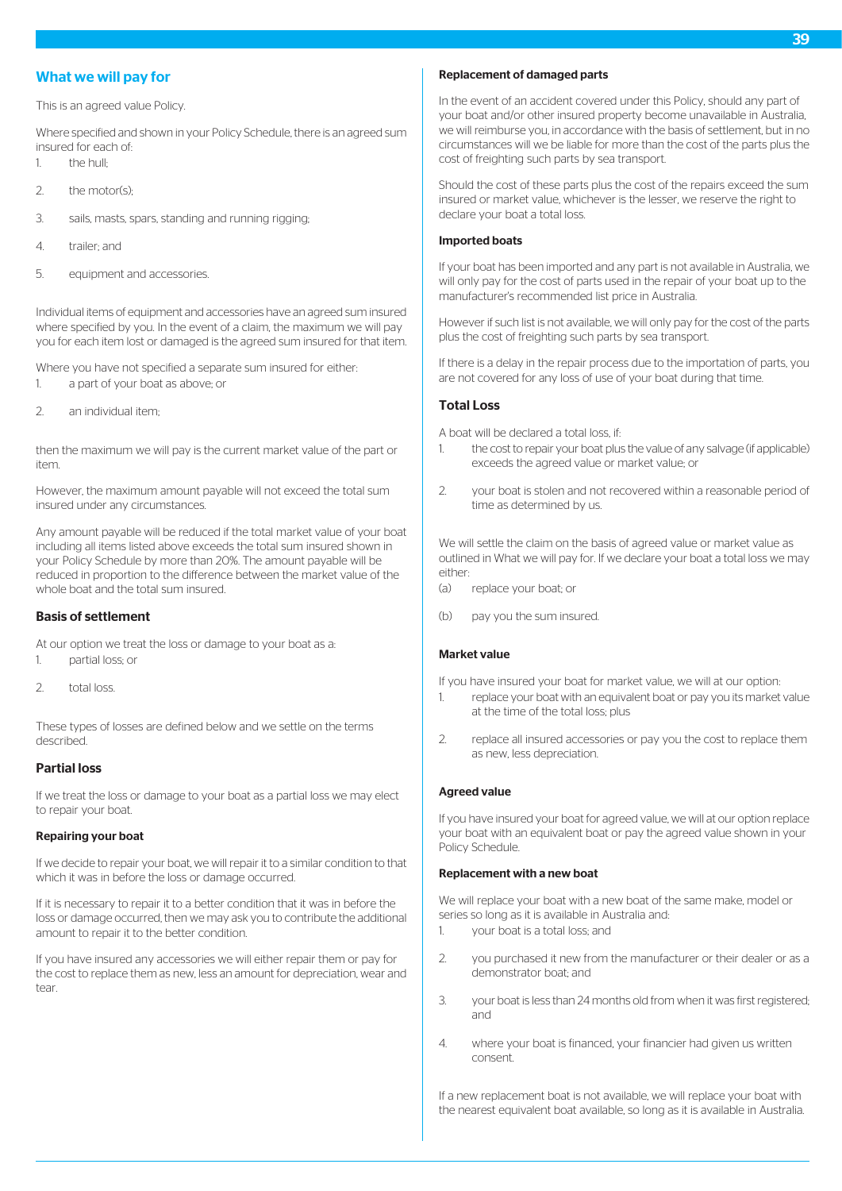## What we will pay for

This is an agreed value Policy.

Where specified and shown in your Policy Schedule, there is an agreed sum insured for each of:

1. the hull;
2. the motor(s);
3. sails, masts, spars, standing and running rigging;
4. trailer; and
5. equipment and accessories.

Individual items of equipment and accessories have an agreed sum insured where specified by you. In the event of a claim, the maximum we will pay you for each item lost or damaged is the agreed sum insured for that item.

Where you have not specified a separate sum insured for either:

1. a part of your boat as above; or
2. an individual item;

then the maximum we will pay is the current market value of the part or item.

However, the maximum amount payable will not exceed the total sum insured under any circumstances.

Any amount payable will be reduced if the total market value of your boat including all items listed above exceeds the total sum insured shown in your Policy Schedule by more than 20%. The amount payable will be reduced in proportion to the difference between the market value of the whole boat and the total sum insured.

### Basis of settlement

At our option we treat the loss or damage to your boat as a:

1. partial loss; or
2. total loss.

These types of losses are defined below and we settle on the terms described.

### Partial loss

If we treat the loss or damage to your boat as a partial loss we may elect to repair your boat.

#### Repairing your boat

If we decide to repair your boat, we will repair it to a similar condition to that which it was in before the loss or damage occurred.

If it is necessary to repair it to a better condition that it was in before the loss or damage occurred, then we may ask you to contribute the additional amount to repair it to the better condition.

If you have insured any accessories we will either repair them or pay for the cost to replace them as new, less an amount for depreciation, wear and tear.

#### Replacement of damaged parts

In the event of an accident covered under this Policy, should any part of your boat and/or other insured property become unavailable in Australia, we will reimburse you, in accordance with the basis of settlement, but in no circumstances will we be liable for more than the cost of the parts plus the cost of freighting such parts by sea transport.

Should the cost of these parts plus the cost of the repairs exceed the sum insured or market value, whichever is the lesser, we reserve the right to declare your boat a total loss.

#### Imported boats

If your boat has been imported and any part is not available in Australia, we will only pay for the cost of parts used in the repair of your boat up to the manufacturer's recommended list price in Australia.

However if such list is not available, we will only pay for the cost of the parts plus the cost of freighting such parts by sea transport.

If there is a delay in the repair process due to the importation of parts, you are not covered for any loss of use of your boat during that time.

### Total Loss

A boat will be declared a total loss, if:

1. the cost to repair your boat plus the value of any salvage (if applicable) exceeds the agreed value or market value; or
2. your boat is stolen and not recovered within a reasonable period of time as determined by us.

We will settle the claim on the basis of agreed value or market value as outlined in What we will pay for. If we declare your boat a total loss we may either:

(a) replace your boat; or

(b) pay you the sum insured.

#### Market value

If you have insured your boat for market value, we will at our option:

1. replace your boat with an equivalent boat or pay you its market value at the time of the total loss; plus
2. replace all insured accessories or pay you the cost to replace them as new, less depreciation.

#### Agreed value

If you have insured your boat for agreed value, we will at our option replace your boat with an equivalent boat or pay the agreed value shown in your Policy Schedule.

#### Replacement with a new boat

We will replace your boat with a new boat of the same make, model or series so long as it is available in Australia and:

1. your boat is a total loss; and
2. you purchased it new from the manufacturer or their dealer or as a demonstrator boat; and
3. your boat is less than 24 months old from when it was first registered; and
4. where your boat is financed, your financier had given us written consent.

If a new replacement boat is not available, we will replace your boat with the nearest equivalent boat available, so long as it is available in Australia.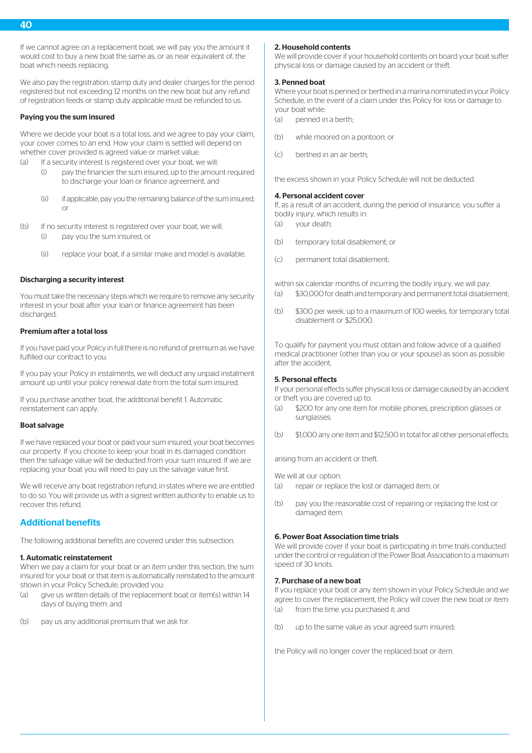If we cannot agree on a replacement boat, we will pay you the amount it would cost to buy a new boat the same as, or as near equivalent of, the boat which needs replacing.

We also pay the registration, stamp duty and dealer charges for the period registered but not exceeding 12 months on the new boat but any refund of registration feeds or stamp duty applicable must be refunded to us.

**Paying you the sum insured**

Where we decide your boat is a total loss, and we agree to pay your claim, your cover comes to an end. How your claim is settled will depend on whether cover provided is agreed value or market value.

(a) If a security interest is registered over your boat, we will:
   (i) pay the financier the sum insured, up to the amount required to discharge your loan or finance agreement; and
   (ii) if applicable, pay you the remaining balance of the sum insured; or

(b) If no security interest is registered over your boat, we will:
   (i) pay you the sum insured; or
   (ii) replace your boat, if a similar make and model is available.

**Discharging a security interest**

You must take the necessary steps which we require to remove any security interest in your boat after your loan or finance agreement has been discharged.

**Premium after a total loss**

If you have paid your Policy in full there is no refund of premium as we have fulfilled our contract to you.

If you pay your Policy in instalments, we will deduct any unpaid instalment amount up until your policy renewal date from the total sum insured.

If you purchase another boat, the additional benefit 1. Automatic reinstatement can apply.

**Boat salvage**

If we have replaced your boat or paid your sum insured, your boat becomes our property. If you choose to keep your boat in its damaged condition then the salvage value will be deducted from your sum insured. If we are replacing your boat you will need to pay us the salvage value first.

We will receive any boat registration refund, in states where we are entitled to do so. You will provide us with a signed written authority to enable us to recover this refund.

## Additional benefits

The following additional benefits are covered under this subsection.

**1. Automatic reinstatement**

When we pay a claim for your boat or an item under this section, the sum insured for your boat or that item is automatically reinstated to the amount shown in your Policy Schedule, provided you:

(a) give us written details of the replacement boat or item(s) within 14 days of buying them; and

(b) pay us any additional premium that we ask for.

**2. Household contents**

We will provide cover if your household contents on board your boat suffer physical loss or damage caused by an accident or theft.

**3. Penned boat**

Where your boat is penned or berthed in a marina nominated in your Policy Schedule, in the event of a claim under this Policy for loss or damage to your boat while:

(a) penned in a berth;

(b) while moored on a pontoon; or

(c) berthed in an air berth;

the excess shown in your Policy Schedule will not be deducted.

**4. Personal accident cover**

If, as a result of an accident, during the period of insurance, you suffer a bodily injury, which results in:

(a) your death;

(b) temporary total disablement; or

(c) permanent total disablement;

within six calendar months of incurring the bodily injury, we will pay:

(a) $30,000 for death and temporary and permanent total disablement;

(b) $300 per week, up to a maximum of 100 weeks, for temporary total disablement or $25,000.

To qualify for payment you must obtain and follow advice of a qualified medical practitioner (other than you or your spouse) as soon as possible after the accident.

**5. Personal effects**

If your personal effects suffer physical loss or damage caused by an accident or theft you are covered up to:

(a) $200 for any one item for mobile phones, prescription glasses or sunglasses;

(b) $1,000 any one item and $12,500 in total for all other personal effects;

arising from an accident or theft.

We will at our option:

(a) repair or replace the lost or damaged item; or

(b) pay you the reasonable cost of repairing or replacing the lost or damaged item.

**6. Power Boat Association time trials**

We will provide cover if your boat is participating in time trials conducted under the control or regulation of the Power Boat Association to a maximum speed of 30 knots.

**7. Purchase of a new boat**

If you replace your boat or any item shown in your Policy Schedule and we agree to cover the replacement, the Policy will cover the new boat or item:

(a) from the time you purchased it; and

(b) up to the same value as your agreed sum insured;

the Policy will no longer cover the replaced boat or item.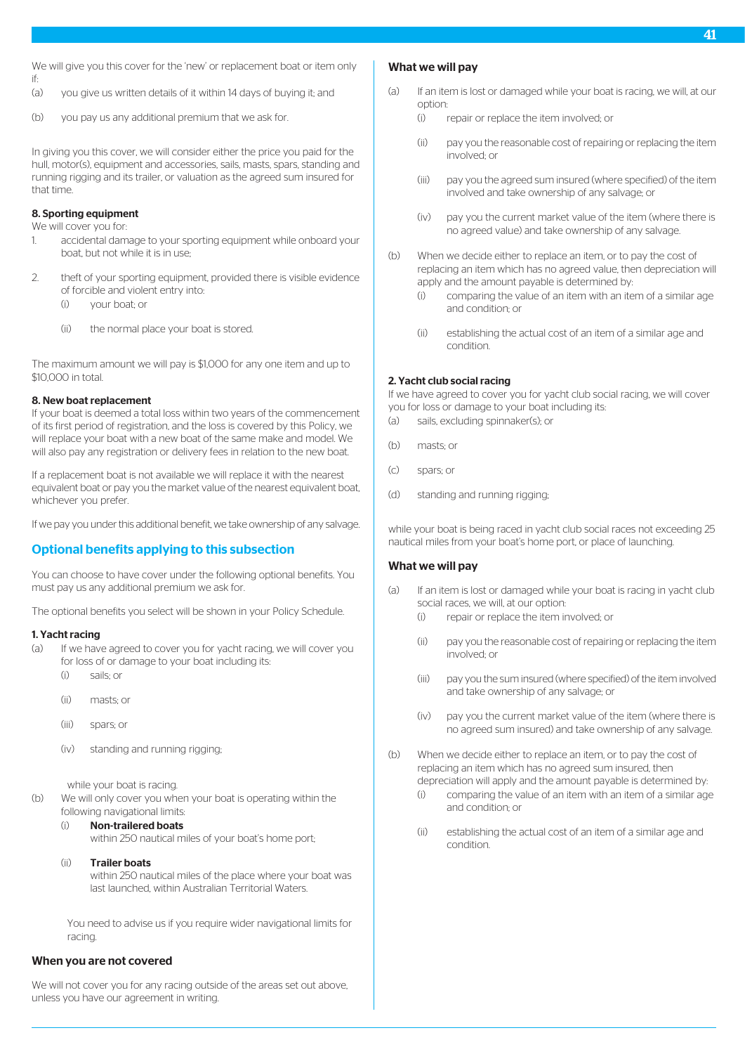We will give you this cover for the 'new' or replacement boat or item only if:

(a) you give us written details of it within 14 days of buying it; and

(b) you pay us any additional premium that we ask for.

In giving you this cover, we will consider either the price you paid for the hull, motor(s), equipment and accessories, sails, masts, spars, standing and running rigging and its trailer, or valuation as the agreed sum insured for that time.

**8. Sporting equipment**

We will cover you for:

1. accidental damage to your sporting equipment while onboard your boat, but not while it is in use;

2. theft of your sporting equipment, provided there is visible evidence of forcible and violent entry into:
   (i) your boat; or

   (ii) the normal place your boat is stored.

The maximum amount we will pay is $1,000 for any one item and up to $10,000 in total.

**8. New boat replacement**

If your boat is deemed a total loss within two years of the commencement of its first period of registration, and the loss is covered by this Policy, we will replace your boat with a new boat of the same make and model. We will also pay any registration or delivery fees in relation to the new boat.

If a replacement boat is not available we will replace it with the nearest equivalent boat or pay you the market value of the nearest equivalent boat, whichever you prefer.

If we pay you under this additional benefit, we take ownership of any salvage.

## Optional benefits applying to this subsection

You can choose to have cover under the following optional benefits. You must pay us any additional premium we ask for.

The optional benefits you select will be shown in your Policy Schedule.

**1. Yacht racing**

(a) If we have agreed to cover you for yacht racing, we will cover you for loss of or damage to your boat including its:
   (i) sails; or

   (ii) masts; or

   (iii) spars; or

   (iv) standing and running rigging;

   while your boat is racing.

(b) We will only cover you when your boat is operating within the following navigational limits:
   (i) **Non-trailered boats**
   within 250 nautical miles of your boat's home port;

   (ii) **Trailer boats**
   within 250 nautical miles of the place where your boat was last launched, within Australian Territorial Waters.

   You need to advise us if you require wider navigational limits for racing.

### When you are not covered

We will not cover you for any racing outside of the areas set out above, unless you have our agreement in writing.

### What we will pay

(a) If an item is lost or damaged while your boat is racing, we will, at our option:
   (i) repair or replace the item involved; or

   (ii) pay you the reasonable cost of repairing or replacing the item involved; or

   (iii) pay you the agreed sum insured (where specified) of the item involved and take ownership of any salvage; or

   (iv) pay you the current market value of the item (where there is no agreed value) and take ownership of any salvage.

(b) When we decide either to replace an item, or to pay the cost of replacing an item which has no agreed value, then depreciation will apply and the amount payable is determined by:
   (i) comparing the value of an item with an item of a similar age and condition; or

   (ii) establishing the actual cost of an item of a similar age and condition.

**2. Yacht club social racing**

If we have agreed to cover you for yacht club social racing, we will cover you for loss or damage to your boat including its:

(a) sails, excluding spinnaker(s); or

(b) masts; or

(c) spars; or

(d) standing and running rigging;

while your boat is being raced in yacht club social races not exceeding 25 nautical miles from your boat's home port, or place of launching.

### What we will pay

(a) If an item is lost or damaged while your boat is racing in yacht club social races, we will, at our option:
   (i) repair or replace the item involved; or

   (ii) pay you the reasonable cost of repairing or replacing the item involved; or

   (iii) pay you the sum insured (where specified) of the item involved and take ownership of any salvage; or

   (iv) pay you the current market value of the item (where there is no agreed sum insured) and take ownership of any salvage.

(b) When we decide either to replace an item, or to pay the cost of replacing an item which has no agreed sum insured, then depreciation will apply and the amount payable is determined by:
   (i) comparing the value of an item with an item of a similar age and condition; or

   (ii) establishing the actual cost of an item of a similar age and condition.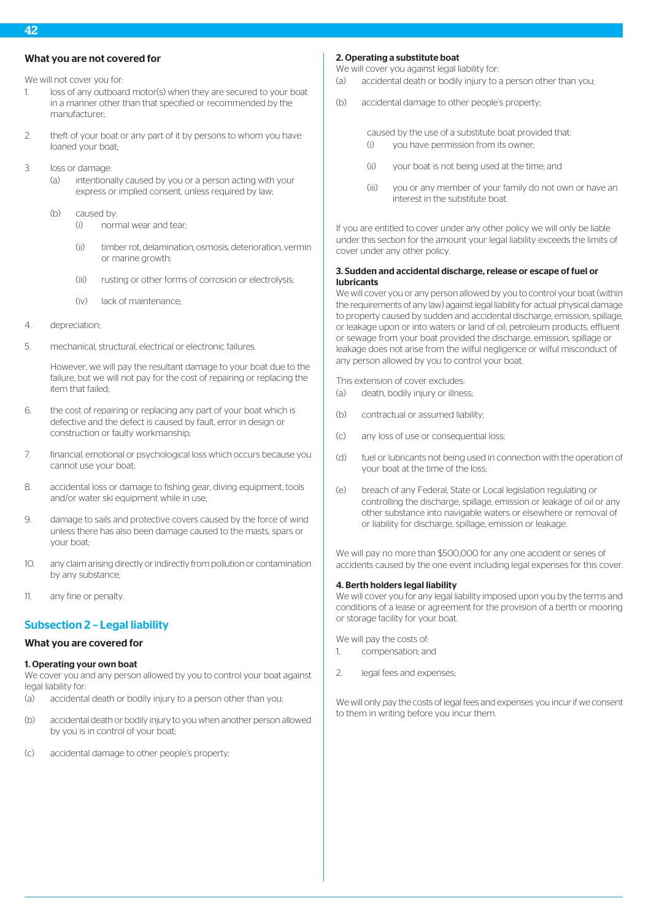### What you are not covered for

We will not cover you for:

1. loss of any outboard motor(s) when they are secured to your boat in a manner other than that specified or recommended by the manufacturer;
2. theft of your boat or any part of it by persons to whom you have loaned your boat;
3. loss or damage:
   - (a) intentionally caused by you or a person acting with your express or implied consent, unless required by law;
   - (b) caused by:
     - (i) normal wear and tear;
     - (ii) timber rot, delamination, osmosis, deterioration, vermin or marine growth;
     - (iii) rusting or other forms of corrosion or electrolysis;
     - (iv) lack of maintenance;
4. depreciation;
5. mechanical, structural, electrical or electronic failures.

   However, we will pay the resultant damage to your boat due to the failure, but we will not pay for the cost of repairing or replacing the item that failed;
6. the cost of repairing or replacing any part of your boat which is defective and the defect is caused by fault, error in design or construction or faulty workmanship;
7. financial, emotional or psychological loss which occurs because you cannot use your boat;
8. accidental loss or damage to fishing gear, diving equipment, tools and/or water ski equipment while in use;
9. damage to sails and protective covers caused by the force of wind unless there has also been damage caused to the masts, spars or your boat;
10. any claim arising directly or indirectly from pollution or contamination by any substance;
11. any fine or penalty.

## Subsection 2 – Legal liability

### What you are covered for

**1. Operating your own boat**

We cover you and any person allowed by you to control your boat against legal liability for:

- (a) accidental death or bodily injury to a person other than you;
- (b) accidental death or bodily injury to you when another person allowed by you is in control of your boat;
- (c) accidental damage to other people's property;

**2. Operating a substitute boat**

We will cover you against legal liability for:

- (a) accidental death or bodily injury to a person other than you;
- (b) accidental damage to other people's property;

caused by the use of a substitute boat provided that:

- (i) you have permission from its owner;
- (ii) your boat is not being used at the time; and
- (iii) you or any member of your family do not own or have an interest in the substitute boat.

If you are entitled to cover under any other policy we will only be liable under this section for the amount your legal liability exceeds the limits of cover under any other policy.

**3. Sudden and accidental discharge, release or escape of fuel or lubricants**

We will cover you or any person allowed by you to control your boat (within the requirements of any law) against legal liability for actual physical damage to property caused by sudden and accidental discharge, emission, spillage, or leakage upon or into waters or land of oil, petroleum products, effluent or sewage from your boat provided the discharge, emission, spillage or leakage does not arise from the wilful negligence or wilful misconduct of any person allowed by you to control your boat.

This extension of cover excludes:

- (a) death, bodily injury or illness;
- (b) contractual or assumed liability;
- (c) any loss of use or consequential loss;
- (d) fuel or lubricants not being used in connection with the operation of your boat at the time of the loss;
- (e) breach of any Federal, State or Local legislation regulating or controlling the discharge, spillage, emission or leakage of oil or any other substance into navigable waters or elsewhere or removal of or liability for discharge, spillage, emission or leakage.

We will pay no more than $500,000 for any one accident or series of accidents caused by the one event including legal expenses for this cover.

**4. Berth holders legal liability**

We will cover you for any legal liability imposed upon you by the terms and conditions of a lease or agreement for the provision of a berth or mooring or storage facility for your boat.

We will pay the costs of:

1. compensation; and
2. legal fees and expenses;

We will only pay the costs of legal fees and expenses you incur if we consent to them in writing before you incur them.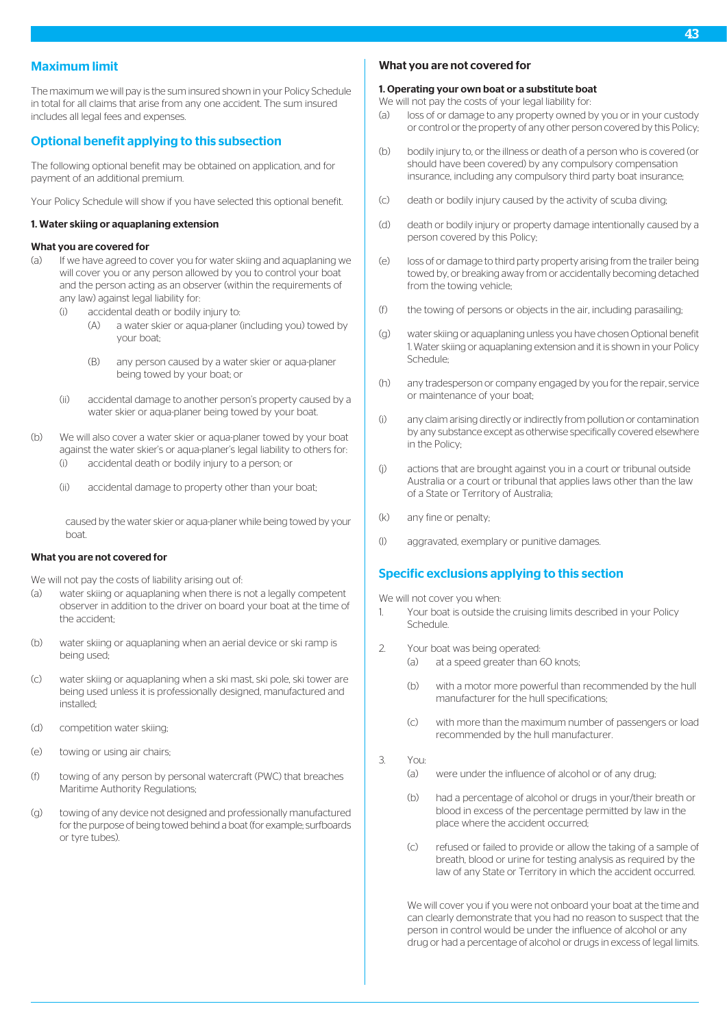## Maximum limit

The maximum we will pay is the sum insured shown in your Policy Schedule in total for all claims that arise from any one accident. The sum insured includes all legal fees and expenses.

## Optional benefit applying to this subsection

The following optional benefit may be obtained on application, and for payment of an additional premium.

Your Policy Schedule will show if you have selected this optional benefit.

**1. Water skiing or aquaplaning extension**

**What you are covered for**

(a) If we have agreed to cover you for water skiing and aquaplaning we will cover you or any person allowed by you to control your boat and the person acting as an observer (within the requirements of any law) against legal liability for:
   (i) accidental death or bodily injury to:
      (A) a water skier or aqua-planer (including you) towed by your boat;
      (B) any person caused by a water skier or aqua-planer being towed by your boat; or
   (ii) accidental damage to another person's property caused by a water skier or aqua-planer being towed by your boat.

(b) We will also cover a water skier or aqua-planer towed by your boat against the water skier's or aqua-planer's legal liability to others for:
   (i) accidental death or bodily injury to a person; or
   (ii) accidental damage to property other than your boat;

   caused by the water skier or aqua-planer while being towed by your boat.

**What you are not covered for**

We will not pay the costs of liability arising out of:

(a) water skiing or aquaplaning when there is not a legally competent observer in addition to the driver on board your boat at the time of the accident;

(b) water skiing or aquaplaning when an aerial device or ski ramp is being used;

(c) water skiing or aquaplaning when a ski mast, ski pole, ski tower are being used unless it is professionally designed, manufactured and installed;

(d) competition water skiing;

(e) towing or using air chairs;

(f) towing of any person by personal watercraft (PWC) that breaches Maritime Authority Regulations;

(g) towing of any device not designed and professionally manufactured for the purpose of being towed behind a boat (for example; surfboards or tyre tubes).

**What you are not covered for**

**1. Operating your own boat or a substitute boat**

We will not pay the costs of your legal liability for:

(a) loss of or damage to any property owned by you or in your custody or control or the property of any other person covered by this Policy;

(b) bodily injury to, or the illness or death of a person who is covered (or should have been covered) by any compulsory compensation insurance, including any compulsory third party boat insurance;

(c) death or bodily injury caused by the activity of scuba diving;

(d) death or bodily injury or property damage intentionally caused by a person covered by this Policy;

(e) loss of or damage to third party property arising from the trailer being towed by, or breaking away from or accidentally becoming detached from the towing vehicle;

(f) the towing of persons or objects in the air, including parasailing;

(g) water skiing or aquaplaning unless you have chosen Optional benefit 1. Water skiing or aquaplaning extension and it is shown in your Policy Schedule;

(h) any tradesperson or company engaged by you for the repair, service or maintenance of your boat;

(i) any claim arising directly or indirectly from pollution or contamination by any substance except as otherwise specifically covered elsewhere in the Policy;

(j) actions that are brought against you in a court or tribunal outside Australia or a court or tribunal that applies laws other than the law of a State or Territory of Australia;

(k) any fine or penalty;

(l) aggravated, exemplary or punitive damages.

## Specific exclusions applying to this section

We will not cover you when:

1. Your boat is outside the cruising limits described in your Policy Schedule.

2. Your boat was being operated:
   (a) at a speed greater than 60 knots;
   (b) with a motor more powerful than recommended by the hull manufacturer for the hull specifications;
   (c) with more than the maximum number of passengers or load recommended by the hull manufacturer.

3. You:
   (a) were under the influence of alcohol or of any drug;
   (b) had a percentage of alcohol or drugs in your/their breath or blood in excess of the percentage permitted by law in the place where the accident occurred;
   (c) refused or failed to provide or allow the taking of a sample of breath, blood or urine for testing analysis as required by the law of any State or Territory in which the accident occurred.

   We will cover you if you were not onboard your boat at the time and can clearly demonstrate that you had no reason to suspect that the person in control would be under the influence of alcohol or any drug or had a percentage of alcohol or drugs in excess of legal limits.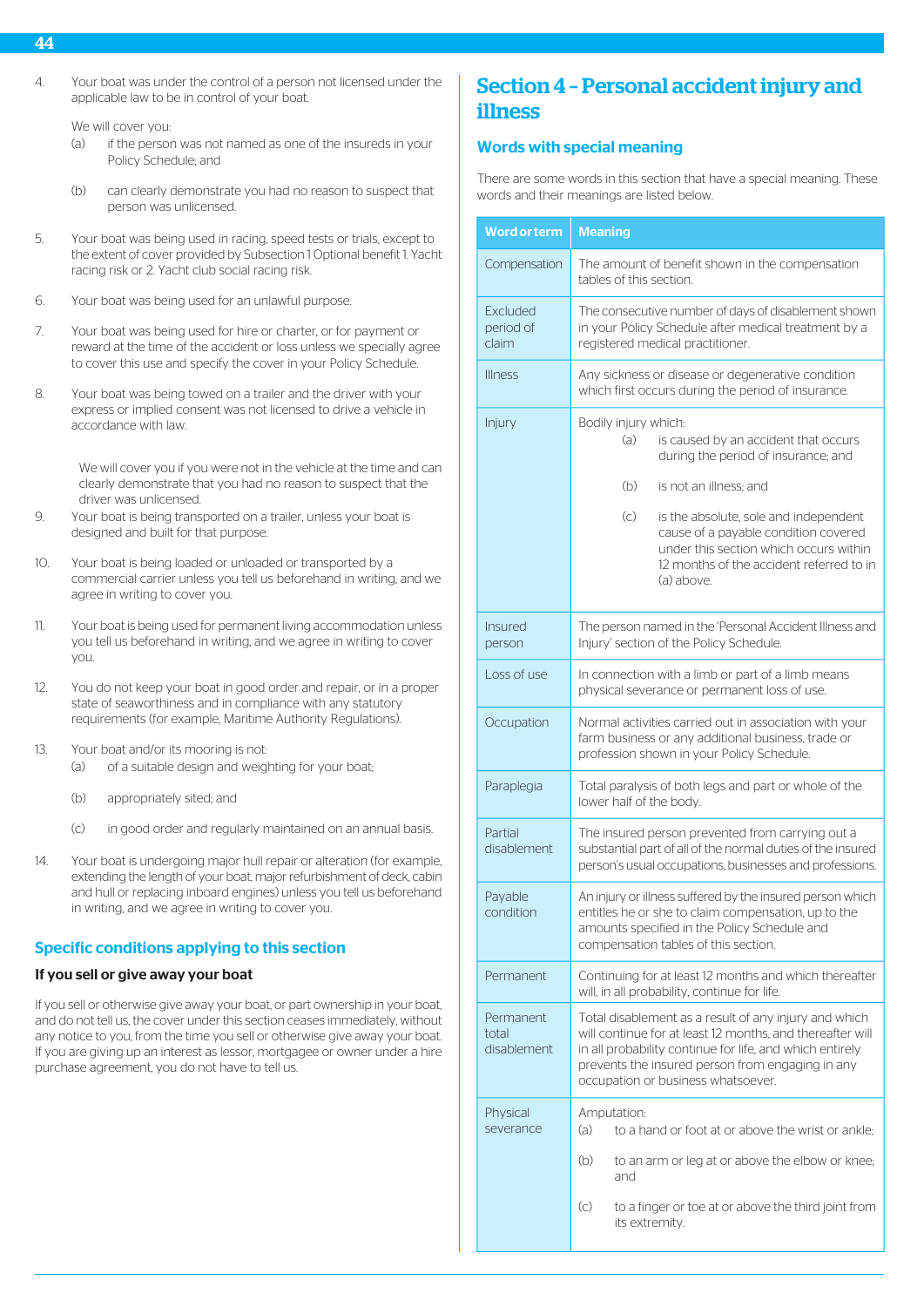4. Your boat was under the control of a person not licensed under the applicable law to be in control of your boat.

   We will cover you:

   (a) if the person was not named as one of the insureds in your Policy Schedule; and

   (b) can clearly demonstrate you had no reason to suspect that person was unlicensed.

5. Your boat was being used in racing, speed tests or trials, except to the extent of cover provided by Subsection 1 Optional benefit 1. Yacht racing risk or 2. Yacht club social racing risk.

6. Your boat was being used for an unlawful purpose.

7. Your boat was being used for hire or charter, or for payment or reward at the time of the accident or loss unless we specially agree to cover this use and specify the cover in your Policy Schedule.

8. Your boat was being towed on a trailer and the driver with your express or implied consent was not licensed to drive a vehicle in accordance with law.

   We will cover you if you were not in the vehicle at the time and can clearly demonstrate that you had no reason to suspect that the driver was unlicensed.

9. Your boat is being transported on a trailer, unless your boat is designed and built for that purpose.

10. Your boat is being loaded or unloaded or transported by a commercial carrier unless you tell us beforehand in writing, and we agree in writing to cover you.

11. Your boat is being used for permanent living accommodation unless you tell us beforehand in writing, and we agree in writing to cover you.

12. You do not keep your boat in good order and repair, or in a proper state of seaworthiness and in compliance with any statutory requirements (for example, Maritime Authority Regulations).

13. Your boat and/or its mooring is not:

    (a) of a suitable design and weighting for your boat;

    (b) appropriately sited; and

    (c) in good order and regularly maintained on an annual basis.

14. Your boat is undergoing major hull repair or alteration (for example, extending the length of your boat, major refurbishment of deck, cabin and hull or replacing inboard engines) unless you tell us beforehand in writing, and we agree in writing to cover you.

## Specific conditions applying to this section

**If you sell or give away your boat**

If you sell or otherwise give away your boat, or part ownership in your boat, and do not tell us, the cover under this section ceases immediately, without any notice to you, from the time you sell or otherwise give away your boat. If you are giving up an interest as lessor, mortgagee or owner under a hire purchase agreement, you do not have to tell us.

# Section 4 – Personal accident injury and illness

## Words with special meaning

There are some words in this section that have a special meaning. These words and their meanings are listed below.

| Word or term | Meaning |
|---|---|
| Compensation | The amount of benefit shown in the compensation tables of this section. |
| Excluded period of claim | The consecutive number of days of disablement shown in your Policy Schedule after medical treatment by a registered medical practitioner. |
| Illness | Any sickness or disease or degenerative condition which first occurs during the period of insurance. |
| Injury | Bodily injury which: (a) is caused by an accident that occurs during the period of insurance; and (b) is not an illness; and (c) is the absolute, sole and independent cause of a payable condition covered under this section which occurs within 12 months of the accident referred to in (a) above. |
| Insured person | The person named in the 'Personal Accident Illness and Injury' section of the Policy Schedule. |
| Loss of use | In connection with a limb or part of a limb means physical severance or permanent loss of use. |
| Occupation | Normal activities carried out in association with your farm business or any additional business, trade or profession shown in your Policy Schedule. |
| Paraplegia | Total paralysis of both legs and part or whole of the lower half of the body. |
| Partial disablement | The insured person prevented from carrying out a substantial part of all of the normal duties of the insured person's usual occupations, businesses and professions. |
| Payable condition | An injury or illness suffered by the insured person which entitles he or she to claim compensation, up to the amounts specified in the Policy Schedule and compensation tables of this section. |
| Permanent | Continuing for at least 12 months and which thereafter will, in all probability, continue for life. |
| Permanent total disablement | Total disablement as a result of any injury and which will continue for at least 12 months, and thereafter will in all probability continue for life, and which entirely prevents the insured person from engaging in any occupation or business whatsoever. |
| Physical severance | Amputation: (a) to a hand or foot at or above the wrist or ankle; (b) to an arm or leg at or above the elbow or knee; and (c) to a finger or toe at or above the third joint from its extremity. |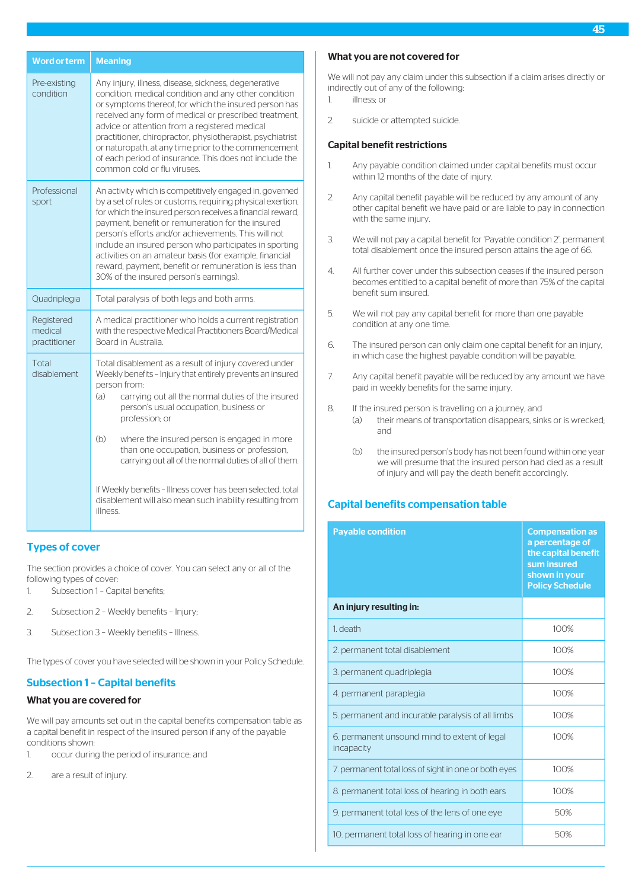| Word or term | Meaning |
| --- | --- |
| Pre-existing condition | Any injury, illness, disease, sickness, degenerative condition, medical condition and any other condition or symptoms thereof, for which the insured person has received any form of medical or prescribed treatment, advice or attention from a registered medical practitioner, chiropractor, physiotherapist, psychiatrist or naturopath, at any time prior to the commencement of each period of insurance. This does not include the common cold or flu viruses. |
| Professional sport | An activity which is competitively engaged in, governed by a set of rules or customs, requiring physical exertion, for which the insured person receives a financial reward, payment, benefit or remuneration for the insured person's efforts and/or achievements. This will not include an insured person who participates in sporting activities on an amateur basis (for example, financial reward, payment, benefit or remuneration is less than 30% of the insured person's earnings). |
| Quadriplegia | Total paralysis of both legs and both arms. |
| Registered medical practitioner | A medical practitioner who holds a current registration with the respective Medical Practitioners Board/Medical Board in Australia. |
| Total disablement | Total disablement as a result of injury covered under Weekly benefits – Injury that entirely prevents an insured person from: (a) carrying out all the normal duties of the insured person's usual occupation, business or profession; or (b) where the insured person is engaged in more than one occupation, business or profession, carrying out all of the normal duties of all of them. If Weekly benefits – Illness cover has been selected, total disablement will also mean such inability resulting from illness. |

## Types of cover

The section provides a choice of cover. You can select any or all of the following types of cover:

1. Subsection 1 – Capital benefits;
2. Subsection 2 – Weekly benefits – Injury;
3. Subsection 3 – Weekly benefits – Illness.

The types of cover you have selected will be shown in your Policy Schedule.

## Subsection 1 – Capital benefits

### What you are covered for

We will pay amounts set out in the capital benefits compensation table as a capital benefit in respect of the insured person if any of the payable conditions shown:

1. occur during the period of insurance; and
2. are a result of injury.

### What you are not covered for

We will not pay any claim under this subsection if a claim arises directly or indirectly out of any of the following:

1. illness; or
2. suicide or attempted suicide.

### Capital benefit restrictions

1. Any payable condition claimed under capital benefits must occur within 12 months of the date of injury.
2. Any capital benefit payable will be reduced by any amount of any other capital benefit we have paid or are liable to pay in connection with the same injury.
3. We will not pay a capital benefit for 'Payable condition 2'. permanent total disablement once the insured person attains the age of 66.
4. All further cover under this subsection ceases if the insured person becomes entitled to a capital benefit of more than 75% of the capital benefit sum insured.
5. We will not pay any capital benefit for more than one payable condition at any one time.
6. The insured person can only claim one capital benefit for an injury, in which case the highest payable condition will be payable.
7. Any capital benefit payable will be reduced by any amount we have paid in weekly benefits for the same injury.
8. If the insured person is travelling on a journey, and
   (a) their means of transportation disappears, sinks or is wrecked; and
   (b) the insured person's body has not been found within one year we will presume that the insured person had died as a result of injury and will pay the death benefit accordingly.

## Capital benefits compensation table

| Payable condition | Compensation as a percentage of the capital benefit sum insured shown in your Policy Schedule |
| --- | --- |
| **An injury resulting in:** | |
| 1. death | 100% |
| 2. permanent total disablement | 100% |
| 3. permanent quadriplegia | 100% |
| 4. permanent paraplegia | 100% |
| 5. permanent and incurable paralysis of all limbs | 100% |
| 6. permanent unsound mind to extent of legal incapacity | 100% |
| 7. permanent total loss of sight in one or both eyes | 100% |
| 8. permanent total loss of hearing in both ears | 100% |
| 9. permanent total loss of the lens of one eye | 50% |
| 10. permanent total loss of hearing in one ear | 50% |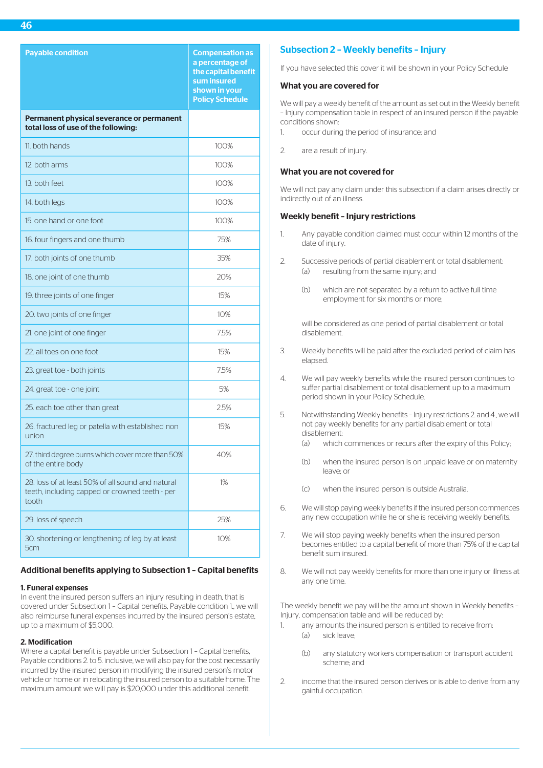| Payable condition | Compensation as a percentage of the capital benefit sum insured shown in your Policy Schedule |
|---|---|
| **Permanent physical severance or permanent total loss of use of the following:** | |
| 11. both hands | 100% |
| 12. both arms | 100% |
| 13. both feet | 100% |
| 14. both legs | 100% |
| 15. one hand or one foot | 100% |
| 16. four fingers and one thumb | 75% |
| 17. both joints of one thumb | 35% |
| 18. one joint of one thumb | 20% |
| 19. three joints of one finger | 15% |
| 20. two joints of one finger | 10% |
| 21. one joint of one finger | 7.5% |
| 22. all toes on one foot | 15% |
| 23. great toe - both joints | 7.5% |
| 24. great toe - one joint | 5% |
| 25. each toe other than great | 2.5% |
| 26. fractured leg or patella with established non union | 15% |
| 27. third degree burns which cover more than 50% of the entire body | 40% |
| 28. loss of at least 50% of all sound and natural teeth, including capped or crowned teeth - per tooth | 1% |
| 29. loss of speech | 25% |
| 30. shortening or lengthening of leg by at least 5cm | 10% |

### Additional benefits applying to Subsection 1 – Capital benefits

**1. Funeral expenses**
In event the insured person suffers an injury resulting in death, that is covered under Subsection 1 – Capital benefits, Payable condition 1., we will also reimburse funeral expenses incurred by the insured person's estate, up to a maximum of $5,000.

**2. Modification**
Where a capital benefit is payable under Subsection 1 – Capital benefits, Payable conditions 2. to 5. inclusive, we will also pay for the cost necessarily incurred by the insured person in modifying the insured person's motor vehicle or home or in relocating the insured person to a suitable home. The maximum amount we will pay is $20,000 under this additional benefit.

## Subsection 2 – Weekly benefits – Injury

If you have selected this cover it will be shown in your Policy Schedule

### What you are covered for

We will pay a weekly benefit of the amount as set out in the Weekly benefit – Injury compensation table in respect of an insured person if the payable conditions shown:

1. occur during the period of insurance; and
2. are a result of injury.

### What you are not covered for

We will not pay any claim under this subsection if a claim arises directly or indirectly out of an illness.

### Weekly benefit – Injury restrictions

1. Any payable condition claimed must occur within 12 months of the date of injury.
2. Successive periods of partial disablement or total disablement:
   (a) resulting from the same injury; and
   (b) which are not separated by a return to active full time employment for six months or more;

   will be considered as one period of partial disablement or total disablement.
3. Weekly benefits will be paid after the excluded period of claim has elapsed.
4. We will pay weekly benefits while the insured person continues to suffer partial disablement or total disablement up to a maximum period shown in your Policy Schedule.
5. Notwithstanding Weekly benefits – Injury restrictions 2. and 4., we will not pay weekly benefits for any partial disablement or total disablement:
   (a) which commences or recurs after the expiry of this Policy;
   (b) when the insured person is on unpaid leave or on maternity leave; or
   (c) when the insured person is outside Australia.
6. We will stop paying weekly benefits if the insured person commences any new occupation while he or she is receiving weekly benefits.
7. We will stop paying weekly benefits when the insured person becomes entitled to a capital benefit of more than 75% of the capital benefit sum insured.
8. We will not pay weekly benefits for more than one injury or illness at any one time.

The weekly benefit we pay will be the amount shown in Weekly benefits – Injury, compensation table and will be reduced by:

1. any amounts the insured person is entitled to receive from:
   (a) sick leave;
   (b) any statutory workers compensation or transport accident scheme; and
2. income that the insured person derives or is able to derive from any gainful occupation.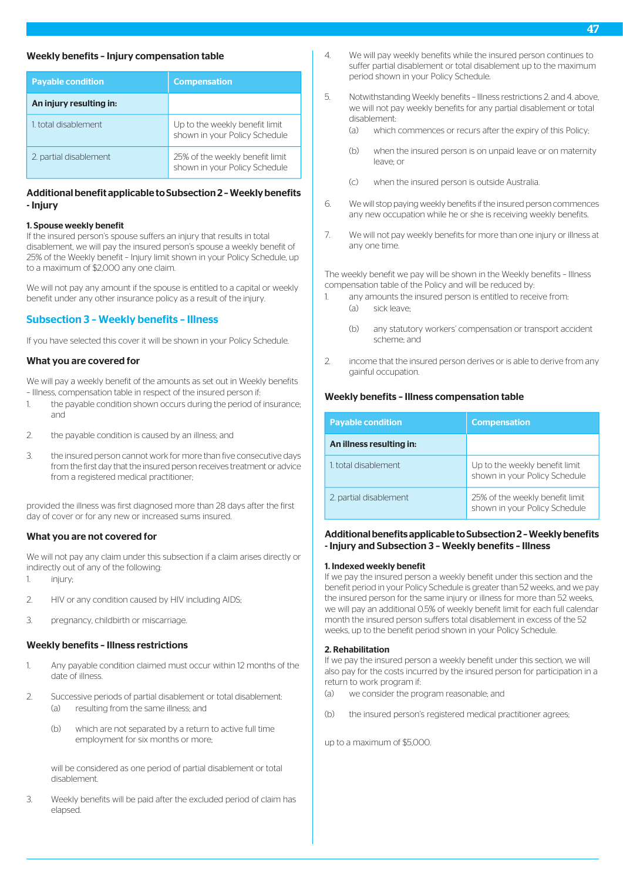### Weekly benefits – Injury compensation table

| Payable condition | Compensation |
|---|---|
| **An injury resulting in:** | |
| 1. total disablement | Up to the weekly benefit limit shown in your Policy Schedule |
| 2. partial disablement | 25% of the weekly benefit limit shown in your Policy Schedule |

### Additional benefit applicable to Subsection 2 – Weekly benefits - Injury

**1. Spouse weekly benefit**

If the insured person's spouse suffers an injury that results in total disablement, we will pay the insured person's spouse a weekly benefit of 25% of the Weekly benefit – Injury limit shown in your Policy Schedule, up to a maximum of $2,000 any one claim.

We will not pay any amount if the spouse is entitled to a capital or weekly benefit under any other insurance policy as a result of the injury.

## Subsection 3 – Weekly benefits – Illness

If you have selected this cover it will be shown in your Policy Schedule.

### What you are covered for

We will pay a weekly benefit of the amounts as set out in Weekly benefits – Illness, compensation table in respect of the insured person if:

1. the payable condition shown occurs during the period of insurance; and
2. the payable condition is caused by an illness; and
3. the insured person cannot work for more than five consecutive days from the first day that the insured person receives treatment or advice from a registered medical practitioner;

provided the illness was first diagnosed more than 28 days after the first day of cover or for any new or increased sums insured.

### What you are not covered for

We will not pay any claim under this subsection if a claim arises directly or indirectly out of any of the following:

1. injury;
2. HIV or any condition caused by HIV including AIDS;
3. pregnancy, childbirth or miscarriage.

### Weekly benefits – Illness restrictions

1. Any payable condition claimed must occur within 12 months of the date of illness.
2. Successive periods of partial disablement or total disablement:
   (a) resulting from the same illness; and
   (b) which are not separated by a return to active full time employment for six months or more;

   will be considered as one period of partial disablement or total disablement.
3. Weekly benefits will be paid after the excluded period of claim has elapsed.
4. We will pay weekly benefits while the insured person continues to suffer partial disablement or total disablement up to the maximum period shown in your Policy Schedule.
5. Notwithstanding Weekly benefits – Illness restrictions 2. and 4. above, we will not pay weekly benefits for any partial disablement or total disablement:
   (a) which commences or recurs after the expiry of this Policy;
   (b) when the insured person is on unpaid leave or on maternity leave; or
   (c) when the insured person is outside Australia.
6. We will stop paying weekly benefits if the insured person commences any new occupation while he or she is receiving weekly benefits.
7. We will not pay weekly benefits for more than one injury or illness at any one time.

The weekly benefit we pay will be shown in the Weekly benefits – Illness compensation table of the Policy and will be reduced by:

1. any amounts the insured person is entitled to receive from:
   (a) sick leave;
   (b) any statutory workers' compensation or transport accident scheme; and
2. income that the insured person derives or is able to derive from any gainful occupation.

### Weekly benefits – Illness compensation table

| Payable condition | Compensation |
|---|---|
| **An illness resulting in:** | |
| 1. total disablement | Up to the weekly benefit limit shown in your Policy Schedule |
| 2. partial disablement | 25% of the weekly benefit limit shown in your Policy Schedule |

### Additional benefits applicable to Subsection 2 – Weekly benefits - Injury and Subsection 3 – Weekly benefits – Illness

**1. Indexed weekly benefit**

If we pay the insured person a weekly benefit under this section and the benefit period in your Policy Schedule is greater than 52 weeks, and we pay the insured person for the same injury or illness for more than 52 weeks, we will pay an additional 0.5% of weekly benefit limit for each full calendar month the insured person suffers total disablement in excess of the 52 weeks, up to the benefit period shown in your Policy Schedule.

**2. Rehabilitation**

If we pay the insured person a weekly benefit under this section, we will also pay for the costs incurred by the insured person for participation in a return to work program if:

(a) we consider the program reasonable; and

(b) the insured person's registered medical practitioner agrees;

up to a maximum of $5,000.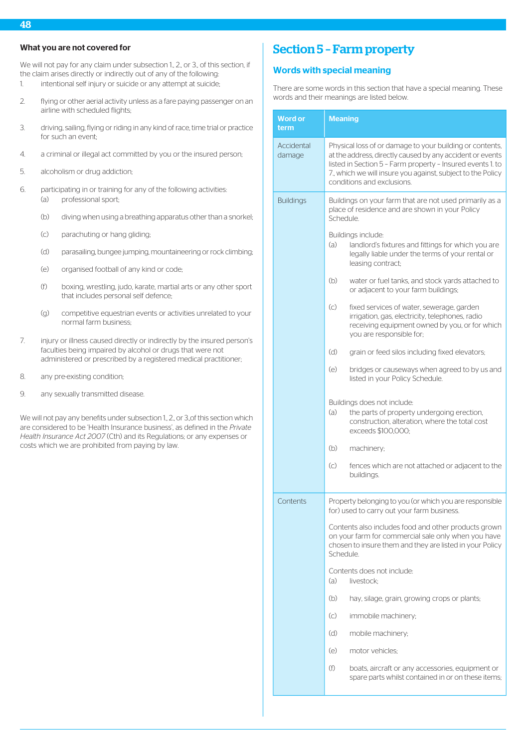### What you are not covered for

We will not pay for any claim under subsection 1., 2., or 3., of this section, if the claim arises directly or indirectly out of any of the following:

1. intentional self injury or suicide or any attempt at suicide;
2. flying or other aerial activity unless as a fare paying passenger on an airline with scheduled flights;
3. driving, sailing, flying or riding in any kind of race, time trial or practice for such an event;
4. a criminal or illegal act committed by you or the insured person;
5. alcoholism or drug addiction;
6. participating in or training for any of the following activities:
   (a) professional sport;
   (b) diving when using a breathing apparatus other than a snorkel;
   (c) parachuting or hang gliding;
   (d) parasailing, bungee jumping, mountaineering or rock climbing;
   (e) organised football of any kind or code;
   (f) boxing, wrestling, judo, karate, martial arts or any other sport that includes personal self defence;
   (g) competitive equestrian events or activities unrelated to your normal farm business;
7. injury or illness caused directly or indirectly by the insured person's faculties being impaired by alcohol or drugs that were not administered or prescribed by a registered medical practitioner;
8. any pre-existing condition;
9. any sexually transmitted disease.

We will not pay any benefits under subsection 1., 2., or 3.,of this section which are considered to be 'Health Insurance business', as defined in the *Private Health Insurance Act 2007* (Cth) and its Regulations; or any expenses or costs which we are prohibited from paying by law.

# Section 5 – Farm property

## Words with special meaning

There are some words in this section that have a special meaning. These words and their meanings are listed below.

| Word or term | Meaning |
|---|---|
| Accidental damage | Physical loss of or damage to your building or contents, at the address, directly caused by any accident or events listed in Section 5 – Farm property – Insured events 1. to 7., which we will insure you against, subject to the Policy conditions and exclusions. |
| Buildings | Buildings on your farm that are not used primarily as a place of residence and are shown in your Policy Schedule.<br><br>Buildings include:<br>(a) landlord's fixtures and fittings for which you are legally liable under the terms of your rental or leasing contract;<br>(b) water or fuel tanks, and stock yards attached to or adjacent to your farm buildings;<br>(c) fixed services of water, sewerage, garden irrigation, gas, electricity, telephones, radio receiving equipment owned by you, or for which you are responsible for;<br>(d) grain or feed silos including fixed elevators;<br>(e) bridges or causeways when agreed to by us and listed in your Policy Schedule.<br><br>Buildings does not include:<br>(a) the parts of property undergoing erection, construction, alteration, where the total cost exceeds $100,000;<br>(b) machinery;<br>(c) fences which are not attached or adjacent to the buildings. |
| Contents | Property belonging to you (or which you are responsible for) used to carry out your farm business.<br><br>Contents also includes food and other products grown on your farm for commercial sale only when you have chosen to insure them and they are listed in your Policy Schedule.<br><br>Contents does not include:<br>(a) livestock;<br>(b) hay, silage, grain, growing crops or plants;<br>(c) immobile machinery;<br>(d) mobile machinery;<br>(e) motor vehicles;<br>(f) boats, aircraft or any accessories, equipment or spare parts whilst contained in or on these items; |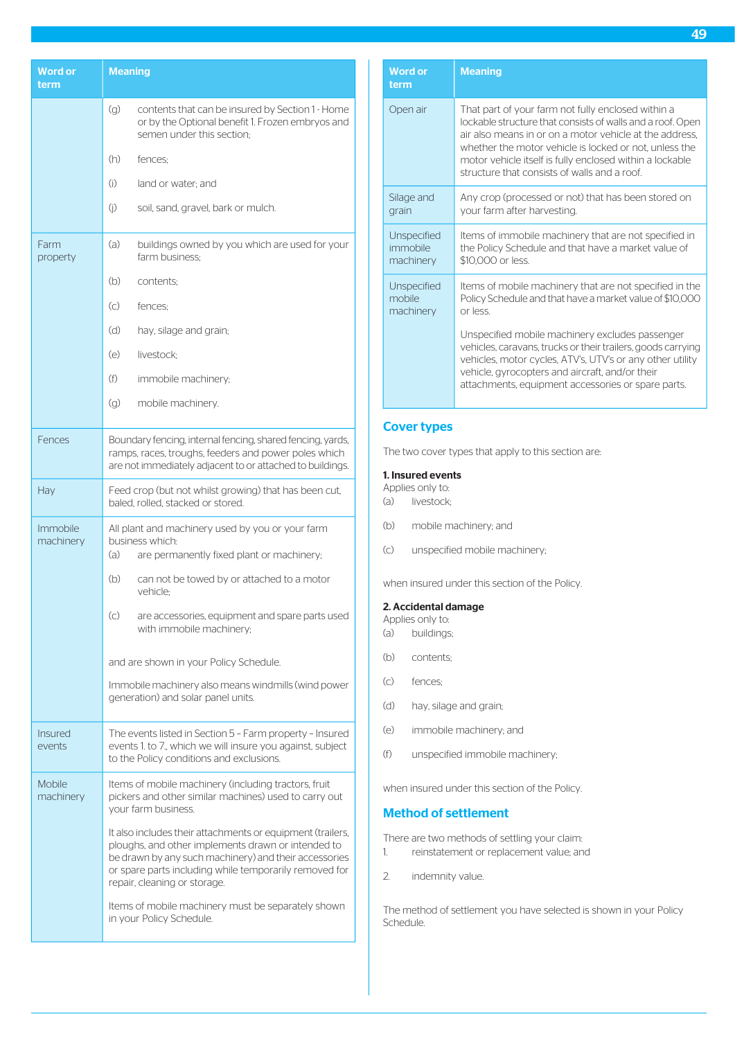| Word or term | Meaning |
|---|---|
| | (g) contents that can be insured by Section 1 - Home or by the Optional benefit 1. Frozen embryos and semen under this section;<br><br>(h) fences;<br><br>(i) land or water; and<br><br>(j) soil, sand, gravel, bark or mulch. |
| Farm property | (a) buildings owned by you which are used for your farm business;<br><br>(b) contents;<br><br>(c) fences;<br><br>(d) hay, silage and grain;<br><br>(e) livestock;<br><br>(f) immobile machinery;<br><br>(g) mobile machinery. |
| Fences | Boundary fencing, internal fencing, shared fencing, yards, ramps, races, troughs, feeders and power poles which are not immediately adjacent to or attached to buildings. |
| Hay | Feed crop (but not whilst growing) that has been cut, baled, rolled, stacked or stored. |
| Immobile machinery | All plant and machinery used by you or your farm business which:<br>(a) are permanently fixed plant or machinery;<br><br>(b) can not be towed by or attached to a motor vehicle;<br><br>(c) are accessories, equipment and spare parts used with immobile machinery;<br><br>and are shown in your Policy Schedule.<br><br>Immobile machinery also means windmills (wind power generation) and solar panel units. |
| Insured events | The events listed in Section 5 – Farm property – Insured events 1. to 7., which we will insure you against, subject to the Policy conditions and exclusions. |
| Mobile machinery | Items of mobile machinery (including tractors, fruit pickers and other similar machines) used to carry out your farm business.<br><br>It also includes their attachments or equipment (trailers, ploughs, and other implements drawn or intended to be drawn by any such machinery) and their accessories or spare parts including while temporarily removed for repair, cleaning or storage.<br><br>Items of mobile machinery must be separately shown in your Policy Schedule. |
| Open air | That part of your farm not fully enclosed within a lockable structure that consists of walls and a roof. Open air also means in or on a motor vehicle at the address, whether the motor vehicle is locked or not, unless the motor vehicle itself is fully enclosed within a lockable structure that consists of walls and a roof. |
| Silage and grain | Any crop (processed or not) that has been stored on your farm after harvesting. |
| Unspecified immobile machinery | Items of immobile machinery that are not specified in the Policy Schedule and that have a market value of $10,000 or less. |
| Unspecified mobile machinery | Items of mobile machinery that are not specified in the Policy Schedule and that have a market value of $10,000 or less.<br><br>Unspecified mobile machinery excludes passenger vehicles, caravans, trucks or their trailers, goods carrying vehicles, motor cycles, ATV's, UTV's or any other utility vehicle, gyrocopters and aircraft, and/or their attachments, equipment accessories or spare parts. |

## Cover types

The two cover types that apply to this section are:

**1. Insured events**
Applies only to:
(a) livestock;

(b) mobile machinery; and

(c) unspecified mobile machinery;

when insured under this section of the Policy.

**2. Accidental damage**
Applies only to:
(a) buildings;

(b) contents;

(c) fences;

(d) hay, silage and grain;

(e) immobile machinery; and

(f) unspecified immobile machinery;

when insured under this section of the Policy.

## Method of settlement

There are two methods of settling your claim:
1. reinstatement or replacement value; and

2. indemnity value.

The method of settlement you have selected is shown in your Policy Schedule.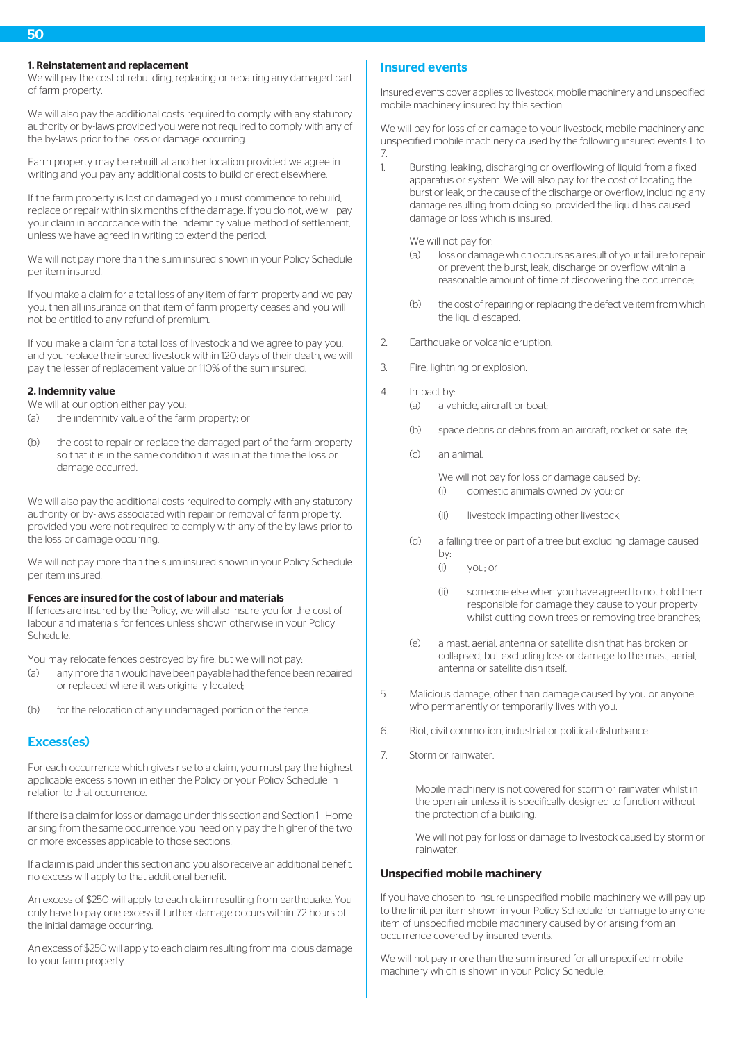#### 1. Reinstatement and replacement

We will pay the cost of rebuilding, replacing or repairing any damaged part of farm property.

We will also pay the additional costs required to comply with any statutory authority or by-laws provided you were not required to comply with any of the by-laws prior to the loss or damage occurring.

Farm property may be rebuilt at another location provided we agree in writing and you pay any additional costs to build or erect elsewhere.

If the farm property is lost or damaged you must commence to rebuild, replace or repair within six months of the damage. If you do not, we will pay your claim in accordance with the indemnity value method of settlement, unless we have agreed in writing to extend the period.

We will not pay more than the sum insured shown in your Policy Schedule per item insured.

If you make a claim for a total loss of any item of farm property and we pay you, then all insurance on that item of farm property ceases and you will not be entitled to any refund of premium.

If you make a claim for a total loss of livestock and we agree to pay you, and you replace the insured livestock within 120 days of their death, we will pay the lesser of replacement value or 110% of the sum insured.

#### 2. Indemnity value

We will at our option either pay you:

(a) the indemnity value of the farm property; or

(b) the cost to repair or replace the damaged part of the farm property so that it is in the same condition it was in at the time the loss or damage occurred.

We will also pay the additional costs required to comply with any statutory authority or by-laws associated with repair or removal of farm property, provided you were not required to comply with any of the by-laws prior to the loss or damage occurring.

We will not pay more than the sum insured shown in your Policy Schedule per item insured.

#### Fences are insured for the cost of labour and materials

If fences are insured by the Policy, we will also insure you for the cost of labour and materials for fences unless shown otherwise in your Policy Schedule.

You may relocate fences destroyed by fire, but we will not pay:

(a) any more than would have been payable had the fence been repaired or replaced where it was originally located;

(b) for the relocation of any undamaged portion of the fence.

## Excess(es)

For each occurrence which gives rise to a claim, you must pay the highest applicable excess shown in either the Policy or your Policy Schedule in relation to that occurrence.

If there is a claim for loss or damage under this section and Section 1 - Home arising from the same occurrence, you need only pay the higher of the two or more excesses applicable to those sections.

If a claim is paid under this section and you also receive an additional benefit, no excess will apply to that additional benefit.

An excess of $250 will apply to each claim resulting from earthquake. You only have to pay one excess if further damage occurs within 72 hours of the initial damage occurring.

An excess of $250 will apply to each claim resulting from malicious damage to your farm property.

## Insured events

Insured events cover applies to livestock, mobile machinery and unspecified mobile machinery insured by this section.

We will pay for loss of or damage to your livestock, mobile machinery and unspecified mobile machinery caused by the following insured events 1. to 7.

1. Bursting, leaking, discharging or overflowing of liquid from a fixed apparatus or system. We will also pay for the cost of locating the burst or leak, or the cause of the discharge or overflow, including any damage resulting from doing so, provided the liquid has caused damage or loss which is insured.

   We will not pay for:

   (a) loss or damage which occurs as a result of your failure to repair or prevent the burst, leak, discharge or overflow within a reasonable amount of time of discovering the occurrence;

   (b) the cost of repairing or replacing the defective item from which the liquid escaped.

2. Earthquake or volcanic eruption.

3. Fire, lightning or explosion.

4. Impact by:

   (a) a vehicle, aircraft or boat;

   (b) space debris or debris from an aircraft, rocket or satellite;

   (c) an animal.

      We will not pay for loss or damage caused by:

      (i) domestic animals owned by you; or

      (ii) livestock impacting other livestock;

   (d) a falling tree or part of a tree but excluding damage caused by:

      (i) you; or

      (ii) someone else when you have agreed to not hold them responsible for damage they cause to your property whilst cutting down trees or removing tree branches;

   (e) a mast, aerial, antenna or satellite dish that has broken or collapsed, but excluding loss or damage to the mast, aerial, antenna or satellite dish itself.

5. Malicious damage, other than damage caused by you or anyone who permanently or temporarily lives with you.

6. Riot, civil commotion, industrial or political disturbance.

7. Storm or rainwater.

   Mobile machinery is not covered for storm or rainwater whilst in the open air unless it is specifically designed to function without the protection of a building.

   We will not pay for loss or damage to livestock caused by storm or rainwater.

### Unspecified mobile machinery

If you have chosen to insure unspecified mobile machinery we will pay up to the limit per item shown in your Policy Schedule for damage to any one item of unspecified mobile machinery caused by or arising from an occurrence covered by insured events.

We will not pay more than the sum insured for all unspecified mobile machinery which is shown in your Policy Schedule.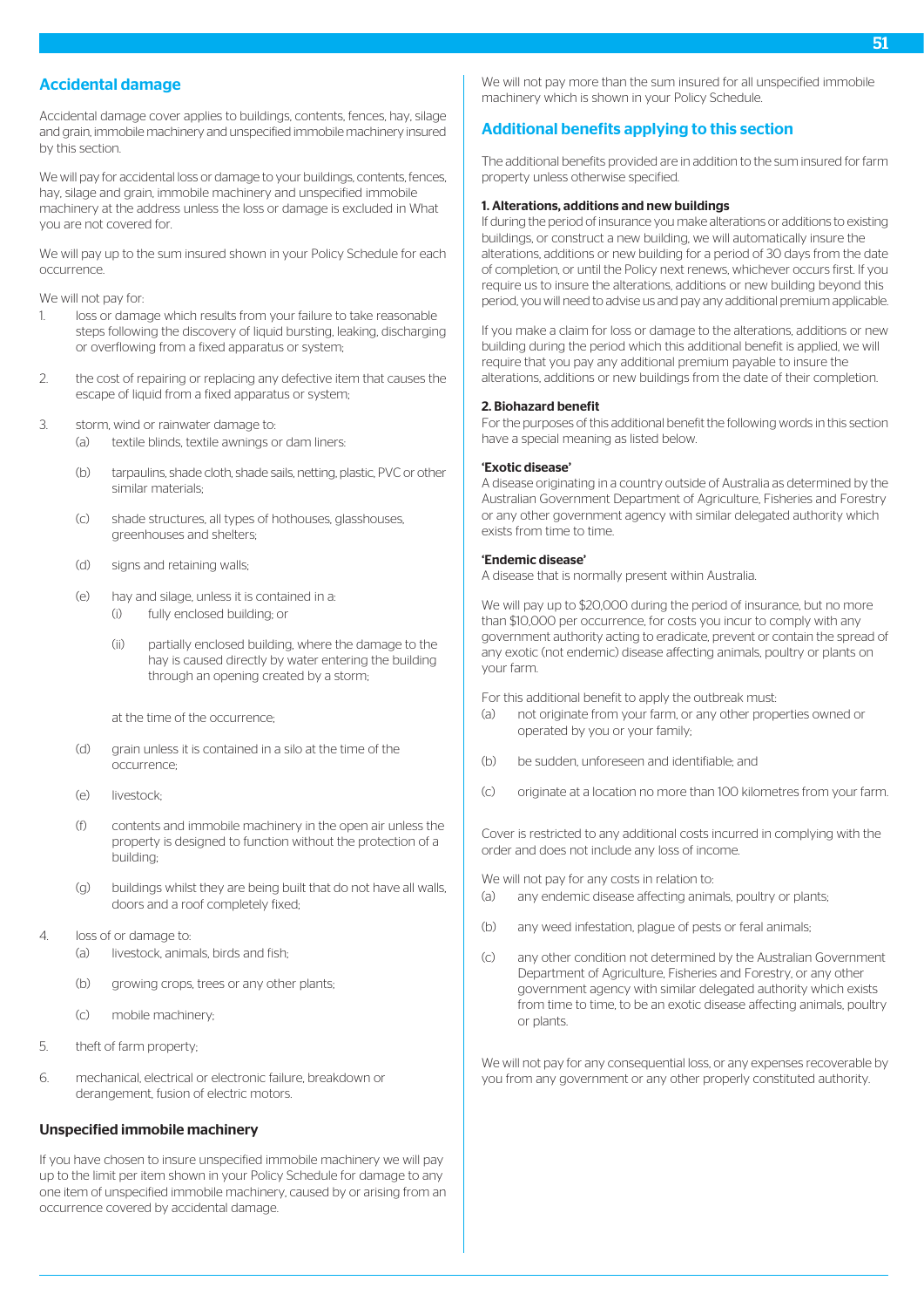## Accidental damage

Accidental damage cover applies to buildings, contents, fences, hay, silage and grain, immobile machinery and unspecified immobile machinery insured by this section.

We will pay for accidental loss or damage to your buildings, contents, fences, hay, silage and grain, immobile machinery and unspecified immobile machinery at the address unless the loss or damage is excluded in What you are not covered for.

We will pay up to the sum insured shown in your Policy Schedule for each occurrence.

We will not pay for:

1. loss or damage which results from your failure to take reasonable steps following the discovery of liquid bursting, leaking, discharging or overflowing from a fixed apparatus or system;
2. the cost of repairing or replacing any defective item that causes the escape of liquid from a fixed apparatus or system;
3. storm, wind or rainwater damage to:
   - (a) textile blinds, textile awnings or dam liners:
   - (b) tarpaulins, shade cloth, shade sails, netting, plastic, PVC or other similar materials;
   - (c) shade structures, all types of hothouses, glasshouses, greenhouses and shelters;
   - (d) signs and retaining walls;
   - (e) hay and silage, unless it is contained in a:
     - (i) fully enclosed building; or
     - (ii) partially enclosed building, where the damage to the hay is caused directly by water entering the building through an opening created by a storm;

     at the time of the occurrence;
   - (d) grain unless it is contained in a silo at the time of the occurrence;
   - (e) livestock;
   - (f) contents and immobile machinery in the open air unless the property is designed to function without the protection of a building;
   - (g) buildings whilst they are being built that do not have all walls, doors and a roof completely fixed;
4. loss of or damage to:
   - (a) livestock, animals, birds and fish;
   - (b) growing crops, trees or any other plants;
   - (c) mobile machinery;
5. theft of farm property;
6. mechanical, electrical or electronic failure, breakdown or derangement, fusion of electric motors.

### Unspecified immobile machinery

If you have chosen to insure unspecified immobile machinery we will pay up to the limit per item shown in your Policy Schedule for damage to any one item of unspecified immobile machinery, caused by or arising from an occurrence covered by accidental damage.

We will not pay more than the sum insured for all unspecified immobile machinery which is shown in your Policy Schedule.

## Additional benefits applying to this section

The additional benefits provided are in addition to the sum insured for farm property unless otherwise specified.

**1. Alterations, additions and new buildings**

If during the period of insurance you make alterations or additions to existing buildings, or construct a new building, we will automatically insure the alterations, additions or new building for a period of 30 days from the date of completion, or until the Policy next renews, whichever occurs first. If you require us to insure the alterations, additions or new building beyond this period, you will need to advise us and pay any additional premium applicable.

If you make a claim for loss or damage to the alterations, additions or new building during the period which this additional benefit is applied, we will require that you pay any additional premium payable to insure the alterations, additions or new buildings from the date of their completion.

**2. Biohazard benefit**

For the purposes of this additional benefit the following words in this section have a special meaning as listed below.

**'Exotic disease'**

A disease originating in a country outside of Australia as determined by the Australian Government Department of Agriculture, Fisheries and Forestry or any other government agency with similar delegated authority which exists from time to time.

**'Endemic disease'**

A disease that is normally present within Australia.

We will pay up to $20,000 during the period of insurance, but no more than $10,000 per occurrence, for costs you incur to comply with any government authority acting to eradicate, prevent or contain the spread of any exotic (not endemic) disease affecting animals, poultry or plants on your farm.

For this additional benefit to apply the outbreak must:

- (a) not originate from your farm, or any other properties owned or operated by you or your family;
- (b) be sudden, unforeseen and identifiable; and
- (c) originate at a location no more than 100 kilometres from your farm.

Cover is restricted to any additional costs incurred in complying with the order and does not include any loss of income.

We will not pay for any costs in relation to:

- (a) any endemic disease affecting animals, poultry or plants;
- (b) any weed infestation, plague of pests or feral animals;
- (c) any other condition not determined by the Australian Government Department of Agriculture, Fisheries and Forestry, or any other government agency with similar delegated authority which exists from time to time, to be an exotic disease affecting animals, poultry or plants.

We will not pay for any consequential loss, or any expenses recoverable by you from any government or any other properly constituted authority.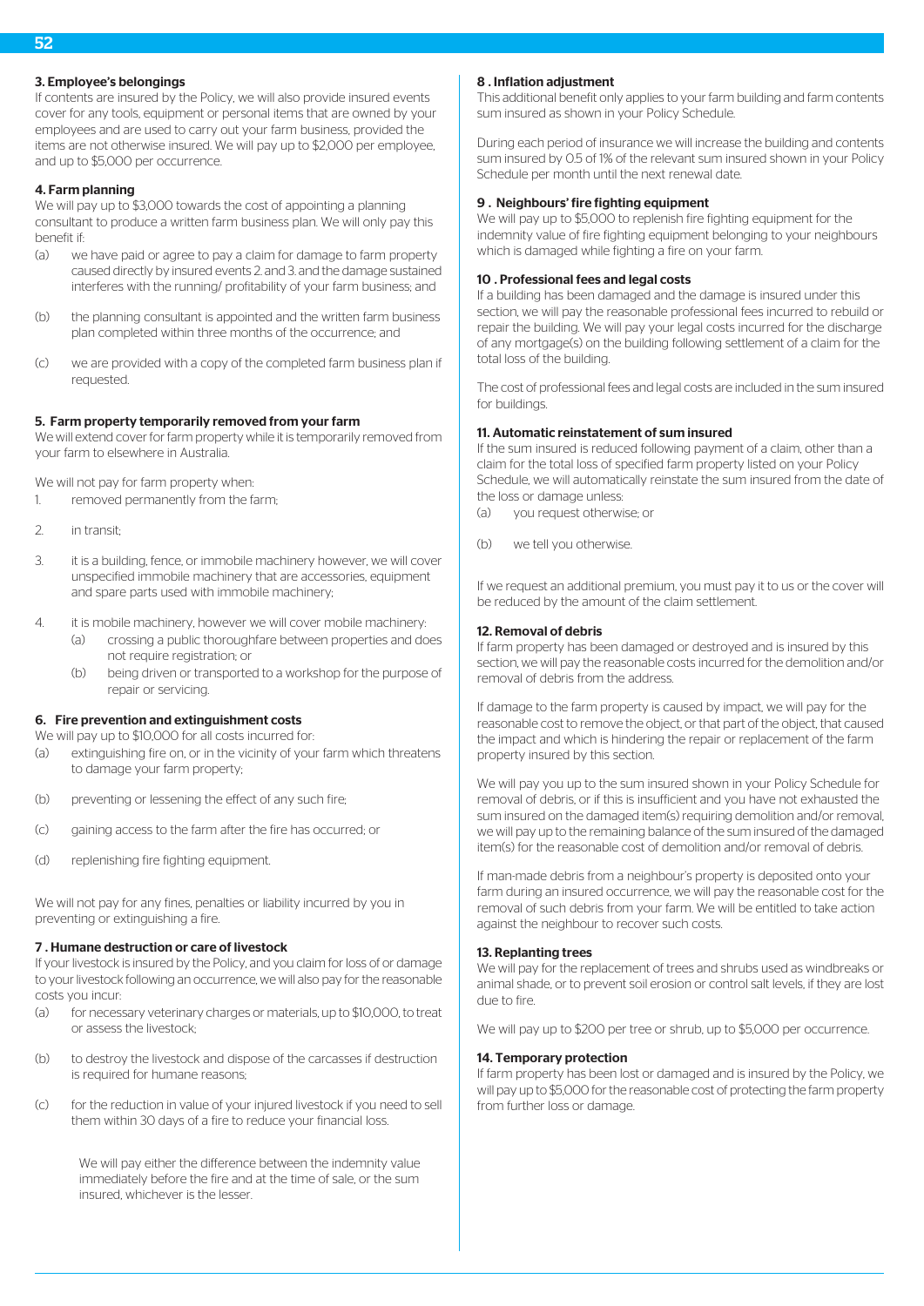### 3. Employee's belongings

If contents are insured by the Policy, we will also provide insured events cover for any tools, equipment or personal items that are owned by your employees and are used to carry out your farm business, provided the items are not otherwise insured. We will pay up to $2,000 per employee, and up to $5,000 per occurrence.

### 4. Farm planning

We will pay up to $3,000 towards the cost of appointing a planning consultant to produce a written farm business plan. We will only pay this benefit if:

(a) we have paid or agree to pay a claim for damage to farm property caused directly by insured events 2. and 3. and the damage sustained interferes with the running/ profitability of your farm business; and

(b) the planning consultant is appointed and the written farm business plan completed within three months of the occurrence; and

(c) we are provided with a copy of the completed farm business plan if requested.

### 5. Farm property temporarily removed from your farm

We will extend cover for farm property while it is temporarily removed from your farm to elsewhere in Australia.

We will not pay for farm property when:

1. removed permanently from the farm;
2. in transit;
3. it is a building, fence, or immobile machinery however, we will cover unspecified immobile machinery that are accessories, equipment and spare parts used with immobile machinery;
4. it is mobile machinery, however we will cover mobile machinery:
   (a) crossing a public thoroughfare between properties and does not require registration; or
   (b) being driven or transported to a workshop for the purpose of repair or servicing.

### 6. Fire prevention and extinguishment costs

We will pay up to $10,000 for all costs incurred for:

(a) extinguishing fire on, or in the vicinity of your farm which threatens to damage your farm property;

(b) preventing or lessening the effect of any such fire;

(c) gaining access to the farm after the fire has occurred; or

(d) replenishing fire fighting equipment.

We will not pay for any fines, penalties or liability incurred by you in preventing or extinguishing a fire.

### 7 . Humane destruction or care of livestock

If your livestock is insured by the Policy, and you claim for loss of or damage to your livestock following an occurrence, we will also pay for the reasonable costs you incur:

(a) for necessary veterinary charges or materials, up to $10,000, to treat or assess the livestock;

(b) to destroy the livestock and dispose of the carcasses if destruction is required for humane reasons;

(c) for the reduction in value of your injured livestock if you need to sell them within 30 days of a fire to reduce your financial loss.

We will pay either the difference between the indemnity value immediately before the fire and at the time of sale, or the sum insured, whichever is the lesser.

### 8 . Inflation adjustment

This additional benefit only applies to your farm building and farm contents sum insured as shown in your Policy Schedule.

During each period of insurance we will increase the building and contents sum insured by 0.5 of 1% of the relevant sum insured shown in your Policy Schedule per month until the next renewal date.

### 9 . Neighbours' fire fighting equipment

We will pay up to $5,000 to replenish fire fighting equipment for the indemnity value of fire fighting equipment belonging to your neighbours which is damaged while fighting a fire on your farm.

### 10 . Professional fees and legal costs

If a building has been damaged and the damage is insured under this section, we will pay the reasonable professional fees incurred to rebuild or repair the building. We will pay your legal costs incurred for the discharge of any mortgage(s) on the building following settlement of a claim for the total loss of the building.

The cost of professional fees and legal costs are included in the sum insured for buildings.

### 11. Automatic reinstatement of sum insured

If the sum insured is reduced following payment of a claim, other than a claim for the total loss of specified farm property listed on your Policy Schedule, we will automatically reinstate the sum insured from the date of the loss or damage unless:

(a) you request otherwise; or

(b) we tell you otherwise.

If we request an additional premium, you must pay it to us or the cover will be reduced by the amount of the claim settlement.

### 12. Removal of debris

If farm property has been damaged or destroyed and is insured by this section, we will pay the reasonable costs incurred for the demolition and/or removal of debris from the address.

If damage to the farm property is caused by impact, we will pay for the reasonable cost to remove the object, or that part of the object, that caused the impact and which is hindering the repair or replacement of the farm property insured by this section.

We will pay you up to the sum insured shown in your Policy Schedule for removal of debris, or if this is insufficient and you have not exhausted the sum insured on the damaged item(s) requiring demolition and/or removal, we will pay up to the remaining balance of the sum insured of the damaged item(s) for the reasonable cost of demolition and/or removal of debris.

If man-made debris from a neighbour's property is deposited onto your farm during an insured occurrence, we will pay the reasonable cost for the removal of such debris from your farm. We will be entitled to take action against the neighbour to recover such costs.

### 13. Replanting trees

We will pay for the replacement of trees and shrubs used as windbreaks or animal shade, or to prevent soil erosion or control salt levels, if they are lost due to fire.

We will pay up to $200 per tree or shrub, up to $5,000 per occurrence.

### 14. Temporary protection

If farm property has been lost or damaged and is insured by the Policy, we will pay up to $5,000 for the reasonable cost of protecting the farm property from further loss or damage.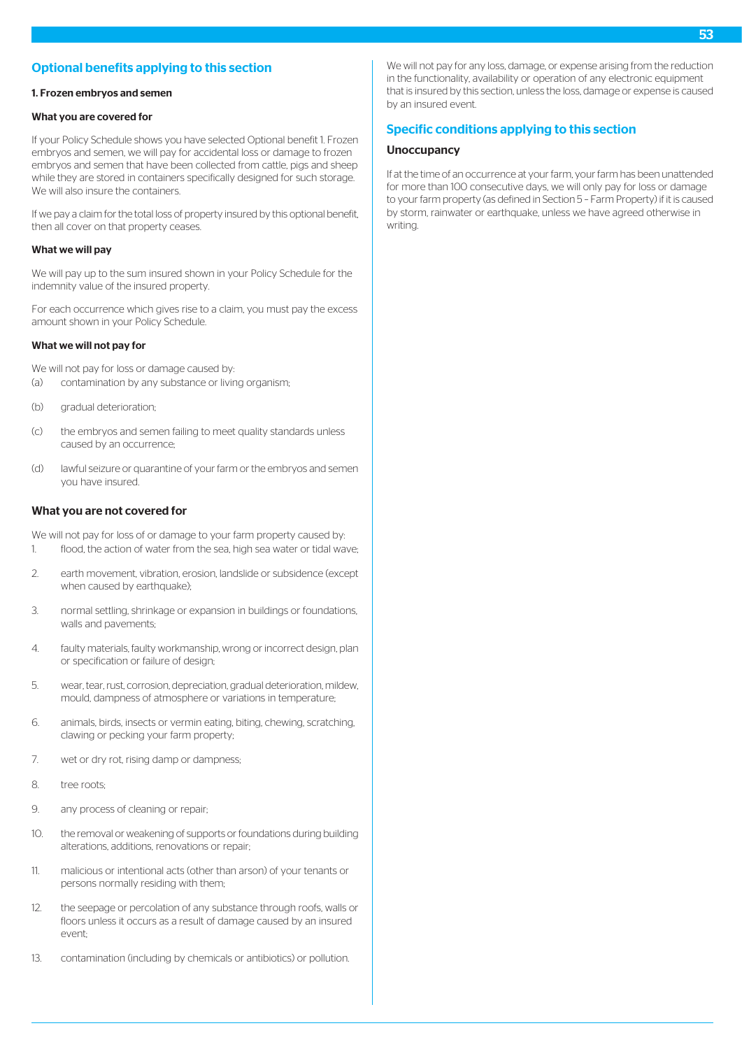## Optional benefits applying to this section

### 1. Frozen embryos and semen

#### What you are covered for

If your Policy Schedule shows you have selected Optional benefit 1. Frozen embryos and semen, we will pay for accidental loss or damage to frozen embryos and semen that have been collected from cattle, pigs and sheep while they are stored in containers specifically designed for such storage. We will also insure the containers.

If we pay a claim for the total loss of property insured by this optional benefit, then all cover on that property ceases.

#### What we will pay

We will pay up to the sum insured shown in your Policy Schedule for the indemnity value of the insured property.

For each occurrence which gives rise to a claim, you must pay the excess amount shown in your Policy Schedule.

#### What we will not pay for

We will not pay for loss or damage caused by:

(a) contamination by any substance or living organism;

(b) gradual deterioration;

(c) the embryos and semen failing to meet quality standards unless caused by an occurrence;

(d) lawful seizure or quarantine of your farm or the embryos and semen you have insured.

### What you are not covered for

We will not pay for loss of or damage to your farm property caused by:

1. flood, the action of water from the sea, high sea water or tidal wave;
2. earth movement, vibration, erosion, landslide or subsidence (except when caused by earthquake);
3. normal settling, shrinkage or expansion in buildings or foundations, walls and pavements;
4. faulty materials, faulty workmanship, wrong or incorrect design, plan or specification or failure of design;
5. wear, tear, rust, corrosion, depreciation, gradual deterioration, mildew, mould, dampness of atmosphere or variations in temperature;
6. animals, birds, insects or vermin eating, biting, chewing, scratching, clawing or pecking your farm property;
7. wet or dry rot, rising damp or dampness;
8. tree roots;
9. any process of cleaning or repair;
10. the removal or weakening of supports or foundations during building alterations, additions, renovations or repair;
11. malicious or intentional acts (other than arson) of your tenants or persons normally residing with them;
12. the seepage or percolation of any substance through roofs, walls or floors unless it occurs as a result of damage caused by an insured event;
13. contamination (including by chemicals or antibiotics) or pollution.

We will not pay for any loss, damage, or expense arising from the reduction in the functionality, availability or operation of any electronic equipment that is insured by this section, unless the loss, damage or expense is caused by an insured event.

## Specific conditions applying to this section

### Unoccupancy

If at the time of an occurrence at your farm, your farm has been unattended for more than 100 consecutive days, we will only pay for loss or damage to your farm property (as defined in Section 5 – Farm Property) if it is caused by storm, rainwater or earthquake, unless we have agreed otherwise in writing.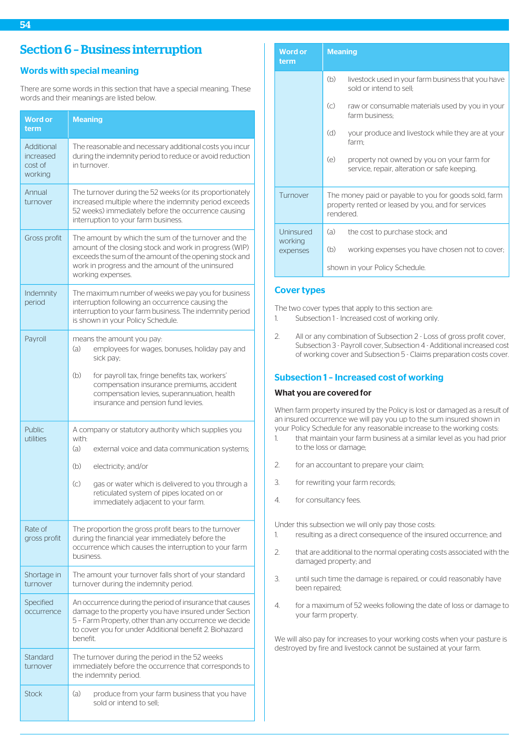# Section 6 – Business interruption

## Words with special meaning

There are some words in this section that have a special meaning. These words and their meanings are listed below.

| Word or term | Meaning |
|---|---|
| Additional increased cost of working | The reasonable and necessary additional costs you incur during the indemnity period to reduce or avoid reduction in turnover. |
| Annual turnover | The turnover during the 52 weeks (or its proportionately increased multiple immediately where the indemnity period exceeds 52 weeks) immediately before the occurrence causing interruption to your farm business. |
| Gross profit | The amount by which the sum of the turnover and the amount of the closing stock and work in progress (WIP) exceeds the sum of the amount of the opening stock and work in progress and the amount of the uninsured working expenses. |
| Indemnity period | The maximum number of weeks we pay you for business interruption following an occurrence causing the interruption to your farm business. The indemnity period is shown in your Policy Schedule. |
| Payroll | means the amount you pay:<br>(a) employees for wages, bonuses, holiday pay and sick pay;<br>(b) for payroll tax, fringe benefits tax, workers' compensation insurance premiums, accident compensation levies, superannuation, health insurance and pension fund levies. |
| Public utilities | A company or statutory authority which supplies you with:<br>(a) external voice and data communication systems;<br>(b) electricity; and/or<br>(c) gas or water which is delivered to you through a reticulated system of pipes located on or immediately adjacent to your farm. |
| Rate of gross profit | The proportion the gross profit bears to the turnover during the financial year immediately before the occurrence which causes the interruption to your farm business. |
| Shortage in turnover | The amount your turnover falls short of your standard turnover during the indemnity period. |
| Specified occurrence | An occurrence during the period of insurance that causes damage to the property you have insured under Section 5 – Farm Property, other than any occurrence we decide to cover you for under Additional benefit 2. Biohazard benefit. |
| Standard turnover | The turnover during the period in the 52 weeks immediately before the occurrence that corresponds to the indemnity period. |
| Stock | (a) produce from your farm business that you have sold or intend to sell;<br>(b) livestock used in your farm business that you have sold or intend to sell;<br>(c) raw or consumable materials used by you in your farm business;<br>(d) your produce and livestock while they are at your farm;<br>(e) property not owned by you on your farm for service, repair, alteration or safe keeping. |
| Turnover | The money paid or payable to you for goods sold, farm property rented or leased by you, and for services rendered. |
| Uninsured working expenses | (a) the cost to purchase stock; and<br>(b) working expenses you have chosen not to cover;<br>shown in your Policy Schedule. |

## Cover types

The two cover types that apply to this section are:

1. Subsection 1 - Increased cost of working only.
2. All or any combination of Subsection 2 - Loss of gross profit cover, Subsection 3 - Payroll cover, Subsection 4 - Additional increased cost of working cover and Subsection 5 - Claims preparation costs cover.

## Subsection 1 – Increased cost of working

### What you are covered for

When farm property insured by the Policy is lost or damaged as a result of an insured occurrence we will pay you up to the sum insured shown in your Policy Schedule for any reasonable increase to the working costs:

1. that maintain your farm business at a similar level as you had prior to the loss or damage;
2. for an accountant to prepare your claim;
3. for rewriting your farm records;
4. for consultancy fees.

Under this subsection we will only pay those costs:

1. resulting as a direct consequence of the insured occurrence; and
2. that are additional to the normal operating costs associated with the damaged property; and
3. until such time the damage is repaired, or could reasonably have been repaired;
4. for a maximum of 52 weeks following the date of loss or damage to your farm property.

We will also pay for increases to your working costs when your pasture is destroyed by fire and livestock cannot be sustained at your farm.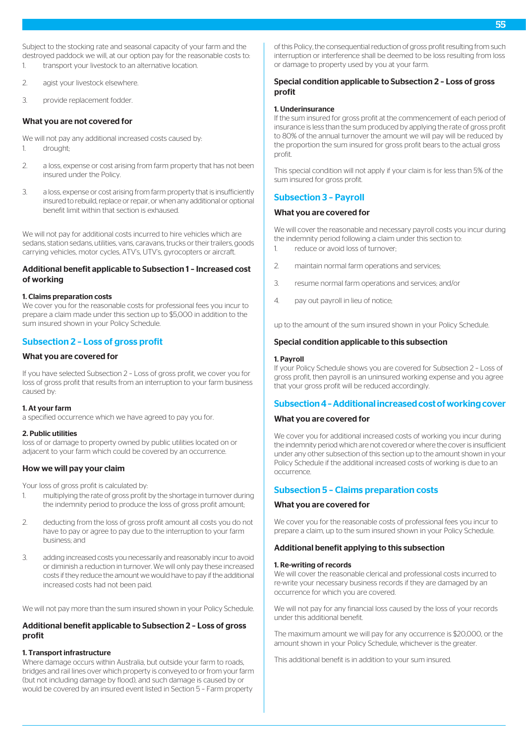Subject to the stocking rate and seasonal capacity of your farm and the destroyed paddock we will, at our option pay for the reasonable costs to:

1. transport your livestock to an alternative location.
2. agist your livestock elsewhere.
3. provide replacement fodder.

### What you are not covered for

We will not pay any additional increased costs caused by:

1. drought;
2. a loss, expense or cost arising from farm property that has not been insured under the Policy.
3. a loss, expense or cost arising from farm property that is insufficiently insured to rebuild, replace or repair, or when any additional or optional benefit limit within that section is exhausted.

We will not pay for additional costs incurred to hire vehicles which are sedans, station sedans, utilities, vans, caravans, trucks or their trailers, goods carrying vehicles, motor cycles, ATV's, UTV's, gyrocopters or aircraft.

### Additional benefit applicable to Subsection 1 – Increased cost of working

**1. Claims preparation costs**
We cover you for the reasonable costs for professional fees you incur to prepare a claim made under this section up to $5,000 in addition to the sum insured shown in your Policy Schedule.

## Subsection 2 – Loss of gross profit

### What you are covered for

If you have selected Subsection 2 – Loss of gross profit, we cover you for loss of gross profit that results from an interruption to your farm business caused by:

**1. At your farm**
a specified occurrence which we have agreed to pay you for.

**2. Public utilities**
loss of or damage to property owned by public utilities located on or adjacent to your farm which could be covered by an occurrence.

### How we will pay your claim

Your loss of gross profit is calculated by:

1. multiplying the rate of gross profit by the shortage in turnover during the indemnity period to produce the loss of gross profit amount;
2. deducting from the loss of gross profit amount all costs you do not have to pay or agree to pay due to the interruption to your farm business; and
3. adding increased costs you necessarily and reasonably incur to avoid or diminish a reduction in turnover. We will only pay these increased costs if they reduce the amount we would have to pay if the additional increased costs had not been paid.

We will not pay more than the sum insured shown in your Policy Schedule.

### Additional benefit applicable to Subsection 2 – Loss of gross profit

**1. Transport infrastructure**
Where damage occurs within Australia, but outside your farm to roads, bridges and rail lines over which property is conveyed to or from your farm (but not including damage by flood), and such damage is caused by or would be covered by an insured event listed in Section 5 – Farm property of this Policy, the consequential reduction of gross profit resulting from such interruption or interference shall be deemed to be loss resulting from loss or damage to property used by you at your farm.

### Special condition applicable to Subsection 2 – Loss of gross profit

**1. Underinsurance**
If the sum insured for gross profit at the commencement of each period of insurance is less than the sum produced by applying the rate of gross profit to 80% of the annual turnover the amount we will pay will be reduced by the proportion the sum insured for gross profit bears to the actual gross profit.

This special condition will not apply if your claim is for less than 5% of the sum insured for gross profit.

## Subsection 3 – Payroll

### What you are covered for

We will cover the reasonable and necessary payroll costs you incur during the indemnity period following a claim under this section to:

1. reduce or avoid loss of turnover;
2. maintain normal farm operations and services;
3. resume normal farm operations and services; and/or
4. pay out payroll in lieu of notice;

up to the amount of the sum insured shown in your Policy Schedule.

### Special condition applicable to this subsection

**1. Payroll**
If your Policy Schedule shows you are covered for Subsection 2 – Loss of gross profit, then payroll is an uninsured working expense and you agree that your gross profit will be reduced accordingly.

## Subsection 4 – Additional increased cost of working cover

### What you are covered for

We cover you for additional increased costs of working you incur during the indemnity period which are not covered or where the cover is insufficient under any other subsection of this section up to the amount shown in your Policy Schedule if the additional increased costs of working is due to an occurrence.

## Subsection 5 – Claims preparation costs

### What you are covered for

We cover you for the reasonable costs of professional fees you incur to prepare a claim, up to the sum insured shown in your Policy Schedule.

### Additional benefit applying to this subsection

**1. Re-writing of records**
We will cover the reasonable clerical and professional costs incurred to re-write your necessary business records if they are damaged by an occurrence for which you are covered.

We will not pay for any financial loss caused by the loss of your records under this additional benefit.

The maximum amount we will pay for any occurrence is $20,000, or the amount shown in your Policy Schedule, whichever is the greater.

This additional benefit is in addition to your sum insured.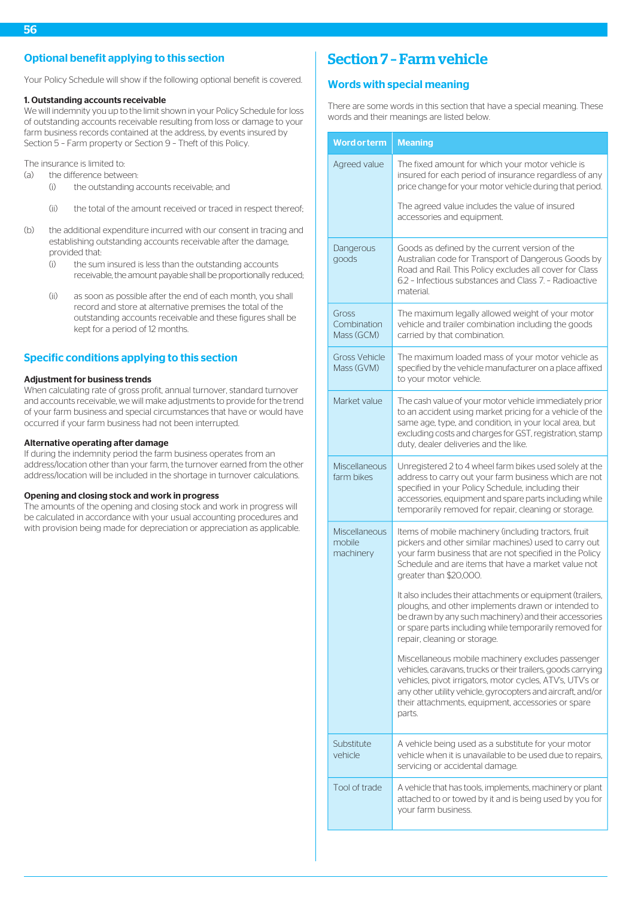## Optional benefit applying to this section

Your Policy Schedule will show if the following optional benefit is covered.

**1. Outstanding accounts receivable**

We will indemnity you up to the limit shown in your Policy Schedule for loss of outstanding accounts receivable resulting from loss or damage to your farm business records contained at the address, by events insured by Section 5 – Farm property or Section 9 – Theft of this Policy.

The insurance is limited to:

(a) the difference between:

  (i) the outstanding accounts receivable; and

  (ii) the total of the amount received or traced in respect thereof;

(b) the additional expenditure incurred with our consent in tracing and establishing outstanding accounts receivable after the damage, provided that:

  (i) the sum insured is less than the outstanding accounts receivable, the amount payable shall be proportionally reduced;

  (ii) as soon as possible after the end of each month, you shall record and store at alternative premises the total of the outstanding accounts receivable and these figures shall be kept for a period of 12 months.

## Specific conditions applying to this section

**Adjustment for business trends**

When calculating rate of gross profit, annual turnover, standard turnover and accounts receivable, we will make adjustments to provide for the trend of your farm business and special circumstances that have or would have occurred if your farm business had not been interrupted.

**Alternative operating after damage**

If during the indemnity period the farm business operates from an address/location other than your farm, the turnover earned from the other address/location will be included in the shortage in turnover calculations.

**Opening and closing stock and work in progress**

The amounts of the opening and closing stock and work in progress will be calculated in accordance with your usual accounting procedures and with provision being made for depreciation or appreciation as applicable.

# Section 7 – Farm vehicle

## Words with special meaning

There are some words in this section that have a special meaning. These words and their meanings are listed below.

| Word or term | Meaning |
|---|---|
| Agreed value | The fixed amount for which your motor vehicle is insured for each period of insurance regardless of any price change for your motor vehicle during that period.<br><br>The agreed value includes the value of insured accessories and equipment. |
| Dangerous goods | Goods as defined by the current version of the Australian code for Transport of Dangerous Goods by Road and Rail. This Policy excludes all cover for Class 6.2 – Infectious substances and Class 7. – Radioactive material. |
| Gross Combination Mass (GCM) | The maximum legally allowed weight of your motor vehicle and trailer combination including the goods carried by that combination. |
| Gross Vehicle Mass (GVM) | The maximum loaded mass of your motor vehicle as specified by the vehicle manufacturer on a place affixed to your motor vehicle. |
| Market value | The cash value of your motor vehicle immediately prior to an accident using market pricing for a vehicle of the same age, type, and condition, in your local area, but excluding costs and charges for GST, registration, stamp duty, dealer deliveries and the like. |
| Miscellaneous farm bikes | Unregistered 2 to 4 wheel farm bikes used solely at the address to carry out your farm business which are not specified in your Policy Schedule, including their accessories, equipment and spare parts including while temporarily removed for repair, cleaning or storage. |
| Miscellaneous mobile machinery | Items of mobile machinery (including tractors, fruit pickers and other similar machines) used to carry out your farm business that are not specified in the Policy Schedule and are items that have a market value not greater than $20,000.<br><br>It also includes their attachments or equipment (trailers, ploughs, and other implements drawn or intended to be drawn by any such machinery) and their accessories or spare parts including while temporarily removed for repair, cleaning or storage.<br><br>Miscellaneous mobile machinery excludes passenger vehicles, caravans, trucks or their trailers, goods carrying vehicles, pivot irrigators, motor cycles, ATV's, UTV's or any other utility vehicle, gyrocopters and aircraft, and/or their attachments, equipment, accessories or spare parts. |
| Substitute vehicle | A vehicle being used as a substitute for your motor vehicle when it is unavailable to be used due to repairs, servicing or accidental damage. |
| Tool of trade | A vehicle that has tools, implements, machinery or plant attached to or towed by it and is being used by you for your farm business. |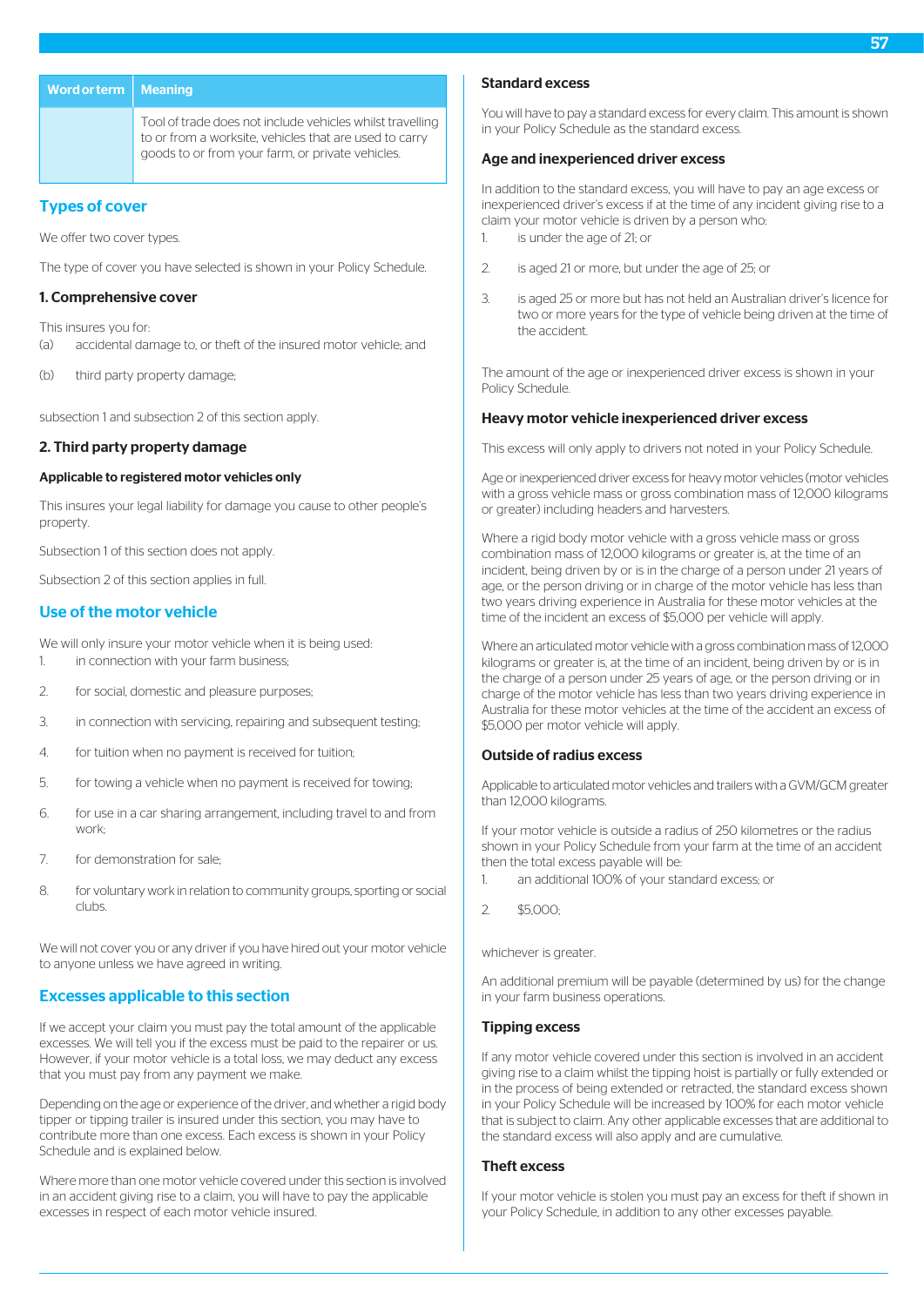| Word or term | Meaning |
|---|---|
| | Tool of trade does not include vehicles whilst travelling to or from a worksite, vehicles that are used to carry goods to or from your farm, or private vehicles. |

## Types of cover

We offer two cover types.

The type of cover you have selected is shown in your Policy Schedule.

### 1. Comprehensive cover

This insures you for:

(a) accidental damage to, or theft of the insured motor vehicle; and

(b) third party property damage;

subsection 1 and subsection 2 of this section apply.

### 2. Third party property damage

#### Applicable to registered motor vehicles only

This insures your legal liability for damage you cause to other people's property.

Subsection 1 of this section does not apply.

Subsection 2 of this section applies in full.

## Use of the motor vehicle

We will only insure your motor vehicle when it is being used:

1. in connection with your farm business;
2. for social, domestic and pleasure purposes;
3. in connection with servicing, repairing and subsequent testing;
4. for tuition when no payment is received for tuition;
5. for towing a vehicle when no payment is received for towing;
6. for use in a car sharing arrangement, including travel to and from work;
7. for demonstration for sale;
8. for voluntary work in relation to community groups, sporting or social clubs.

We will not cover you or any driver if you have hired out your motor vehicle to anyone unless we have agreed in writing.

## Excesses applicable to this section

If we accept your claim you must pay the total amount of the applicable excesses. We will tell you if the excess must be paid to the repairer or us. However, if your motor vehicle is a total loss, we may deduct any excess that you must pay from any payment we make.

Depending on the age or experience of the driver, and whether a rigid body tipper or tipping trailer is insured under this section, you may have to contribute more than one excess. Each excess is shown in your Policy Schedule and is explained below.

Where more than one motor vehicle covered under this section is involved in an accident giving rise to a claim, you will have to pay the applicable excesses in respect of each motor vehicle insured.

### Standard excess

You will have to pay a standard excess for every claim. This amount is shown in your Policy Schedule as the standard excess.

### Age and inexperienced driver excess

In addition to the standard excess, you will have to pay an age excess or inexperienced driver's excess if at the time of any incident giving rise to a claim your motor vehicle is driven by a person who:

1. is under the age of 21; or
2. is aged 21 or more, but under the age of 25; or
3. is aged 25 or more but has not held an Australian driver's licence for two or more years for the type of vehicle being driven at the time of the accident.

The amount of the age or inexperienced driver excess is shown in your Policy Schedule.

### Heavy motor vehicle inexperienced driver excess

This excess will only apply to drivers not noted in your Policy Schedule.

Age or inexperienced driver excess for heavy motor vehicles (motor vehicles with a gross vehicle mass or gross combination mass of 12,000 kilograms or greater) including headers and harvesters.

Where a rigid body motor vehicle with a gross vehicle mass or gross combination mass of 12,000 kilograms or greater is, at the time of an incident, being driven by or is in the charge of a person under 21 years of age, or the person driving or in charge of the motor vehicle has less than two years driving experience in Australia for these motor vehicles at the time of the incident an excess of $5,000 per vehicle will apply.

Where an articulated motor vehicle with a gross combination mass of 12,000 kilograms or greater is, at the time of an incident, being driven by or is in the charge of a person under 25 years of age, or the person driving or in charge of the motor vehicle has less than two years driving experience in Australia for these motor vehicles at the time of the accident an excess of $5,000 per motor vehicle will apply.

### Outside of radius excess

Applicable to articulated motor vehicles and trailers with a GVM/GCM greater than 12,000 kilograms.

If your motor vehicle is outside a radius of 250 kilometres or the radius shown in your Policy Schedule from your farm at the time of an accident then the total excess payable will be:

1. an additional 100% of your standard excess; or
2. $5,000;

whichever is greater.

An additional premium will be payable (determined by us) for the change in your farm business operations.

### Tipping excess

If any motor vehicle covered under this section is involved in an accident giving rise to a claim whilst the tipping hoist is partially or fully extended or in the process of being extended or retracted, the standard excess shown in your Policy Schedule will be increased by 100% for each motor vehicle that is subject to claim. Any other applicable excesses that are additional to the standard excess will also apply and are cumulative.

### Theft excess

If your motor vehicle is stolen you must pay an excess for theft if shown in your Policy Schedule, in addition to any other excesses payable.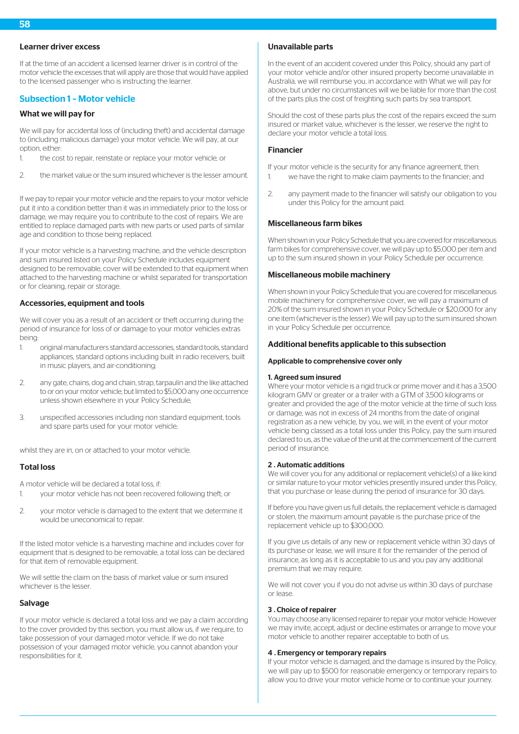### Learner driver excess

If at the time of an accident a licensed learner driver is in control of the motor vehicle the excesses that will apply are those that would have applied to the licensed passenger who is instructing the learner.

## Subsection 1 – Motor vehicle

### What we will pay for

We will pay for accidental loss of (including theft) and accidental damage to (including malicious damage) your motor vehicle. We will pay, at our option, either:

1. the cost to repair, reinstate or replace your motor vehicle; or
2. the market value or the sum insured whichever is the lesser amount.

If we pay to repair your motor vehicle and the repairs to your motor vehicle put it into a condition better than it was in immediately prior to the loss or damage, we may require you to contribute to the cost of repairs. We are entitled to replace damaged parts with new parts or used parts of similar age and condition to those being replaced.

If your motor vehicle is a harvesting machine, and the vehicle description and sum insured listed on your Policy Schedule includes equipment designed to be removable, cover will be extended to that equipment when attached to the harvesting machine or whilst separated for transportation or for cleaning, repair or storage.

### Accessories, equipment and tools

We will cover you as a result of an accident or theft occurring during the period of insurance for loss of or damage to your motor vehicles extras being:

1. original manufacturers standard accessories, standard tools, standard appliances, standard options including built in radio receivers, built in music players, and air-conditioning;
2. any gate, chains, dog and chain, strap, tarpaulin and the like attached to or on your motor vehicle, but limited to $5,000 any one occurrence unless shown elsewhere in your Policy Schedule;
3. unspecified accessories including non standard equipment, tools and spare parts used for your motor vehicle;

whilst they are in, on or attached to your motor vehicle.

### Total loss

A motor vehicle will be declared a total loss, if:

1. your motor vehicle has not been recovered following theft; or
2. your motor vehicle is damaged to the extent that we determine it would be uneconomical to repair.

If the listed motor vehicle is a harvesting machine and includes cover for equipment that is designed to be removable, a total loss can be declared for that item of removable equipment.

We will settle the claim on the basis of market value or sum insured whichever is the lesser.

### Salvage

If your motor vehicle is declared a total loss and we pay a claim according to the cover provided by this section, you must allow us, if we require, to take possession of your damaged motor vehicle. If we do not take possession of your damaged motor vehicle, you cannot abandon your responsibilities for it.

### Unavailable parts

In the event of an accident covered under this Policy, should any part of your motor vehicle and/or other insured property become unavailable in Australia, we will reimburse you, in accordance with What we will pay for above, but under no circumstances will we be liable for more than the cost of the parts plus the cost of freighting such parts by sea transport.

Should the cost of these parts plus the cost of the repairs exceed the sum insured or market value, whichever is the lesser, we reserve the right to declare your motor vehicle a total loss.

### Financier

If your motor vehicle is the security for any finance agreement, then:

1. we have the right to make claim payments to the financier; and
2. any payment made to the financier will satisfy our obligation to you under this Policy for the amount paid.

### Miscellaneous farm bikes

When shown in your Policy Schedule that you are covered for miscellaneous farm bikes for comprehensive cover, we will pay up to $5,000 per item and up to the sum insured shown in your Policy Schedule per occurrence.

### Miscellaneous mobile machinery

When shown in your Policy Schedule that you are covered for miscellaneous mobile machinery for comprehensive cover, we will pay a maximum of 20% of the sum insured shown in your Policy Schedule or $20,000 for any one item (whichever is the lesser). We will pay up to the sum insured shown in your Policy Schedule per occurrence.

### Additional benefits applicable to this subsection

#### Applicable to comprehensive cover only

**1. Agreed sum insured**
Where your motor vehicle is a rigid truck or prime mover and it has a 3,500 kilogram GMV or greater or a trailer with a GTM of 3,500 kilograms or greater and provided the age of the motor vehicle at the time of such loss or damage, was not in excess of 24 months from the date of original registration as a new vehicle, by you, we will, in the event of your motor vehicle being classed as a total loss under this Policy, pay the sum insured declared to us, as the value of the unit at the commencement of the current period of insurance.

**2 . Automatic additions**
We will cover you for any additional or replacement vehicle(s) of a like kind or similar nature to your motor vehicles presently insured under this Policy, that you purchase or lease during the period of insurance for 30 days.

If before you have given us full details, the replacement vehicle is damaged or stolen, the maximum amount payable is the purchase price of the replacement vehicle up to $300,000.

If you give us details of any new or replacement vehicle within 30 days of its purchase or lease, we will insure it for the remainder of the period of insurance, as long as it is acceptable to us and you pay any additional premium that we may require.

We will not cover you if you do not advise us within 30 days of purchase or lease.

**3 . Choice of repairer**
You may choose any licensed repairer to repair your motor vehicle. However we may invite, accept, adjust or decline estimates or arrange to move your motor vehicle to another repairer acceptable to both of us.

**4 . Emergency or temporary repairs**
If your motor vehicle is damaged, and the damage is insured by the Policy, we will pay up to $500 for reasonable emergency or temporary repairs to allow you to drive your motor vehicle home or to continue your journey.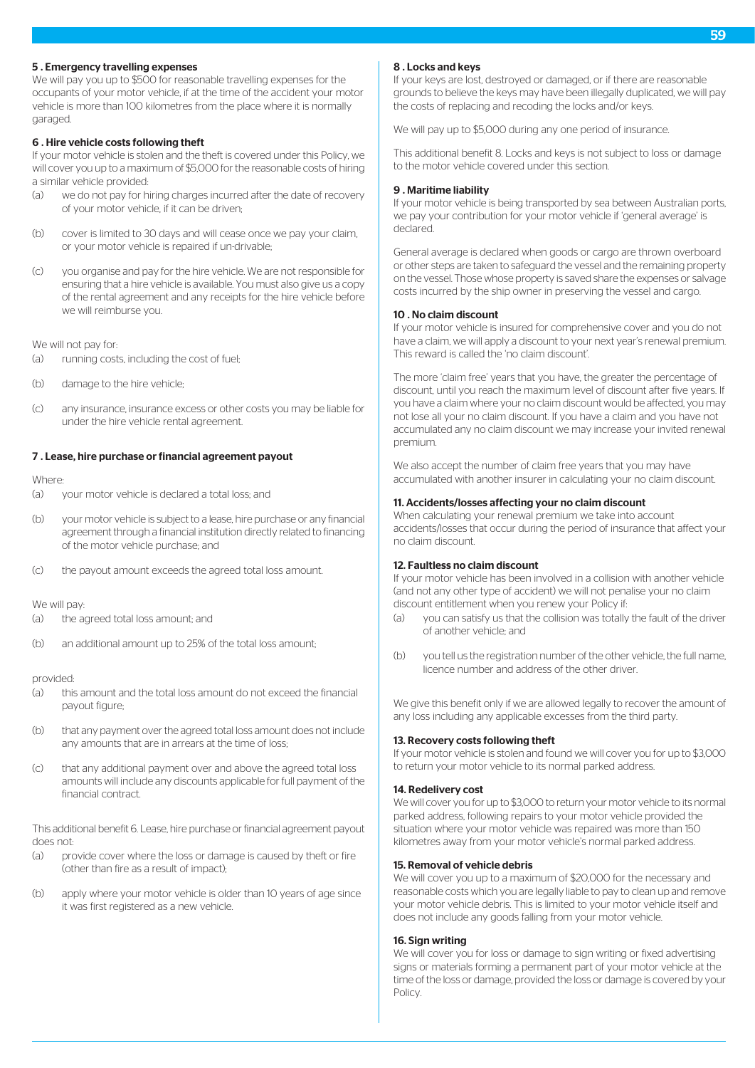### 5 . Emergency travelling expenses

We will pay you up to $500 for reasonable travelling expenses for the occupants of your motor vehicle, if at the time of the accident your motor vehicle is more than 100 kilometres from the place where it is normally garaged.

### 6 . Hire vehicle costs following theft

If your motor vehicle is stolen and the theft is covered under this Policy, we will cover you up to a maximum of $5,000 for the reasonable costs of hiring a similar vehicle provided:

(a) we do not pay for hiring charges incurred after the date of recovery of your motor vehicle, if it can be driven;

(b) cover is limited to 30 days and will cease once we pay your claim, or your motor vehicle is repaired if un-drivable;

(c) you organise and pay for the hire vehicle. We are not responsible for ensuring that a hire vehicle is available. You must also give us a copy of the rental agreement and any receipts for the hire vehicle before we will reimburse you.

We will not pay for:

(a) running costs, including the cost of fuel;

(b) damage to the hire vehicle;

(c) any insurance, insurance excess or other costs you may be liable for under the hire vehicle rental agreement.

### 7 . Lease, hire purchase or financial agreement payout

Where:

(a) your motor vehicle is declared a total loss; and

(b) your motor vehicle is subject to a lease, hire purchase or any financial agreement through a financial institution directly related to financing of the motor vehicle purchase; and

(c) the payout amount exceeds the agreed total loss amount.

We will pay:

(a) the agreed total loss amount; and

(b) an additional amount up to 25% of the total loss amount;

provided:

(a) this amount and the total loss amount do not exceed the financial payout figure;

(b) that any payment over the agreed total loss amount does not include any amounts that are in arrears at the time of loss;

(c) that any additional payment over and above the agreed total loss amounts will include any discounts applicable for full payment of the financial contract.

This additional benefit 6. Lease, hire purchase or financial agreement payout does not:

(a) provide cover where the loss or damage is caused by theft or fire (other than fire as a result of impact);

(b) apply where your motor vehicle is older than 10 years of age since it was first registered as a new vehicle.

### 8 . Locks and keys

If your keys are lost, destroyed or damaged, or if there are reasonable grounds to believe the keys may have been illegally duplicated, we will pay the costs of replacing and recoding the locks and/or keys.

We will pay up to $5,000 during any one period of insurance.

This additional benefit 8. Locks and keys is not subject to loss or damage to the motor vehicle covered under this section.

### 9 . Maritime liability

If your motor vehicle is being transported by sea between Australian ports, we pay your contribution for your motor vehicle if 'general average' is declared.

General average is declared when goods or cargo are thrown overboard or other steps are taken to safeguard the vessel and the remaining property on the vessel. Those whose property is saved share the expenses or salvage costs incurred by the ship owner in preserving the vessel and cargo.

### 10 . No claim discount

If your motor vehicle is insured for comprehensive cover and you do not have a claim, we will apply a discount to your next year's renewal premium. This reward is called the 'no claim discount'.

The more 'claim free' years that you have, the greater the percentage of discount, until you reach the maximum level of discount after five years. If you have a claim where your no claim discount would be affected, you may not lose all your no claim discount. If you have a claim and you have not accumulated any no claim discount we may increase your invited renewal premium.

We also accept the number of claim free years that you may have accumulated with another insurer in calculating your no claim discount.

### 11. Accidents/losses affecting your no claim discount

When calculating your renewal premium we take into account accidents/losses that occur during the period of insurance that affect your no claim discount.

### 12. Faultless no claim discount

If your motor vehicle has been involved in a collision with another vehicle (and not any other type of accident) we will not penalise your no claim discount entitlement when you renew your Policy if:

(a) you can satisfy us that the collision was totally the fault of the driver of another vehicle; and

(b) you tell us the registration number of the other vehicle, the full name, licence number and address of the other driver.

We give this benefit only if we are allowed legally to recover the amount of any loss including any applicable excesses from the third party.

### 13. Recovery costs following theft

If your motor vehicle is stolen and found we will cover you for up to $3,000 to return your motor vehicle to its normal parked address.

### 14. Redelivery cost

We will cover you for up to $3,000 to return your motor vehicle to its normal parked address, following repairs to your motor vehicle provided the situation where your motor vehicle was repaired was more than 150 kilometres away from your motor vehicle's normal parked address.

### 15. Removal of vehicle debris

We will cover you up to a maximum of $20,000 for the necessary and reasonable costs which you are legally liable to pay to clean up and remove your motor vehicle debris. This is limited to your motor vehicle itself and does not include any goods falling from your motor vehicle.

### 16. Sign writing

We will cover you for loss or damage to sign writing or fixed advertising signs or materials forming a permanent part of your motor vehicle at the time of the loss or damage, provided the loss or damage is covered by your Policy.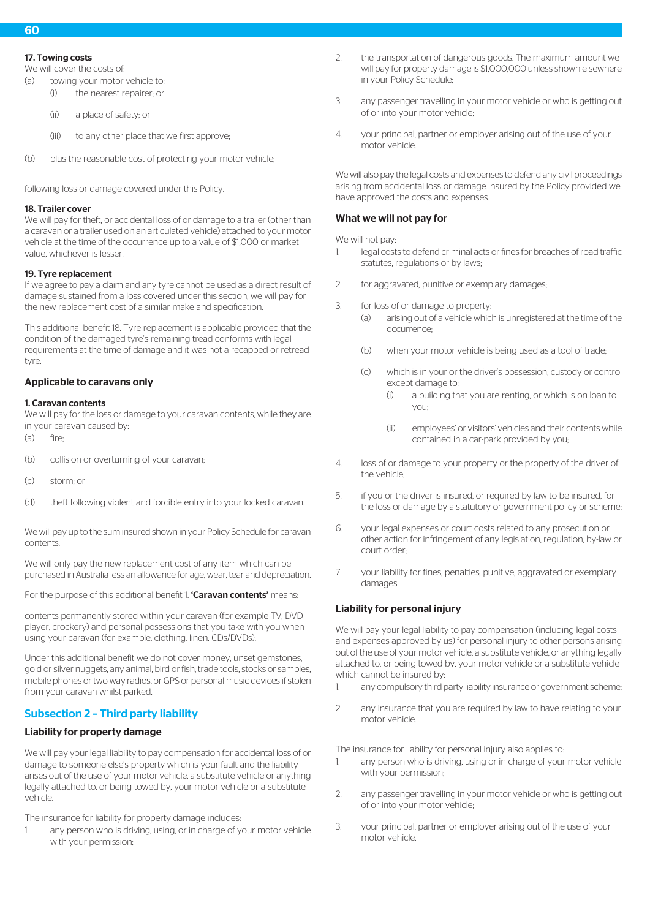#### 17. Towing costs

We will cover the costs of:

(a) towing your motor vehicle to:
  (i) the nearest repairer; or
  (ii) a place of safety; or
  (iii) to any other place that we first approve;

(b) plus the reasonable cost of protecting your motor vehicle;

following loss or damage covered under this Policy.

#### 18. Trailer cover

We will pay for theft, or accidental loss of or damage to a trailer (other than a caravan or a trailer used on an articulated vehicle) attached to your motor vehicle at the time of the occurrence up to a value of $1,000 or market value, whichever is lesser.

#### 19. Tyre replacement

If we agree to pay a claim and any tyre cannot be used as a direct result of damage sustained from a loss covered under this section, we will pay for the new replacement cost of a similar make and specification.

This additional benefit 18. Tyre replacement is applicable provided that the condition of the damaged tyre's remaining tread conforms with legal requirements at the time of damage and it was not a recapped or retread tyre.

### Applicable to caravans only

#### 1. Caravan contents

We will pay for the loss or damage to your caravan contents, while they are in your caravan caused by:

(a) fire;

(b) collision or overturning of your caravan;

(c) storm; or

(d) theft following violent and forcible entry into your locked caravan.

We will pay up to the sum insured shown in your Policy Schedule for caravan contents.

We will only pay the new replacement cost of any item which can be purchased in Australia less an allowance for age, wear, tear and depreciation.

For the purpose of this additional benefit 1. **'Caravan contents'** means:

contents permanently stored within your caravan (for example TV, DVD player, crockery) and personal possessions that you take with you when using your caravan (for example, clothing, linen, CDs/DVDs).

Under this additional benefit we do not cover money, unset gemstones, gold or silver nuggets, any animal, bird or fish, trade tools, stocks or samples, mobile phones or two way radios, or GPS or personal music devices if stolen from your caravan whilst parked.

## Subsection 2 – Third party liability

### Liability for property damage

We will pay your legal liability to pay compensation for accidental loss of or damage to someone else's property which is your fault and the liability arises out of the use of your motor vehicle, a substitute vehicle or anything legally attached to, or being towed by, your motor vehicle or a substitute vehicle.

The insurance for liability for property damage includes:

1. any person who is driving, using, or in charge of your motor vehicle with your permission;
2. the transportation of dangerous goods. The maximum amount we will pay for property damage is $1,000,000 unless shown elsewhere in your Policy Schedule;
3. any passenger travelling in your motor vehicle or who is getting out of or into your motor vehicle;
4. your principal, partner or employer arising out of the use of your motor vehicle.

We will also pay the legal costs and expenses to defend any civil proceedings arising from accidental loss or damage insured by the Policy provided we have approved the costs and expenses.

### What we will not pay for

We will not pay:

1. legal costs to defend criminal acts or fines for breaches of road traffic statutes, regulations or by-laws;
2. for aggravated, punitive or exemplary damages;
3. for loss of or damage to property:
   (a) arising out of a vehicle which is unregistered at the time of the occurrence;
   (b) when your motor vehicle is being used as a tool of trade;
   (c) which is in your or the driver's possession, custody or control except damage to:
      (i) a building that you are renting, or which is on loan to you;
      (ii) employees' or visitors' vehicles and their contents while contained in a car-park provided by you;
4. loss of or damage to your property or the property of the driver of the vehicle;
5. if you or the driver is insured, or required by law to be insured, for the loss or damage by a statutory or government policy or scheme;
6. your legal expenses or court costs related to any prosecution or other action for infringement of any legislation, regulation, by-law or court order;
7. your liability for fines, penalties, punitive, aggravated or exemplary damages.

### Liability for personal injury

We will pay your legal liability to pay compensation (including legal costs and expenses approved by us) for personal injury to other persons arising out of the use of your motor vehicle, a substitute vehicle, or anything legally attached to, or being towed by, your motor vehicle or a substitute vehicle which cannot be insured by:

1. any compulsory third party liability insurance or government scheme;
2. any insurance that you are required by law to have relating to your motor vehicle.

The insurance for liability for personal injury also applies to:

1. any person who is driving, using or in charge of your motor vehicle with your permission;
2. any passenger travelling in your motor vehicle or who is getting out of or into your motor vehicle;
3. your principal, partner or employer arising out of the use of your motor vehicle.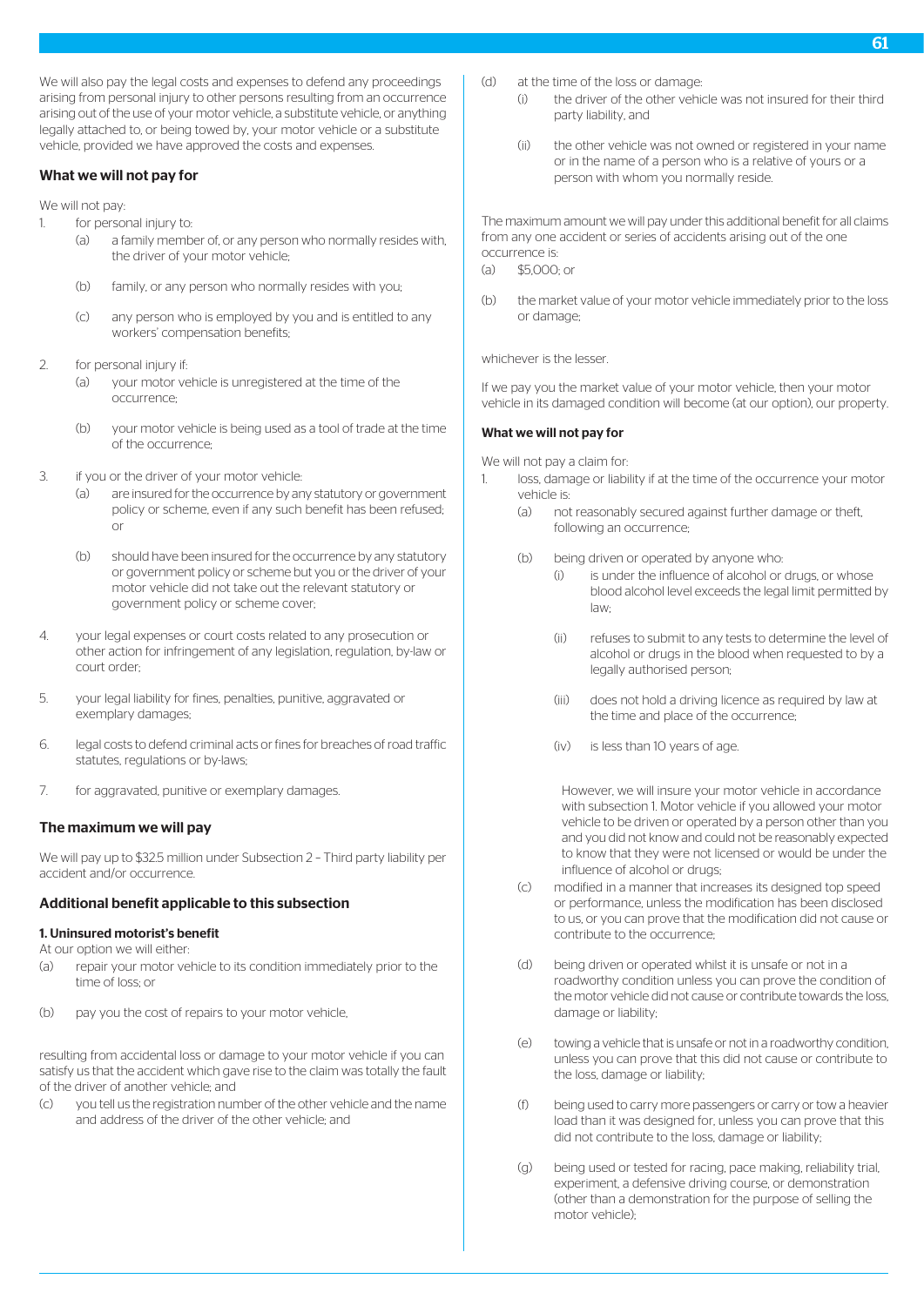We will also pay the legal costs and expenses to defend any proceedings arising from personal injury to other persons resulting from an occurrence arising out of the use of your motor vehicle, a substitute vehicle, or anything legally attached to, or being towed by, your motor vehicle or a substitute vehicle, provided we have approved the costs and expenses.

### What we will not pay for

We will not pay:

1. for personal injury to:
   (a) a family member of, or any person who normally resides with, the driver of your motor vehicle;

   (b) family, or any person who normally resides with you;

   (c) any person who is employed by you and is entitled to any workers' compensation benefits;

2. for personal injury if:
   (a) your motor vehicle is unregistered at the time of the occurrence;

   (b) your motor vehicle is being used as a tool of trade at the time of the occurrence;

3. if you or the driver of your motor vehicle:
   (a) are insured for the occurrence by any statutory or government policy or scheme, even if any such benefit has been refused; or

   (b) should have been insured for the occurrence by any statutory or government policy or scheme but you or the driver of your motor vehicle did not take out the relevant statutory or government policy or scheme cover;

4. your legal expenses or court costs related to any prosecution or other action for infringement of any legislation, regulation, by-law or court order;

5. your legal liability for fines, penalties, punitive, aggravated or exemplary damages;

6. legal costs to defend criminal acts or fines for breaches of road traffic statutes, regulations or by-laws;

7. for aggravated, punitive or exemplary damages.

### The maximum we will pay

We will pay up to $32.5 million under Subsection 2 – Third party liability per accident and/or occurrence.

### Additional benefit applicable to this subsection

#### 1. Uninsured motorist's benefit

At our option we will either:

(a) repair your motor vehicle to its condition immediately prior to the time of loss; or

(b) pay you the cost of repairs to your motor vehicle,

resulting from accidental loss or damage to your motor vehicle if you can satisfy us that the accident which gave rise to the claim was totally the fault of the driver of another vehicle; and

(c) you tell us the registration number of the other vehicle and the name and address of the driver of the other vehicle; and

(d) at the time of the loss or damage:
   (i) the driver of the other vehicle was not insured for their third party liability, and

   (ii) the other vehicle was not owned or registered in your name or in the name of a person who is a relative of yours or a person with whom you normally reside.

The maximum amount we will pay under this additional benefit for all claims from any one accident or series of accidents arising out of the one occurrence is:

(a) $5,000; or

(b) the market value of your motor vehicle immediately prior to the loss or damage;

whichever is the lesser.

If we pay you the market value of your motor vehicle, then your motor vehicle in its damaged condition will become (at our option), our property.

#### What we will not pay for

We will not pay a claim for:

1. loss, damage or liability if at the time of the occurrence your motor vehicle is:
   (a) not reasonably secured against further damage or theft, following an occurrence;

   (b) being driven or operated by anyone who:
      (i) is under the influence of alcohol or drugs, or whose blood alcohol level exceeds the legal limit permitted by law;

      (ii) refuses to submit to any tests to determine the level of alcohol or drugs in the blood when requested to by a legally authorised person;

      (iii) does not hold a driving licence as required by law at the time and place of the occurrence;

      (iv) is less than 10 years of age.

      However, we will insure your motor vehicle in accordance with subsection 1. Motor vehicle if you allowed your motor vehicle to be driven or operated by a person other than you and you did not know and could not be reasonably expected to know that they were not licensed or would be under the influence of alcohol or drugs;

   (c) modified in a manner that increases its designed top speed or performance, unless the modification has been disclosed to us, or you can prove that the modification did not cause or contribute to the occurrence;

   (d) being driven or operated whilst it is unsafe or not in a roadworthy condition unless you can prove the condition of the motor vehicle did not cause or contribute towards the loss, damage or liability;

   (e) towing a vehicle that is unsafe or not in a roadworthy condition, unless you can prove that this did not cause or contribute to the loss, damage or liability;

   (f) being used to carry more passengers or carry or tow a heavier load than it was designed for, unless you can prove that this did not contribute to the loss, damage or liability;

   (g) being used or tested for racing, pace making, reliability trial, experiment, a defensive driving course, or demonstration (other than a demonstration for the purpose of selling the motor vehicle);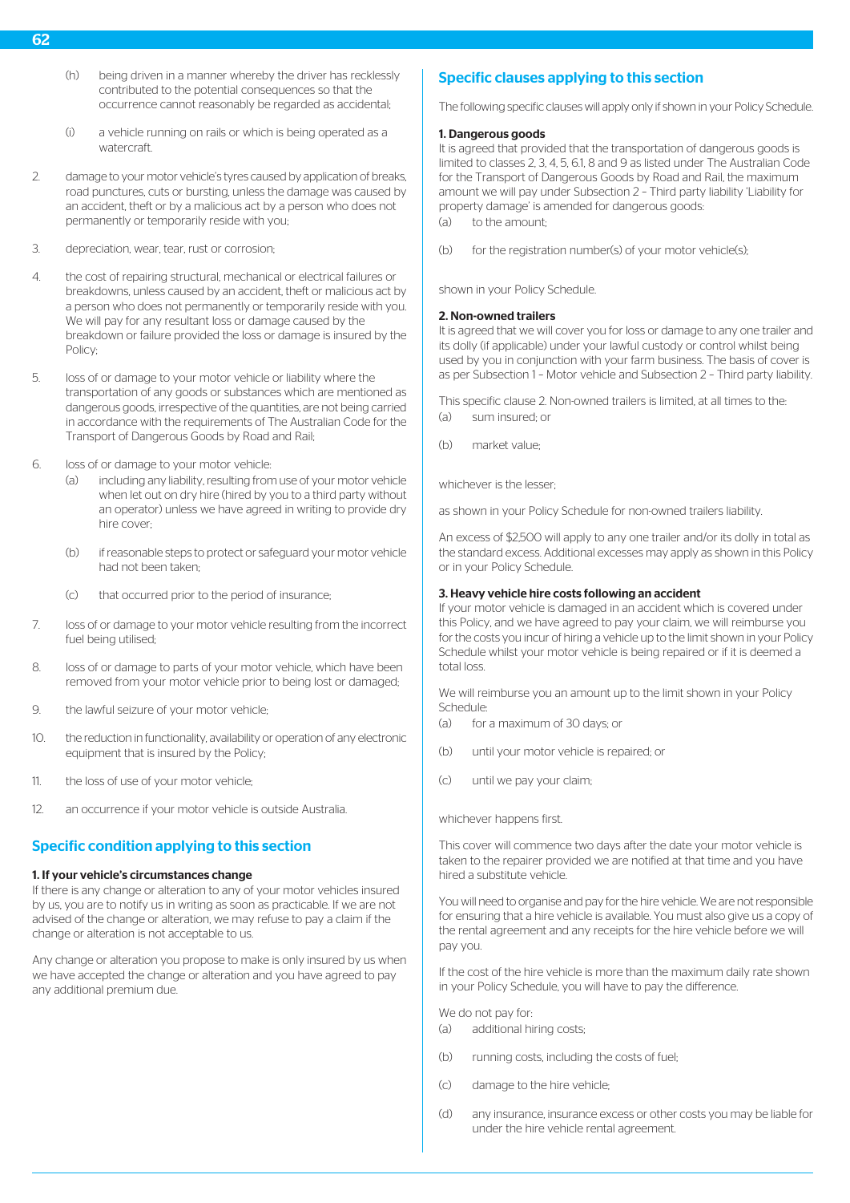(h) being driven in a manner whereby the driver has recklessly contributed to the potential consequences so that the occurrence cannot reasonably be regarded as accidental;

(i) a vehicle running on rails or which is being operated as a watercraft.

2. damage to your motor vehicle's tyres caused by application of breaks, road punctures, cuts or bursting, unless the damage was caused by an accident, theft or by a malicious act by a person who does not permanently or temporarily reside with you;

3. depreciation, wear, tear, rust or corrosion;

4. the cost of repairing structural, mechanical or electrical failures or breakdowns, unless caused by an accident, theft or malicious act by a person who does not permanently or temporarily reside with you. We will pay for any resultant loss or damage caused by the breakdown or failure provided the loss or damage is insured by the Policy;

5. loss of or damage to your motor vehicle or liability where the transportation of any goods or substances which are mentioned as dangerous goods, irrespective of the quantities, are not being carried in accordance with the requirements of The Australian Code for the Transport of Dangerous Goods by Road and Rail;

6. loss of or damage to your motor vehicle:
   (a) including any liability, resulting from use of your motor vehicle when let out on dry hire (hired by you to a third party without an operator) unless we have agreed in writing to provide dry hire cover;

   (b) if reasonable steps to protect or safeguard your motor vehicle had not been taken;

   (c) that occurred prior to the period of insurance;

7. loss of or damage to your motor vehicle resulting from the incorrect fuel being utilised;

8. loss of or damage to parts of your motor vehicle, which have been removed from your motor vehicle prior to being lost or damaged;

9. the lawful seizure of your motor vehicle;

10. the reduction in functionality, availability or operation of any electronic equipment that is insured by the Policy;

11. the loss of use of your motor vehicle;

12. an occurrence if your motor vehicle is outside Australia.

## Specific condition applying to this section

**1. If your vehicle's circumstances change**

If there is any change or alteration to any of your motor vehicles insured by us, you are to notify us in writing as soon as practicable. If we are not advised of the change or alteration, we may refuse to pay a claim if the change or alteration is not acceptable to us.

Any change or alteration you propose to make is only insured by us when we have accepted the change or alteration and you have agreed to pay any additional premium due.

## Specific clauses applying to this section

The following specific clauses will apply only if shown in your Policy Schedule.

**1. Dangerous goods**

It is agreed that provided that the transportation of dangerous goods is limited to classes 2, 3, 4, 5, 6.1, 8 and 9 as listed under The Australian Code for the Transport of Dangerous Goods by Road and Rail, the maximum amount we will pay under Subsection 2 – Third party liability 'Liability for property damage' is amended for dangerous goods:

(a) to the amount;

(b) for the registration number(s) of your motor vehicle(s);

shown in your Policy Schedule.

**2. Non-owned trailers**

It is agreed that we will cover you for loss or damage to any one trailer and its dolly (if applicable) under your lawful custody or control whilst being used by you in conjunction with your farm business. The basis of cover is as per Subsection 1 – Motor vehicle and Subsection 2 – Third party liability.

This specific clause 2. Non-owned trailers is limited, at all times to the:

(a) sum insured; or

(b) market value;

whichever is the lesser;

as shown in your Policy Schedule for non-owned trailers liability.

An excess of $2,500 will apply to any one trailer and/or its dolly in total as the standard excess. Additional excesses may apply as shown in this Policy or in your Policy Schedule.

**3. Heavy vehicle hire costs following an accident**

If your motor vehicle is damaged in an accident which is covered under this Policy, and we have agreed to pay your claim, we will reimburse you for the costs you incur of hiring a vehicle up to the limit shown in your Policy Schedule whilst your motor vehicle is being repaired or if it is deemed a total loss.

We will reimburse you an amount up to the limit shown in your Policy Schedule:

(a) for a maximum of 30 days; or

(b) until your motor vehicle is repaired; or

(c) until we pay your claim;

whichever happens first.

This cover will commence two days after the date your motor vehicle is taken to the repairer provided we are notified at that time and you have hired a substitute vehicle.

You will need to organise and pay for the hire vehicle. We are not responsible for ensuring that a hire vehicle is available. You must also give us a copy of the rental agreement and any receipts for the hire vehicle before we will pay you.

If the cost of the hire vehicle is more than the maximum daily rate shown in your Policy Schedule, you will have to pay the difference.

We do not pay for:

(a) additional hiring costs;

(b) running costs, including the costs of fuel;

(c) damage to the hire vehicle;

(d) any insurance, insurance excess or other costs you may be liable for under the hire vehicle rental agreement.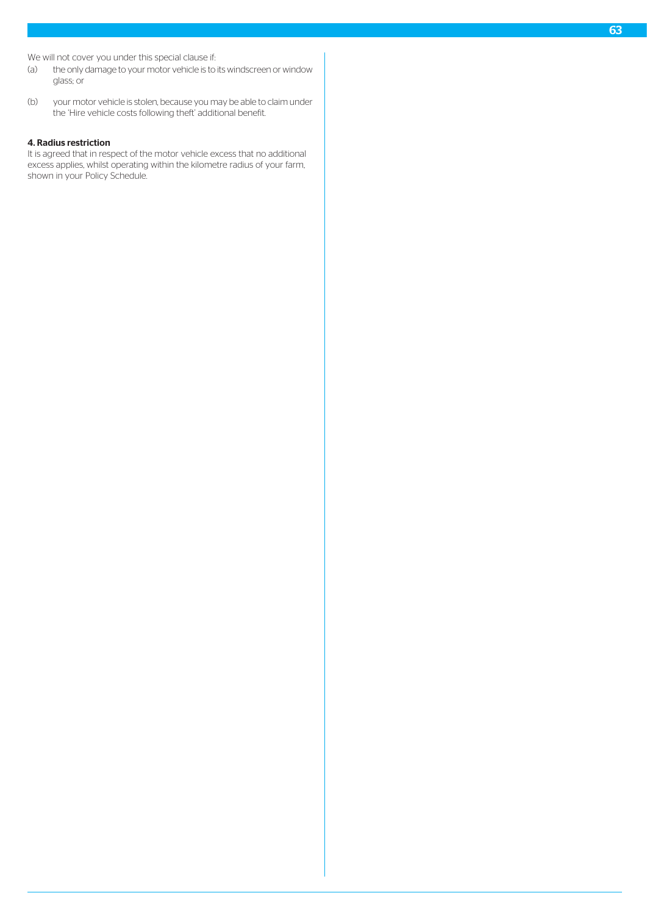We will not cover you under this special clause if:

(a) the only damage to your motor vehicle is to its windscreen or window glass; or

(b) your motor vehicle is stolen, because you may be able to claim under the 'Hire vehicle costs following theft' additional benefit.

**4. Radius restriction**

It is agreed that in respect of the motor vehicle excess that no additional excess applies, whilst operating within the kilometre radius of your farm, shown in your Policy Schedule.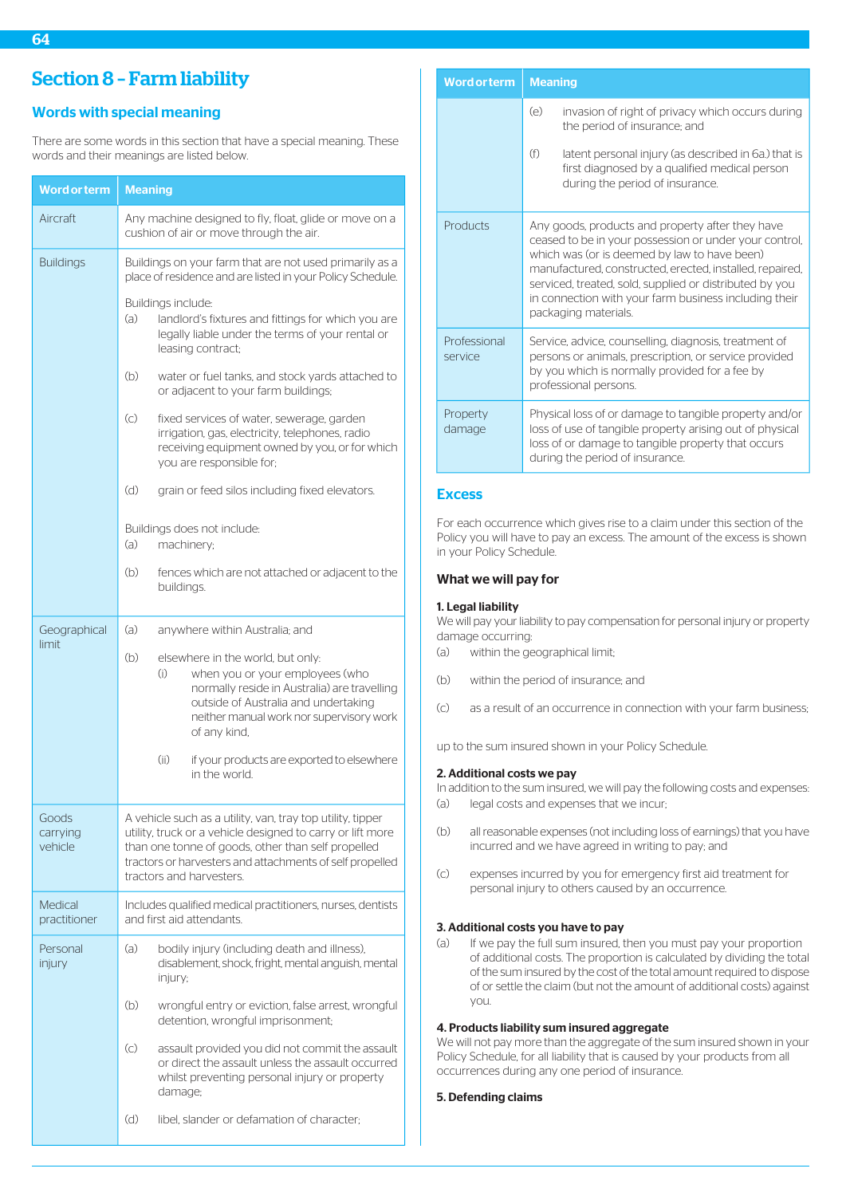# Section 8 – Farm liability

## Words with special meaning

There are some words in this section that have a special meaning. These words and their meanings are listed below.

| Word or term | Meaning |
|---|---|
| Aircraft | Any machine designed to fly, float, glide or move on a cushion of air or move through the air. |
| Buildings | Buildings on your farm that are not used primarily as a place of residence and are listed in your Policy Schedule.<br><br>Buildings include:<br>(a) landlord's fixtures and fittings for which you are legally liable under the terms of your rental or leasing contract;<br>(b) water or fuel tanks, and stock yards attached to or adjacent to your farm buildings;<br>(c) fixed services of water, sewerage, garden irrigation, gas, electricity, telephones, radio receiving equipment owned by you, or for which you are responsible for;<br>(d) grain or feed silos including fixed elevators.<br><br>Buildings does not include:<br>(a) machinery;<br>(b) fences which are not attached or adjacent to the buildings. |
| Geographical limit | (a) anywhere within Australia; and<br>(b) elsewhere in the world, but only:<br>(i) when you or your employees (who normally reside in Australia) are travelling outside of Australia and undertaking neither manual work nor supervisory work of any kind,<br>(ii) if your products are exported to elsewhere in the world. |
| Goods carrying vehicle | A vehicle such as a utility, van, tray top utility, tipper utility, truck or a vehicle designed to carry or lift more than one tonne of goods, other than self propelled tractors or harvesters and attachments of self propelled tractors and harvesters. |
| Medical practitioner | Includes qualified medical practitioners, nurses, dentists and first aid attendants. |
| Personal injury | (a) bodily injury (including death and illness), disablement, shock, fright, mental anguish, mental injury;<br>(b) wrongful entry or eviction, false arrest, wrongful detention, wrongful imprisonment;<br>(c) assault provided you did not commit the assault or direct the assault unless the assault occurred whilst preventing personal injury or property damage;<br>(d) libel, slander or defamation of character;<br>(e) invasion of right of privacy which occurs during the period of insurance; and<br>(f) latent personal injury (as described in 6a.) that is first diagnosed by a qualified medical person during the period of insurance. |
| Products | Any goods, products and property after they have ceased to be in your possession or under your control, which was (or is deemed by law to have been) manufactured, constructed, erected, installed, repaired, serviced, treated, sold, supplied or distributed by you in connection with your farm business including their packaging materials. |
| Professional service | Service, advice, counselling, diagnosis, treatment of persons or animals, prescription, or service provided by you which is normally provided for a fee by professional persons. |
| Property damage | Physical loss of or damage to tangible property and/or loss of use of tangible property arising out of physical loss of or damage to tangible property that occurs during the period of insurance. |

## Excess

For each occurrence which gives rise to a claim under this section of the Policy you will have to pay an excess. The amount of the excess is shown in your Policy Schedule.

### What we will pay for

**1. Legal liability**

We will pay your liability to pay compensation for personal injury or property damage occurring:

(a) within the geographical limit;

(b) within the period of insurance; and

(c) as a result of an occurrence in connection with your farm business;

up to the sum insured shown in your Policy Schedule.

**2. Additional costs we pay**

In addition to the sum insured, we will pay the following costs and expenses:

(a) legal costs and expenses that we incur;

(b) all reasonable expenses (not including loss of earnings) that you have incurred and we have agreed in writing to pay; and

(c) expenses incurred by you for emergency first aid treatment for personal injury to others caused by an occurrence.

**3. Additional costs you have to pay**

(a) If we pay the full sum insured, then you must pay your proportion of additional costs. The proportion is calculated by dividing the total of the sum insured by the cost of the total amount required to dispose of or settle the claim (but not the amount of additional costs) against you.

**4. Products liability sum insured aggregate**

We will not pay more than the aggregate of the sum insured shown in your Policy Schedule, for all liability that is caused by your products from all occurrences during any one period of insurance.

**5. Defending claims**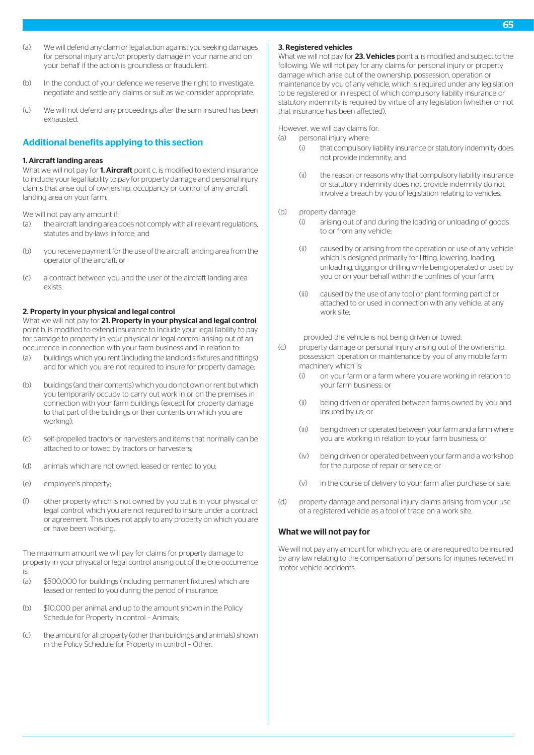(a) We will defend any claim or legal action against you seeking damages for personal injury and/or property damage in your name and on your behalf if the action is groundless or fraudulent.

(b) In the conduct of your defence we reserve the right to investigate, negotiate and settle any claims or suit as we consider appropriate.

(c) We will not defend any proceedings after the sum insured has been exhausted.

## Additional benefits applying to this section

**1. Aircraft landing areas**

What we will not pay for **1. Aircraft** point c. is modified to extend insurance to include your legal liability to pay for property damage and personal injury claims that arise out of ownership, occupancy or control of any aircraft landing area on your farm.

We will not pay any amount if:

(a) the aircraft landing area does not comply with all relevant regulations, statutes and by-laws in force; and

(b) you receive payment for the use of the aircraft landing area from the operator of the aircraft; or

(c) a contract between you and the user of the aircraft landing area exists.

**2. Property in your physical and legal control**

What we will not pay for **21. Property in your physical and legal control** point b. is modified to extend insurance to include your legal liability to pay for damage to property in your physical or legal control arising out of an occurrence in connection with your farm business and in relation to:

(a) buildings which you rent (including the landlord's fixtures and fittings) and for which you are not required to insure for property damage;

(b) buildings (and their contents) which you do not own or rent but which you temporarily occupy to carry out work in or on the premises in connection with your farm buildings (except for property damage to that part of the buildings or their contents on which you are working);

(c) self-propelled tractors or harvesters and items that normally can be attached to or towed by tractors or harvesters;

(d) animals which are not owned, leased or rented to you;

(e) employee's property;

(f) other property which is not owned by you but is in your physical or legal control, which you are not required to insure under a contract or agreement. This does not apply to any property on which you are or have been working.

The maximum amount we will pay for claims for property damage to property in your physical or legal control arising out of the one occurrence is:

(a) $500,000 for buildings (including permanent fixtures) which are leased or rented to you during the period of insurance;

(b) $10,000 per animal, and up to the amount shown in the Policy Schedule for Property in control – Animals;

(c) the amount for all property (other than buildings and animals) shown in the Policy Schedule for Property in control – Other.

**3. Registered vehicles**

What we will not pay for **23. Vehicles** point a. is modified and subject to the following. We will not pay for any claims for personal injury or property damage which arise out of the ownership, possession, operation or maintenance by you of any vehicle, which is required under any legislation to be registered or in respect of which compulsory liability insurance or statutory indemnity is required by virtue of any legislation (whether or not that insurance has been affected).

However, we will pay claims for:

(a) personal injury where:
   (i) that compulsory liability insurance or statutory indemnity does not provide indemnity; and
   (ii) the reason or reasons why that compulsory liability insurance or statutory indemnity does not provide indemnity do not involve a breach by you of legislation relating to vehicles;

(b) property damage:
   (i) arising out of and during the loading or unloading of goods to or from any vehicle;
   (ii) caused by or arising from the operation or use of any vehicle which is designed primarily for lifting, lowering, loading, unloading, digging or drilling while being operated or used by you or on your behalf within the confines of your farm;
   (iii) caused by the use of any tool or plant forming part of or attached to or used in connection with any vehicle, at any work site;

   provided the vehicle is not being driven or towed;

(c) property damage or personal injury arising out of the ownership, possession, operation or maintenance by you of any mobile farm machinery which is:
   (i) on your farm or a farm where you are working in relation to your farm business; or
   (ii) being driven or operated between farms owned by you and insured by us; or
   (iii) being driven or operated between your farm and a farm where you are working in relation to your farm business; or
   (iv) being driven or operated between your farm and a workshop for the purpose of repair or service; or
   (v) in the course of delivery to your farm after purchase or sale;

(d) property damage and personal injury claims arising from your use of a registered vehicle as a tool of trade on a work site.

### What we will not pay for

We will not pay any amount for which you are, or are required to be insured by any law relating to the compensation of persons for injuries received in motor vehicle accidents.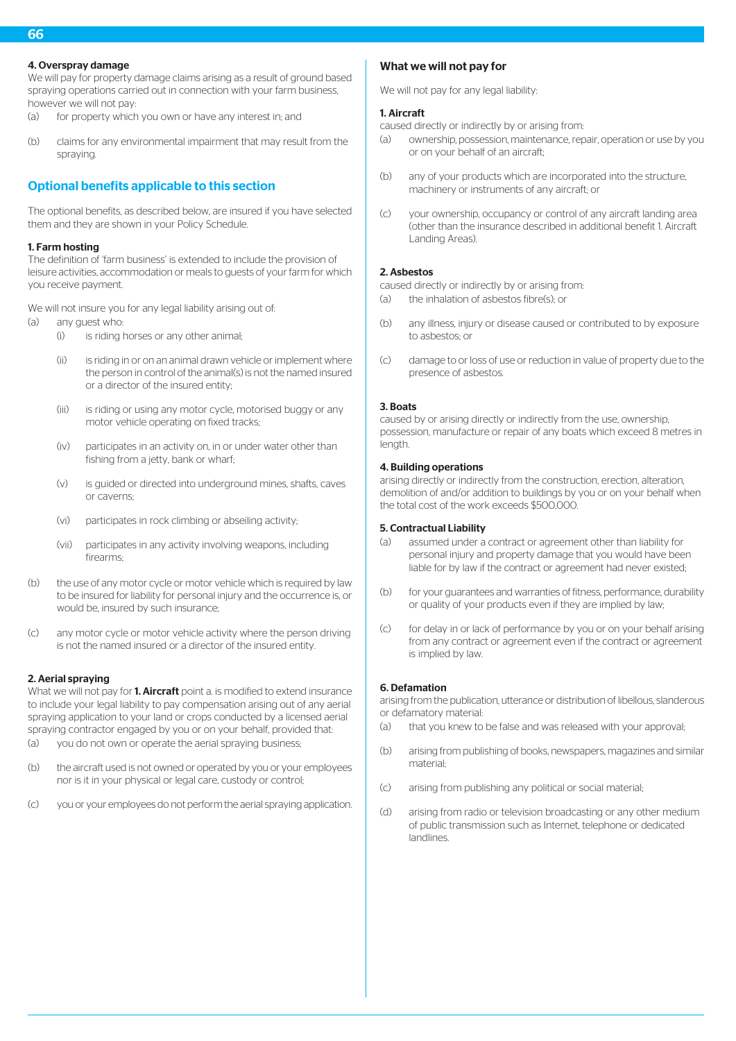#### 4. Overspray damage

We will pay for property damage claims arising as a result of ground based spraying operations carried out in connection with your farm business, however we will not pay:

(a) for property which you own or have any interest in; and

(b) claims for any environmental impairment that may result from the spraying.

## Optional benefits applicable to this section

The optional benefits, as described below, are insured if you have selected them and they are shown in your Policy Schedule.

#### 1. Farm hosting

The definition of 'farm business' is extended to include the provision of leisure activities, accommodation or meals to guests of your farm for which you receive payment.

We will not insure you for any legal liability arising out of:

(a) any guest who:

- (i) is riding horses or any other animal;
- (ii) is riding in or on an animal drawn vehicle or implement where the person in control of the animal(s) is not the named insured or a director of the insured entity;
- (iii) is riding or using any motor cycle, motorised buggy or any motor vehicle operating on fixed tracks;
- (iv) participates in an activity on, in or under water other than fishing from a jetty, bank or wharf;
- (v) is guided or directed into underground mines, shafts, caves or caverns;
- (vi) participates in rock climbing or abseiling activity;
- (vii) participates in any activity involving weapons, including firearms;

(b) the use of any motor cycle or motor vehicle which is required by law to be insured for liability for personal injury and the occurrence is, or would be, insured by such insurance;

(c) any motor cycle or motor vehicle activity where the person driving is not the named insured or a director of the insured entity.

#### 2. Aerial spraying

What we will not pay for **1. Aircraft** point a. is modified to extend insurance to include your legal liability to pay compensation arising out of any aerial spraying application to your land or crops conducted by a licensed aerial spraying contractor engaged by you or on your behalf, provided that:

(a) you do not own or operate the aerial spraying business;

(b) the aircraft used is not owned or operated by you or your employees nor is it in your physical or legal care, custody or control;

(c) you or your employees do not perform the aerial spraying application.

### What we will not pay for

We will not pay for any legal liability:

#### 1. Aircraft

caused directly or indirectly by or arising from:

(a) ownership, possession, maintenance, repair, operation or use by you or on your behalf of an aircraft;

(b) any of your products which are incorporated into the structure, machinery or instruments of any aircraft; or

(c) your ownership, occupancy or control of any aircraft landing area (other than the insurance described in additional benefit 1. Aircraft Landing Areas).

#### 2. Asbestos

caused directly or indirectly by or arising from:

(a) the inhalation of asbestos fibre(s); or

(b) any illness, injury or disease caused or contributed to by exposure to asbestos; or

(c) damage to or loss of use or reduction in value of property due to the presence of asbestos.

#### 3. Boats

caused by or arising directly or indirectly from the use, ownership, possession, manufacture or repair of any boats which exceed 8 metres in length.

#### 4. Building operations

arising directly or indirectly from the construction, erection, alteration, demolition of and/or addition to buildings by you or on your behalf when the total cost of the work exceeds $500,000.

#### 5. Contractual Liability

(a) assumed under a contract or agreement other than liability for personal injury and property damage that you would have been liable for by law if the contract or agreement had never existed;

(b) for your guarantees and warranties of fitness, performance, durability or quality of your products even if they are implied by law;

(c) for delay in or lack of performance by you or on your behalf arising from any contract or agreement even if the contract or agreement is implied by law.

#### 6. Defamation

arising from the publication, utterance or distribution of libellous, slanderous or defamatory material:

(a) that you knew to be false and was released with your approval;

(b) arising from publishing of books, newspapers, magazines and similar material;

(c) arising from publishing any political or social material;

(d) arising from radio or television broadcasting or any other medium of public transmission such as Internet, telephone or dedicated landlines.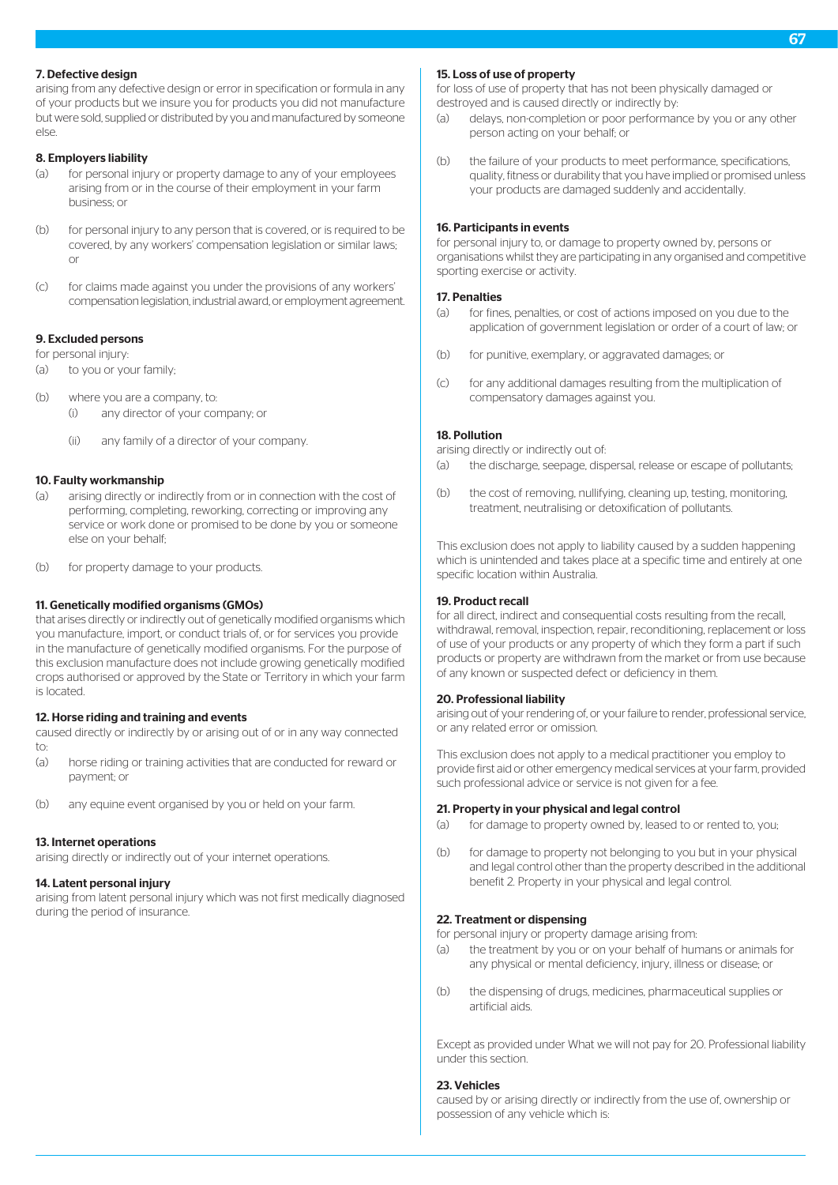#### 7. Defective design

arising from any defective design or error in specification or formula in any of your products but we insure you for products you did not manufacture but were sold, supplied or distributed by you and manufactured by someone else.

#### 8. Employers liability

(a) for personal injury or property damage to any of your employees arising from or in the course of their employment in your farm business; or

(b) for personal injury to any person that is covered, or is required to be covered, by any workers' compensation legislation or similar laws; or

(c) for claims made against you under the provisions of any workers' compensation legislation, industrial award, or employment agreement.

#### 9. Excluded persons

for personal injury:

(a) to you or your family;

(b) where you are a company, to:
   (i) any director of your company; or
   (ii) any family of a director of your company.

#### 10. Faulty workmanship

(a) arising directly or indirectly from or in connection with the cost of performing, completing, reworking, correcting or improving any service or work done or promised to be done by you or someone else on your behalf;

(b) for property damage to your products.

#### 11. Genetically modified organisms (GMOs)

that arises directly or indirectly out of genetically modified organisms which you manufacture, import, or conduct trials of, or for services you provide in the manufacture of genetically modified organisms. For the purpose of this exclusion manufacture does not include growing genetically modified crops authorised or approved by the State or Territory in which your farm is located.

#### 12. Horse riding and training and events

caused directly or indirectly by or arising out of or in any way connected to:

(a) horse riding or training activities that are conducted for reward or payment; or

(b) any equine event organised by you or held on your farm.

#### 13. Internet operations

arising directly or indirectly out of your internet operations.

#### 14. Latent personal injury

arising from latent personal injury which was not first medically diagnosed during the period of insurance.

#### 15. Loss of use of property

for loss of use of property that has not been physically damaged or destroyed and is caused directly or indirectly by:

(a) delays, non-completion or poor performance by you or any other person acting on your behalf; or

(b) the failure of your products to meet performance, specifications, quality, fitness or durability that you have implied or promised unless your products are damaged suddenly and accidentally.

#### 16. Participants in events

for personal injury to, or damage to property owned by, persons or organisations whilst they are participating in any organised and competitive sporting exercise or activity.

#### 17. Penalties

(a) for fines, penalties, or cost of actions imposed on you due to the application of government legislation or order of a court of law; or

(b) for punitive, exemplary, or aggravated damages; or

(c) for any additional damages resulting from the multiplication of compensatory damages against you.

#### 18. Pollution

arising directly or indirectly out of:

(a) the discharge, seepage, dispersal, release or escape of pollutants;

(b) the cost of removing, nullifying, cleaning up, testing, monitoring, treatment, neutralising or detoxification of pollutants.

This exclusion does not apply to liability caused by a sudden happening which is unintended and takes place at a specific time and entirely at one specific location within Australia.

#### 19. Product recall

for all direct, indirect and consequential costs resulting from the recall, withdrawal, removal, inspection, repair, reconditioning, replacement or loss of use of your products or any property of which they form a part if such products or property are withdrawn from the market or from use because of any known or suspected defect or deficiency in them.

#### 20. Professional liability

arising out of your rendering of, or your failure to render, professional service, or any related error or omission.

This exclusion does not apply to a medical practitioner you employ to provide first aid or other emergency medical services at your farm, provided such professional advice or service is not given for a fee.

#### 21. Property in your physical and legal control

(a) for damage to property owned by, leased to or rented to, you;

(b) for damage to property not belonging to you but in your physical and legal control other than the property described in the additional benefit 2. Property in your physical and legal control.

#### 22. Treatment or dispensing

for personal injury or property damage arising from:

(a) the treatment by you or on your behalf of humans or animals for any physical or mental deficiency, injury, illness or disease; or

(b) the dispensing of drugs, medicines, pharmaceutical supplies or artificial aids.

Except as provided under What we will not pay for 20. Professional liability under this section.

#### 23. Vehicles

caused by or arising directly or indirectly from the use of, ownership or possession of any vehicle which is: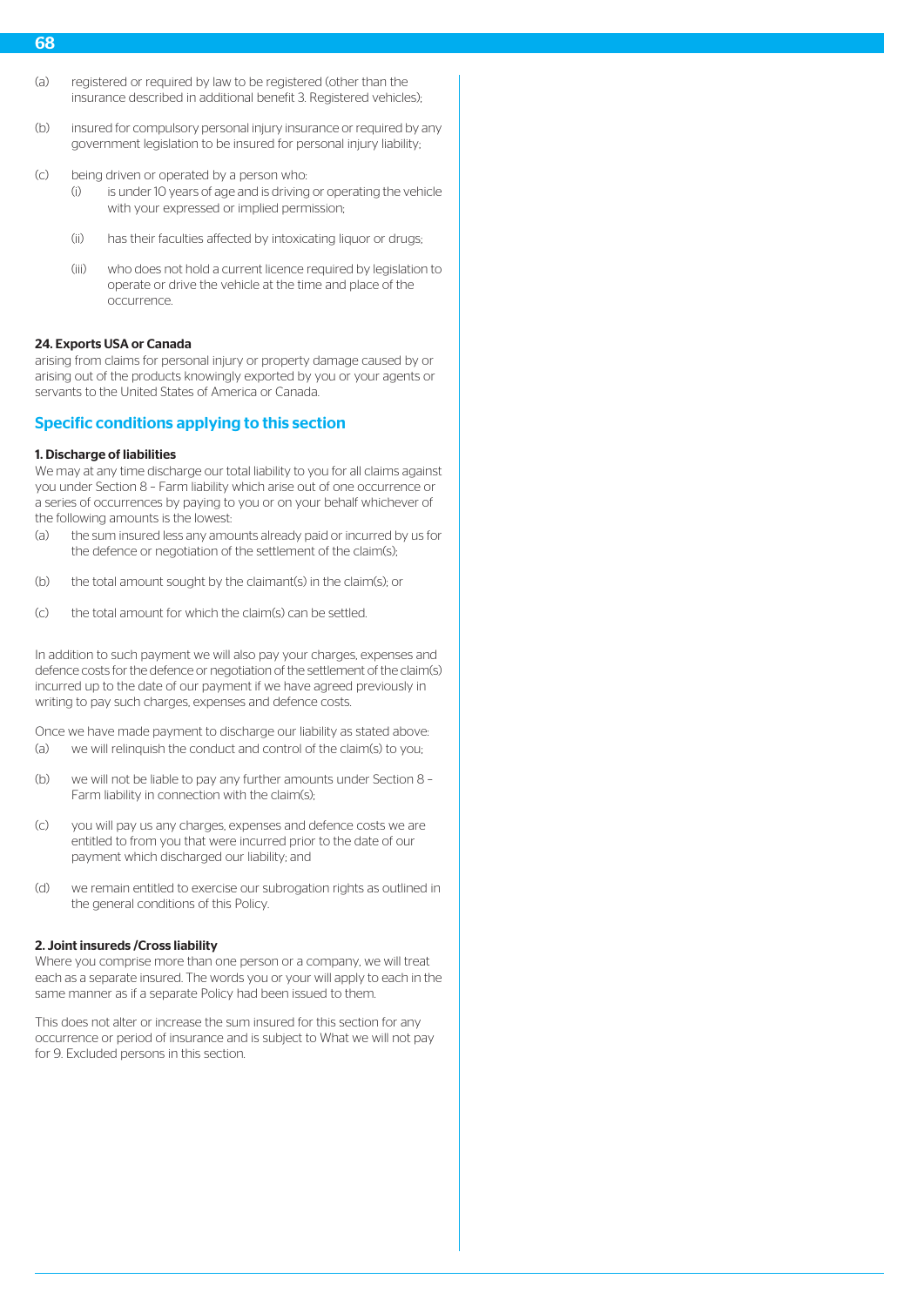(a) registered or required by law to be registered (other than the insurance described in additional benefit 3. Registered vehicles);

(b) insured for compulsory personal injury insurance or required by any government legislation to be insured for personal injury liability;

(c) being driven or operated by a person who:
   - (i) is under 10 years of age and is driving or operating the vehicle with your expressed or implied permission;
   - (ii) has their faculties affected by intoxicating liquor or drugs;
   - (iii) who does not hold a current licence required by legislation to operate or drive the vehicle at the time and place of the occurrence.

**24. Exports USA or Canada**

arising from claims for personal injury or property damage caused by or arising out of the products knowingly exported by you or your agents or servants to the United States of America or Canada.

## Specific conditions applying to this section

**1. Discharge of liabilities**

We may at any time discharge our total liability to you for all claims against you under Section 8 – Farm liability which arise out of one occurrence or a series of occurrences by paying to you or on your behalf whichever of the following amounts is the lowest:

(a) the sum insured less any amounts already paid or incurred by us for the defence or negotiation of the settlement of the claim(s);

(b) the total amount sought by the claimant(s) in the claim(s); or

(c) the total amount for which the claim(s) can be settled.

In addition to such payment we will also pay your charges, expenses and defence costs for the defence or negotiation of the settlement of the claim(s) incurred up to the date of our payment if we have agreed previously in writing to pay such charges, expenses and defence costs.

Once we have made payment to discharge our liability as stated above:

(a) we will relinquish the conduct and control of the claim(s) to you;

(b) we will not be liable to pay any further amounts under Section 8 – Farm liability in connection with the claim(s);

(c) you will pay us any charges, expenses and defence costs we are entitled to from you that were incurred prior to the date of our payment which discharged our liability; and

(d) we remain entitled to exercise our subrogation rights as outlined in the general conditions of this Policy.

**2. Joint insureds /Cross liability**

Where you comprise more than one person or a company, we will treat each as a separate insured. The words you or your will apply to each in the same manner as if a separate Policy had been issued to them.

This does not alter or increase the sum insured for this section for any occurrence or period of insurance and is subject to What we will not pay for 9. Excluded persons in this section.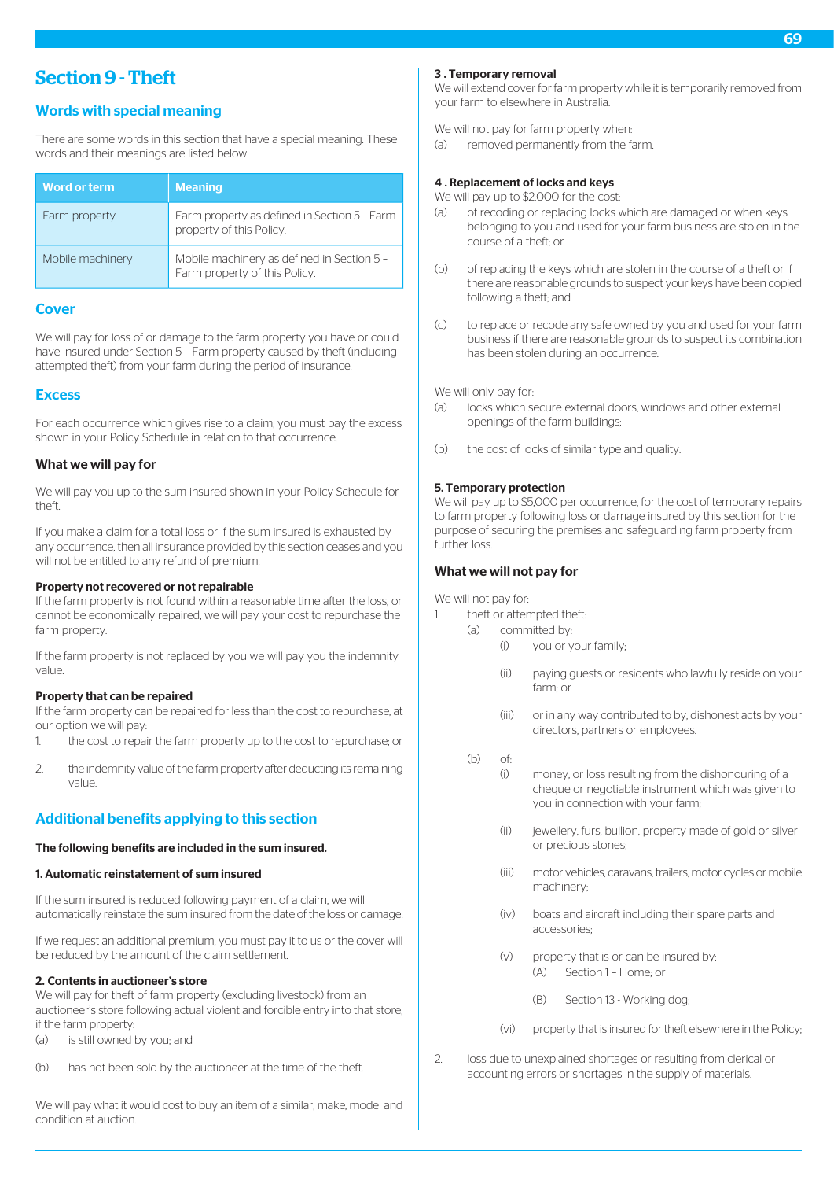# Section 9 - Theft

## Words with special meaning

There are some words in this section that have a special meaning. These words and their meanings are listed below.

| Word or term | Meaning |
|---|---|
| Farm property | Farm property as defined in Section 5 – Farm property of this Policy. |
| Mobile machinery | Mobile machinery as defined in Section 5 – Farm property of this Policy. |

## Cover

We will pay for loss of or damage to the farm property you have or could have insured under Section 5 – Farm property caused by theft (including attempted theft) from your farm during the period of insurance.

## Excess

For each occurrence which gives rise to a claim, you must pay the excess shown in your Policy Schedule in relation to that occurrence.

### What we will pay for

We will pay you up to the sum insured shown in your Policy Schedule for theft.

If you make a claim for a total loss or if the sum insured is exhausted by any occurrence, then all insurance provided by this section ceases and you will not be entitled to any refund of premium.

**Property not recovered or not repairable**
If the farm property is not found within a reasonable time after the loss, or cannot be economically repaired, we will pay your cost to repurchase the farm property.

If the farm property is not replaced by you we will pay you the indemnity value.

**Property that can be repaired**
If the farm property can be repaired for less than the cost to repurchase, at our option we will pay:

1. the cost to repair the farm property up to the cost to repurchase; or
2. the indemnity value of the farm property after deducting its remaining value.

## Additional benefits applying to this section

**The following benefits are included in the sum insured.**

**1. Automatic reinstatement of sum insured**

If the sum insured is reduced following payment of a claim, we will automatically reinstate the sum insured from the date of the loss or damage.

If we request an additional premium, you must pay it to us or the cover will be reduced by the amount of the claim settlement.

**2. Contents in auctioneer's store**
We will pay for theft of farm property (excluding livestock) from an auctioneer's store following actual violent and forcible entry into that store, if the farm property:

(a) is still owned by you; and

(b) has not been sold by the auctioneer at the time of the theft.

We will pay what it would cost to buy an item of a similar, make, model and condition at auction.

**3 . Temporary removal**
We will extend cover for farm property while it is temporarily removed from your farm to elsewhere in Australia.

We will not pay for farm property when:

(a) removed permanently from the farm.

**4 . Replacement of locks and keys**
We will pay up to $2,000 for the cost:

(a) of recoding or replacing locks which are damaged or when keys belonging to you and used for your farm business are stolen in the course of a theft; or

(b) of replacing the keys which are stolen in the course of a theft or if there are reasonable grounds to suspect your keys have been copied following a theft; and

(c) to replace or recode any safe owned by you and used for your farm business if there are reasonable grounds to suspect its combination has been stolen during an occurrence.

We will only pay for:

(a) locks which secure external doors, windows and other external openings of the farm buildings;

(b) the cost of locks of similar type and quality.

**5. Temporary protection**
We will pay up to $5,000 per occurrence, for the cost of temporary repairs to farm property following loss or damage insured by this section for the purpose of securing the premises and safeguarding farm property from further loss.

### What we will not pay for

We will not pay for:

1. theft or attempted theft:
   - (a) committed by:
     - (i) you or your family;
     - (ii) paying guests or residents who lawfully reside on your farm; or
     - (iii) or in any way contributed to by, dishonest acts by your directors, partners or employees.
   - (b) of:
     - (i) money, or loss resulting from the dishonouring of a cheque or negotiable instrument which was given to you in connection with your farm;
     - (ii) jewellery, furs, bullion, property made of gold or silver or precious stones;
     - (iii) motor vehicles, caravans, trailers, motor cycles or mobile machinery;
     - (iv) boats and aircraft including their spare parts and accessories;
     - (v) property that is or can be insured by:
       - (A) Section 1 – Home; or
       - (B) Section 13 - Working dog;
     - (vi) property that is insured for theft elsewhere in the Policy;
2. loss due to unexplained shortages or resulting from clerical or accounting errors or shortages in the supply of materials.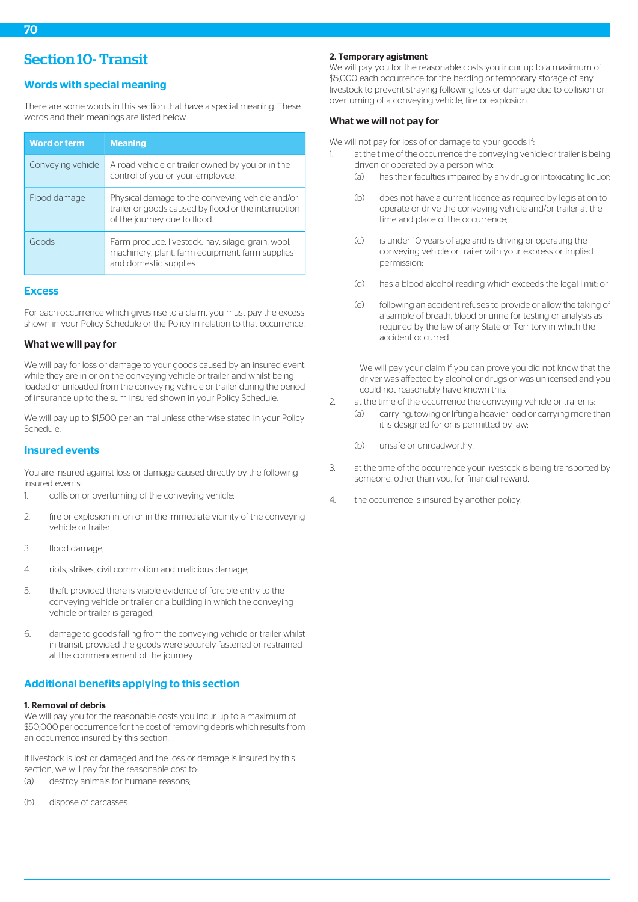# Section 10- Transit

## Words with special meaning

There are some words in this section that have a special meaning. These words and their meanings are listed below.

| Word or term | Meaning |
| --- | --- |
| Conveying vehicle | A road vehicle or trailer owned by you or in the control of you or your employee. |
| Flood damage | Physical damage to the conveying vehicle and/or trailer or goods caused by flood or the interruption of the journey due to flood. |
| Goods | Farm produce, livestock, hay, silage, grain, wool, machinery, plant, farm equipment, farm supplies and domestic supplies. |

## Excess

For each occurrence which gives rise to a claim, you must pay the excess shown in your Policy Schedule or the Policy in relation to that occurrence.

### What we will pay for

We will pay for loss or damage to your goods caused by an insured event while they are in or on the conveying vehicle or trailer and whilst being loaded or unloaded from the conveying vehicle or trailer during the period of insurance up to the sum insured shown in your Policy Schedule.

We will pay up to $1,500 per animal unless otherwise stated in your Policy Schedule.

## Insured events

You are insured against loss or damage caused directly by the following insured events:

1. collision or overturning of the conveying vehicle;
2. fire or explosion in, on or in the immediate vicinity of the conveying vehicle or trailer;
3. flood damage;
4. riots, strikes, civil commotion and malicious damage;
5. theft, provided there is visible evidence of forcible entry to the conveying vehicle or trailer or a building in which the conveying vehicle or trailer is garaged;
6. damage to goods falling from the conveying vehicle or trailer whilst in transit, provided the goods were securely fastened or restrained at the commencement of the journey.

## Additional benefits applying to this section

**1. Removal of debris**

We will pay you for the reasonable costs you incur up to a maximum of $50,000 per occurrence for the cost of removing debris which results from an occurrence insured by this section.

If livestock is lost or damaged and the loss or damage is insured by this section, we will pay for the reasonable cost to:

(a) destroy animals for humane reasons;

(b) dispose of carcasses.

**2. Temporary agistment**

We will pay you for the reasonable costs you incur up to a maximum of $5,000 each occurrence for the herding or temporary storage of any livestock to prevent straying following loss or damage due to collision or overturning of a conveying vehicle, fire or explosion.

### What we will not pay for

We will not pay for loss of or damage to your goods if:

1. at the time of the occurrence the conveying vehicle or trailer is being driven or operated by a person who:
   (a) has their faculties impaired by any drug or intoxicating liquor;
   (b) does not have a current licence as required by legislation to operate or drive the conveying vehicle and/or trailer at the time and place of the occurrence;
   (c) is under 10 years of age and is driving or operating the conveying vehicle or trailer with your express or implied permission;
   (d) has a blood alcohol reading which exceeds the legal limit; or
   (e) following an accident refuses to provide or allow the taking of a sample of breath, blood or urine for testing or analysis as required by the law of any State or Territory in which the accident occurred.

   We will pay your claim if you can prove you did not know that the driver was affected by alcohol or drugs or was unlicensed and you could not reasonably have known this.

2. at the time of the occurrence the conveying vehicle or trailer is:
   (a) carrying, towing or lifting a heavier load or carrying more than it is designed for or is permitted by law;
   (b) unsafe or unroadworthy.
3. at the time of the occurrence your livestock is being transported by someone, other than you, for financial reward.
4. the occurrence is insured by another policy.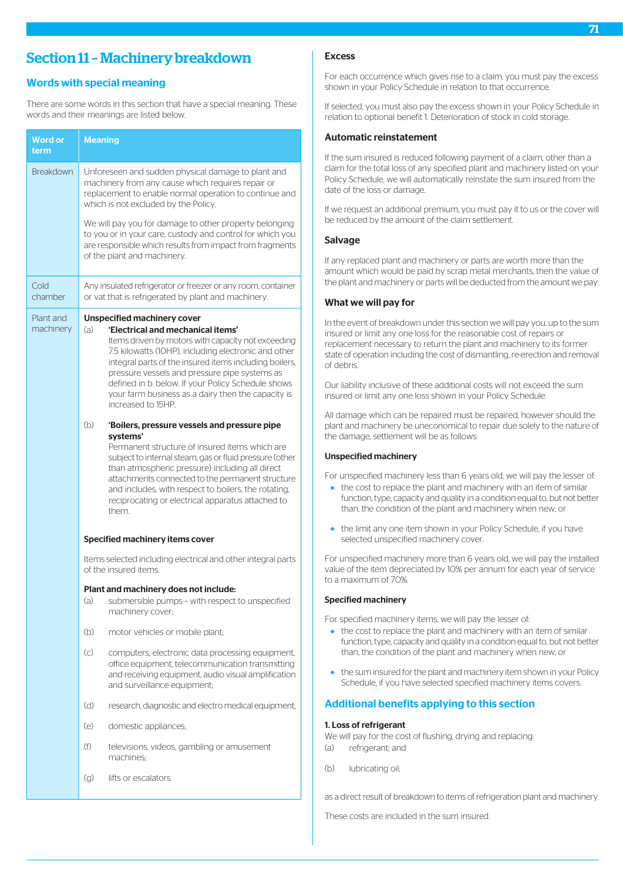# Section 11 – Machinery breakdown

## Words with special meaning

There are some words in this section that have a special meaning. These words and their meanings are listed below.

| Word or term | Meaning |
|---|---|
| Breakdown | Unforeseen and sudden physical damage to plant and machinery from any cause which requires repair or replacement to enable normal operation to continue and which is not excluded by the Policy.<br><br>We will pay you for damage to other property belonging to you or in your care, custody and control for which you are responsible which results from impact from fragments of the plant and machinery. |
| Cold chamber | Any insulated refrigerator or freezer or any room, container or vat that is refrigerated by plant and machinery. |
| Plant and machinery | **Unspecified machinery cover**<br>(a) **'Electrical and mechanical items'** Items driven by motors with capacity not exceeding 7.5 kilowatts (10HP), including electronic and other integral parts of the insured items including boilers, pressure vessels and pressure pipe systems as defined in b. below. If your Policy Schedule shows your farm business as a dairy then the capacity is increased to 15HP.<br><br>(b) **'Boilers, pressure vessels and pressure pipe systems'** Permanent structure of insured items which are subject to internal steam, gas or fluid pressure (other than atmospheric pressure) including all direct attachments connected to the permanent structure and includes, with respect to boilers, the rotating, reciprocating or electrical apparatus attached to them.<br><br>**Specified machinery items cover**<br><br>Items selected including electrical and other integral parts of the insured items.<br><br>**Plant and machinery does not include:**<br>(a) submersible pumps – with respect to unspecified machinery cover;<br>(b) motor vehicles or mobile plant;<br>(c) computers, electronic data processing equipment, office equipment, telecommunication transmitting and receiving equipment, audio visual amplification and surveillance equipment;<br>(d) research, diagnostic and electro medical equipment;<br>(e) domestic appliances;<br>(f) televisions, videos, gambling or amusement machines;<br>(g) lifts or escalators. |

### Excess

For each occurrence which gives rise to a claim, you must pay the excess shown in your Policy Schedule in relation to that occurrence.

If selected, you must also pay the excess shown in your Policy Schedule in relation to optional benefit 1. Deterioration of stock in cold storage.

### Automatic reinstatement

If the sum insured is reduced following payment of a claim, other than a claim for the total loss of any specified plant and machinery listed on your Policy Schedule, we will automatically reinstate the sum insured from the date of the loss or damage.

If we request an additional premium, you must pay it to us or the cover will be reduced by the amount of the claim settlement.

### Salvage

If any replaced plant and machinery or parts are worth more than the amount which would be paid by scrap metal merchants, then the value of the plant and machinery or parts will be deducted from the amount we pay.

### What we will pay for

In the event of breakdown under this section we will pay you, up to the sum insured or limit any one loss for the reasonable cost of repairs or replacement necessary to return the plant and machinery to its former state of operation including the cost of dismantling, re-erection and removal of debris.

Our liability inclusive of these additional costs will not exceed the sum insured or limit any one loss shown in your Policy Schedule.

All damage which can be repaired must be repaired, however should the plant and machinery be uneconomical to repair due solely to the nature of the damage, settlement will be as follows:

#### Unspecified machinery

For unspecified machinery less than 6 years old, we will pay the lesser of:

- the cost to replace the plant and machinery with an item of similar function, type, capacity and quality in a condition equal to, but not better than, the condition of the plant and machinery when new; or
- the limit any one item shown in your Policy Schedule, if you have selected unspecified machinery cover.

For unspecified machinery more than 6 years old, we will pay the installed value of the item depreciated by 10% per annum for each year of service to a maximum of 70%.

#### Specified machinery

For specified machinery items, we will pay the lesser of:

- the cost to replace the plant and machinery with an item of similar function, type, capacity and quality in a condition equal to, but not better than, the condition of the plant and machinery when new; or
- the sum insured for the plant and machinery item shown in your Policy Schedule, if you have selected specified machinery items covers.

## Additional benefits applying to this section

**1. Loss of refrigerant**

We will pay for the cost of flushing, drying and replacing:

(a) refrigerant; and

(b) lubricating oil;

as a direct result of breakdown to items of refrigeration plant and machinery.

These costs are included in the sum insured.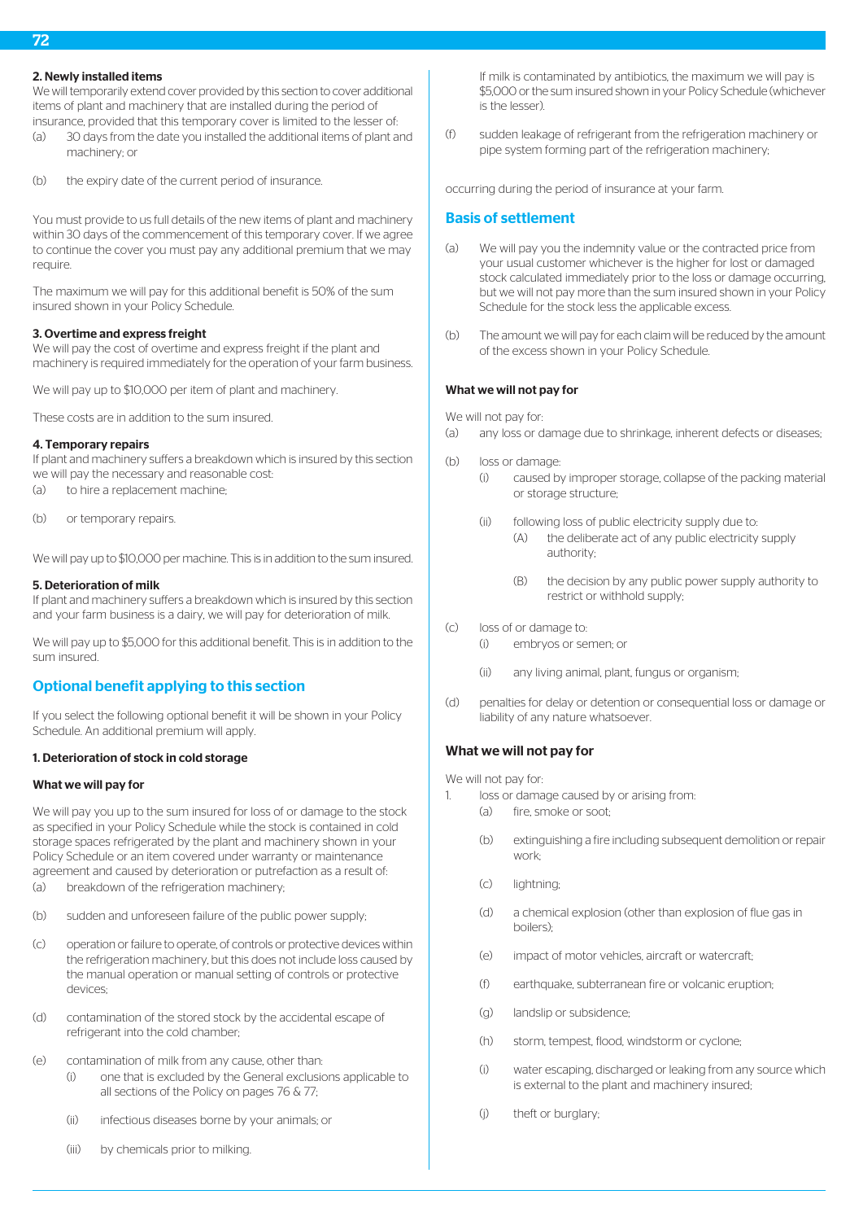**2. Newly installed items**

We will temporarily extend cover provided by this section to cover additional items of plant and machinery that are installed during the period of insurance, provided that this temporary cover is limited to the lesser of:

(a) 30 days from the date you installed the additional items of plant and machinery; or

(b) the expiry date of the current period of insurance.

You must provide to us full details of the new items of plant and machinery within 30 days of the commencement of this temporary cover. If we agree to continue the cover you must pay any additional premium that we may require.

The maximum we will pay for this additional benefit is 50% of the sum insured shown in your Policy Schedule.

**3. Overtime and express freight**

We will pay the cost of overtime and express freight if the plant and machinery is required immediately for the operation of your farm business.

We will pay up to $10,000 per item of plant and machinery.

These costs are in addition to the sum insured.

**4. Temporary repairs**

If plant and machinery suffers a breakdown which is insured by this section we will pay the necessary and reasonable cost:

(a) to hire a replacement machine;

(b) or temporary repairs.

We will pay up to $10,000 per machine. This is in addition to the sum insured.

**5. Deterioration of milk**

If plant and machinery suffers a breakdown which is insured by this section and your farm business is a dairy, we will pay for deterioration of milk.

We will pay up to $5,000 for this additional benefit. This is in addition to the sum insured.

## Optional benefit applying to this section

If you select the following optional benefit it will be shown in your Policy Schedule. An additional premium will apply.

**1. Deterioration of stock in cold storage**

**What we will pay for**

We will pay you up to the sum insured for loss of or damage to the stock as specified in your Policy Schedule while the stock is contained in cold storage spaces refrigerated by the plant and machinery shown in your Policy Schedule or an item covered under warranty or maintenance agreement and caused by deterioration or putrefaction as a result of:

(a) breakdown of the refrigeration machinery;

(b) sudden and unforeseen failure of the public power supply;

(c) operation or failure to operate, of controls or protective devices within the refrigeration machinery, but this does not include loss caused by the manual operation or manual setting of controls or protective devices;

(d) contamination of the stored stock by the accidental escape of refrigerant into the cold chamber;

(e) contamination of milk from any cause, other than:
  - (i) one that is excluded by the General exclusions applicable to all sections of the Policy on pages 76 & 77;
  - (ii) infectious diseases borne by your animals; or
  - (iii) by chemicals prior to milking.

  If milk is contaminated by antibiotics, the maximum we will pay is $5,000 or the sum insured shown in your Policy Schedule (whichever is the lesser).

(f) sudden leakage of refrigerant from the refrigeration machinery or pipe system forming part of the refrigeration machinery;

occurring during the period of insurance at your farm.

## Basis of settlement

(a) We will pay you the indemnity value or the contracted price from your usual customer whichever is the higher for lost or damaged stock calculated immediately prior to the loss or damage occurring, but we will not pay more than the sum insured shown in your Policy Schedule for the stock less the applicable excess.

(b) The amount we will pay for each claim will be reduced by the amount of the excess shown in your Policy Schedule.

**What we will not pay for**

We will not pay for:

(a) any loss or damage due to shrinkage, inherent defects or diseases;

(b) loss or damage:
  - (i) caused by improper storage, collapse of the packing material or storage structure;
  - (ii) following loss of public electricity supply due to:
    - (A) the deliberate act of any public electricity supply authority;
    - (B) the decision by any public power supply authority to restrict or withhold supply;

(c) loss of or damage to:
  - (i) embryos or semen; or
  - (ii) any living animal, plant, fungus or organism;

(d) penalties for delay or detention or consequential loss or damage or liability of any nature whatsoever.

### What we will not pay for

We will not pay for:

1. loss or damage caused by or arising from:
   - (a) fire, smoke or soot;
   - (b) extinguishing a fire including subsequent demolition or repair work;
   - (c) lightning;
   - (d) a chemical explosion (other than explosion of flue gas in boilers);
   - (e) impact of motor vehicles, aircraft or watercraft;
   - (f) earthquake, subterranean fire or volcanic eruption;
   - (g) landslip or subsidence;
   - (h) storm, tempest, flood, windstorm or cyclone;
   - (i) water escaping, discharged or leaking from any source which is external to the plant and machinery insured;
   - (j) theft or burglary;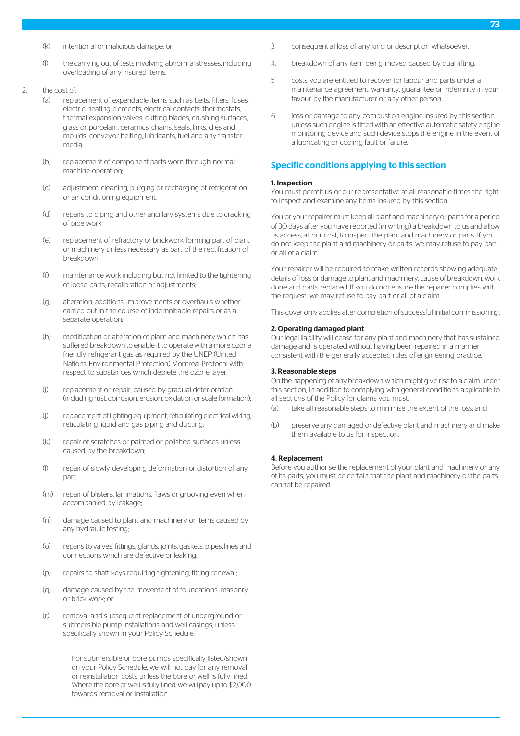(k) intentional or malicious damage; or

(l) the carrying out of tests involving abnormal stresses, including overloading of any insured items.

2. the cost of:
   (a) replacement of expendable items such as belts, filters, fuses, electric heating elements, electrical contacts, thermostats, thermal expansion valves, cutting blades, crushing surfaces, glass or porcelain, ceramics, chains, seals, links, dies and moulds, conveyor belting, lubricants, fuel and any transfer media;

   (b) replacement of component parts worn through normal machine operation;

   (c) adjustment, cleaning, purging or recharging of refrigeration or air conditioning equipment;

   (d) repairs to piping and other ancillary systems due to cracking of pipe work;

   (e) replacement of refractory or brickwork forming part of plant or machinery unless necessary as part of the rectification of breakdown;

   (f) maintenance work including but not limited to the tightening of loose parts, recalibration or adjustments;

   (g) alteration, additions, improvements or overhauls whether carried out in the course of indemnifiable repairs or as a separate operation;

   (h) modification or alteration of plant and machinery which has suffered breakdown to enable it to operate with a more ozone friendly refrigerant gas as required by the UNEP (United Nations Environmental Protection) Montreal Protocol with respect to substances which deplete the ozone layer;

   (i) replacement or repair, caused by gradual deterioration (including rust, corrosion, erosion, oxidation or scale formation);

   (j) replacement of lighting equipment, reticulating electrical wiring, reticulating liquid and gas piping and ducting;

   (k) repair of scratches or painted or polished surfaces unless caused by the breakdown;

   (l) repair of slowly developing deformation or distortion of any part;

   (m) repair of blisters, laminations, flaws or grooving even when accompanied by leakage;

   (n) damage caused to plant and machinery or items caused by any hydraulic testing;

   (o) repairs to valves, fittings, glands, joints, gaskets, pipes, lines and connections which are defective or leaking;

   (p) repairs to shaft keys requiring tightening, fitting renewal;

   (q) damage caused by the movement of foundations, masonry or brick work; or

   (r) removal and subsequent replacement of underground or submersible pump installations and well casings, unless specifically shown in your Policy Schedule.

      For submersible or bore pumps specifically listed/shown on your Policy Schedule, we will not pay for any removal or reinstallation costs unless the bore or well is fully lined. Where the bore or well is fully lined, we will pay up to $2,000 towards removal or installation.

3. consequential loss of any kind or description whatsoever.

4. breakdown of any item being moved caused by dual lifting.

5. costs you are entitled to recover for labour and parts under a maintenance agreement, warranty, guarantee or indemnity in your favour by the manufacturer or any other person.

6. loss or damage to any combustion engine insured by this section unless such engine is fitted with an effective automatic safety engine monitoring device and such device stops the engine in the event of a lubricating or cooling fault or failure.

## Specific conditions applying to this section

**1. Inspection**
You must permit us or our representative at all reasonable times the right to inspect and examine any items insured by this section.

You or your repairer must keep all plant and machinery or parts for a period of 30 days after you have reported (in writing) a breakdown to us and allow us access, at our cost, to inspect the plant and machinery or parts. If you do not keep the plant and machinery or parts, we may refuse to pay part or all of a claim.

Your repairer will be required to make written records showing adequate details of loss or damage to plant and machinery, cause of breakdown, work done and parts replaced. If you do not ensure the repairer complies with the request, we may refuse to pay part or all of a claim.

This cover only applies after completion of successful initial commissioning.

**2. Operating damaged plant**
Our legal liability will cease for any plant and machinery that has sustained damage and is operated without having been repaired in a manner consistent with the generally accepted rules of engineering practice.

**3. Reasonable steps**
On the happening of any breakdown which might give rise to a claim under this section, in addition to complying with general conditions applicable to all sections of the Policy for claims you must:

(a) take all reasonable steps to minimise the extent of the loss; and

(b) preserve any damaged or defective plant and machinery and make them available to us for inspection.

**4. Replacement**
Before you authorise the replacement of your plant and machinery or any of its parts, you must be certain that the plant and machinery or the parts cannot be repaired.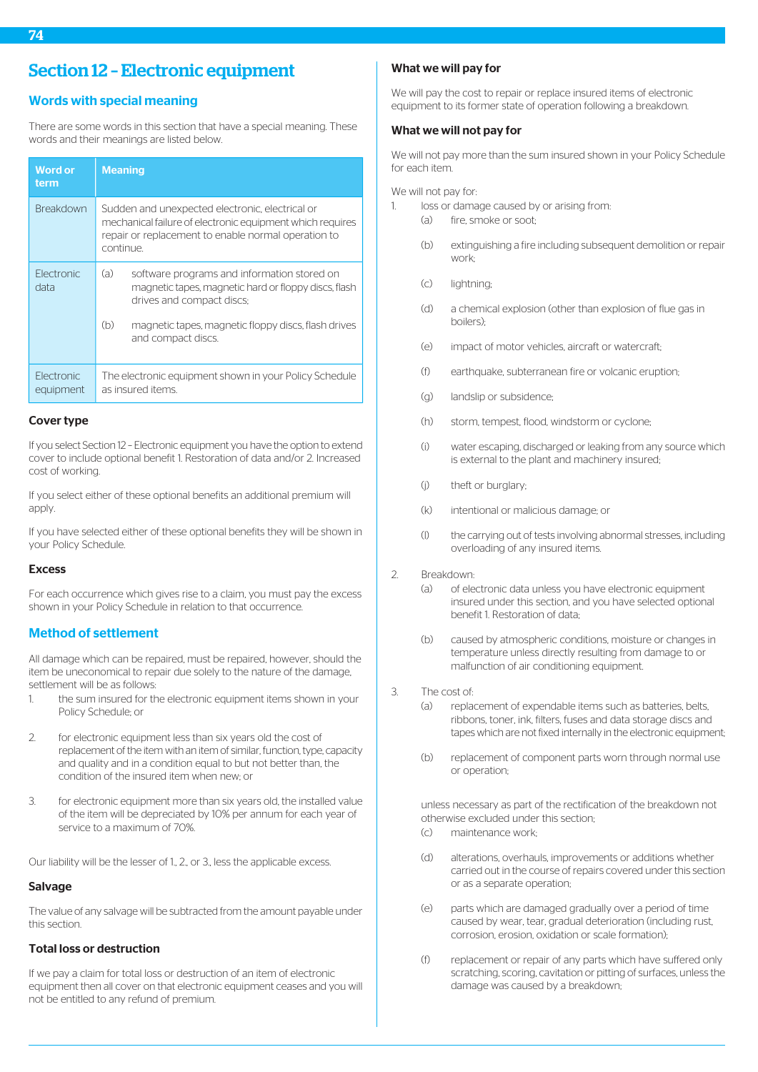# Section 12 – Electronic equipment

## Words with special meaning

There are some words in this section that have a special meaning. These words and their meanings are listed below.

| Word or term | Meaning |
| --- | --- |
| Breakdown | Sudden and unexpected electronic, electrical or mechanical failure of electronic equipment which requires repair or replacement to enable normal operation to continue. |
| Electronic data | (a) software programs and information stored on magnetic tapes, magnetic hard or floppy discs, flash drives and compact discs; (b) magnetic tapes, magnetic floppy discs, flash drives and compact discs. |
| Electronic equipment | The electronic equipment shown in your Policy Schedule as insured items. |

### Cover type

If you select Section 12 – Electronic equipment you have the option to extend cover to include optional benefit 1. Restoration of data and/or 2. Increased cost of working.

If you select either of these optional benefits an additional premium will apply.

If you have selected either of these optional benefits they will be shown in your Policy Schedule.

### Excess

For each occurrence which gives rise to a claim, you must pay the excess shown in your Policy Schedule in relation to that occurrence.

## Method of settlement

All damage which can be repaired, must be repaired, however, should the item be uneconomical to repair due solely to the nature of the damage, settlement will be as follows:

1. the sum insured for the electronic equipment items shown in your Policy Schedule; or
2. for electronic equipment less than six years old the cost of replacement of the item with an item of similar, function, type, capacity and quality and in a condition equal to but not better than, the condition of the insured item when new; or
3. for electronic equipment more than six years old, the installed value of the item will be depreciated by 10% per annum for each year of service to a maximum of 70%.

Our liability will be the lesser of 1., 2., or 3., less the applicable excess.

### Salvage

The value of any salvage will be subtracted from the amount payable under this section.

### Total loss or destruction

If we pay a claim for total loss or destruction of an item of electronic equipment then all cover on that electronic equipment ceases and you will not be entitled to any refund of premium.

### What we will pay for

We will pay the cost to repair or replace insured items of electronic equipment to its former state of operation following a breakdown.

### What we will not pay for

We will not pay more than the sum insured shown in your Policy Schedule for each item.

We will not pay for:

1. loss or damage caused by or arising from:
   (a) fire, smoke or soot;
   (b) extinguishing a fire including subsequent demolition or repair work;
   (c) lightning;
   (d) a chemical explosion (other than explosion of flue gas in boilers);
   (e) impact of motor vehicles, aircraft or watercraft;
   (f) earthquake, subterranean fire or volcanic eruption;
   (g) landslip or subsidence;
   (h) storm, tempest, flood, windstorm or cyclone;
   (i) water escaping, discharged or leaking from any source which is external to the plant and machinery insured;
   (j) theft or burglary;
   (k) intentional or malicious damage; or
   (l) the carrying out of tests involving abnormal stresses, including overloading of any insured items.
2. Breakdown:
   (a) of electronic data unless you have electronic equipment insured under this section, and you have selected optional benefit 1. Restoration of data;
   (b) caused by atmospheric conditions, moisture or changes in temperature unless directly resulting from damage to or malfunction of air conditioning equipment.
3. The cost of:
   (a) replacement of expendable items such as batteries, belts, ribbons, toner, ink, filters, fuses and data storage discs and tapes which are not fixed internally in the electronic equipment;
   (b) replacement of component parts worn through normal use or operation;

   unless necessary as part of the rectification of the breakdown not otherwise excluded under this section;
   (c) maintenance work;
   (d) alterations, overhauls, improvements or additions whether carried out in the course of repairs covered under this section or as a separate operation;
   (e) parts which are damaged gradually over a period of time caused by wear, tear, gradual deterioration (including rust, corrosion, erosion, oxidation or scale formation);
   (f) replacement or repair of any parts which have suffered only scratching, scoring, cavitation or pitting of surfaces, unless the damage was caused by a breakdown;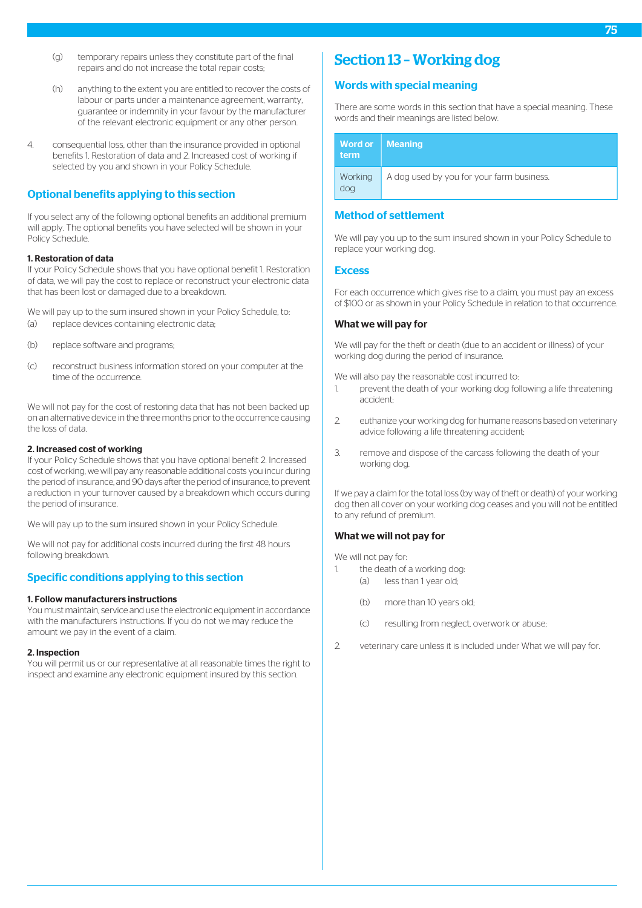(g) temporary repairs unless they constitute part of the final repairs and do not increase the total repair costs;

(h) anything to the extent you are entitled to recover the costs of labour or parts under a maintenance agreement, warranty, guarantee or indemnity in your favour by the manufacturer of the relevant electronic equipment or any other person.

4. consequential loss, other than the insurance provided in optional benefits 1. Restoration of data and 2. Increased cost of working if selected by you and shown in your Policy Schedule.

## Optional benefits applying to this section

If you select any of the following optional benefits an additional premium will apply. The optional benefits you have selected will be shown in your Policy Schedule.

**1. Restoration of data**
If your Policy Schedule shows that you have optional benefit 1. Restoration of data, we will pay the cost to replace or reconstruct your electronic data that has been lost or damaged due to a breakdown.

We will pay up to the sum insured shown in your Policy Schedule, to:

(a) replace devices containing electronic data;

(b) replace software and programs;

(c) reconstruct business information stored on your computer at the time of the occurrence.

We will not pay for the cost of restoring data that has not been backed up on an alternative device in the three months prior to the occurrence causing the loss of data.

**2. Increased cost of working**
If your Policy Schedule shows that you have optional benefit 2. Increased cost of working, we will pay any reasonable additional costs you incur during the period of insurance, and 90 days after the period of insurance, to prevent a reduction in your turnover caused by a breakdown which occurs during the period of insurance.

We will pay up to the sum insured shown in your Policy Schedule.

We will not pay for additional costs incurred during the first 48 hours following breakdown.

## Specific conditions applying to this section

**1. Follow manufacturers instructions**
You must maintain, service and use the electronic equipment in accordance with the manufacturers instructions. If you do not we may reduce the amount we pay in the event of a claim.

**2. Inspection**
You will permit us or our representative at all reasonable times the right to inspect and examine any electronic equipment insured by this section.

# Section 13 – Working dog

## Words with special meaning

There are some words in this section that have a special meaning. These words and their meanings are listed below.

| Word or term | Meaning |
|---|---|
| Working dog | A dog used by you for your farm business. |

## Method of settlement

We will pay you up to the sum insured shown in your Policy Schedule to replace your working dog.

## Excess

For each occurrence which gives rise to a claim, you must pay an excess of $100 or as shown in your Policy Schedule in relation to that occurrence.

### What we will pay for

We will pay for the theft or death (due to an accident or illness) of your working dog during the period of insurance.

We will also pay the reasonable cost incurred to:

1. prevent the death of your working dog following a life threatening accident;
2. euthanize your working dog for humane reasons based on veterinary advice following a life threatening accident;
3. remove and dispose of the carcass following the death of your working dog.

If we pay a claim for the total loss (by way of theft or death) of your working dog then all cover on your working dog ceases and you will not be entitled to any refund of premium.

### What we will not pay for

We will not pay for:

1. the death of a working dog:
   (a) less than 1 year old;
   (b) more than 10 years old;
   (c) resulting from neglect, overwork or abuse;
2. veterinary care unless it is included under What we will pay for.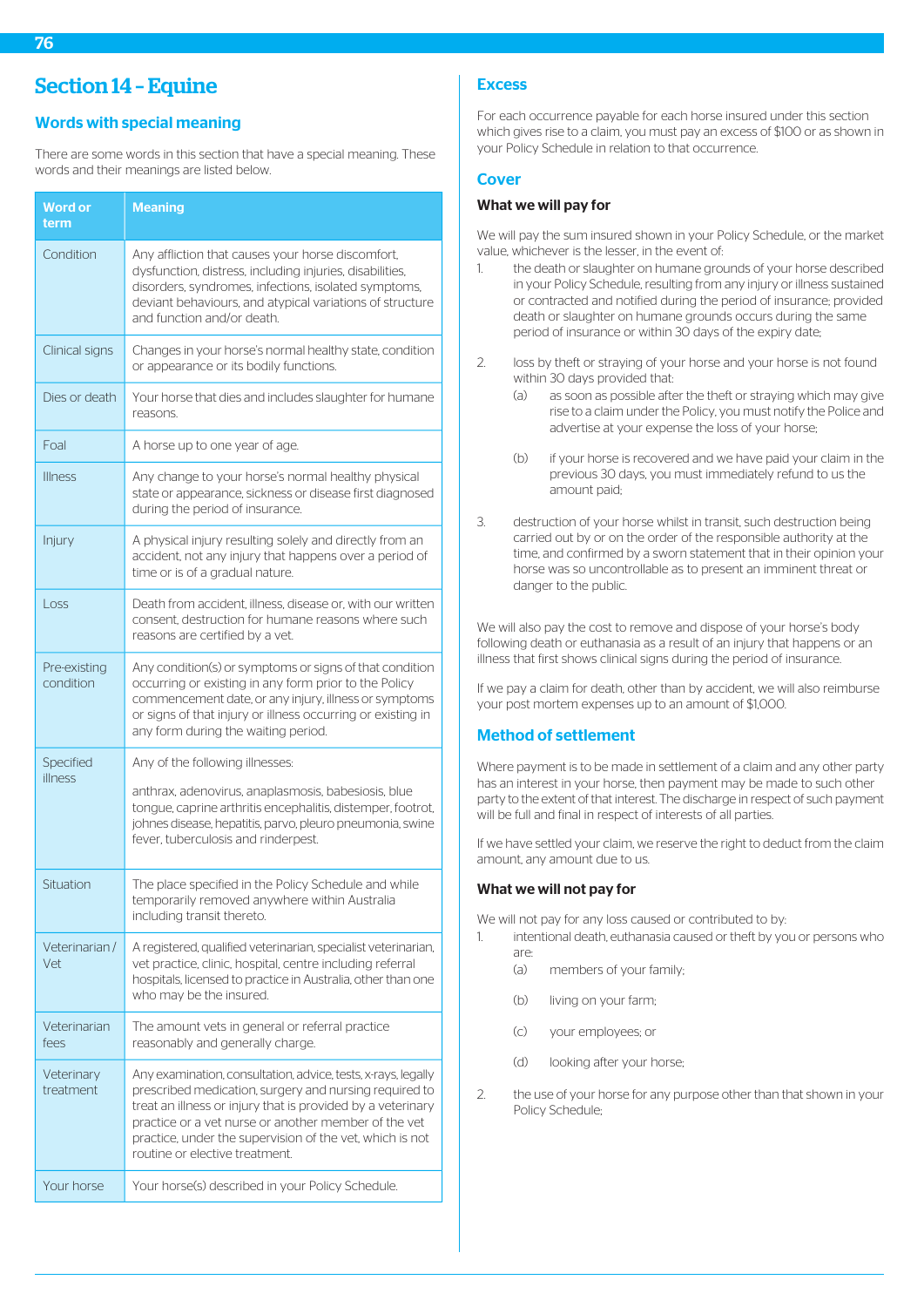# Section 14 – Equine

## Words with special meaning

There are some words in this section that have a special meaning. These words and their meanings are listed below.

| Word or term | Meaning |
|---|---|
| Condition | Any affliction that causes your horse discomfort, dysfunction, distress, including injuries, disabilities, disorders, syndromes, infections, isolated symptoms, deviant behaviours, and atypical variations of structure and function and/or death. |
| Clinical signs | Changes in your horse's normal healthy state, condition or appearance or its bodily functions. |
| Dies or death | Your horse that dies and includes slaughter for humane reasons. |
| Foal | A horse up to one year of age. |
| Illness | Any change to your horse's normal healthy physical state or appearance, sickness or disease first diagnosed during the period of insurance. |
| Injury | A physical injury resulting solely and directly from an accident, not any injury that happens over a period of time or is of a gradual nature. |
| Loss | Death from accident, illness, disease or, with our written consent, destruction for humane reasons where such reasons are certified by a vet. |
| Pre-existing condition | Any condition(s) or symptoms or signs of that condition occurring or existing in any form prior to the Policy commencement date, or any injury, illness or symptoms or signs of that injury or illness occurring or existing in any form during the waiting period. |
| Specified illness | Any of the following illnesses:<br><br>anthrax, adenovirus, anaplasmosis, babesiosis, blue tongue, caprine arthritis encephalitis, distemper, footrot, johnes disease, hepatitis, parvo, pleuro pneumonia, swine fever, tuberculosis and rinderpest. |
| Situation | The place specified in the Policy Schedule and while temporarily removed anywhere within Australia including transit thereto. |
| Veterinarian / Vet | A registered, qualified veterinarian, specialist veterinarian, vet practice, clinic, hospital, centre including referral hospitals, licensed to practice in Australia, other than one who may be the insured. |
| Veterinarian fees | The amount vets in general or referral practice reasonably and generally charge. |
| Veterinary treatment | Any examination, consultation, advice, tests, x-rays, legally prescribed medication, surgery and nursing required to treat an illness or injury that is provided by a veterinary practice or a vet nurse or another member of the vet practice, under the supervision of the vet, which is not routine or elective treatment. |
| Your horse | Your horse(s) described in your Policy Schedule. |

## Excess

For each occurrence payable for each horse insured under this section which gives rise to a claim, you must pay an excess of $100 or as shown in your Policy Schedule in relation to that occurrence.

## Cover

### What we will pay for

We will pay the sum insured shown in your Policy Schedule, or the market value, whichever is the lesser, in the event of:

1. the death or slaughter on humane grounds of your horse described in your Policy Schedule, resulting from any injury or illness sustained or contracted and notified during the period of insurance; provided death or slaughter on humane grounds occurs during the same period of insurance or within 30 days of the expiry date;

2. loss by theft or straying of your horse and your horse is not found within 30 days provided that:
   (a) as soon as possible after the theft or straying which may give rise to a claim under the Policy, you must notify the Police and advertise at your expense the loss of your horse;

   (b) if your horse is recovered and we have paid your claim in the previous 30 days, you must immediately refund to us the amount paid;

3. destruction of your horse whilst in transit, such destruction being carried out by or on the order of the responsible authority at the time, and confirmed by a sworn statement that in their opinion your horse was so uncontrollable as to present an imminent threat or danger to the public.

We will also pay the cost to remove and dispose of your horse's body following death or euthanasia as a result of an injury that happens or an illness that first shows clinical signs during the period of insurance.

If we pay a claim for death, other than by accident, we will also reimburse your post mortem expenses up to an amount of $1,000.

## Method of settlement

Where payment is to be made in settlement of a claim and any other party has an interest in your horse, then payment may be made to such other party to the extent of that interest. The discharge in respect of such payment will be full and final in respect of interests of all parties.

If we have settled your claim, we reserve the right to deduct from the claim amount, any amount due to us.

### What we will not pay for

We will not pay for any loss caused or contributed to by:

1. intentional death, euthanasia caused or theft by you or persons who are:
   (a) members of your family;

   (b) living on your farm;

   (c) your employees; or

   (d) looking after your horse;

2. the use of your horse for any purpose other than that shown in your Policy Schedule;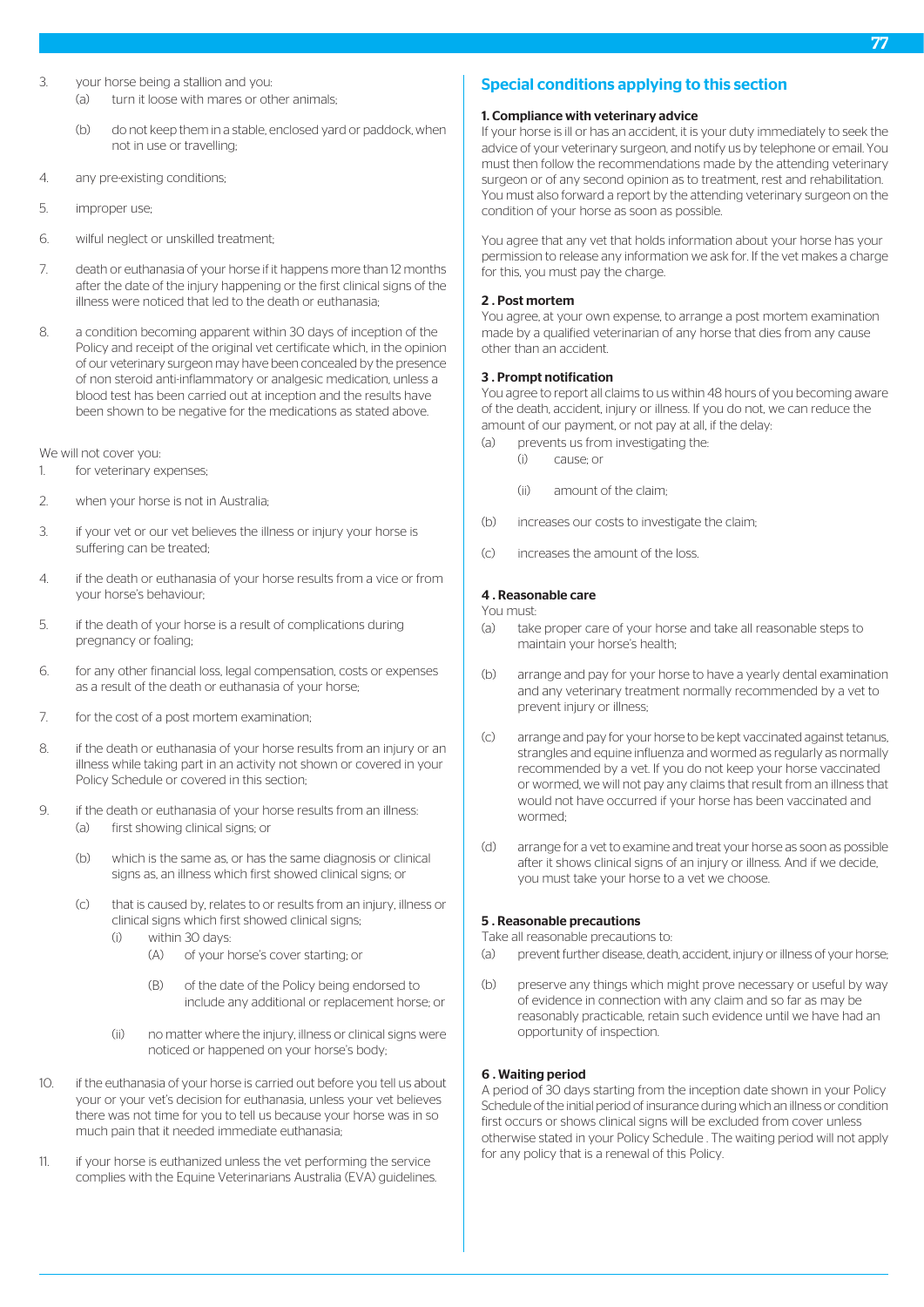3. your horse being a stallion and you:
   (a) turn it loose with mares or other animals;
   (b) do not keep them in a stable, enclosed yard or paddock, when not in use or travelling;
4. any pre-existing conditions;
5. improper use;
6. wilful neglect or unskilled treatment;
7. death or euthanasia of your horse if it happens more than 12 months after the date of the injury happening or the first clinical signs of the illness were noticed that led to the death or euthanasia;
8. a condition becoming apparent within 30 days of inception of the Policy and receipt of the original vet certificate which, in the opinion of our veterinary surgeon may have been concealed by the presence of non steroid anti-inflammatory or analgesic medication, unless a blood test has been carried out at inception and the results have been shown to be negative for the medications as stated above.

We will not cover you:

1. for veterinary expenses;
2. when your horse is not in Australia;
3. if your vet or our vet believes the illness or injury your horse is suffering can be treated;
4. if the death or euthanasia of your horse results from a vice or from your horse's behaviour;
5. if the death of your horse is a result of complications during pregnancy or foaling;
6. for any other financial loss, legal compensation, costs or expenses as a result of the death or euthanasia of your horse;
7. for the cost of a post mortem examination;
8. if the death or euthanasia of your horse results from an injury or an illness while taking part in an activity not shown or covered in your Policy Schedule or covered in this section;
9. if the death or euthanasia of your horse results from an illness:
   (a) first showing clinical signs; or
   (b) which is the same as, or has the same diagnosis or clinical signs as, an illness which first showed clinical signs; or
   (c) that is caused by, relates to or results from an injury, illness or clinical signs which first showed clinical signs;
      (i) within 30 days:
         (A) of your horse's cover starting; or
         (B) of the date of the Policy being endorsed to include any additional or replacement horse; or
      (ii) no matter where the injury, illness or clinical signs were noticed or happened on your horse's body;
10. if the euthanasia of your horse is carried out before you tell us about your or your vet's decision for euthanasia, unless your vet believes there was not time for you to tell us because your horse was in so much pain that it needed immediate euthanasia;
11. if your horse is euthanized unless the vet performing the service complies with the Equine Veterinarians Australia (EVA) guidelines.

## Special conditions applying to this section

**1. Compliance with veterinary advice**

If your horse is ill or has an accident, it is your duty immediately to seek the advice of your veterinary surgeon, and notify us by telephone or email. You must then follow the recommendations made by the attending veterinary surgeon or of any second opinion as to treatment, rest and rehabilitation. You must also forward a report by the attending veterinary surgeon on the condition of your horse as soon as possible.

You agree that any vet that holds information about your horse has your permission to release any information we ask for. If the vet makes a charge for this, you must pay the charge.

**2 . Post mortem**

You agree, at your own expense, to arrange a post mortem examination made by a qualified veterinarian of any horse that dies from any cause other than an accident.

**3 . Prompt notification**

You agree to report all claims to us within 48 hours of you becoming aware of the death, accident, injury or illness. If you do not, we can reduce the amount of our payment, or not pay at all, if the delay:

(a) prevents us from investigating the:
   (i) cause; or
   (ii) amount of the claim;

(b) increases our costs to investigate the claim;

(c) increases the amount of the loss.

**4 . Reasonable care**

You must:

(a) take proper care of your horse and take all reasonable steps to maintain your horse's health;

(b) arrange and pay for your horse to have a yearly dental examination and any veterinary treatment normally recommended by a vet to prevent injury or illness;

(c) arrange and pay for your horse to be kept vaccinated against tetanus, strangles and equine influenza and wormed as regularly as normally recommended by a vet. If you do not keep your horse vaccinated or wormed, we will not pay any claims that result from an illness that would not have occurred if your horse has been vaccinated and wormed;

(d) arrange for a vet to examine and treat your horse as soon as possible after it shows clinical signs of an injury or illness. And if we decide, you must take your horse to a vet we choose.

**5 . Reasonable precautions**

Take all reasonable precautions to:

(a) prevent further disease, death, accident, injury or illness of your horse;

(b) preserve any things which might prove necessary or useful by way of evidence in connection with any claim and so far as may be reasonably practicable, retain such evidence until we have had an opportunity of inspection.

**6 . Waiting period**

A period of 30 days starting from the inception date shown in your Policy Schedule of the initial period of insurance during which an illness or condition first occurs or shows clinical signs will be excluded from cover unless otherwise stated in your Policy Schedule . The waiting period will not apply for any policy that is a renewal of this Policy.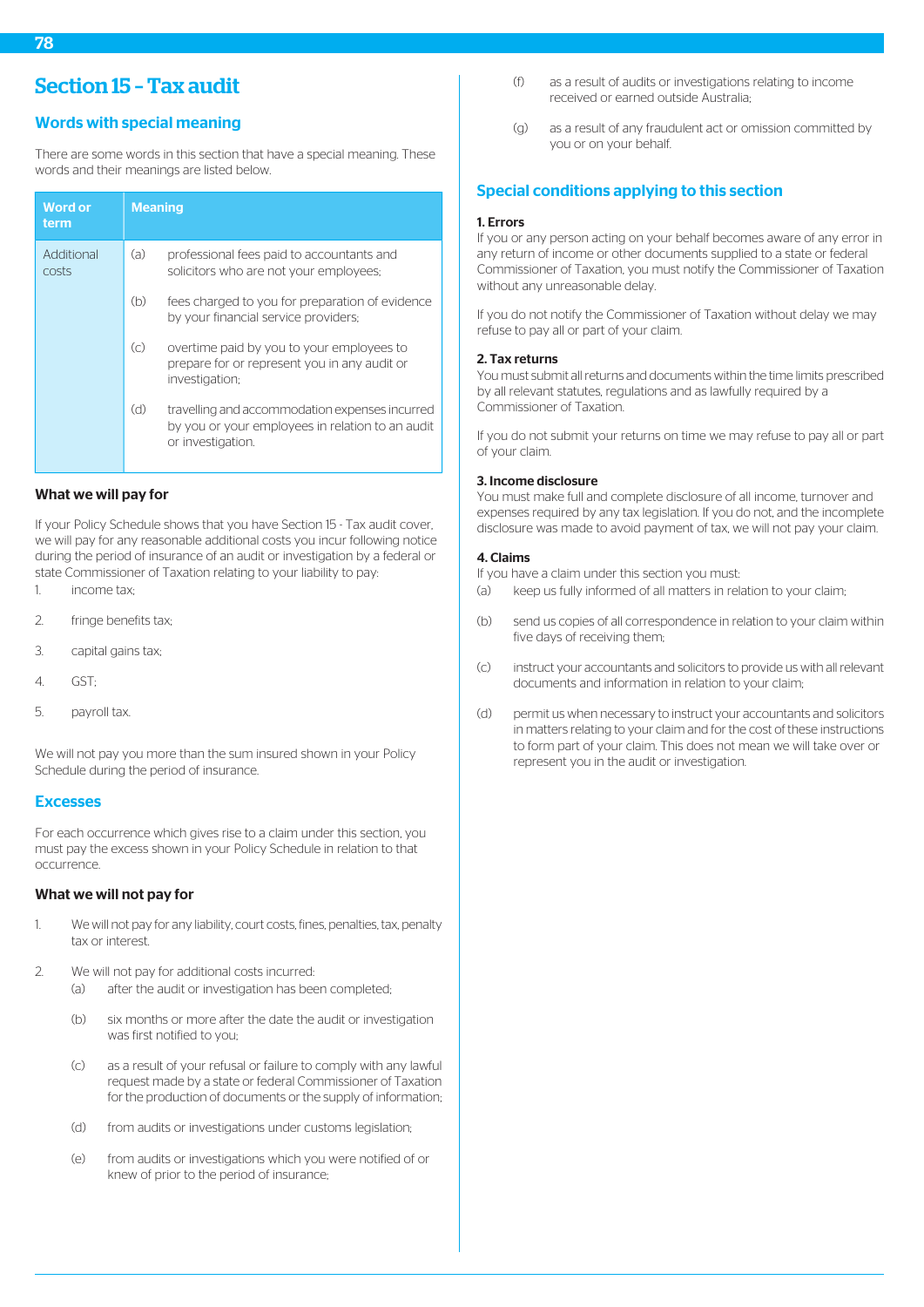# Section 15 – Tax audit

## Words with special meaning

There are some words in this section that have a special meaning. These words and their meanings are listed below.

| Word or term | Meaning |
|---|---|
| Additional costs | (a) professional fees paid to accountants and solicitors who are not your employees;<br>(b) fees charged to you for preparation of evidence by your financial service providers;<br>(c) overtime paid by you to your employees to prepare for or represent you in any audit or investigation;<br>(d) travelling and accommodation expenses incurred by you or your employees in relation to an audit or investigation. |

### What we will pay for

If your Policy Schedule shows that you have Section 15 - Tax audit cover, we will pay for any reasonable additional costs you incur following notice during the period of insurance of an audit or investigation by a federal or state Commissioner of Taxation relating to your liability to pay:

1. income tax;
2. fringe benefits tax;
3. capital gains tax;
4. GST;
5. payroll tax.

We will not pay you more than the sum insured shown in your Policy Schedule during the period of insurance.

## Excesses

For each occurrence which gives rise to a claim under this section, you must pay the excess shown in your Policy Schedule in relation to that occurrence.

### What we will not pay for

1. We will not pay for any liability, court costs, fines, penalties, tax, penalty tax or interest.
2. We will not pay for additional costs incurred:
   (a) after the audit or investigation has been completed;
   (b) six months or more after the date the audit or investigation was first notified to you;
   (c) as a result of your refusal or failure to comply with any lawful request made by a state or federal Commissioner of Taxation for the production of documents or the supply of information;
   (d) from audits or investigations under customs legislation;
   (e) from audits or investigations which you were notified of or knew of prior to the period of insurance;
   (f) as a result of audits or investigations relating to income received or earned outside Australia;
   (g) as a result of any fraudulent act or omission committed by you or on your behalf.

## Special conditions applying to this section

**1. Errors**

If you or any person acting on your behalf becomes aware of any error in any return of income or other documents supplied to a state or federal Commissioner of Taxation, you must notify the Commissioner of Taxation without any unreasonable delay.

If you do not notify the Commissioner of Taxation without delay we may refuse to pay all or part of your claim.

**2. Tax returns**

You must submit all returns and documents within the time limits prescribed by all relevant statutes, regulations and as lawfully required by a Commissioner of Taxation.

If you do not submit your returns on time we may refuse to pay all or part of your claim.

**3. Income disclosure**

You must make full and complete disclosure of all income, turnover and expenses required by any tax legislation. If you do not, and the incomplete disclosure was made to avoid payment of tax, we will not pay your claim.

**4. Claims**

If you have a claim under this section you must:

(a) keep us fully informed of all matters in relation to your claim;

(b) send us copies of all correspondence in relation to your claim within five days of receiving them;

(c) instruct your accountants and solicitors to provide us with all relevant documents and information in relation to your claim;

(d) permit us when necessary to instruct your accountants and solicitors in matters relating to your claim and for the cost of these instructions to form part of your claim. This does not mean we will take over or represent you in the audit or investigation.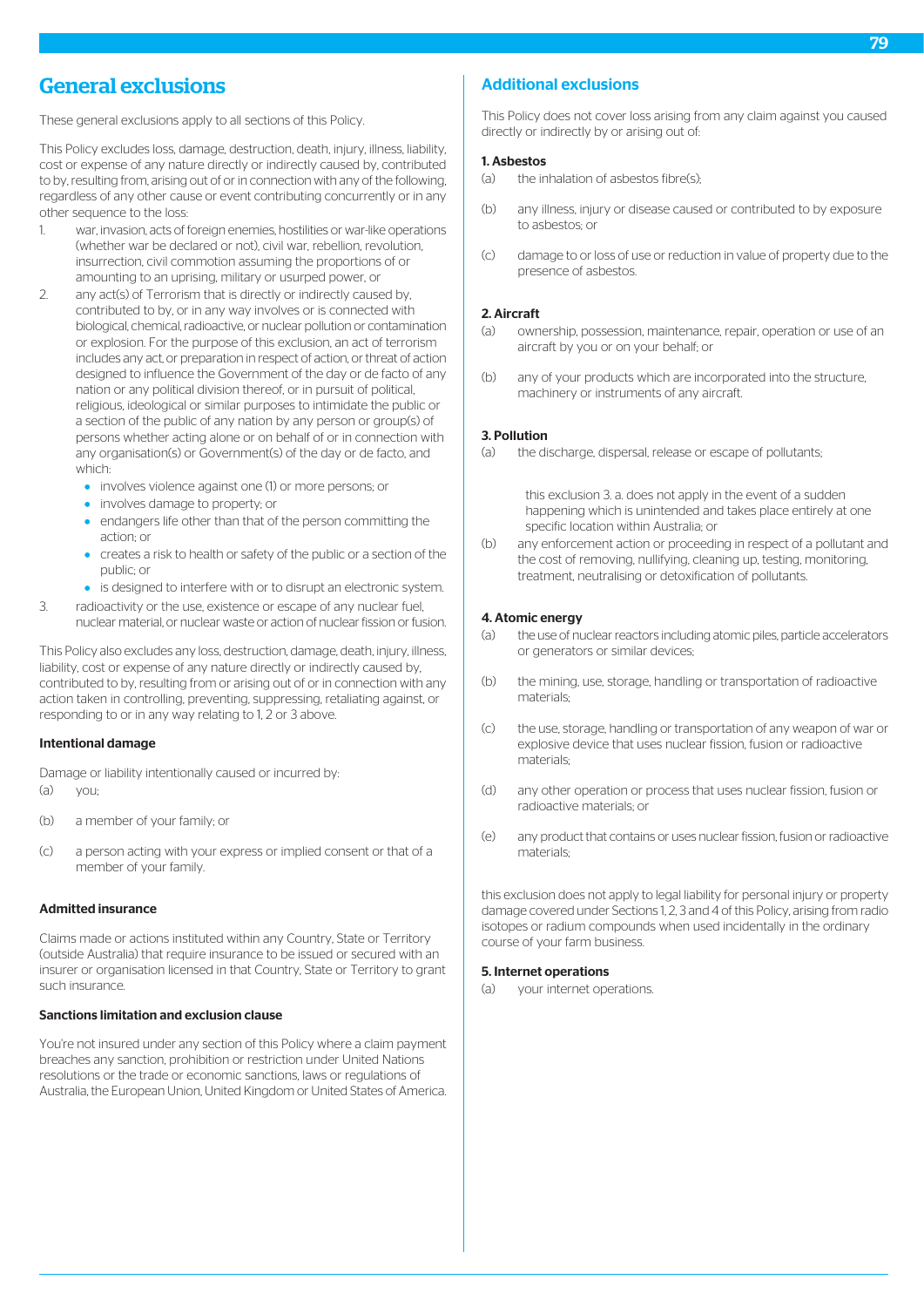# General exclusions

These general exclusions apply to all sections of this Policy.

This Policy excludes loss, damage, destruction, death, injury, illness, liability, cost or expense of any nature directly or indirectly caused by, contributed to by, resulting from, arising out of or in connection with any of the following, regardless of any other cause or event contributing concurrently or in any other sequence to the loss:

1. war, invasion, acts of foreign enemies, hostilities or war-like operations (whether war be declared or not), civil war, rebellion, revolution, insurrection, civil commotion assuming the proportions of or amounting to an uprising, military or usurped power, or
2. any act(s) of Terrorism that is directly or indirectly caused by, contributed to by, or in any way involves or is connected with biological, chemical, radioactive, or nuclear pollution or contamination or explosion. For the purpose of this exclusion, an act of terrorism includes any act, or preparation in respect of action, or threat of action designed to influence the Government of the day or de facto of any nation or any political division thereof, or in pursuit of political, religious, ideological or similar purposes to intimidate the public or a section of the public of any nation by any person or group(s) of persons whether acting alone or on behalf of or in connection with any organisation(s) or Government(s) of the day or de facto, and which:
   - involves violence against one (1) or more persons; or
   - involves damage to property; or
   - endangers life other than that of the person committing the action; or
   - creates a risk to health or safety of the public or a section of the public; or
   - is designed to interfere with or to disrupt an electronic system.
3. radioactivity or the use, existence or escape of any nuclear fuel, nuclear material, or nuclear waste or action of nuclear fission or fusion.

This Policy also excludes any loss, destruction, damage, death, injury, illness, liability, cost or expense of any nature directly or indirectly caused by, contributed to by, resulting from or arising out of or in connection with any action taken in controlling, preventing, suppressing, retaliating against, or responding to or in any way relating to 1, 2 or 3 above.

### Intentional damage

Damage or liability intentionally caused or incurred by:

(a) you;

(b) a member of your family; or

(c) a person acting with your express or implied consent or that of a member of your family.

### Admitted insurance

Claims made or actions instituted within any Country, State or Territory (outside Australia) that require insurance to be issued or secured with an insurer or organisation licensed in that Country, State or Territory to grant such insurance.

### Sanctions limitation and exclusion clause

You're not insured under any section of this Policy where a claim payment breaches any sanction, prohibition or restriction under United Nations resolutions or the trade or economic sanctions, laws or regulations of Australia, the European Union, United Kingdom or United States of America.

## Additional exclusions

This Policy does not cover loss arising from any claim against you caused directly or indirectly by or arising out of:

### 1. Asbestos

(a) the inhalation of asbestos fibre(s);

(b) any illness, injury or disease caused or contributed to by exposure to asbestos; or

(c) damage to or loss of use or reduction in value of property due to the presence of asbestos.

### 2. Aircraft

(a) ownership, possession, maintenance, repair, operation or use of an aircraft by you or on your behalf; or

(b) any of your products which are incorporated into the structure, machinery or instruments of any aircraft.

### 3. Pollution

(a) the discharge, dispersal, release or escape of pollutants;

this exclusion 3. a. does not apply in the event of a sudden happening which is unintended and takes place entirely at one specific location within Australia; or

(b) any enforcement action or proceeding in respect of a pollutant and the cost of removing, nullifying, cleaning up, testing, monitoring, treatment, neutralising or detoxification of pollutants.

### 4. Atomic energy

(a) the use of nuclear reactors including atomic piles, particle accelerators or generators or similar devices;

(b) the mining, use, storage, handling or transportation of radioactive materials;

(c) the use, storage, handling or transportation of any weapon of war or explosive device that uses nuclear fission, fusion or radioactive materials;

(d) any other operation or process that uses nuclear fission, fusion or radioactive materials; or

(e) any product that contains or uses nuclear fission, fusion or radioactive materials;

this exclusion does not apply to legal liability for personal injury or property damage covered under Sections 1, 2, 3 and 4 of this Policy, arising from radio isotopes or radium compounds when used incidentally in the ordinary course of your farm business.

### 5. Internet operations

(a) your internet operations.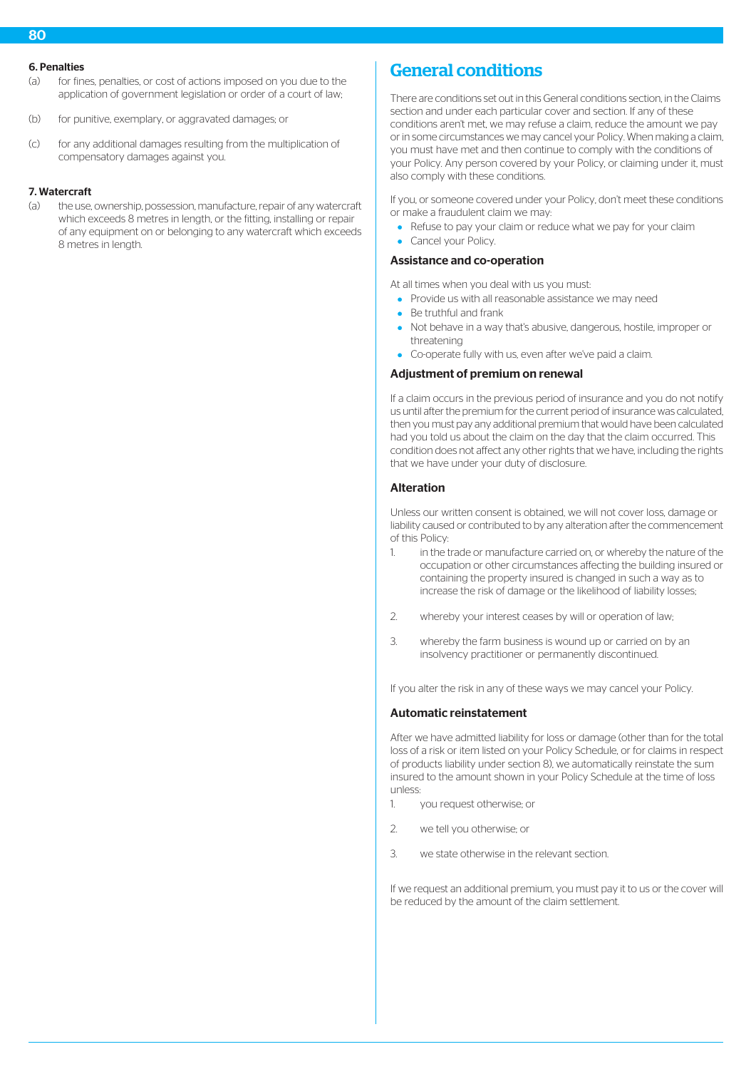#### 6. Penalties

(a) for fines, penalties, or cost of actions imposed on you due to the application of government legislation or order of a court of law;

(b) for punitive, exemplary, or aggravated damages; or

(c) for any additional damages resulting from the multiplication of compensatory damages against you.

#### 7. Watercraft

(a) the use, ownership, possession, manufacture, repair of any watercraft which exceeds 8 metres in length, or the fitting, installing or repair of any equipment on or belonging to any watercraft which exceeds 8 metres in length.

# General conditions

There are conditions set out in this General conditions section, in the Claims section and under each particular cover and section. If any of these conditions aren't met, we may refuse a claim, reduce the amount we pay or in some circumstances we may cancel your Policy. When making a claim, you must have met and then continue to comply with the conditions of your Policy. Any person covered by your Policy, or claiming under it, must also comply with these conditions.

If you, or someone covered under your Policy, don't meet these conditions or make a fraudulent claim we may:

- Refuse to pay your claim or reduce what we pay for your claim
- Cancel your Policy.

### Assistance and co-operation

At all times when you deal with us you must:

- Provide us with all reasonable assistance we may need
- Be truthful and frank
- Not behave in a way that's abusive, dangerous, hostile, improper or threatening
- Co-operate fully with us, even after we've paid a claim.

### Adjustment of premium on renewal

If a claim occurs in the previous period of insurance and you do not notify us until after the premium for the current period of insurance was calculated, then you must pay any additional premium that would have been calculated had you told us about the claim on the day that the claim occurred. This condition does not affect any other rights that we have, including the rights that we have under your duty of disclosure.

### Alteration

Unless our written consent is obtained, we will not cover loss, damage or liability caused or contributed to by any alteration after the commencement of this Policy:

1. in the trade or manufacture carried on, or whereby the nature of the occupation or other circumstances affecting the building insured or containing the property insured is changed in such a way as to increase the risk of damage or the likelihood of liability losses;

2. whereby your interest ceases by will or operation of law;

3. whereby the farm business is wound up or carried on by an insolvency practitioner or permanently discontinued.

If you alter the risk in any of these ways we may cancel your Policy.

### Automatic reinstatement

After we have admitted liability for loss or damage (other than for the total loss of a risk or item listed on your Policy Schedule, or for claims in respect of products liability under section 8), we automatically reinstate the sum insured to the amount shown in your Policy Schedule at the time of loss unless:

1. you request otherwise; or

2. we tell you otherwise; or

3. we state otherwise in the relevant section.

If we request an additional premium, you must pay it to us or the cover will be reduced by the amount of the claim settlement.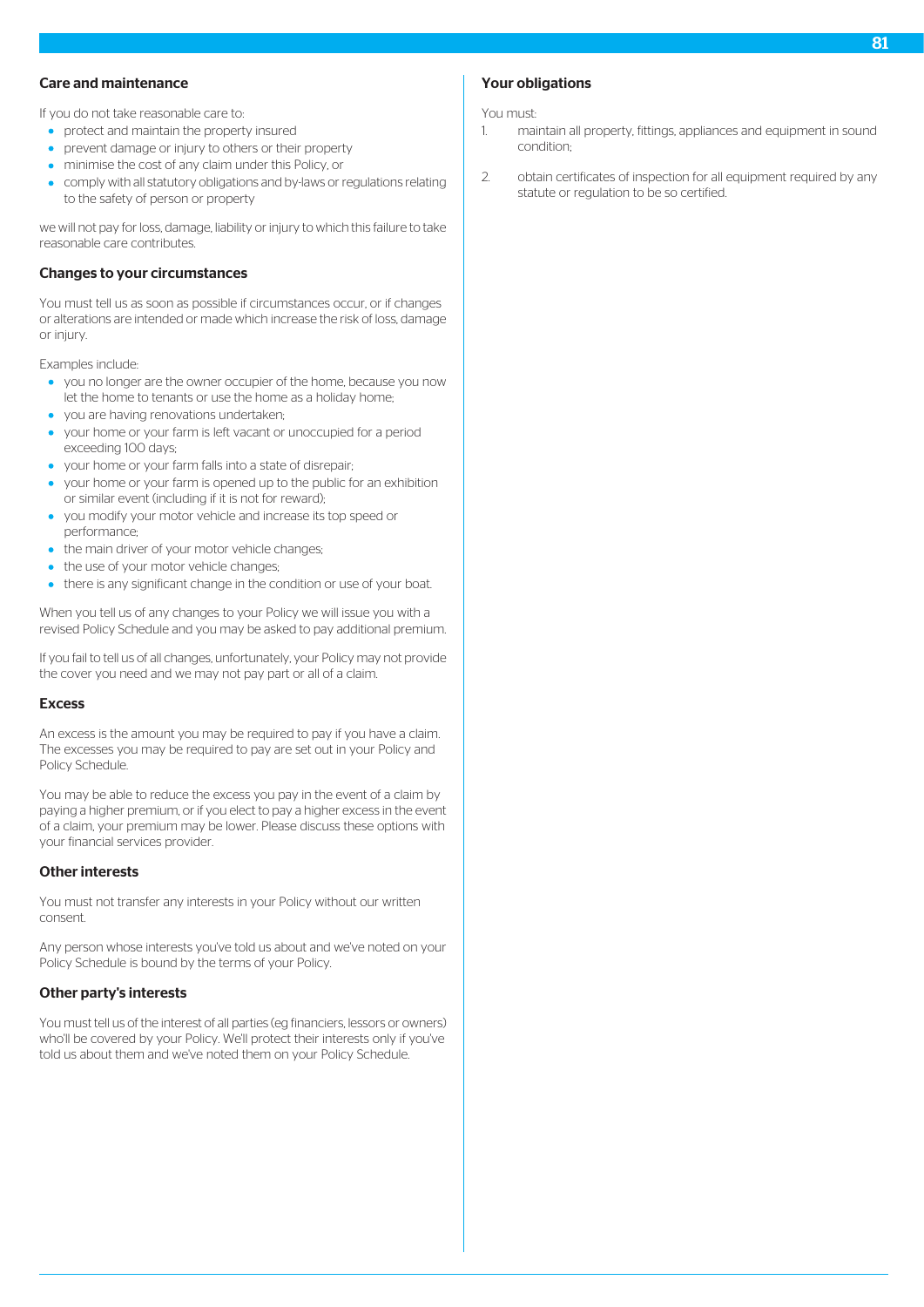### Care and maintenance

If you do not take reasonable care to:

- protect and maintain the property insured
- prevent damage or injury to others or their property
- minimise the cost of any claim under this Policy, or
- comply with all statutory obligations and by-laws or regulations relating to the safety of person or property

we will not pay for loss, damage, liability or injury to which this failure to take reasonable care contributes.

### Changes to your circumstances

You must tell us as soon as possible if circumstances occur, or if changes or alterations are intended or made which increase the risk of loss, damage or injury.

Examples include:

- you no longer are the owner occupier of the home, because you now let the home to tenants or use the home as a holiday home;
- you are having renovations undertaken;
- your home or your farm is left vacant or unoccupied for a period exceeding 100 days;
- your home or your farm falls into a state of disrepair;
- your home or your farm is opened up to the public for an exhibition or similar event (including if it is not for reward);
- you modify your motor vehicle and increase its top speed or performance;
- the main driver of your motor vehicle changes;
- the use of your motor vehicle changes;
- there is any significant change in the condition or use of your boat.

When you tell us of any changes to your Policy we will issue you with a revised Policy Schedule and you may be asked to pay additional premium.

If you fail to tell us of all changes, unfortunately, your Policy may not provide the cover you need and we may not pay part or all of a claim.

### Excess

An excess is the amount you may be required to pay if you have a claim. The excesses you may be required to pay are set out in your Policy and Policy Schedule.

You may be able to reduce the excess you pay in the event of a claim by paying a higher premium, or if you elect to pay a higher excess in the event of a claim, your premium may be lower. Please discuss these options with your financial services provider.

### Other interests

You must not transfer any interests in your Policy without our written consent.

Any person whose interests you've told us about and we've noted on your Policy Schedule is bound by the terms of your Policy.

### Other party's interests

You must tell us of the interest of all parties (eg financiers, lessors or owners) who'll be covered by your Policy. We'll protect their interests only if you've told us about them and we've noted them on your Policy Schedule.

### Your obligations

You must:

1. maintain all property, fittings, appliances and equipment in sound condition;
2. obtain certificates of inspection for all equipment required by any statute or regulation to be so certified.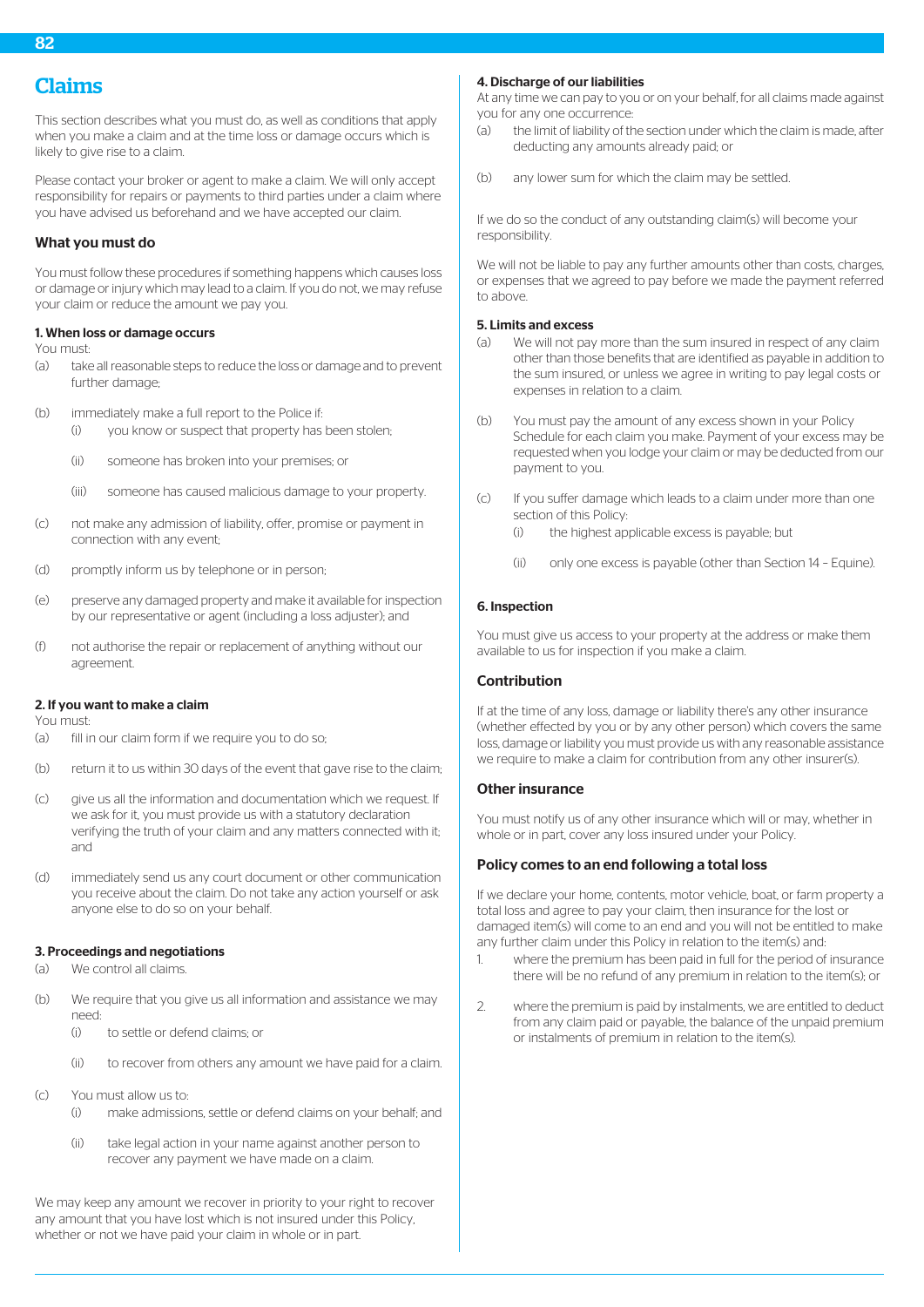# Claims

This section describes what you must do, as well as conditions that apply when you make a claim and at the time loss or damage occurs which is likely to give rise to a claim.

Please contact your broker or agent to make a claim. We will only accept responsibility for repairs or payments to third parties under a claim where you have advised us beforehand and we have accepted our claim.

## What you must do

You must follow these procedures if something happens which causes loss or damage or injury which may lead to a claim. If you do not, we may refuse your claim or reduce the amount we pay you.

### 1. When loss or damage occurs

You must:

(a) take all reasonable steps to reduce the loss or damage and to prevent further damage;

(b) immediately make a full report to the Police if:

  (i) you know or suspect that property has been stolen;

  (ii) someone has broken into your premises; or

  (iii) someone has caused malicious damage to your property.

(c) not make any admission of liability, offer, promise or payment in connection with any event;

(d) promptly inform us by telephone or in person;

(e) preserve any damaged property and make it available for inspection by our representative or agent (including a loss adjuster); and

(f) not authorise the repair or replacement of anything without our agreement.

### 2. If you want to make a claim

You must:

(a) fill in our claim form if we require you to do so;

(b) return it to us within 30 days of the event that gave rise to the claim;

(c) give us all the information and documentation which we request. If we ask for it, you must provide us with a statutory declaration verifying the truth of your claim and any matters connected with it; and

(d) immediately send us any court document or other communication you receive about the claim. Do not take any action yourself or ask anyone else to do so on your behalf.

### 3. Proceedings and negotiations

(a) We control all claims.

(b) We require that you give us all information and assistance we may need:

  (i) to settle or defend claims; or

  (ii) to recover from others any amount we have paid for a claim.

(c) You must allow us to:

  (i) make admissions, settle or defend claims on your behalf; and

  (ii) take legal action in your name against another person to recover any payment we have made on a claim.

We may keep any amount we recover in priority to your right to recover any amount that you have lost which is not insured under this Policy, whether or not we have paid your claim in whole or in part.

### 4. Discharge of our liabilities

At any time we can pay to you or on your behalf, for all claims made against you for any one occurrence:

(a) the limit of liability of the section under which the claim is made, after deducting any amounts already paid; or

(b) any lower sum for which the claim may be settled.

If we do so the conduct of any outstanding claim(s) will become your responsibility.

We will not be liable to pay any further amounts other than costs, charges, or expenses that we agreed to pay before we made the payment referred to above.

### 5. Limits and excess

(a) We will not pay more than the sum insured in respect of any claim other than those benefits that are identified as payable in addition to the sum insured, or unless we agree in writing to pay legal costs or expenses in relation to a claim.

(b) You must pay the amount of any excess shown in your Policy Schedule for each claim you make. Payment of your excess may be requested when you lodge your claim or may be deducted from our payment to you.

(c) If you suffer damage which leads to a claim under more than one section of this Policy:

  (i) the highest applicable excess is payable; but

  (ii) only one excess is payable (other than Section 14 – Equine).

### 6. Inspection

You must give us access to your property at the address or make them available to us for inspection if you make a claim.

## Contribution

If at the time of any loss, damage or liability there's any other insurance (whether effected by you or by any other person) which covers the same loss, damage or liability you must provide us with any reasonable assistance we require to make a claim for contribution from any other insurer(s).

## Other insurance

You must notify us of any other insurance which will or may, whether in whole or in part, cover any loss insured under your Policy.

## Policy comes to an end following a total loss

If we declare your home, contents, motor vehicle, boat, or farm property a total loss and agree to pay your claim, then insurance for the lost or damaged item(s) will come to an end and you will not be entitled to make any further claim under this Policy in relation to the item(s) and:

1. where the premium has been paid in full for the period of insurance there will be no refund of any premium in relation to the item(s); or

2. where the premium is paid by instalments, we are entitled to deduct from any claim paid or payable, the balance of the unpaid premium or instalments of premium in relation to the item(s).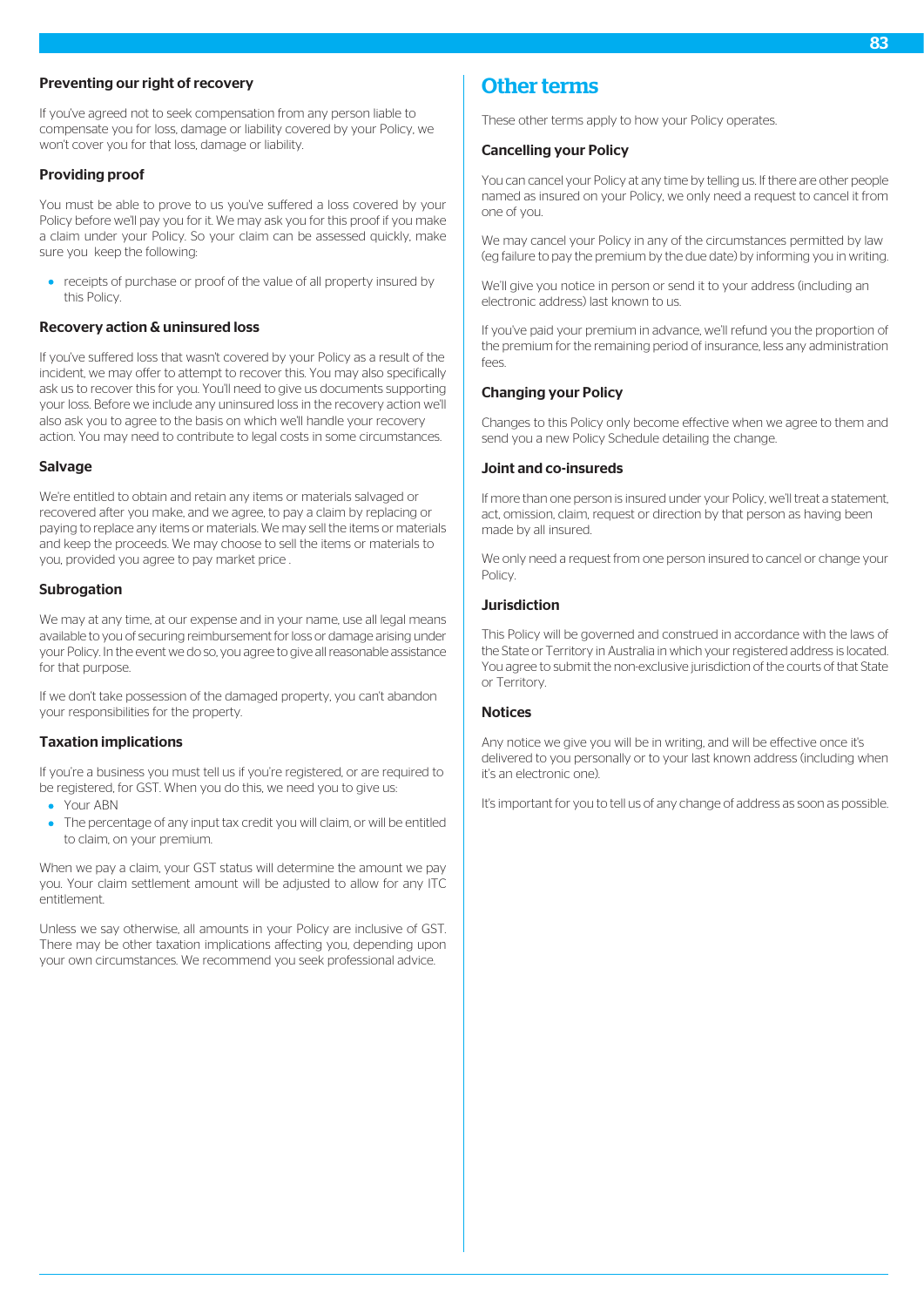### Preventing our right of recovery

If you've agreed not to seek compensation from any person liable to compensate you for loss, damage or liability covered by your Policy, we won't cover you for that loss, damage or liability.

### Providing proof

You must be able to prove to us you've suffered a loss covered by your Policy before we'll pay you for it. We may ask you for this proof if you make a claim under your Policy. So your claim can be assessed quickly, make sure you keep the following:

- receipts of purchase or proof of the value of all property insured by this Policy.

### Recovery action & uninsured loss

If you've suffered loss that wasn't covered by your Policy as a result of the incident, we may offer to attempt to recover this. You may also specifically ask us to recover this for you. You'll need to give us documents supporting your loss. Before we include any uninsured loss in the recovery action we'll also ask you to agree to the basis on which we'll handle your recovery action. You may need to contribute to legal costs in some circumstances.

### Salvage

We're entitled to obtain and retain any items or materials salvaged or recovered after you make, and we agree, to pay a claim by replacing or paying to replace any items or materials. We may sell the items or materials and keep the proceeds. We may choose to sell the items or materials to you, provided you agree to pay market price .

### Subrogation

We may at any time, at our expense and in your name, use all legal means available to you of securing reimbursement for loss or damage arising under your Policy. In the event we do so, you agree to give all reasonable assistance for that purpose.

If we don't take possession of the damaged property, you can't abandon your responsibilities for the property.

### Taxation implications

If you're a business you must tell us if you're registered, or are required to be registered, for GST. When you do this, we need you to give us:

- Your ABN
- The percentage of any input tax credit you will claim, or will be entitled to claim, on your premium.

When we pay a claim, your GST status will determine the amount we pay you. Your claim settlement amount will be adjusted to allow for any ITC entitlement.

Unless we say otherwise, all amounts in your Policy are inclusive of GST. There may be other taxation implications affecting you, depending upon your own circumstances. We recommend you seek professional advice.

## Other terms

These other terms apply to how your Policy operates.

### Cancelling your Policy

You can cancel your Policy at any time by telling us. If there are other people named as insured on your Policy, we only need a request to cancel it from one of you.

We may cancel your Policy in any of the circumstances permitted by law (eg failure to pay the premium by the due date) by informing you in writing.

We'll give you notice in person or send it to your address (including an electronic address) last known to us.

If you've paid your premium in advance, we'll refund you the proportion of the premium for the remaining period of insurance, less any administration fees.

### Changing your Policy

Changes to this Policy only become effective when we agree to them and send you a new Policy Schedule detailing the change.

### Joint and co-insureds

If more than one person is insured under your Policy, we'll treat a statement, act, omission, claim, request or direction by that person as having been made by all insured.

We only need a request from one person insured to cancel or change your Policy.

### Jurisdiction

This Policy will be governed and construed in accordance with the laws of the State or Territory in Australia in which your registered address is located. You agree to submit the non-exclusive jurisdiction of the courts of that State or Territory.

### Notices

Any notice we give you will be in writing, and will be effective once it's delivered to you personally or to your last known address (including when it's an electronic one).

It's important for you to tell us of any change of address as soon as possible.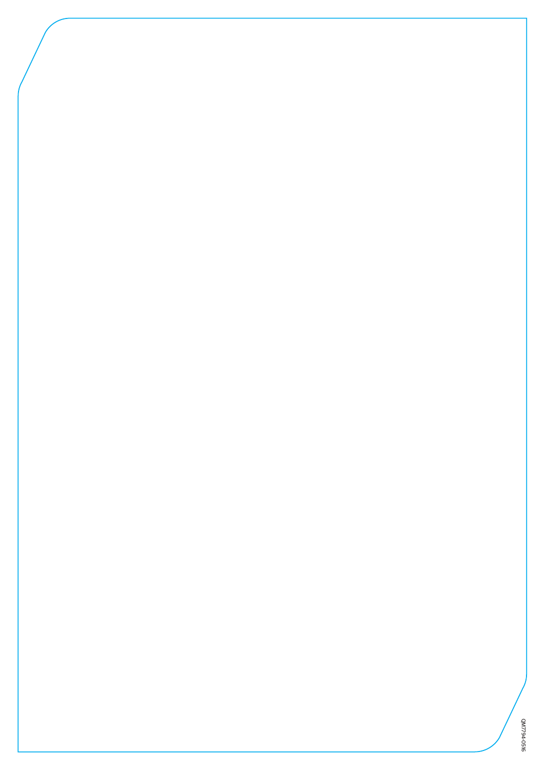QM7794-0516